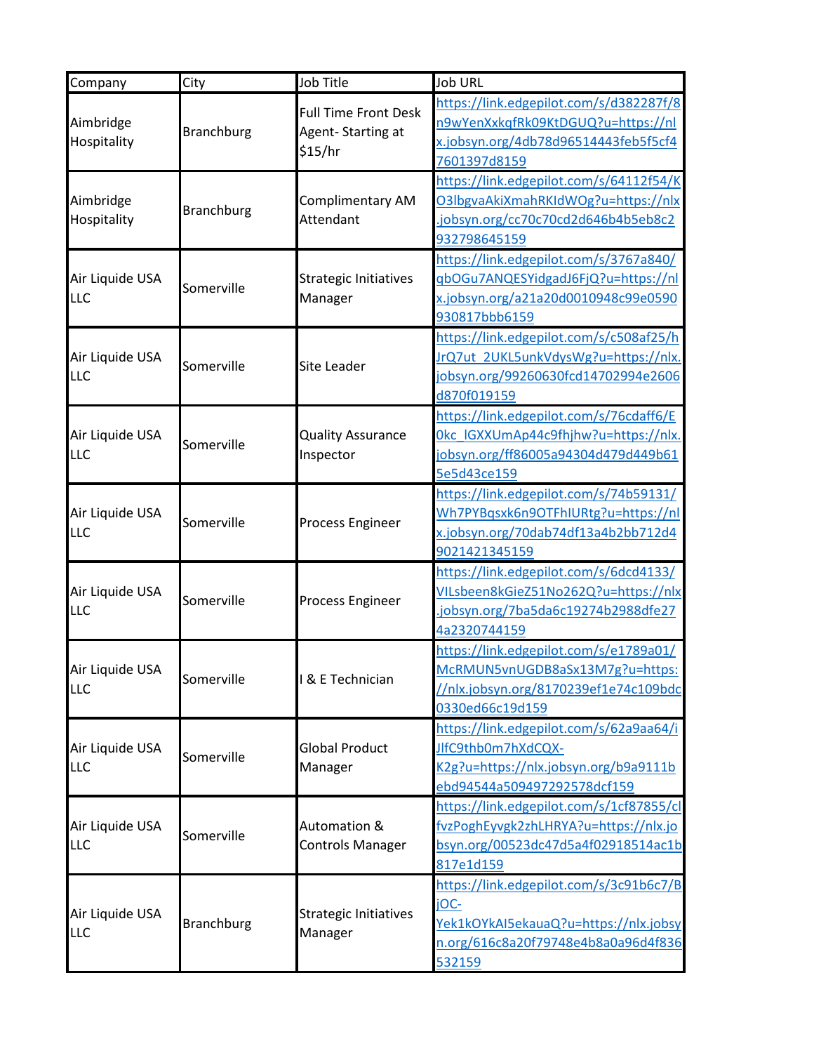| Company | City | Job Title | Job URL |
| --- | --- | --- | --- |
| Aimbridge Hospitality | Branchburg | Full Time Front Desk Agent- Starting at $15/hr | https://link.edgepilot.com/s/d382287f/8n9wYenXxkqfRk09KtDGUQ?u=https://nlx.jobsyn.org/4db78d96514443feb5f5cf47601397d8159 |
| Aimbridge Hospitality | Branchburg | Complimentary AM Attendant | https://link.edgepilot.com/s/64112f54/KO3lbgvaAkiXmahRKIdWOg?u=https://nlx.jobsyn.org/cc70c70cd2d646b4b5eb8c2932798645159 |
| Air Liquide USA LLC | Somerville | Strategic Initiatives Manager | https://link.edgepilot.com/s/3767a840/qbOGu7ANQESYidgadJ6FjQ?u=https://nlx.jobsyn.org/a21a20d0010948c99e0590930817bbb6159 |
| Air Liquide USA LLC | Somerville | Site Leader | https://link.edgepilot.com/s/c508af25/hJrQ7ut_2UKL5unkVdysWg?u=https://nlx.jobsyn.org/99260630fcd14702994e2606d870f019159 |
| Air Liquide USA LLC | Somerville | Quality Assurance Inspector | https://link.edgepilot.com/s/76cdaff6/E0kc_lGXXUmAp44c9fhjhw?u=https://nlx.jobsyn.org/ff86005a94304d479d449b615e5d43ce159 |
| Air Liquide USA LLC | Somerville | Process Engineer | https://link.edgepilot.com/s/74b59131/Wh7PYBqsxk6n9OTFhIURtg?u=https://nlx.jobsyn.org/70dab74df13a4b2bb712d49021421345159 |
| Air Liquide USA LLC | Somerville | Process Engineer | https://link.edgepilot.com/s/6dcd4133/VILsbeen8kGieZ51No262Q?u=https://nlx.jobsyn.org/7ba5da6c19274b2988dfe274a2320744159 |
| Air Liquide USA LLC | Somerville | I & E Technician | https://link.edgepilot.com/s/e1789a01/McRMUN5vnUGDB8aSx13M7g?u=https://nlx.jobsyn.org/8170239ef1e74c109bdc0330ed66c19d159 |
| Air Liquide USA LLC | Somerville | Global Product Manager | https://link.edgepilot.com/s/62a9aa64/iJlfC9thb0m7hXdCQX-K2g?u=https://nlx.jobsyn.org/b9a9111bebd94544a509497292578dcf159 |
| Air Liquide USA LLC | Somerville | Automation & Controls Manager | https://link.edgepilot.com/s/1cf87855/clfvzPoghEyvgk2zhLHRYA?u=https://nlx.jobsyn.org/00523dc47d5a4f02918514ac1b817e1d159 |
| Air Liquide USA LLC | Branchburg | Strategic Initiatives Manager | https://link.edgepilot.com/s/3c91b6c7/BjOC-Yek1kOYkAI5ekauaQ?u=https://nlx.jobsyn.org/616c8a20f79748e4b8a0a96d4f836532159 |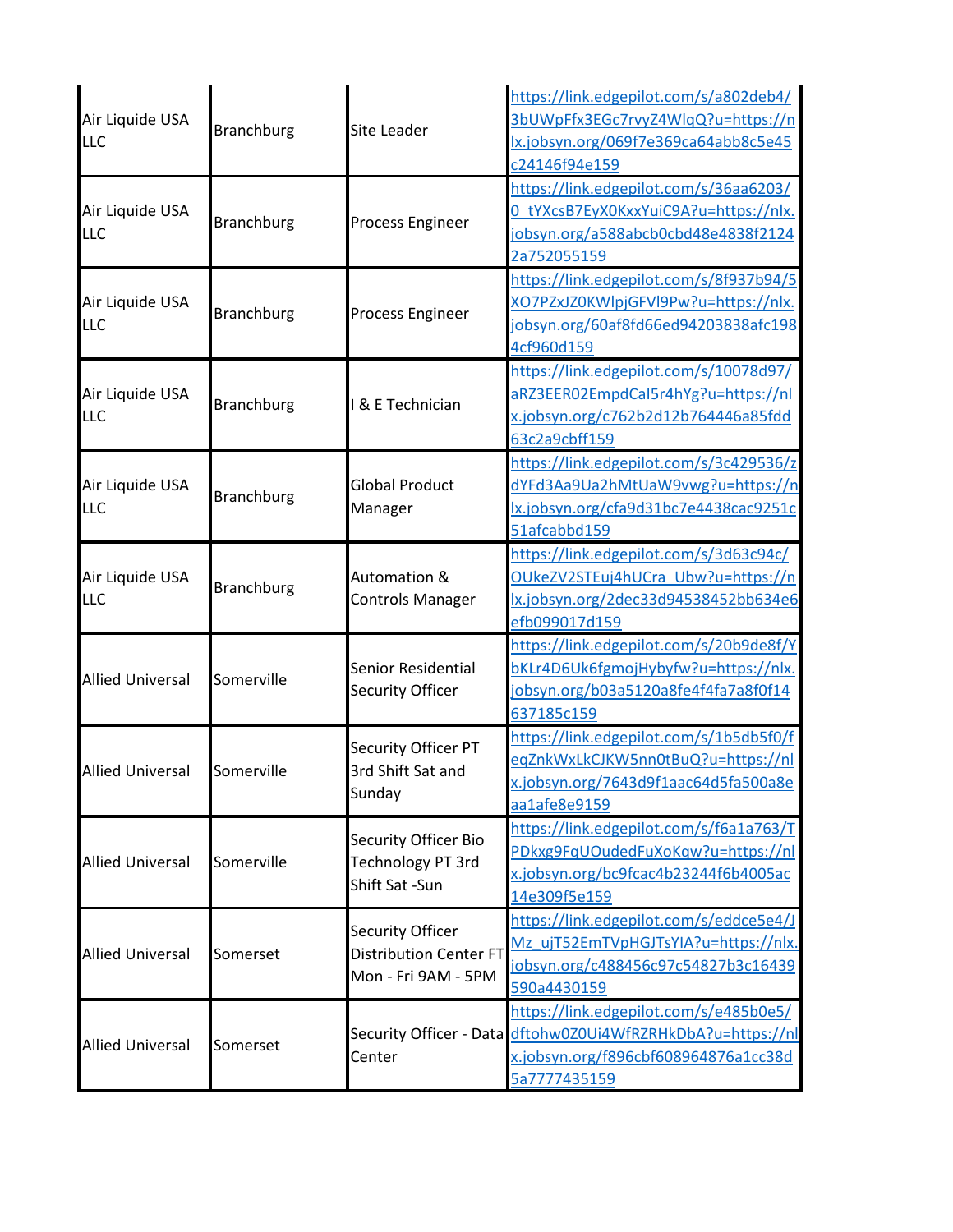| | | | |
|---|---|---|---|
| Air Liquide USA LLC | Branchburg | Site Leader | https://link.edgepilot.com/s/a802deb4/3bUWpFfx3EGc7rvyZ4WlqQ?u=https://nlx.jobsyn.org/069f7e369ca64abb8c5e45c24146f94e159 |
| Air Liquide USA LLC | Branchburg | Process Engineer | https://link.edgepilot.com/s/36aa6203/0_tYXcsB7EyX0KxxYuiC9A?u=https://nlx.jobsyn.org/a588abcb0cbd48e4838f21242a752055159 |
| Air Liquide USA LLC | Branchburg | Process Engineer | https://link.edgepilot.com/s/8f937b94/5XO7PZxJZ0KWlpjGFVl9Pw?u=https://nlx.jobsyn.org/60af8fd66ed94203838afc1984cf960d159 |
| Air Liquide USA LLC | Branchburg | I & E Technician | https://link.edgepilot.com/s/10078d97/aRZ3EER02EmpdCaI5r4hYg?u=https://nlx.jobsyn.org/c762b2d12b764446a85fdd63c2a9cbff159 |
| Air Liquide USA LLC | Branchburg | Global Product Manager | https://link.edgepilot.com/s/3c429536/zdYFd3Aa9Ua2hMtUaW9vwg?u=https://nlx.jobsyn.org/cfa9d31bc7e4438cac9251c51afcabbd159 |
| Air Liquide USA LLC | Branchburg | Automation & Controls Manager | https://link.edgepilot.com/s/3d63c94c/OUkeZV2STEuj4hUCra_Ubw?u=https://nlx.jobsyn.org/2dec33d94538452bb634e6efb099017d159 |
| Allied Universal | Somerville | Senior Residential Security Officer | https://link.edgepilot.com/s/20b9de8f/YbKLr4D6Uk6fgmojHybyfw?u=https://nlx.jobsyn.org/b03a5120a8fe4f4fa7a8f0f14637185c159 |
| Allied Universal | Somerville | Security Officer PT 3rd Shift Sat and Sunday | https://link.edgepilot.com/s/1b5db5f0/feqZnkWxLkCJKW5nn0tBuQ?u=https://nlx.jobsyn.org/7643d9f1aac64d5fa500a8eaa1afe8e9159 |
| Allied Universal | Somerville | Security Officer Bio Technology PT 3rd Shift Sat -Sun | https://link.edgepilot.com/s/f6a1a763/TPDkxg9FqUOudedFuXoKqw?u=https://nlx.jobsyn.org/bc9fcac4b23244f6b4005ac14e309f5e159 |
| Allied Universal | Somerset | Security Officer Distribution Center FT Mon - Fri 9AM - 5PM | https://link.edgepilot.com/s/eddce5e4/JMz_ujT52EmTVpHGJTsYIA?u=https://nlx.jobsyn.org/c488456c97c54827b3c16439590a4430159 |
| Allied Universal | Somerset | Security Officer - Data Center | https://link.edgepilot.com/s/e485b0e5/dftohw0Z0Ui4WfRZRHkDbA?u=https://nlx.jobsyn.org/f896cbf608964876a1cc38d5a7777435159 |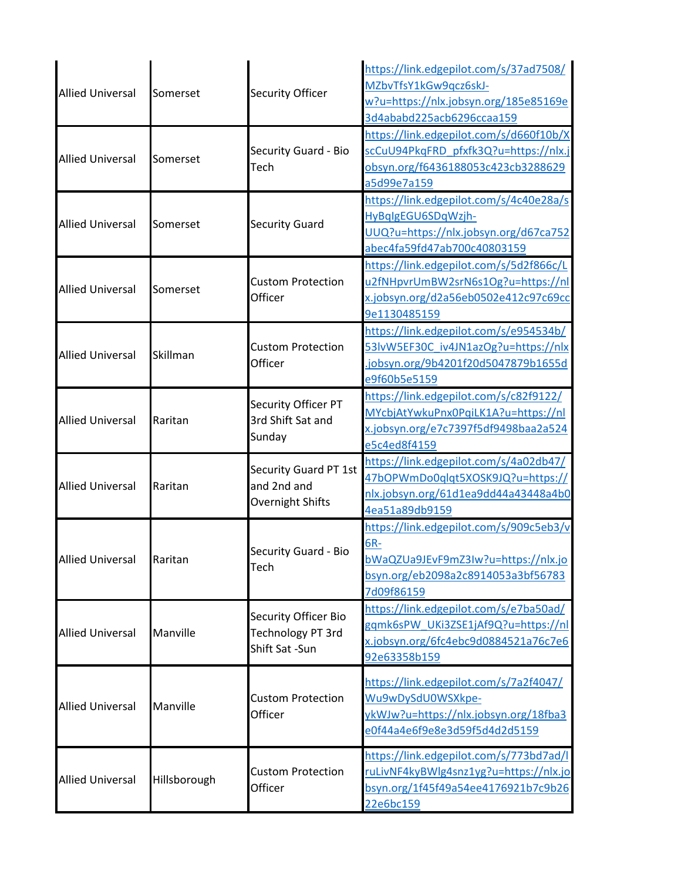| | | | |
|---|---|---|---|
| Allied Universal | Somerset | Security Officer | https://link.edgepilot.com/s/37ad7508/MZbvTfsY1kGw9qcz6skJ-w?u=https://nlx.jobsyn.org/185e85169e3d4ababd225acb6296ccaa159 |
| Allied Universal | Somerset | Security Guard - Bio Tech | https://link.edgepilot.com/s/d660f10b/XscCuU94PkqFRD_pfxfk3Q?u=https://nlx.jobsyn.org/f6436188053c423cb3288629a5d99e7a159 |
| Allied Universal | Somerset | Security Guard | https://link.edgepilot.com/s/4c40e28a/sHyBqlgEGU6SDqWzjh-UUQ?u=https://nlx.jobsyn.org/d67ca752abec4fa59fd47ab700c40803159 |
| Allied Universal | Somerset | Custom Protection Officer | https://link.edgepilot.com/s/5d2f866c/Lu2fNHpvrUmBW2srN6s1Og?u=https://nlx.jobsyn.org/d2a56eb0502e412c97c69cc9e1130485159 |
| Allied Universal | Skillman | Custom Protection Officer | https://link.edgepilot.com/s/e954534b/53lvW5EF30C_iv4JN1azOg?u=https://nlx.jobsyn.org/9b4201f20d5047879b1655de9f60b5e5159 |
| Allied Universal | Raritan | Security Officer PT 3rd Shift Sat and Sunday | https://link.edgepilot.com/s/c82f9122/MYcbjAtYwkuPnx0PqiLK1A?u=https://nlx.jobsyn.org/e7c7397f5df9498baa2a524e5c4ed8f4159 |
| Allied Universal | Raritan | Security Guard PT 1st and 2nd and Overnight Shifts | https://link.edgepilot.com/s/4a02db47/47bOPWmDo0qlqt5XOSK9JQ?u=https://nlx.jobsyn.org/61d1ea9dd44a43448a4b04ea51a89db9159 |
| Allied Universal | Raritan | Security Guard - Bio Tech | https://link.edgepilot.com/s/909c5eb3/v6R-bWaQZUa9JEvF9mZ3Iw?u=https://nlx.jobsyn.org/eb2098a2c8914053a3bf567837d09f86159 |
| Allied Universal | Manville | Security Officer Bio Technology PT 3rd Shift Sat -Sun | https://link.edgepilot.com/s/e7ba50ad/gqmk6sPW_UKi3ZSE1jAf9Q?u=https://nlx.jobsyn.org/6fc4ebc9d0884521a76c7e692e63358b159 |
| Allied Universal | Manville | Custom Protection Officer | https://link.edgepilot.com/s/7a2f4047/Wu9wDySdU0WSXkpe-ykWJw?u=https://nlx.jobsyn.org/18fba3e0f44a4e6f9e8e3d59f5d4d2d5159 |
| Allied Universal | Hillsborough | Custom Protection Officer | https://link.edgepilot.com/s/773bd7ad/lruLivNF4kyBWlg4snz1yg?u=https://nlx.jobsyn.org/1f45f49a54ee4176921b7c9b2622e6bc159 |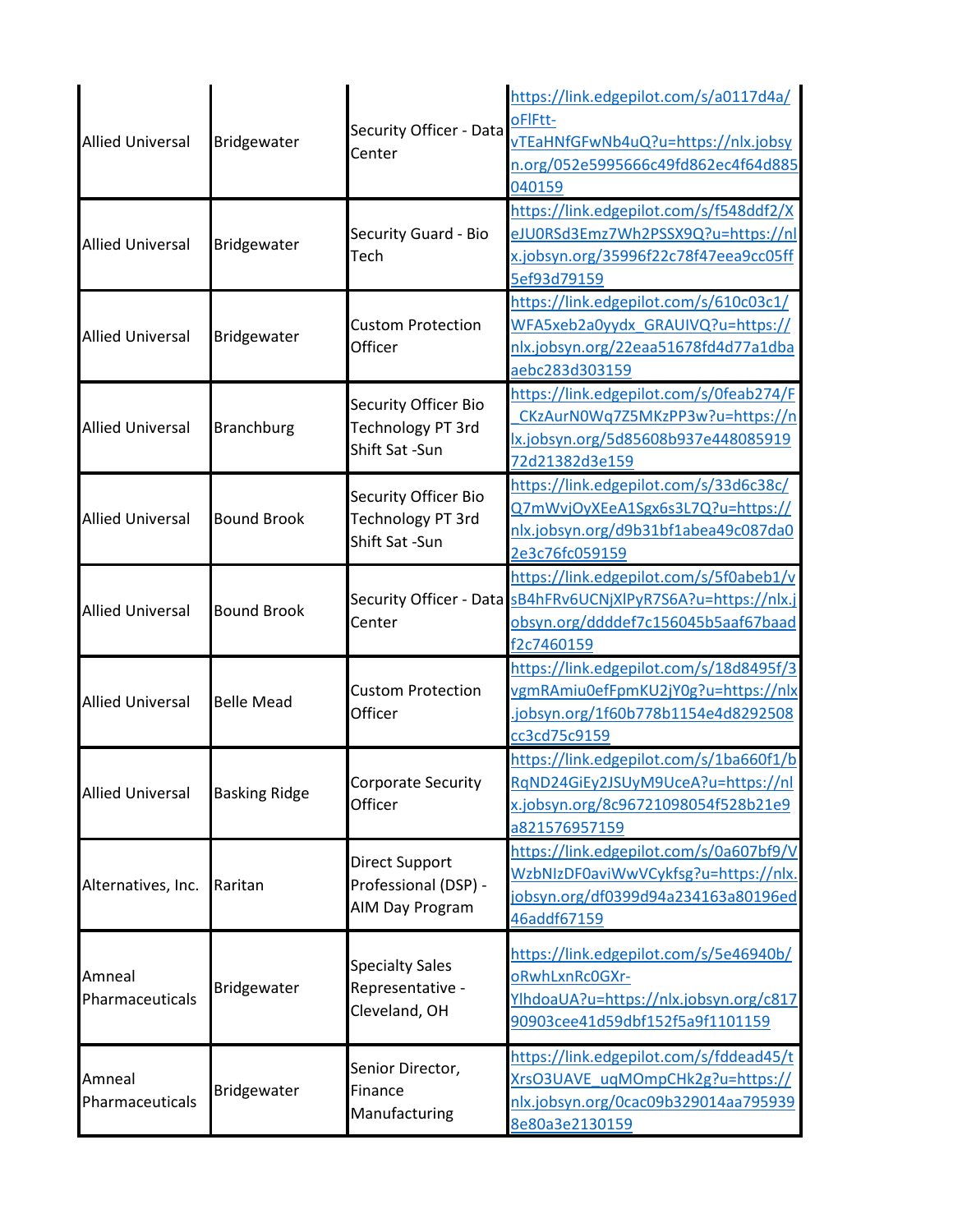| | | | |
|---|---|---|---|
| Allied Universal | Bridgewater | Security Officer - Data Center | https://link.edgepilot.com/s/a0117d4a/oFlFtt-vTEaHNfGFwNb4uQ?u=https://nlx.jobsyn.org/052e5995666c49fd862ec4f64d885040159 |
| Allied Universal | Bridgewater | Security Guard - Bio Tech | https://link.edgepilot.com/s/f548ddf2/XeJU0RSd3Emz7Wh2PSSX9Q?u=https://nlx.jobsyn.org/35996f22c78f47eea9cc05ff5ef93d79159 |
| Allied Universal | Bridgewater | Custom Protection Officer | https://link.edgepilot.com/s/610c03c1/WFA5xeb2a0yydx_GRAUIVQ?u=https://nlx.jobsyn.org/22eaa51678fd4d77a1dbaaebc283d303159 |
| Allied Universal | Branchburg | Security Officer Bio Technology PT 3rd Shift Sat -Sun | https://link.edgepilot.com/s/0feab274/F_CKzAurN0Wq7Z5MKzPP3w?u=https://nlx.jobsyn.org/5d85608b937e44808591972d21382d3e159 |
| Allied Universal | Bound Brook | Security Officer Bio Technology PT 3rd Shift Sat -Sun | https://link.edgepilot.com/s/33d6c38c/Q7mWvjOyXEeA1Sgx6s3L7Q?u=https://nlx.jobsyn.org/d9b31bf1abea49c087da02e3c76fc059159 |
| Allied Universal | Bound Brook | Security Officer - Data Center | https://link.edgepilot.com/s/5f0abeb1/vsB4hFRv6UCNjXlPyR7S6A?u=https://nlx.jobsyn.org/ddddef7c156045b5aaf67baadf2c7460159 |
| Allied Universal | Belle Mead | Custom Protection Officer | https://link.edgepilot.com/s/18d8495f/3vgmRAmiu0efFpmKU2jY0g?u=https://nlx.jobsyn.org/1f60b778b1154e4d8292508cc3cd75c9159 |
| Allied Universal | Basking Ridge | Corporate Security Officer | https://link.edgepilot.com/s/1ba660f1/bRqND24GiEy2JSUyM9UceA?u=https://nlx.jobsyn.org/8c96721098054f528b21e9a821576957159 |
| Alternatives, Inc. | Raritan | Direct Support Professional (DSP) - AIM Day Program | https://link.edgepilot.com/s/0a607bf9/VWzbNIzDF0aviWwVCykfsg?u=https://nlx.jobsyn.org/df0399d94a234163a80196ed46addf67159 |
| Amneal Pharmaceuticals | Bridgewater | Specialty Sales Representative - Cleveland, OH | https://link.edgepilot.com/s/5e46940b/oRwhLxnRc0GXr-YlhdoaUA?u=https://nlx.jobsyn.org/c81790903cee41d59dbf152f5a9f1101159 |
| Amneal Pharmaceuticals | Bridgewater | Senior Director, Finance Manufacturing | https://link.edgepilot.com/s/fddead45/tXrsO3UAVE_uqMOmpCHk2g?u=https://nlx.jobsyn.org/0cac09b329014aa7959398e80a3e2130159 |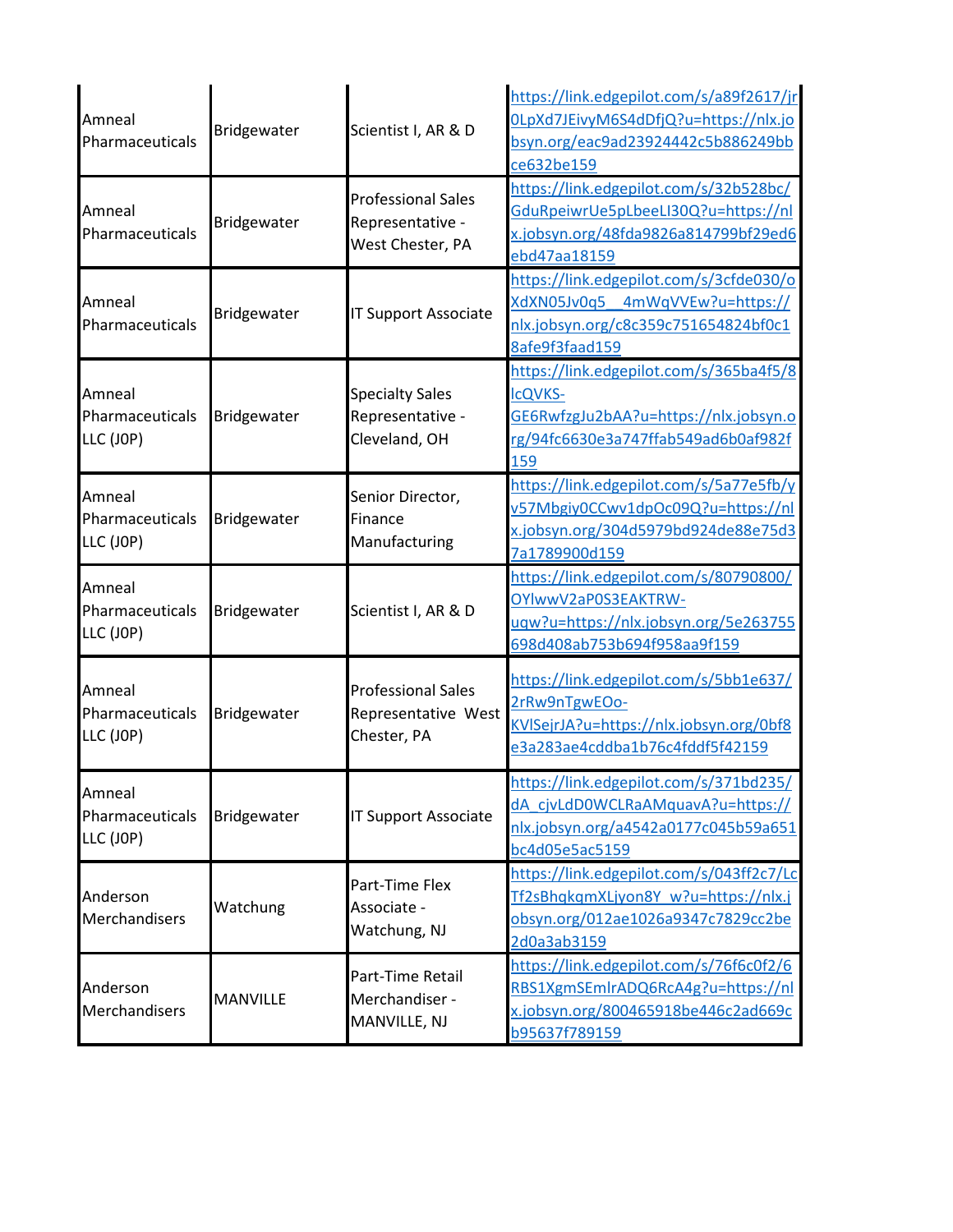| | | | |
|---|---|---|---|
| Amneal Pharmaceuticals | Bridgewater | Scientist I, AR & D | https://link.edgepilot.com/s/a89f2617/jr0LpXd7JEivyM6S4dDfjQ?u=https://nlx.jobsyn.org/eac9ad23924442c5b886249bbce632be159 |
| Amneal Pharmaceuticals | Bridgewater | Professional Sales Representative - West Chester, PA | https://link.edgepilot.com/s/32b528bc/GduRpeiwrUe5pLbeeLI30Q?u=https://nlx.jobsyn.org/48fda9826a814799bf29ed6ebd47aa18159 |
| Amneal Pharmaceuticals | Bridgewater | IT Support Associate | https://link.edgepilot.com/s/3cfde030/oXdXN05Jv0q5__4mWqVVEw?u=https://nlx.jobsyn.org/c8c359c751654824bf0c18afe9f3faad159 |
| Amneal Pharmaceuticals LLC (J0P) | Bridgewater | Specialty Sales Representative - Cleveland, OH | https://link.edgepilot.com/s/365ba4f5/8lcQVKS-GE6RwfzgJu2bAA?u=https://nlx.jobsyn.org/94fc6630e3a747ffab549ad6b0af982f159 |
| Amneal Pharmaceuticals LLC (J0P) | Bridgewater | Senior Director, Finance Manufacturing | https://link.edgepilot.com/s/5a77e5fb/yv57Mbgiy0CCwv1dpOc09Q?u=https://nlx.jobsyn.org/304d5979bd924de88e75d37a1789900d159 |
| Amneal Pharmaceuticals LLC (J0P) | Bridgewater | Scientist I, AR & D | https://link.edgepilot.com/s/80790800/OYlwwV2aP0S3EAKTRW-uqw?u=https://nlx.jobsyn.org/5e263755698d408ab753b694f958aa9f159 |
| Amneal Pharmaceuticals LLC (J0P) | Bridgewater | Professional Sales Representative West Chester, PA | https://link.edgepilot.com/s/5bb1e637/2rRw9nTgwEOo-KVlSejrJA?u=https://nlx.jobsyn.org/0bf8e3a283ae4cddba1b76c4fddf5f42159 |
| Amneal Pharmaceuticals LLC (J0P) | Bridgewater | IT Support Associate | https://link.edgepilot.com/s/371bd235/dA_cjvLdD0WCLRaAMquavA?u=https://nlx.jobsyn.org/a4542a0177c045b59a651bc4d05e5ac5159 |
| Anderson Merchandisers | Watchung | Part-Time Flex Associate - Watchung, NJ | https://link.edgepilot.com/s/043ff2c7/LcTf2sBhqkqmXLjyon8Y_w?u=https://nlx.jobsyn.org/012ae1026a9347c7829cc2be2d0a3ab3159 |
| Anderson Merchandisers | MANVILLE | Part-Time Retail Merchandiser - MANVILLE, NJ | https://link.edgepilot.com/s/76f6c0f2/6RBS1XgmSEmlrADQ6RcA4g?u=https://nlx.jobsyn.org/800465918be446c2ad669cb95637f789159 |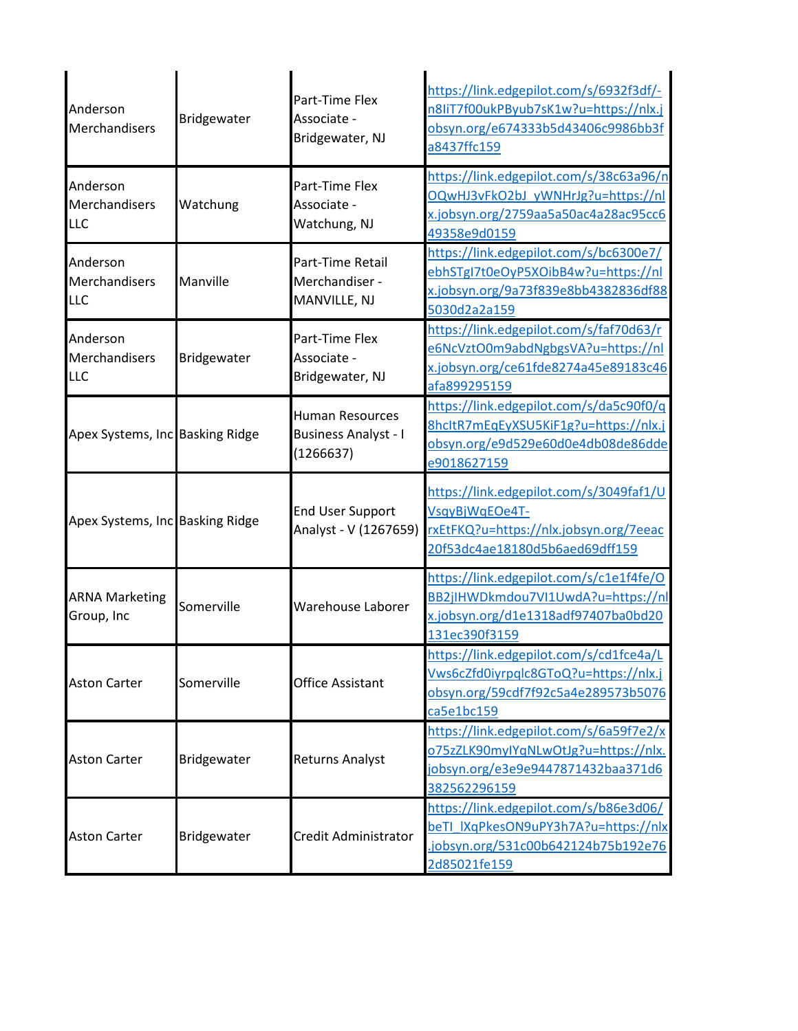| Anderson Merchandisers | Bridgewater | Part-Time Flex Associate - Bridgewater, NJ | https://link.edgepilot.com/s/6932f3df/-n8IiT7f00ukPByub7sK1w?u=https://nlx.jobsyn.org/e674333b5d43406c9986bb3fa8437ffc159 |
|---|---|---|---|
| Anderson Merchandisers LLC | Watchung | Part-Time Flex Associate - Watchung, NJ | https://link.edgepilot.com/s/38c63a96/nOQwHJ3vFkO2bJ_yWNHrJg?u=https://nlx.jobsyn.org/2759aa5a50ac4a28ac95cc649358e9d0159 |
| Anderson Merchandisers LLC | Manville | Part-Time Retail Merchandiser - MANVILLE, NJ | https://link.edgepilot.com/s/bc6300e7/ebhSTgI7t0eOyP5XOibB4w?u=https://nlx.jobsyn.org/9a73f839e8bb4382836df885030d2a2a159 |
| Anderson Merchandisers LLC | Bridgewater | Part-Time Flex Associate - Bridgewater, NJ | https://link.edgepilot.com/s/faf70d63/re6NcVztO0m9abdNgbgsVA?u=https://nlx.jobsyn.org/ce61fde8274a45e89183c46afa899295159 |
| Apex Systems, Inc | Basking Ridge | Human Resources Business Analyst - I (1266637) | https://link.edgepilot.com/s/da5c90f0/q8hcltR7mEqEyXSU5KiF1g?u=https://nlx.jobsyn.org/e9d529e60d0e4db08de86ddee9018627159 |
| Apex Systems, Inc | Basking Ridge | End User Support Analyst - V (1267659) | https://link.edgepilot.com/s/3049faf1/UVsqyBjWqEOe4T-rxEtFKQ?u=https://nlx.jobsyn.org/7eeac20f53dc4ae18180d5b6aed69dff159 |
| ARNA Marketing Group, Inc | Somerville | Warehouse Laborer | https://link.edgepilot.com/s/c1e1f4fe/OBB2jIHWDkmdou7VI1UwdA?u=https://nlx.jobsyn.org/d1e1318adf97407ba0bd20131ec390f3159 |
| Aston Carter | Somerville | Office Assistant | https://link.edgepilot.com/s/cd1fce4a/LVws6cZfd0iyrpqlc8GToQ?u=https://nlx.jobsyn.org/59cdf7f92c5a4e289573b5076ca5e1bc159 |
| Aston Carter | Bridgewater | Returns Analyst | https://link.edgepilot.com/s/6a59f7e2/xo75zZLK90myIYqNLwOtJg?u=https://nlx.jobsyn.org/e3e9e9447871432baa371d6382562296159 |
| Aston Carter | Bridgewater | Credit Administrator | https://link.edgepilot.com/s/b86e3d06/beTI_lXqPkesON9uPY3h7A?u=https://nlx.jobsyn.org/531c00b642124b75b192e762d85021fe159 |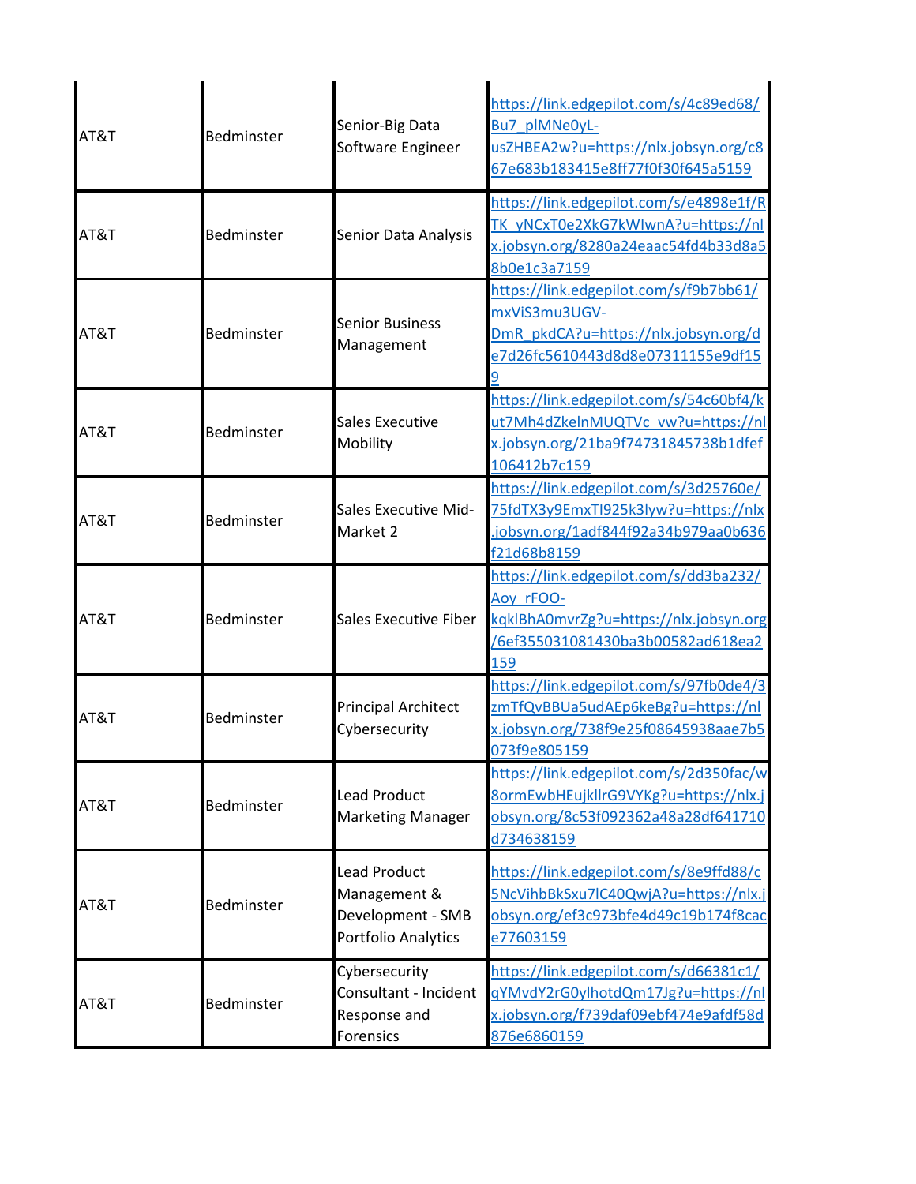| | | | |
|---|---|---|---|
| AT&T | Bedminster | Senior-Big Data Software Engineer | https://link.edgepilot.com/s/4c89ed68/Bu7_plMNe0yL-usZHBEA2w?u=https://nlx.jobsyn.org/c867e683b183415e8ff77f0f30f645a5159 |
| AT&T | Bedminster | Senior Data Analysis | https://link.edgepilot.com/s/e4898e1f/RTK_yNCxT0e2XkG7kWIwnA?u=https://nlx.jobsyn.org/8280a24eaac54fd4b33d8a58b0e1c3a7159 |
| AT&T | Bedminster | Senior Business Management | https://link.edgepilot.com/s/f9b7bb61/mxViS3mu3UGV-DmR_pkdCA?u=https://nlx.jobsyn.org/de7d26fc5610443d8d8e07311155e9df159 |
| AT&T | Bedminster | Sales Executive Mobility | https://link.edgepilot.com/s/54c60bf4/kut7Mh4dZkelnMUQTVc_vw?u=https://nlx.jobsyn.org/21ba9f74731845738b1dfef106412b7c159 |
| AT&T | Bedminster | Sales Executive Mid-Market 2 | https://link.edgepilot.com/s/3d25760e/75fdTX3y9EmxTI925k3lyw?u=https://nlx.jobsyn.org/1adf844f92a34b979aa0b636f21d68b8159 |
| AT&T | Bedminster | Sales Executive Fiber | https://link.edgepilot.com/s/dd3ba232/Aoy_rFOO-kqklBhA0mvrZg?u=https://nlx.jobsyn.org/6ef355031081430ba3b00582ad618ea2159 |
| AT&T | Bedminster | Principal Architect Cybersecurity | https://link.edgepilot.com/s/97fb0de4/3zmTfQvBBUa5udAEp6keBg?u=https://nlx.jobsyn.org/738f9e25f08645938aae7b5073f9e805159 |
| AT&T | Bedminster | Lead Product Marketing Manager | https://link.edgepilot.com/s/2d350fac/w8ormEwbHEujkllrG9VYKg?u=https://nlx.jobsyn.org/8c53f092362a48a28df641710d734638159 |
| AT&T | Bedminster | Lead Product Management & Development - SMB Portfolio Analytics | https://link.edgepilot.com/s/8e9ffd88/c5NcVihbBkSxu7lC40QwjA?u=https://nlx.jobsyn.org/ef3c973bfe4d49c19b174f8cace77603159 |
| AT&T | Bedminster | Cybersecurity Consultant - Incident Response and Forensics | https://link.edgepilot.com/s/d66381c1/qYMvdY2rG0ylhotdQm17Jg?u=https://nlx.jobsyn.org/f739daf09ebf474e9afdf58d876e6860159 |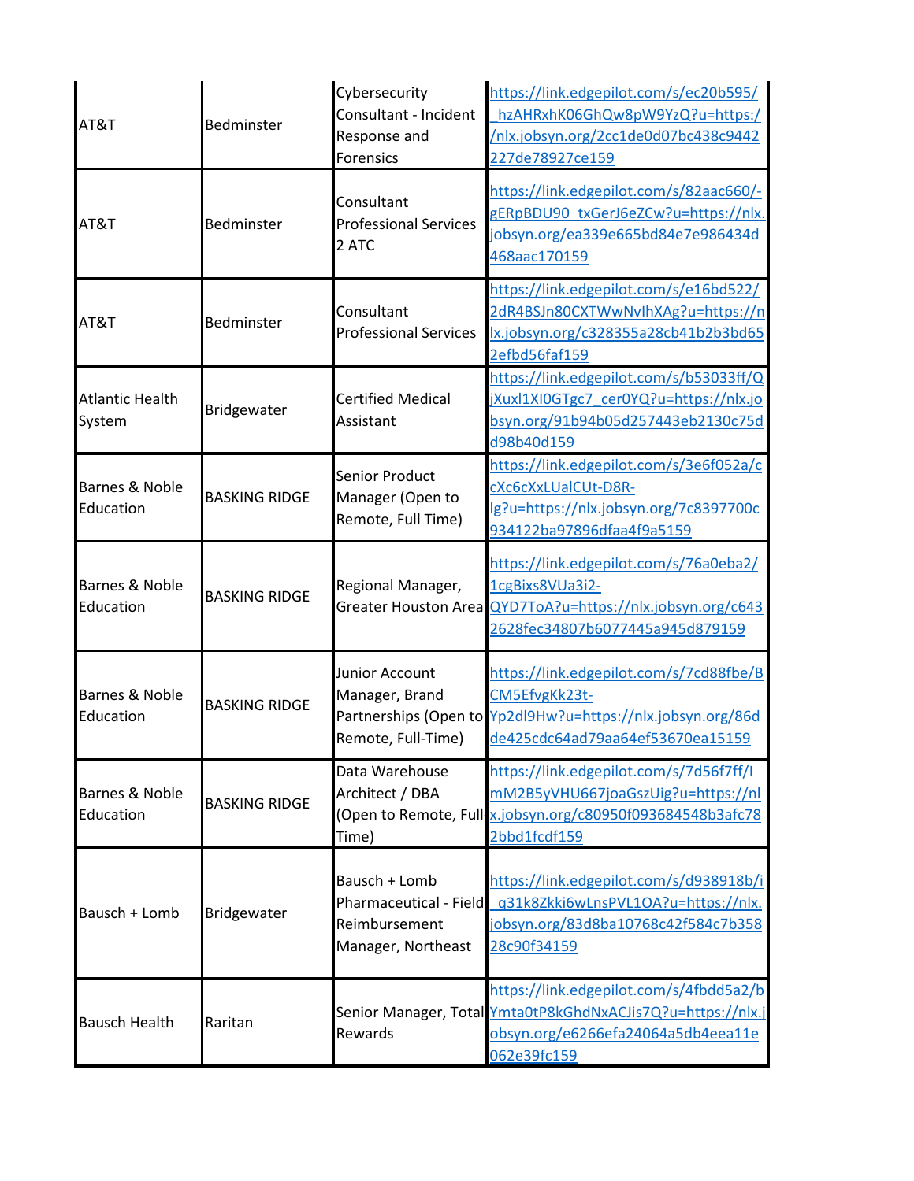| | | | |
|---|---|---|---|
| AT&T | Bedminster | Cybersecurity Consultant - Incident Response and Forensics | https://link.edgepilot.com/s/ec20b595/_hzAHRxhK06GhQw8pW9YzQ?u=https://nlx.jobsyn.org/2cc1de0d07bc438c9442227de78927ce159 |
| AT&T | Bedminster | Consultant Professional Services 2 ATC | https://link.edgepilot.com/s/82aac660/-gERpBDU90_txGerJ6eZCw?u=https://nlx.jobsyn.org/ea339e665bd84e7e986434d468aac170159 |
| AT&T | Bedminster | Consultant Professional Services | https://link.edgepilot.com/s/e16bd522/2dR4BSJn80CXTWwNvIhXAg?u=https://nlx.jobsyn.org/c328355a28cb41b2b3bd652efbd56faf159 |
| Atlantic Health System | Bridgewater | Certified Medical Assistant | https://link.edgepilot.com/s/b53033ff/QjXuxl1XI0GTgc7_cer0YQ?u=https://nlx.jobsyn.org/91b94b05d257443eb2130c75dd98b40d159 |
| Barnes & Noble Education | BASKING RIDGE | Senior Product Manager (Open to Remote, Full Time) | https://link.edgepilot.com/s/3e6f052a/ccXc6cXxLUalCUt-D8R-lg?u=https://nlx.jobsyn.org/7c8397700c934122ba97896dfaa4f9a5159 |
| Barnes & Noble Education | BASKING RIDGE | Regional Manager, Greater Houston Area | https://link.edgepilot.com/s/76a0eba2/1cgBixs8VUa3i2-QYD7ToA?u=https://nlx.jobsyn.org/c6432628fec34807b6077445a945d879159 |
| Barnes & Noble Education | BASKING RIDGE | Junior Account Manager, Brand Partnerships (Open to Remote, Full-Time) | https://link.edgepilot.com/s/7cd88fbe/BCM5EfvgKk23t-Yp2dl9Hw?u=https://nlx.jobsyn.org/86dde425cdc64ad79aa64ef53670ea15159 |
| Barnes & Noble Education | BASKING RIDGE | Data Warehouse Architect / DBA (Open to Remote, Full Time) | https://link.edgepilot.com/s/7d56f7ff/ImM2B5yVHU667joaGszUig?u=https://nlx.jobsyn.org/c80950f093684548b3afc782bbd1fcdf159 |
| Bausch + Lomb | Bridgewater | Bausch + Lomb Pharmaceutical - Field Reimbursement Manager, Northeast | https://link.edgepilot.com/s/d938918b/i_q31k8Zkki6wLnsPVL1OA?u=https://nlx.jobsyn.org/83d8ba10768c42f584c7b35828c90f34159 |
| Bausch Health | Raritan | Senior Manager, Total Rewards | https://link.edgepilot.com/s/4fbdd5a2/bYmta0tP8kGhdNxACJis7Q?u=https://nlx.jobsyn.org/e6266efa24064a5db4eea11e062e39fc159 |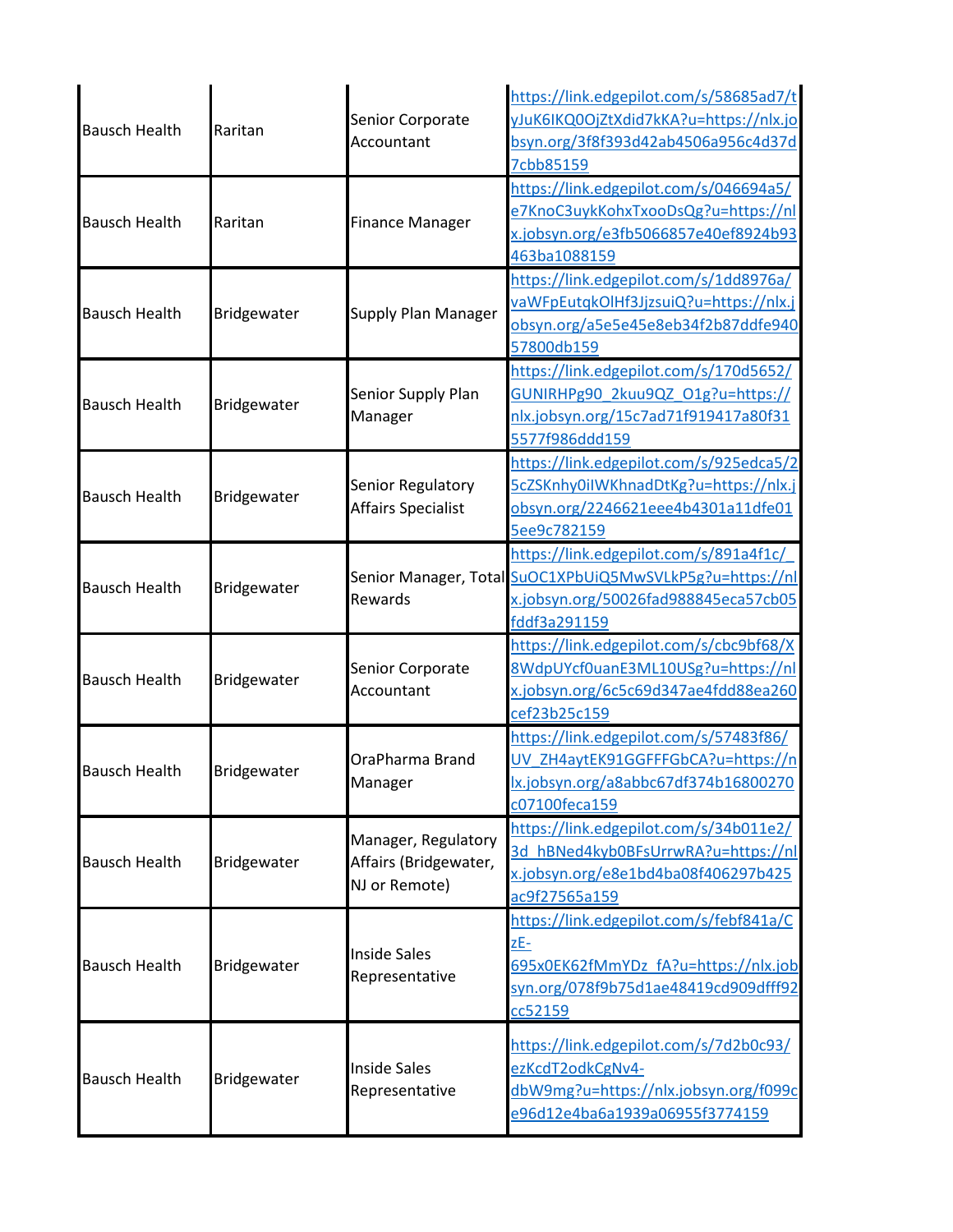| | | | |
|---|---|---|---|
| Bausch Health | Raritan | Senior Corporate Accountant | https://link.edgepilot.com/s/58685ad7/tyJuK6IKQ0OjZtXdid7kKA?u=https://nlx.jobsyn.org/3f8f393d42ab4506a956c4d37d7cbb85159 |
| Bausch Health | Raritan | Finance Manager | https://link.edgepilot.com/s/046694a5/e7KnoC3uykKohxTxooDsQg?u=https://nlx.jobsyn.org/e3fb5066857e40ef8924b93463ba1088159 |
| Bausch Health | Bridgewater | Supply Plan Manager | https://link.edgepilot.com/s/1dd8976a/vaWFpEutqkOlHf3JjzsuiQ?u=https://nlx.jobsyn.org/a5e5e45e8eb34f2b87ddfe94057800db159 |
| Bausch Health | Bridgewater | Senior Supply Plan Manager | https://link.edgepilot.com/s/170d5652/GUNIRHPg90_2kuu9QZ_O1g?u=https://nlx.jobsyn.org/15c7ad71f919417a80f315577f986ddd159 |
| Bausch Health | Bridgewater | Senior Regulatory Affairs Specialist | https://link.edgepilot.com/s/925edca5/25cZSKnhy0iIWKhnadDtKg?u=https://nlx.jobsyn.org/2246621eee4b4301a11dfe015ee9c782159 |
| Bausch Health | Bridgewater | Senior Manager, Total Rewards | https://link.edgepilot.com/s/891a4f1c/_SuOC1XPbUiQ5MwSVLkP5g?u=https://nlx.jobsyn.org/50026fad988845eca57cb05fddf3a291159 |
| Bausch Health | Bridgewater | Senior Corporate Accountant | https://link.edgepilot.com/s/cbc9bf68/X8WdpUYcf0uanE3ML10USg?u=https://nlx.jobsyn.org/6c5c69d347ae4fdd88ea260cef23b25c159 |
| Bausch Health | Bridgewater | OraPharma Brand Manager | https://link.edgepilot.com/s/57483f86/UV_ZH4aytEK91GGFFFGbCA?u=https://nlx.jobsyn.org/a8abbc67df374b16800270c07100feca159 |
| Bausch Health | Bridgewater | Manager, Regulatory Affairs (Bridgewater, NJ or Remote) | https://link.edgepilot.com/s/34b011e2/3d_hBNed4kyb0BFsUrrwRA?u=https://nlx.jobsyn.org/e8e1bd4ba08f406297b425ac9f27565a159 |
| Bausch Health | Bridgewater | Inside Sales Representative | https://link.edgepilot.com/s/febf841a/CzE-695x0EK62fMmYDz_fA?u=https://nlx.jobsyn.org/078f9b75d1ae48419cd909dfff92cc52159 |
| Bausch Health | Bridgewater | Inside Sales Representative | https://link.edgepilot.com/s/7d2b0c93/ezKcdT2odkCgNv4-dbW9mg?u=https://nlx.jobsyn.org/f099ce96d12e4ba6a1939a06955f3774159 |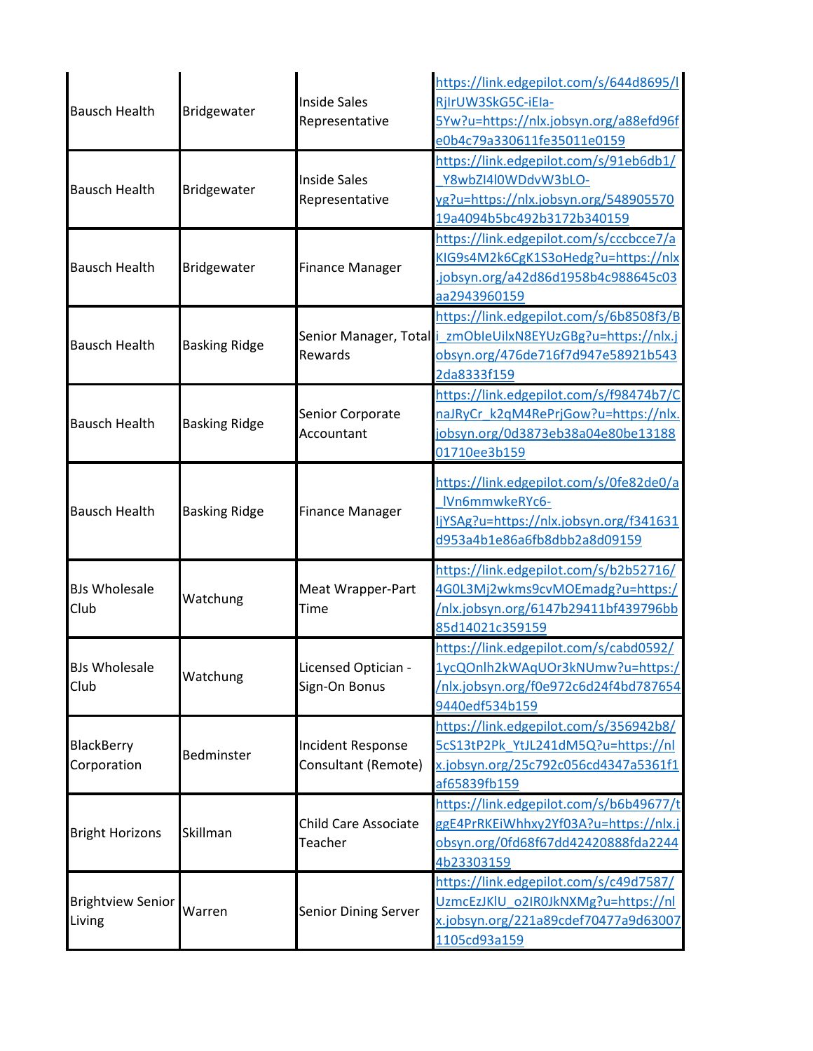| | | | |
|---|---|---|---|
| Bausch Health | Bridgewater | Inside Sales Representative | https://link.edgepilot.com/s/644d8695/lRjIrUW3SkG5C-iEIa-5Yw?u=https://nlx.jobsyn.org/a88efd96fe0b4c79a330611fe35011e0159 |
| Bausch Health | Bridgewater | Inside Sales Representative | https://link.edgepilot.com/s/91eb6db1/_Y8wbZI4l0WDdvW3bLO-yg?u=https://nlx.jobsyn.org/54890557019a4094b5bc492b3172b340159 |
| Bausch Health | Bridgewater | Finance Manager | https://link.edgepilot.com/s/cccbcce7/aKIG9s4M2k6CgK1S3oHedg?u=https://nlx.jobsyn.org/a42d86d1958b4c988645c03aa2943960159 |
| Bausch Health | Basking Ridge | Senior Manager, Total Rewards | https://link.edgepilot.com/s/6b8508f3/Bi_zmObIeUilxN8EYUzGBg?u=https://nlx.jobsyn.org/476de716f7d947e58921b5432da8333f159 |
| Bausch Health | Basking Ridge | Senior Corporate Accountant | https://link.edgepilot.com/s/f98474b7/CnaJRyCr_k2qM4RePrjGow?u=https://nlx.jobsyn.org/0d3873eb38a04e80be1318801710ee3b159 |
| Bausch Health | Basking Ridge | Finance Manager | https://link.edgepilot.com/s/0fe82de0/a_lVn6mmwkeRYc6-IjYSAg?u=https://nlx.jobsyn.org/f341631d953a4b1e86a6fb8dbb2a8d09159 |
| BJs Wholesale Club | Watchung | Meat Wrapper-Part Time | https://link.edgepilot.com/s/b2b52716/4G0L3Mj2wkms9cvMOEmadg?u=https://nlx.jobsyn.org/6147b29411bf439796bb85d14021c359159 |
| BJs Wholesale Club | Watchung | Licensed Optician - Sign-On Bonus | https://link.edgepilot.com/s/cabd0592/1ycQOnlh2kWAqUOr3kNUmw?u=https://nlx.jobsyn.org/f0e972c6d24f4bd7876549440edf534b159 |
| BlackBerry Corporation | Bedminster | Incident Response Consultant (Remote) | https://link.edgepilot.com/s/356942b8/5cS13tP2Pk_YtJL241dM5Q?u=https://nlx.jobsyn.org/25c792c056cd4347a5361f1af65839fb159 |
| Bright Horizons | Skillman | Child Care Associate Teacher | https://link.edgepilot.com/s/b6b49677/tggE4PrRKEiWhhxy2Yf03A?u=https://nlx.jobsyn.org/0fd68f67dd42420888fda22444b23303159 |
| Brightview Senior Living | Warren | Senior Dining Server | https://link.edgepilot.com/s/c49d7587/UzmcEzJKlU_o2IR0JkNXMg?u=https://nlx.jobsyn.org/221a89cdef70477a9d630071105cd93a159 |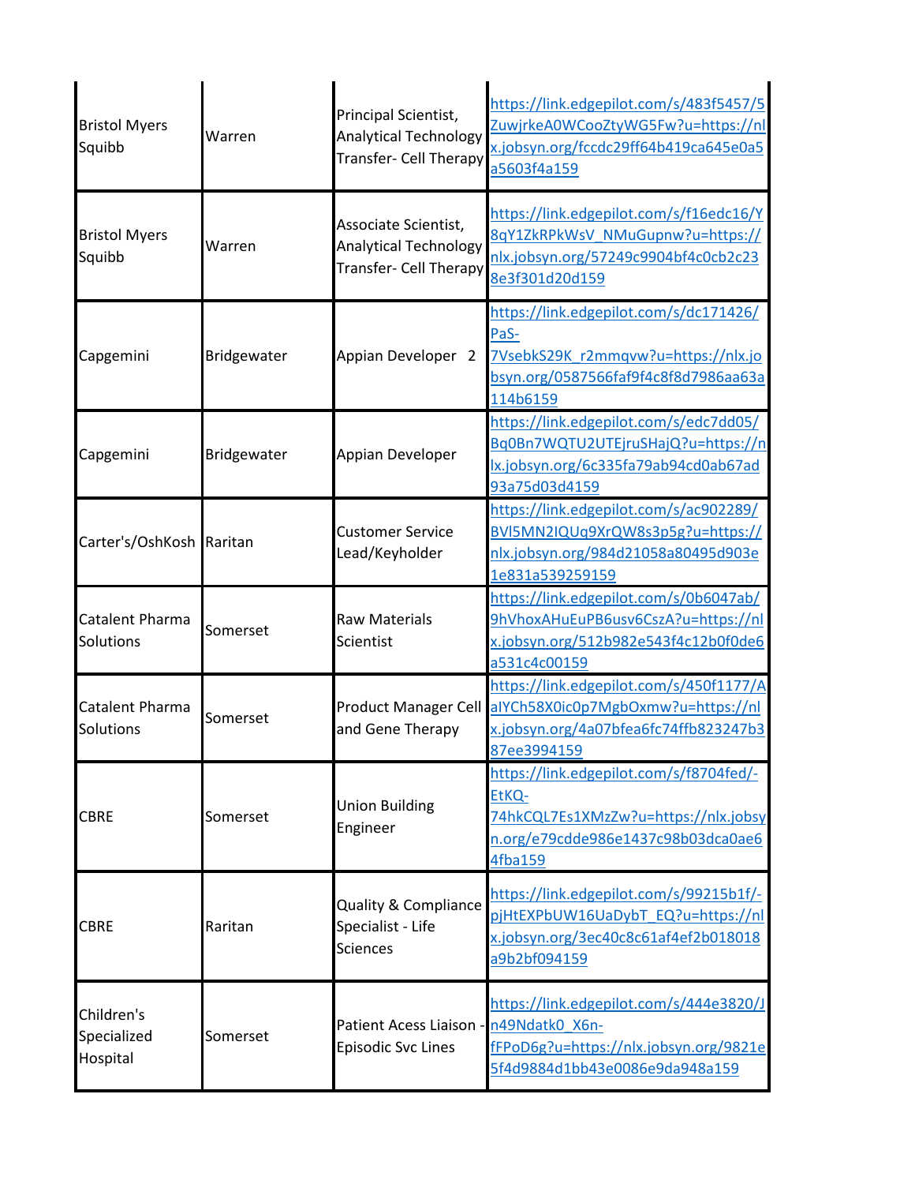| | | | |
|---|---|---|---|
| Bristol Myers Squibb | Warren | Principal Scientist, Analytical Technology Transfer- Cell Therapy | https://link.edgepilot.com/s/483f5457/5ZuwjrkeA0WCooZtyWG5Fw?u=https://nlx.jobsyn.org/fccdc29ff64b419ca645e0a5a5603f4a159 |
| Bristol Myers Squibb | Warren | Associate Scientist, Analytical Technology Transfer- Cell Therapy | https://link.edgepilot.com/s/f16edc16/Y8qY1ZkRPkWsV_NMuGupnw?u=https://nlx.jobsyn.org/57249c9904bf4c0cb2c238e3f301d20d159 |
| Capgemini | Bridgewater | Appian Developer 2 | https://link.edgepilot.com/s/dc171426/PaS-7VsebkS29K_r2mmqvw?u=https://nlx.jobsyn.org/0587566faf9f4c8f8d7986aa63a114b6159 |
| Capgemini | Bridgewater | Appian Developer | https://link.edgepilot.com/s/edc7dd05/Bq0Bn7WQTU2UTEjruSHajQ?u=https://nlx.jobsyn.org/6c335fa79ab94cd0ab67ad93a75d03d4159 |
| Carter's/OshKosh | Raritan | Customer Service Lead/Keyholder | https://link.edgepilot.com/s/ac902289/BVl5MN2IQUq9XrQW8s3p5g?u=https://nlx.jobsyn.org/984d21058a80495d903e1e831a539259159 |
| Catalent Pharma Solutions | Somerset | Raw Materials Scientist | https://link.edgepilot.com/s/0b6047ab/9hVhoxAHuEuPB6usv6CszA?u=https://nlx.jobsyn.org/512b982e543f4c12b0f0de6a531c4c00159 |
| Catalent Pharma Solutions | Somerset | Product Manager Cell and Gene Therapy | https://link.edgepilot.com/s/450f1177/AalYCh58X0ic0p7MgbOxmw?u=https://nlx.jobsyn.org/4a07bfea6fc74ffb823247b387ee3994159 |
| CBRE | Somerset | Union Building Engineer | https://link.edgepilot.com/s/f8704fed/-EtKQ-74hkCQL7Es1XMzZw?u=https://nlx.jobsyn.org/e79cdde986e1437c98b03dca0ae64fba159 |
| CBRE | Raritan | Quality & Compliance Specialist - Life Sciences | https://link.edgepilot.com/s/99215b1f/-pjHtEXPbUW16UaDybT_EQ?u=https://nlx.jobsyn.org/3ec40c8c61af4ef2b018018a9b2bf094159 |
| Children's Specialized Hospital | Somerset | Patient Acess Liaison - Episodic Svc Lines | https://link.edgepilot.com/s/444e3820/Jn49Ndatk0_X6n-fFPoD6g?u=https://nlx.jobsyn.org/9821e5f4d9884d1bb43e0086e9da948a159 |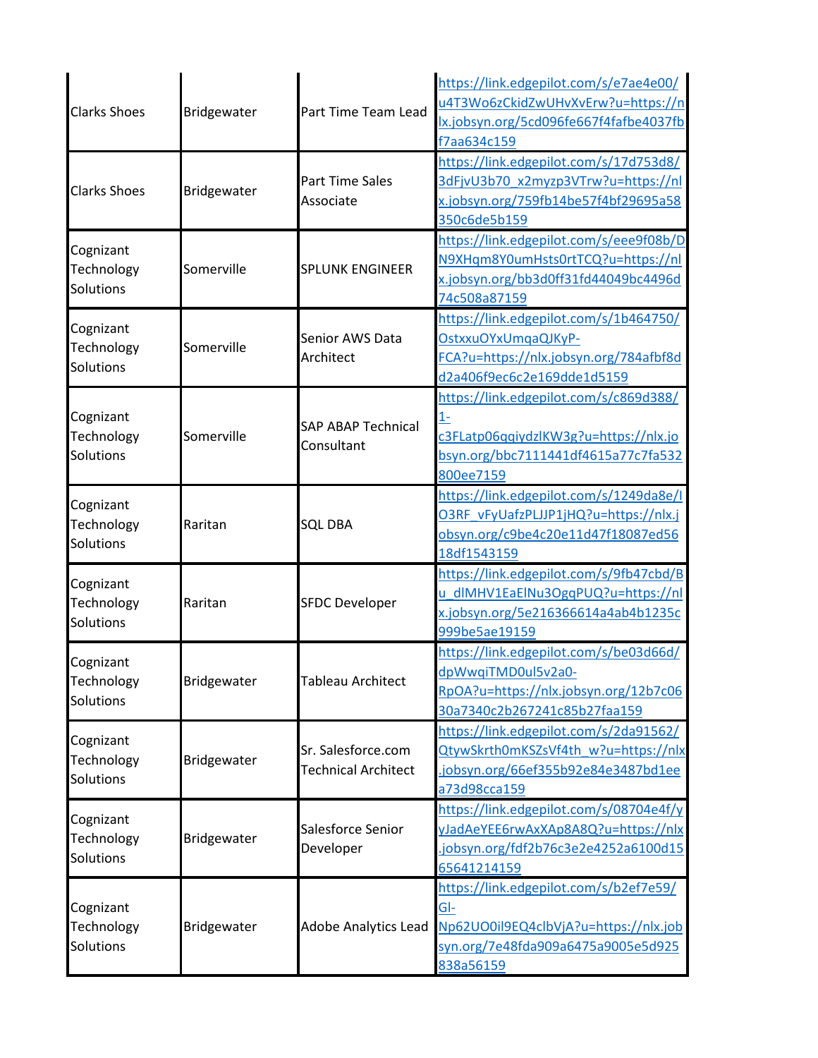| | | | |
|---|---|---|---|
| Clarks Shoes | Bridgewater | Part Time Team Lead | https://link.edgepilot.com/s/e7ae4e00/u4T3Wo6zCkidZwUHvXvErw?u=https://nlx.jobsyn.org/5cd096fe667f4fafbe4037fbf7aa634c159 |
| Clarks Shoes | Bridgewater | Part Time Sales Associate | https://link.edgepilot.com/s/17d753d8/3dFjvU3b70_x2myzp3VTrw?u=https://nlx.jobsyn.org/759fb14be57f4bf29695a58350c6de5b159 |
| Cognizant Technology Solutions | Somerville | SPLUNK ENGINEER | https://link.edgepilot.com/s/eee9f08b/DN9XHqm8Y0umHsts0rtTCQ?u=https://nlx.jobsyn.org/bb3d0ff31fd44049bc4496d74c508a87159 |
| Cognizant Technology Solutions | Somerville | Senior AWS Data Architect | https://link.edgepilot.com/s/1b464750/OstxxuOYxUmqaQJKyP-FCA?u=https://nlx.jobsyn.org/784afbf8dd2a406f9ec6c2e169dde1d5159 |
| Cognizant Technology Solutions | Somerville | SAP ABAP Technical Consultant | https://link.edgepilot.com/s/c869d388/1-c3FLatp06qqiydzlKW3g?u=https://nlx.jobsyn.org/bbc7111441df4615a77c7fa532800ee7159 |
| Cognizant Technology Solutions | Raritan | SQL DBA | https://link.edgepilot.com/s/1249da8e/IO3RF_vFyUafzPLJJP1jHQ?u=https://nlx.jobsyn.org/c9be4c20e11d47f18087ed5618df1543159 |
| Cognizant Technology Solutions | Raritan | SFDC Developer | https://link.edgepilot.com/s/9fb47cbd/Bu_dlMHV1EaElNu3OgqPUQ?u=https://nlx.jobsyn.org/5e216366614a4ab4b1235c999be5ae19159 |
| Cognizant Technology Solutions | Bridgewater | Tableau Architect | https://link.edgepilot.com/s/be03d66d/dpWwqiTMD0ul5v2a0-RpOA?u=https://nlx.jobsyn.org/12b7c0630a7340c2b267241c85b27faa159 |
| Cognizant Technology Solutions | Bridgewater | Sr. Salesforce.com Technical Architect | https://link.edgepilot.com/s/2da91562/QtywSkrth0mKSZsVf4th_w?u=https://nlx.jobsyn.org/66ef355b92e84e3487bd1eea73d98cca159 |
| Cognizant Technology Solutions | Bridgewater | Salesforce Senior Developer | https://link.edgepilot.com/s/08704e4f/yyJadAeYEE6rwAxXAp8A8Q?u=https://nlx.jobsyn.org/fdf2b76c3e2e4252a6100d1565641214159 |
| Cognizant Technology Solutions | Bridgewater | Adobe Analytics Lead | https://link.edgepilot.com/s/b2ef7e59/GI-Np62UO0il9EQ4clbVjA?u=https://nlx.jobsyn.org/7e48fda909a6475a9005e5d925838a56159 |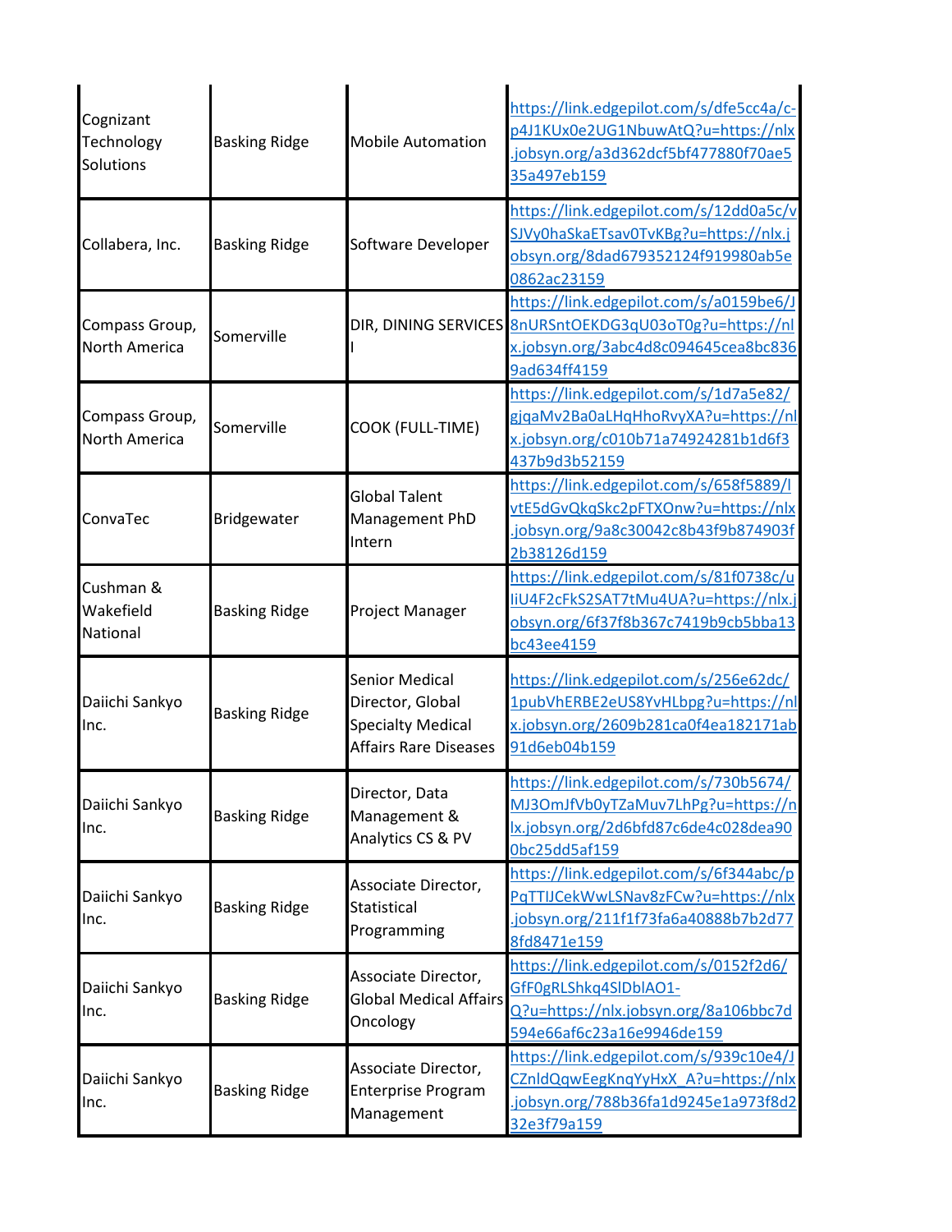| | | | |
|---|---|---|---|
| Cognizant Technology Solutions | Basking Ridge | Mobile Automation | https://link.edgepilot.com/s/dfe5cc4a/c-p4J1KUx0e2UG1NbuwAtQ?u=https://nlx.jobsyn.org/a3d362dcf5bf477880f70ae535a497eb159 |
| Collabera, Inc. | Basking Ridge | Software Developer | https://link.edgepilot.com/s/12dd0a5c/vSJVy0haSkaETsav0TvKBg?u=https://nlx.jobsyn.org/8dad679352124f919980ab5e0862ac23159 |
| Compass Group, North America | Somerville | DIR, DINING SERVICES I | https://link.edgepilot.com/s/a0159be6/J8nURSntOEKDG3qU03oT0g?u=https://nlx.jobsyn.org/3abc4d8c094645cea8bc8369ad634ff4159 |
| Compass Group, North America | Somerville | COOK (FULL-TIME) | https://link.edgepilot.com/s/1d7a5e82/gjqaMv2Ba0aLHqHhoRvyXA?u=https://nlx.jobsyn.org/c010b71a74924281b1d6f3437b9d3b52159 |
| ConvaTec | Bridgewater | Global Talent Management PhD Intern | https://link.edgepilot.com/s/658f5889/lvtE5dGvQkqSkc2pFTXOnw?u=https://nlx.jobsyn.org/9a8c30042c8b43f9b874903f2b38126d159 |
| Cushman & Wakefield National | Basking Ridge | Project Manager | https://link.edgepilot.com/s/81f0738c/uIiU4F2cFkS2SAT7tMu4UA?u=https://nlx.jobsyn.org/6f37f8b367c7419b9cb5bba13bc43ee4159 |
| Daiichi Sankyo Inc. | Basking Ridge | Senior Medical Director, Global Specialty Medical Affairs Rare Diseases | https://link.edgepilot.com/s/256e62dc/1pubVhERBE2eUS8YvHLbpg?u=https://nlx.jobsyn.org/2609b281ca0f4ea182171ab91d6eb04b159 |
| Daiichi Sankyo Inc. | Basking Ridge | Director, Data Management & Analytics CS & PV | https://link.edgepilot.com/s/730b5674/MJ3OmJfVb0yTZaMuv7LhPg?u=https://nlx.jobsyn.org/2d6bfd87c6de4c028dea900bc25dd5af159 |
| Daiichi Sankyo Inc. | Basking Ridge | Associate Director, Statistical Programming | https://link.edgepilot.com/s/6f344abc/pPqTTIJCekWwLSNav8zFCw?u=https://nlx.jobsyn.org/211f1f73fa6a40888b7b2d778fd8471e159 |
| Daiichi Sankyo Inc. | Basking Ridge | Associate Director, Global Medical Affairs Oncology | https://link.edgepilot.com/s/0152f2d6/GfF0gRLShkq4SlDblAO1-Q?u=https://nlx.jobsyn.org/8a106bbc7d594e66af6c23a16e9946de159 |
| Daiichi Sankyo Inc. | Basking Ridge | Associate Director, Enterprise Program Management | https://link.edgepilot.com/s/939c10e4/JCZnldQqwEegKnqYyHxX_A?u=https://nlx.jobsyn.org/788b36fa1d9245e1a973f8d232e3f79a159 |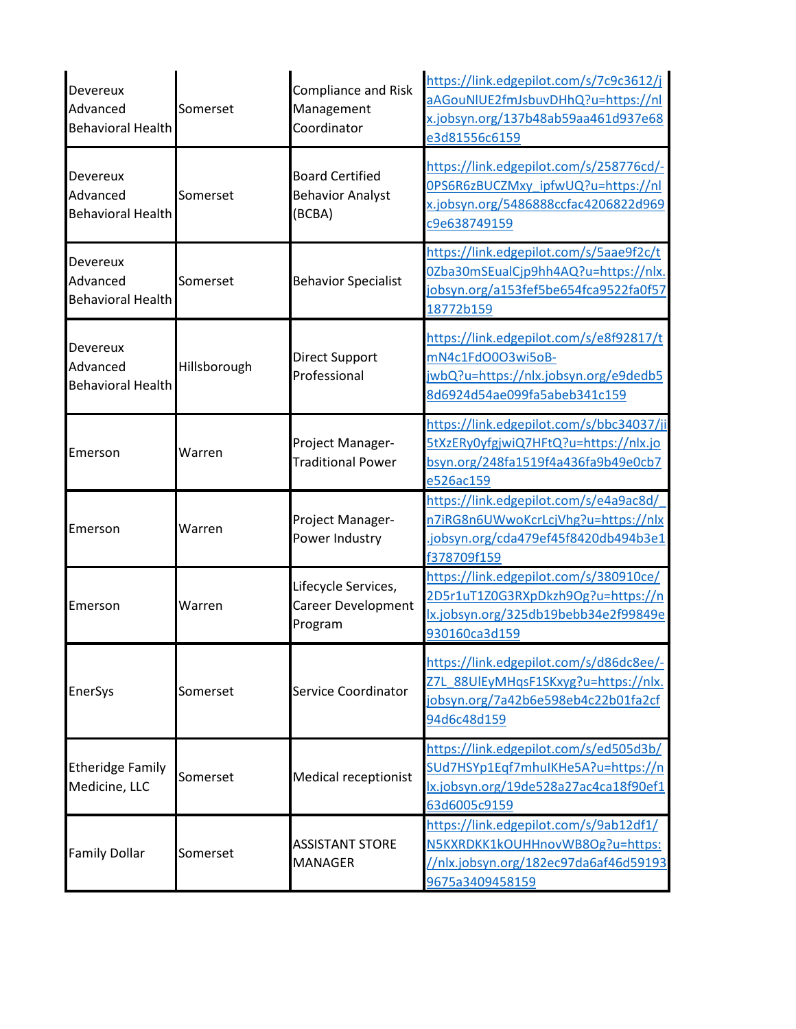| | | | |
|---|---|---|---|
| Devereux Advanced Behavioral Health | Somerset | Compliance and Risk Management Coordinator | https://link.edgepilot.com/s/7c9c3612/jaAGouNlUE2fmJsbuvDHhQ?u=https://nlx.jobsyn.org/137b48ab59aa461d937e68e3d81556c6159 |
| Devereux Advanced Behavioral Health | Somerset | Board Certified Behavior Analyst (BCBA) | https://link.edgepilot.com/s/258776cd/-0PS6R6zBUCZMxy_ipfwUQ?u=https://nlx.jobsyn.org/5486888ccfac4206822d969c9e638749159 |
| Devereux Advanced Behavioral Health | Somerset | Behavior Specialist | https://link.edgepilot.com/s/5aae9f2c/t0Zba30mSEualCjp9hh4AQ?u=https://nlx.jobsyn.org/a153fef5be654fca9522fa0f5718772b159 |
| Devereux Advanced Behavioral Health | Hillsborough | Direct Support Professional | https://link.edgepilot.com/s/e8f92817/tmN4c1FdO0O3wi5oB-jwbQ?u=https://nlx.jobsyn.org/e9dedb58d6924d54ae099fa5abeb341c159 |
| Emerson | Warren | Project Manager-Traditional Power | https://link.edgepilot.com/s/bbc34037/ji5tXzERy0yfgjwiQ7HFtQ?u=https://nlx.jobsyn.org/248fa1519f4a436fa9b49e0cb7e526ac159 |
| Emerson | Warren | Project Manager-Power Industry | https://link.edgepilot.com/s/e4a9ac8d/_n7iRG8n6UWwoKcrLcjVhg?u=https://nlx.jobsyn.org/cda479ef45f8420db494b3e1f378709f159 |
| Emerson | Warren | Lifecycle Services, Career Development Program | https://link.edgepilot.com/s/380910ce/2D5r1uT1Z0G3RXpDkzh9Og?u=https://nlx.jobsyn.org/325db19bebb34e2f99849e930160ca3d159 |
| EnerSys | Somerset | Service Coordinator | https://link.edgepilot.com/s/d86dc8ee/-Z7L_88UlEyMHqsF1SKxyg?u=https://nlx.jobsyn.org/7a42b6e598eb4c22b01fa2cf94d6c48d159 |
| Etheridge Family Medicine, LLC | Somerset | Medical receptionist | https://link.edgepilot.com/s/ed505d3b/SUd7HSYp1Eqf7mhulKHe5A?u=https://nlx.jobsyn.org/19de528a27ac4ca18f90ef163d6005c9159 |
| Family Dollar | Somerset | ASSISTANT STORE MANAGER | https://link.edgepilot.com/s/9ab12df1/N5KXRDKK1kOUHHnovWB8Og?u=https://nlx.jobsyn.org/182ec97da6af46d591939675a3409458159 |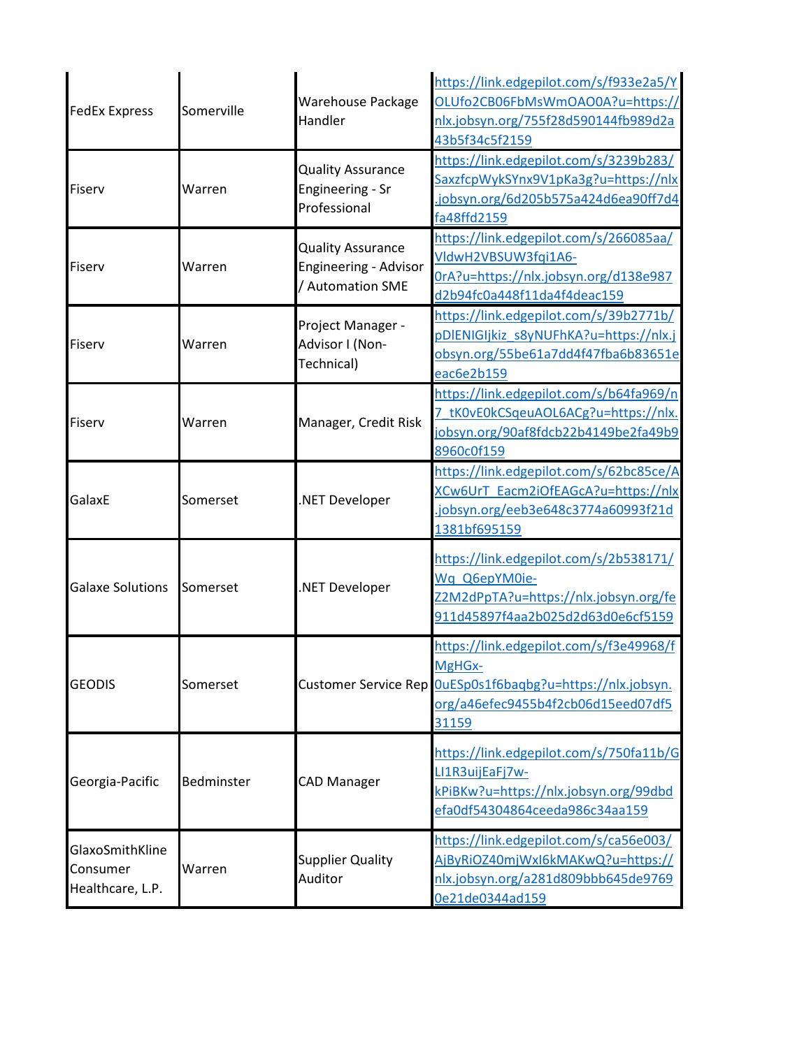| | | | |
|---|---|---|---|
| FedEx Express | Somerville | Warehouse Package Handler | https://link.edgepilot.com/s/f933e2a5/YOLUfo2CB06FbMsWmOAO0A?u=https://nlx.jobsyn.org/755f28d590144fb989d2a43b5f34c5f2159 |
| Fiserv | Warren | Quality Assurance Engineering - Sr Professional | https://link.edgepilot.com/s/3239b283/SaxzfcpWykSYnx9V1pKa3g?u=https://nlx.jobsyn.org/6d205b575a424d6ea90ff7d4fa48ffd2159 |
| Fiserv | Warren | Quality Assurance Engineering - Advisor / Automation SME | https://link.edgepilot.com/s/266085aa/VldwH2VBSUW3fqi1A6-0rA?u=https://nlx.jobsyn.org/d138e987d2b94fc0a448f11da4f4deac159 |
| Fiserv | Warren | Project Manager - Advisor I (Non-Technical) | https://link.edgepilot.com/s/39b2771b/pDlENIGIjkiz_s8yNUFhKA?u=https://nlx.jobsyn.org/55be61a7dd4f47fba6b83651eeac6e2b159 |
| Fiserv | Warren | Manager, Credit Risk | https://link.edgepilot.com/s/b64fa969/n7_tK0vE0kCSqeuAOL6ACg?u=https://nlx.jobsyn.org/90af8fdcb22b4149be2fa49b98960c0f159 |
| GalaxE | Somerset | .NET Developer | https://link.edgepilot.com/s/62bc85ce/AXCw6UrT_Eacm2iOfEAGcA?u=https://nlx.jobsyn.org/eeb3e648c3774a60993f21d1381bf695159 |
| Galaxe Solutions | Somerset | .NET Developer | https://link.edgepilot.com/s/2b538171/Wq_Q6epYM0ie-Z2M2dPpTA?u=https://nlx.jobsyn.org/fe911d45897f4aa2b025d2d63d0e6cf5159 |
| GEODIS | Somerset | Customer Service Rep | https://link.edgepilot.com/s/f3e49968/fMgHGx-0uESp0s1f6baqbg?u=https://nlx.jobsyn.org/a46efec9455b4f2cb06d15eed07df531159 |
| Georgia-Pacific | Bedminster | CAD Manager | https://link.edgepilot.com/s/750fa11b/GLI1R3uijEaFj7w-kPiBKw?u=https://nlx.jobsyn.org/99dbdefa0df54304864ceeda986c34aa159 |
| GlaxoSmithKline Consumer Healthcare, L.P. | Warren | Supplier Quality Auditor | https://link.edgepilot.com/s/ca56e003/AjByRiOZ40mjWxI6kMAKwQ?u=https://nlx.jobsyn.org/a281d809bbb645de97690e21de0344ad159 |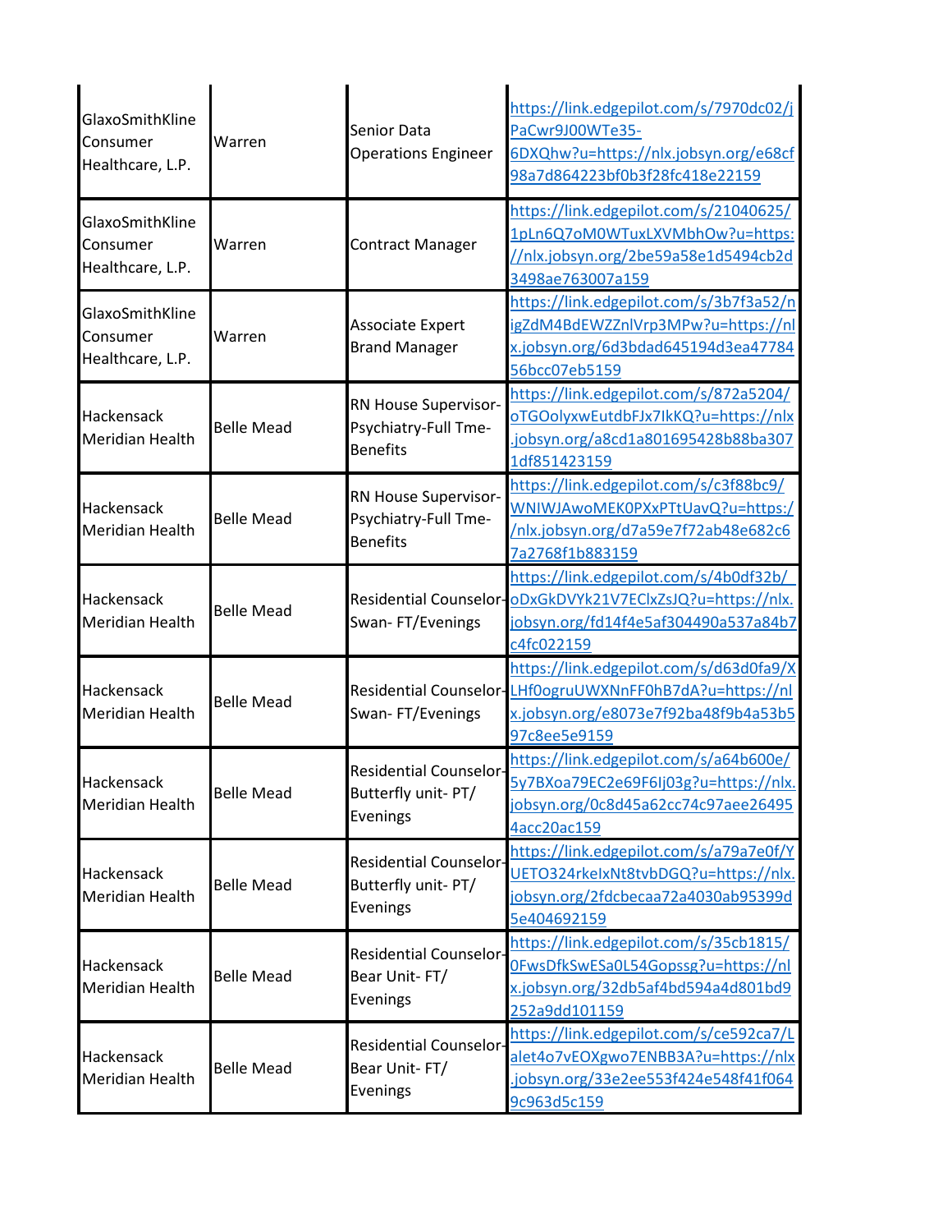| | | | |
|---|---|---|---|
| GlaxoSmithKline Consumer Healthcare, L.P. | Warren | Senior Data Operations Engineer | https://link.edgepilot.com/s/7970dc02/jPaCwr9J00WTe35-6DXQhw?u=https://nlx.jobsyn.org/e68cf98a7d864223bf0b3f28fc418e22159 |
| GlaxoSmithKline Consumer Healthcare, L.P. | Warren | Contract Manager | https://link.edgepilot.com/s/21040625/1pLn6Q7oM0WTuxLXVMbhOw?u=https://nlx.jobsyn.org/2be59a58e1d5494cb2d3498ae763007a159 |
| GlaxoSmithKline Consumer Healthcare, L.P. | Warren | Associate Expert Brand Manager | https://link.edgepilot.com/s/3b7f3a52/nigZdM4BdEWZZnlVrp3MPw?u=https://nlx.jobsyn.org/6d3bdad645194d3ea4778456bcc07eb5159 |
| Hackensack Meridian Health | Belle Mead | RN House Supervisor-Psychiatry-Full Tme-Benefits | https://link.edgepilot.com/s/872a5204/oTGOolyxwEutdbFJx7IkKQ?u=https://nlx.jobsyn.org/a8cd1a801695428b88ba3071df851423159 |
| Hackensack Meridian Health | Belle Mead | RN House Supervisor-Psychiatry-Full Tme-Benefits | https://link.edgepilot.com/s/c3f88bc9/WNIWJAwoMEK0PXxPTtUavQ?u=https://nlx.jobsyn.org/d7a59e7f72ab48e682c67a2768f1b883159 |
| Hackensack Meridian Health | Belle Mead | Residential Counselor-Swan- FT/Evenings | https://link.edgepilot.com/s/4b0df32b/oDxGkDVYk21V7EClxZsJQ?u=https://nlx.jobsyn.org/fd14f4e5af304490a537a84b7c4fc022159 |
| Hackensack Meridian Health | Belle Mead | Residential Counselor-Swan- FT/Evenings | https://link.edgepilot.com/s/d63d0fa9/XLHf0ogruUWXNnFF0hB7dA?u=https://nlx.jobsyn.org/e8073e7f92ba48f9b4a53b597c8ee5e9159 |
| Hackensack Meridian Health | Belle Mead | Residential Counselor-Butterfly unit- PT/ Evenings | https://link.edgepilot.com/s/a64b600e/5y7BXoa79EC2e69F6Ij03g?u=https://nlx.jobsyn.org/0c8d45a62cc74c97aee264954acc20ac159 |
| Hackensack Meridian Health | Belle Mead | Residential Counselor-Butterfly unit- PT/ Evenings | https://link.edgepilot.com/s/a79a7e0f/YUETO324rkeIxNt8tvbDGQ?u=https://nlx.jobsyn.org/2fdcbecaa72a4030ab95399d5e404692159 |
| Hackensack Meridian Health | Belle Mead | Residential Counselor-Bear Unit- FT/ Evenings | https://link.edgepilot.com/s/35cb1815/0FwsDfkSwESa0L54Gopssg?u=https://nlx.jobsyn.org/32db5af4bd594a4d801bd9252a9dd101159 |
| Hackensack Meridian Health | Belle Mead | Residential Counselor-Bear Unit- FT/ Evenings | https://link.edgepilot.com/s/ce592ca7/Lalet4o7vEOXgwo7ENBB3A?u=https://nlx.jobsyn.org/33e2ee553f424e548f41f0649c963d5c159 |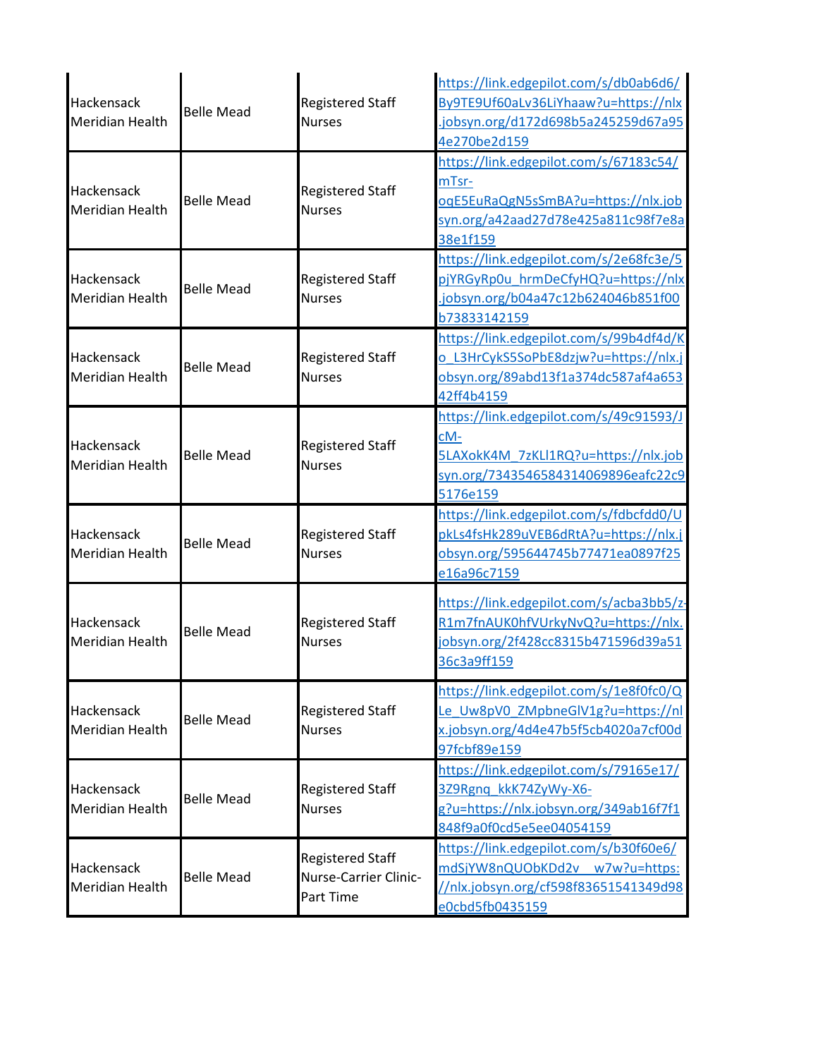| | | | |
|---|---|---|---|
| Hackensack Meridian Health | Belle Mead | Registered Staff Nurses | https://link.edgepilot.com/s/db0ab6d6/By9TE9Uf60aLv36LiYhaaw?u=https://nlx.jobsyn.org/d172d698b5a245259d67a954e270be2d159 |
| Hackensack Meridian Health | Belle Mead | Registered Staff Nurses | https://link.edgepilot.com/s/67183c54/mTsr-oqE5EuRaQgN5sSmBA?u=https://nlx.jobsyn.org/a42aad27d78e425a811c98f7e8a38e1f159 |
| Hackensack Meridian Health | Belle Mead | Registered Staff Nurses | https://link.edgepilot.com/s/2e68fc3e/5pjYRGyRp0u_hrmDeCfyHQ?u=https://nlx.jobsyn.org/b04a47c12b624046b851f00b73833142159 |
| Hackensack Meridian Health | Belle Mead | Registered Staff Nurses | https://link.edgepilot.com/s/99b4df4d/Ko_L3HrCykS5SoPbE8dzjw?u=https://nlx.jobsyn.org/89abd13f1a374dc587af4a65342ff4b4159 |
| Hackensack Meridian Health | Belle Mead | Registered Staff Nurses | https://link.edgepilot.com/s/49c91593/JcM-5LAXokK4M_7zKLl1RQ?u=https://nlx.jobsyn.org/7343546584314069896eafc22c95176e159 |
| Hackensack Meridian Health | Belle Mead | Registered Staff Nurses | https://link.edgepilot.com/s/fdbcfdd0/UpkLs4fsHk289uVEB6dRtA?u=https://nlx.jobsyn.org/595644745b77471ea0897f25e16a96c7159 |
| Hackensack Meridian Health | Belle Mead | Registered Staff Nurses | https://link.edgepilot.com/s/acba3bb5/z-R1m7fnAUK0hfVUrkyNvQ?u=https://nlx.jobsyn.org/2f428cc8315b471596d39a5136c3a9ff159 |
| Hackensack Meridian Health | Belle Mead | Registered Staff Nurses | https://link.edgepilot.com/s/1e8f0fc0/QLe_Uw8pV0_ZMpbneGlV1g?u=https://nlx.jobsyn.org/4d4e47b5f5cb4020a7cf00d97fcbf89e159 |
| Hackensack Meridian Health | Belle Mead | Registered Staff Nurses | https://link.edgepilot.com/s/79165e17/3Z9Rgnq_kkK74ZyWy-X6-g?u=https://nlx.jobsyn.org/349ab16f7f1848f9a0f0cd5e5ee04054159 |
| Hackensack Meridian Health | Belle Mead | Registered Staff Nurse-Carrier Clinic-Part Time | https://link.edgepilot.com/s/b30f60e6/mdSjYW8nQUObKDd2v__w7w?u=https://nlx.jobsyn.org/cf598f83651541349d98e0cbd5fb0435159 |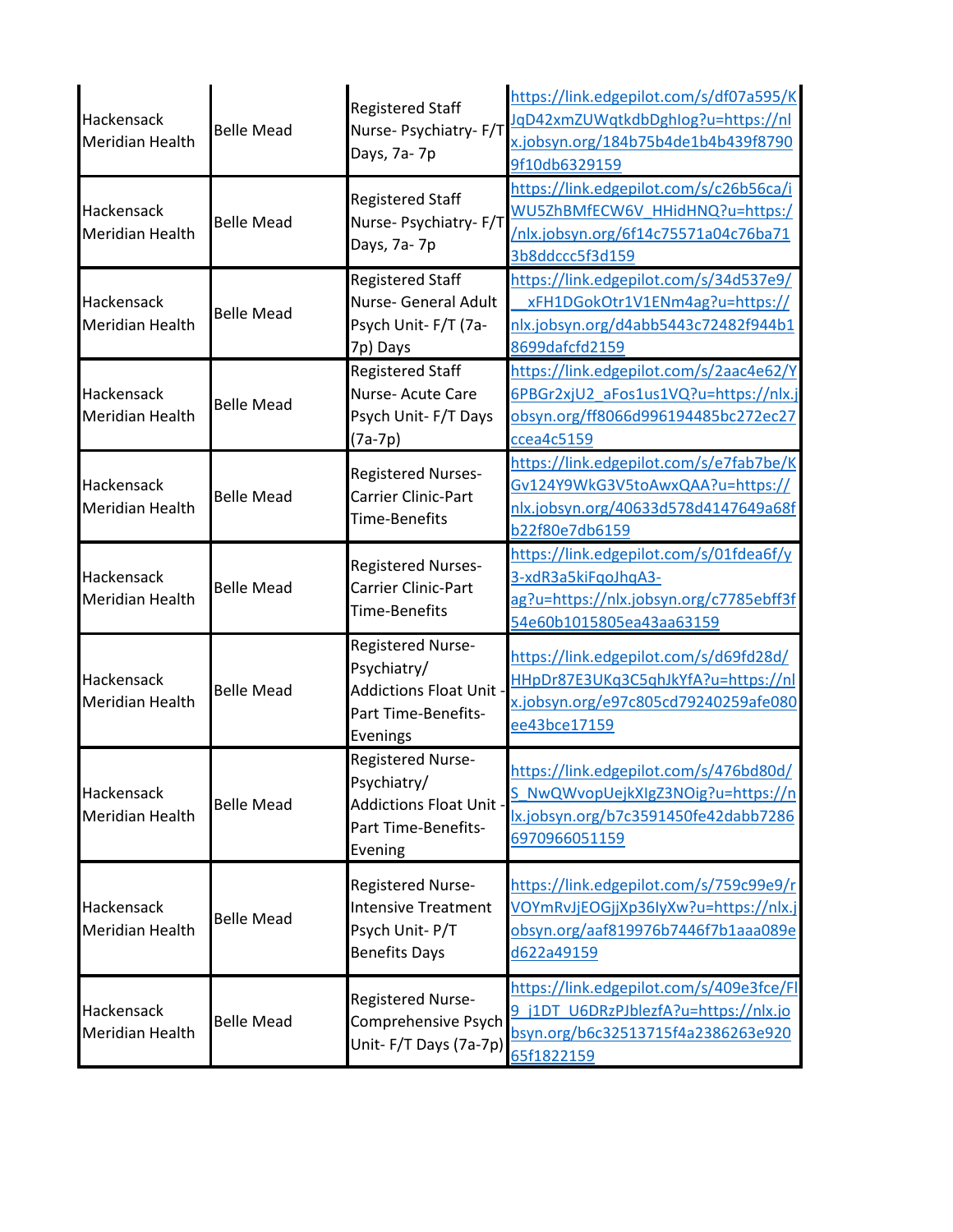| | | | |
|---|---|---|---|
| Hackensack Meridian Health | Belle Mead | Registered Staff Nurse- Psychiatry- F/T Days, 7a- 7p | https://link.edgepilot.com/s/df07a595/KJqD42xmZUWqtkdbDghlog?u=https://nlx.jobsyn.org/184b75b4de1b4b439f87909f10db6329159 |
| Hackensack Meridian Health | Belle Mead | Registered Staff Nurse- Psychiatry- F/T Days, 7a- 7p | https://link.edgepilot.com/s/c26b56ca/iWU5ZhBMfECW6V_HHidHNQ?u=https://nlx.jobsyn.org/6f14c75571a04c76ba713b8ddccc5f3d159 |
| Hackensack Meridian Health | Belle Mead | Registered Staff Nurse- General Adult Psych Unit- F/T (7a-7p) Days | https://link.edgepilot.com/s/34d537e9/__xFH1DGokOtr1V1ENm4ag?u=https://nlx.jobsyn.org/d4abb5443c72482f944b18699dafcfd2159 |
| Hackensack Meridian Health | Belle Mead | Registered Staff Nurse- Acute Care Psych Unit- F/T Days (7a-7p) | https://link.edgepilot.com/s/2aac4e62/Y6PBGr2xjU2_aFos1us1VQ?u=https://nlx.jobsyn.org/ff8066d996194485bc272ec27ccea4c5159 |
| Hackensack Meridian Health | Belle Mead | Registered Nurses- Carrier Clinic-Part Time-Benefits | https://link.edgepilot.com/s/e7fab7be/KGv124Y9WkG3V5toAwxQAA?u=https://nlx.jobsyn.org/40633d578d4147649a68fb22f80e7db6159 |
| Hackensack Meridian Health | Belle Mead | Registered Nurses- Carrier Clinic-Part Time-Benefits | https://link.edgepilot.com/s/01fdea6f/y3-xdR3a5kiFqoJhqA3-ag?u=https://nlx.jobsyn.org/c7785ebff3f54e60b1015805ea43aa63159 |
| Hackensack Meridian Health | Belle Mead | Registered Nurse- Psychiatry/ Addictions Float Unit - Part Time-Benefits- Evenings | https://link.edgepilot.com/s/d69fd28d/HHpDr87E3UKq3C5qhJkYfA?u=https://nlx.jobsyn.org/e97c805cd79240259afe080ee43bce17159 |
| Hackensack Meridian Health | Belle Mead | Registered Nurse- Psychiatry/ Addictions Float Unit - Part Time-Benefits- Evening | https://link.edgepilot.com/s/476bd80d/S_NwQWvopUejkXlgZ3NOig?u=https://nlx.jobsyn.org/b7c3591450fe42dabb72866970966051159 |
| Hackensack Meridian Health | Belle Mead | Registered Nurse- Intensive Treatment Psych Unit- P/T Benefits Days | https://link.edgepilot.com/s/759c99e9/rVOYmRvJjEOGjjXp36IyXw?u=https://nlx.jobsyn.org/aaf819976b7446f7b1aaa089ed622a49159 |
| Hackensack Meridian Health | Belle Mead | Registered Nurse- Comprehensive Psych Unit- F/T Days (7a-7p) | https://link.edgepilot.com/s/409e3fce/Fl9_j1DT_U6DRzPJblezfA?u=https://nlx.jobsyn.org/b6c32513715f4a2386263e92065f1822159 |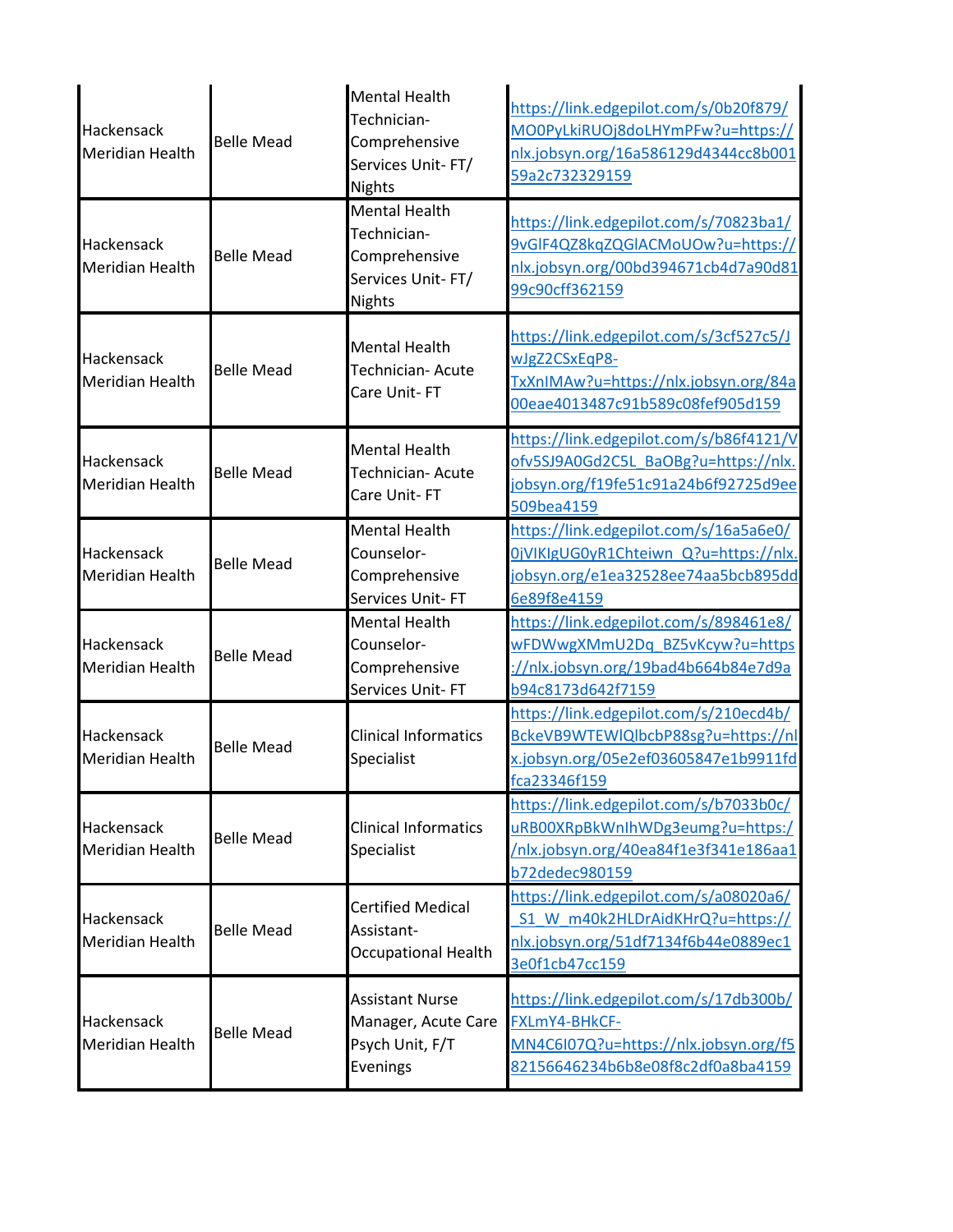| | | | |
|---|---|---|---|
| Hackensack Meridian Health | Belle Mead | Mental Health Technician- Comprehensive Services Unit- FT/ Nights | https://link.edgepilot.com/s/0b20f879/MO0PyLkiRUOj8doLHYmPFw?u=https://nlx.jobsyn.org/16a586129d4344cc8b00159a2c732329159 |
| Hackensack Meridian Health | Belle Mead | Mental Health Technician- Comprehensive Services Unit- FT/ Nights | https://link.edgepilot.com/s/70823ba1/9vGlF4QZ8kqZQGlACMoUOw?u=https://nlx.jobsyn.org/00bd394671cb4d7a90d8199c90cff362159 |
| Hackensack Meridian Health | Belle Mead | Mental Health Technician- Acute Care Unit- FT | https://link.edgepilot.com/s/3cf527c5/JwJgZ2CSxEqP8-TxXnIMAw?u=https://nlx.jobsyn.org/84a00eae4013487c91b589c08fef905d159 |
| Hackensack Meridian Health | Belle Mead | Mental Health Technician- Acute Care Unit- FT | https://link.edgepilot.com/s/b86f4121/Vofv5SJ9A0Gd2C5L_BaOBg?u=https://nlx.jobsyn.org/f19fe51c91a24b6f92725d9ee509bea4159 |
| Hackensack Meridian Health | Belle Mead | Mental Health Counselor- Comprehensive Services Unit- FT | https://link.edgepilot.com/s/16a5a6e0/0jVIKIgUG0yR1Chteiwn_Q?u=https://nlx.jobsyn.org/e1ea32528ee74aa5bcb895dd6e89f8e4159 |
| Hackensack Meridian Health | Belle Mead | Mental Health Counselor- Comprehensive Services Unit- FT | https://link.edgepilot.com/s/898461e8/wFDWwgXMmU2Dq_BZ5vKcyw?u=https://nlx.jobsyn.org/19bad4b664b84e7d9ab94c8173d642f7159 |
| Hackensack Meridian Health | Belle Mead | Clinical Informatics Specialist | https://link.edgepilot.com/s/210ecd4b/BckeVB9WTEWIQlbcbP88sg?u=https://nlx.jobsyn.org/05e2ef03605847e1b9911fdfca23346f159 |
| Hackensack Meridian Health | Belle Mead | Clinical Informatics Specialist | https://link.edgepilot.com/s/b7033b0c/uRB00XRpBkWnIhWDg3eumg?u=https://nlx.jobsyn.org/40ea84f1e3f341e186aa1b72dedec980159 |
| Hackensack Meridian Health | Belle Mead | Certified Medical Assistant- Occupational Health | https://link.edgepilot.com/s/a08020a6/_S1_W_m40k2HLDrAidKHrQ?u=https://nlx.jobsyn.org/51df7134f6b44e0889ec13e0f1cb47cc159 |
| Hackensack Meridian Health | Belle Mead | Assistant Nurse Manager, Acute Care Psych Unit, F/T Evenings | https://link.edgepilot.com/s/17db300b/FXLmY4-BHkCF-MN4C6I07Q?u=https://nlx.jobsyn.org/f582156646234b6b8e08f8c2df0a8ba4159 |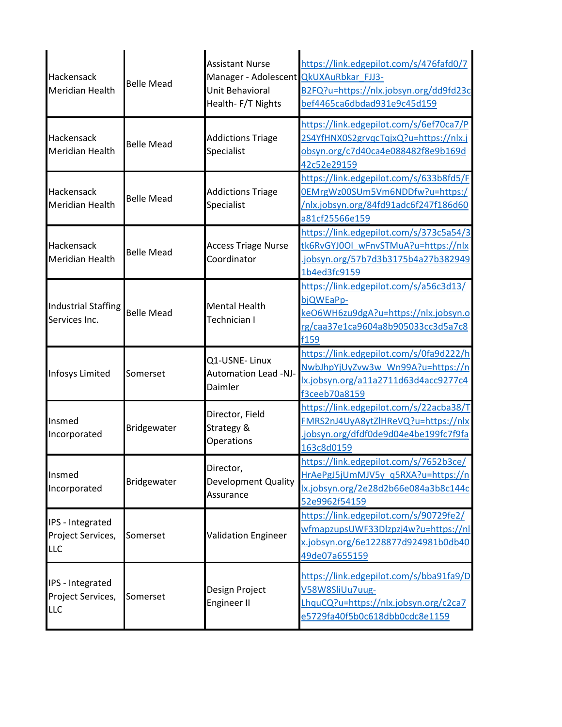| | | | |
|---|---|---|---|
| Hackensack Meridian Health | Belle Mead | Assistant Nurse Manager - Adolescent Unit Behavioral Health- F/T Nights | https://link.edgepilot.com/s/476fafd0/7QkUXAuRbkar_FJJ3-B2FQ?u=https://nlx.jobsyn.org/dd9fd23cbef4465ca6dbdad931e9c45d159 |
| Hackensack Meridian Health | Belle Mead | Addictions Triage Specialist | https://link.edgepilot.com/s/6ef70ca7/P2S4YfHNX0S2grvqcTqjxQ?u=https://nlx.jobsyn.org/c7d40ca4e088482f8e9b169d42c52e29159 |
| Hackensack Meridian Health | Belle Mead | Addictions Triage Specialist | https://link.edgepilot.com/s/633b8fd5/F0EMrgWz00SUm5Vm6NDDfw?u=https://nlx.jobsyn.org/84fd91adc6f247f186d60a81cf25566e159 |
| Hackensack Meridian Health | Belle Mead | Access Triage Nurse Coordinator | https://link.edgepilot.com/s/373c5a54/3tk6RvGYJ0Ol_wFnvSTMuA?u=https://nlx.jobsyn.org/57b7d3b3175b4a27b3829491b4ed3fc9159 |
| Industrial Staffing Services Inc. | Belle Mead | Mental Health Technician I | https://link.edgepilot.com/s/a56c3d13/bjQWEaPp-keO6WH6zu9dgA?u=https://nlx.jobsyn.org/caa37e1ca9604a8b905033cc3d5a7c8f159 |
| Infosys Limited | Somerset | Q1-USNE- Linux Automation Lead -NJ-Daimler | https://link.edgepilot.com/s/0fa9d222/hNwbJhpYjUyZvw3w_Wn99A?u=https://nlx.jobsyn.org/a11a2711d63d4acc9277c4f3ceeb70a8159 |
| Insmed Incorporated | Bridgewater | Director, Field Strategy & Operations | https://link.edgepilot.com/s/22acba38/TFMRS2nJ4UyA8ytZlHReVQ?u=https://nlx.jobsyn.org/dfdf0de9d04e4be199fc7f9fa163c8d0159 |
| Insmed Incorporated | Bridgewater | Director, Development Quality Assurance | https://link.edgepilot.com/s/7652b3ce/HrAePgJ5jUmMJV5y_q5RXA?u=https://nlx.jobsyn.org/2e28d2b66e084a3b8c144c52e9962f54159 |
| IPS - Integrated Project Services, LLC | Somerset | Validation Engineer | https://link.edgepilot.com/s/90729fe2/wfmapzupsUWF33Dlzpzj4w?u=https://nlx.jobsyn.org/6e1228877d924981b0db4049de07a655159 |
| IPS - Integrated Project Services, LLC | Somerset | Design Project Engineer II | https://link.edgepilot.com/s/bba91fa9/DV58W8SliUu7uug-LhquCQ?u=https://nlx.jobsyn.org/c2ca7e5729fa40f5b0c618dbb0cdc8e1159 |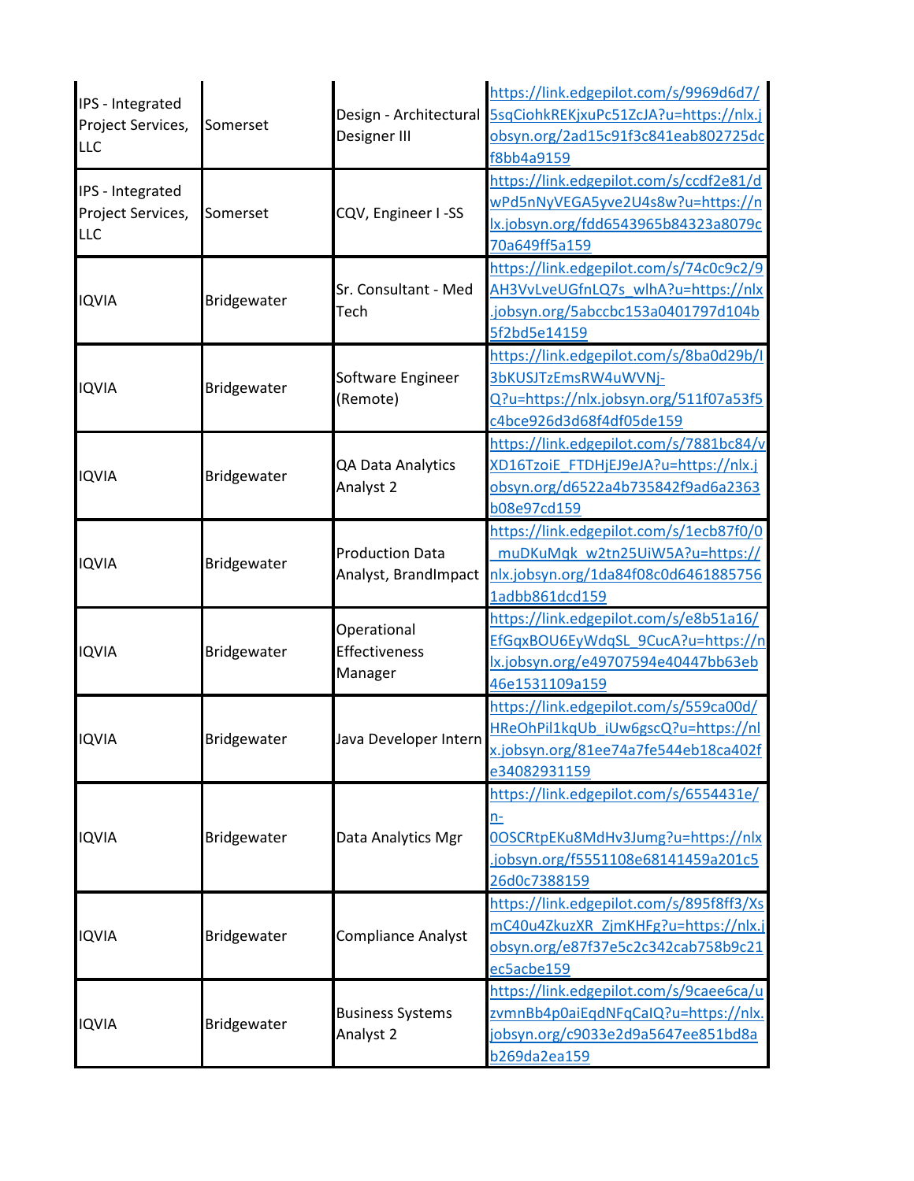| | | | |
|---|---|---|---|
| IPS - Integrated Project Services, LLC | Somerset | Design - Architectural Designer III | https://link.edgepilot.com/s/9969d6d7/5sqCiohkREKjxuPc51ZcJA?u=https://nlx.jobsyn.org/2ad15c91f3c841eab802725dcf8bb4a9159 |
| IPS - Integrated Project Services, LLC | Somerset | CQV, Engineer I -SS | https://link.edgepilot.com/s/ccdf2e81/dwPd5nNyVEGA5yve2U4s8w?u=https://nlx.jobsyn.org/fdd6543965b84323a8079c70a649ff5a159 |
| IQVIA | Bridgewater | Sr. Consultant - Med Tech | https://link.edgepilot.com/s/74c0c9c2/9AH3VvLveUGfnLQ7s_wlhA?u=https://nlx.jobsyn.org/5abccbc153a0401797d104b5f2bd5e14159 |
| IQVIA | Bridgewater | Software Engineer (Remote) | https://link.edgepilot.com/s/8ba0d29b/I3bKUSJTzEmsRW4uWVNj-Q?u=https://nlx.jobsyn.org/511f07a53f5c4bce926d3d68f4df05de159 |
| IQVIA | Bridgewater | QA Data Analytics Analyst 2 | https://link.edgepilot.com/s/7881bc84/vXD16TzoiE_FTDHjEJ9eJA?u=https://nlx.jobsyn.org/d6522a4b735842f9ad6a2363b08e97cd159 |
| IQVIA | Bridgewater | Production Data Analyst, BrandImpact | https://link.edgepilot.com/s/1ecb87f0/0_muDKuMqk_w2tn25UiW5A?u=https://nlx.jobsyn.org/1da84f08c0d64618857561adbb861dcd159 |
| IQVIA | Bridgewater | Operational Effectiveness Manager | https://link.edgepilot.com/s/e8b51a16/EfGqxBOU6EyWdqSL_9CucA?u=https://nlx.jobsyn.org/e49707594e40447bb63eb46e1531109a159 |
| IQVIA | Bridgewater | Java Developer Intern | https://link.edgepilot.com/s/559ca00d/HReOhPil1kqUb_iUw6gscQ?u=https://nlx.jobsyn.org/81ee74a7fe544eb18ca402fe34082931159 |
| IQVIA | Bridgewater | Data Analytics Mgr | https://link.edgepilot.com/s/6554431e/n-0OSCRtpEKu8MdHv3Jumg?u=https://nlx.jobsyn.org/f5551108e68141459a201c526d0c7388159 |
| IQVIA | Bridgewater | Compliance Analyst | https://link.edgepilot.com/s/895f8ff3/XsmC40u4ZkuzXR_ZjmKHFg?u=https://nlx.jobsyn.org/e87f37e5c2c342cab758b9c21ec5acbe159 |
| IQVIA | Bridgewater | Business Systems Analyst 2 | https://link.edgepilot.com/s/9caee6ca/uzvmnBb4p0aiEqdNFqCaIQ?u=https://nlx.jobsyn.org/c9033e2d9a5647ee851bd8ab269da2ea159 |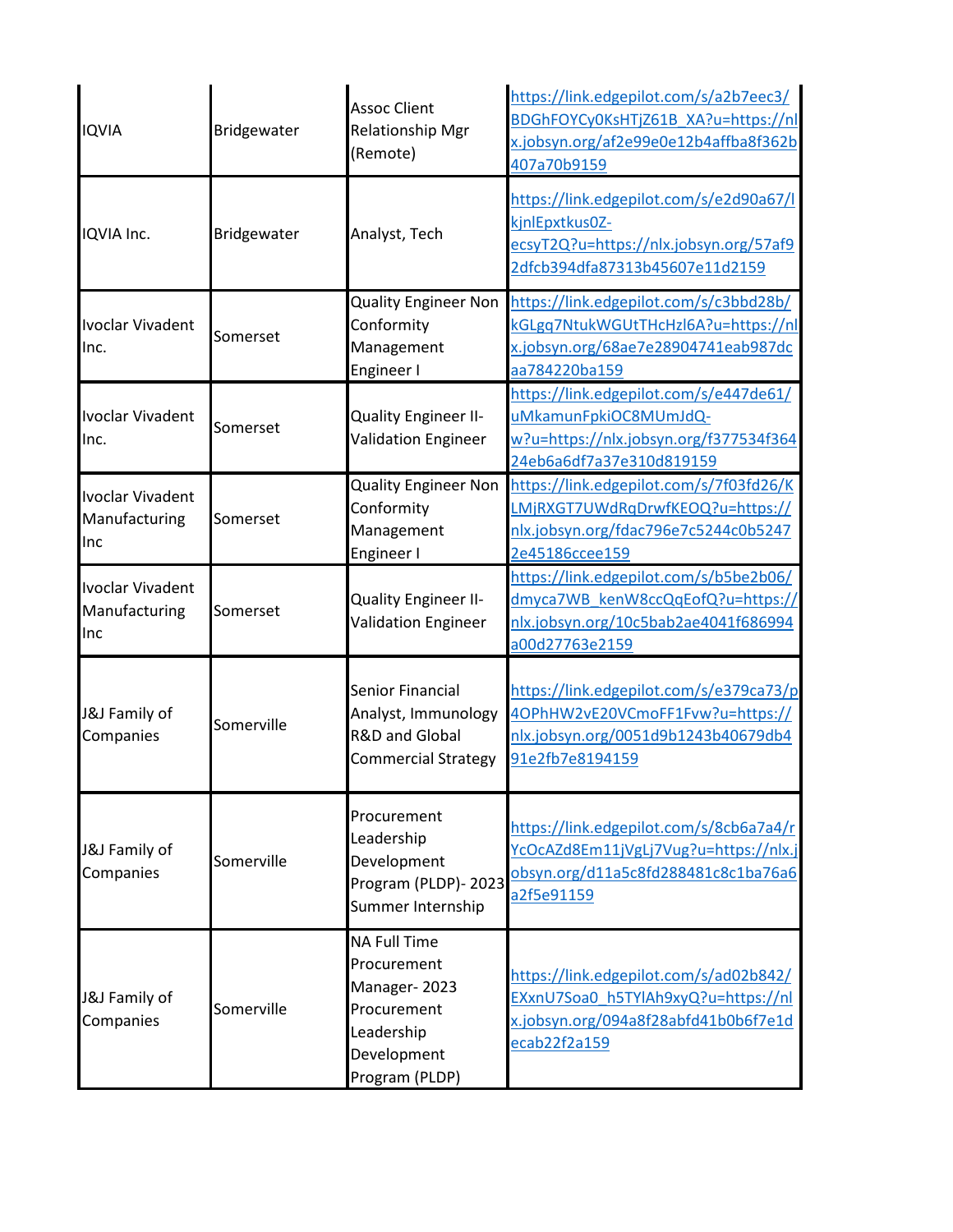| | | | |
|---|---|---|---|
| IQVIA | Bridgewater | Assoc Client Relationship Mgr (Remote) | https://link.edgepilot.com/s/a2b7eec3/BDGhFOYCy0KsHTjZ61B_XA?u=https://nlx.jobsyn.org/af2e99e0e12b4affba8f362b407a70b9159 |
| IQVIA Inc. | Bridgewater | Analyst, Tech | https://link.edgepilot.com/s/e2d90a67/lkjnlEpxtkus0Z-ecsyT2Q?u=https://nlx.jobsyn.org/57af92dfcb394dfa87313b45607e11d2159 |
| Ivoclar Vivadent Inc. | Somerset | Quality Engineer Non Conformity Management Engineer I | https://link.edgepilot.com/s/c3bbd28b/kGLgq7NtukWGUtTHcHzl6A?u=https://nlx.jobsyn.org/68ae7e28904741eab987dcaa784220ba159 |
| Ivoclar Vivadent Inc. | Somerset | Quality Engineer II-Validation Engineer | https://link.edgepilot.com/s/e447de61/uMkamunFpkiOC8MUmJdQ-w?u=https://nlx.jobsyn.org/f377534f36424eb6a6df7a37e310d819159 |
| Ivoclar Vivadent Manufacturing Inc | Somerset | Quality Engineer Non Conformity Management Engineer I | https://link.edgepilot.com/s/7f03fd26/KLMjRXGT7UWdRqDrwfKEOQ?u=https://nlx.jobsyn.org/fdac796e7c5244c0b52472e45186ccee159 |
| Ivoclar Vivadent Manufacturing Inc | Somerset | Quality Engineer II-Validation Engineer | https://link.edgepilot.com/s/b5be2b06/dmyca7WB_kenW8ccQqEofQ?u=https://nlx.jobsyn.org/10c5bab2ae4041f686994a00d27763e2159 |
| J&J Family of Companies | Somerville | Senior Financial Analyst, Immunology R&D and Global Commercial Strategy | https://link.edgepilot.com/s/e379ca73/p4OPhHW2vE20VCmoFF1Fvw?u=https://nlx.jobsyn.org/0051d9b1243b40679db491e2fb7e8194159 |
| J&J Family of Companies | Somerville | Procurement Leadership Development Program (PLDP)- 2023 Summer Internship | https://link.edgepilot.com/s/8cb6a7a4/rYcOcAZd8Em11jVgLj7Vug?u=https://nlx.jobsyn.org/d11a5c8fd288481c8c1ba76a6a2f5e91159 |
| J&J Family of Companies | Somerville | NA Full Time Procurement Manager- 2023 Procurement Leadership Development Program (PLDP) | https://link.edgepilot.com/s/ad02b842/EXxnU7Soa0_h5TYlAh9xyQ?u=https://nlx.jobsyn.org/094a8f28abfd41b0b6f7e1decab22f2a159 |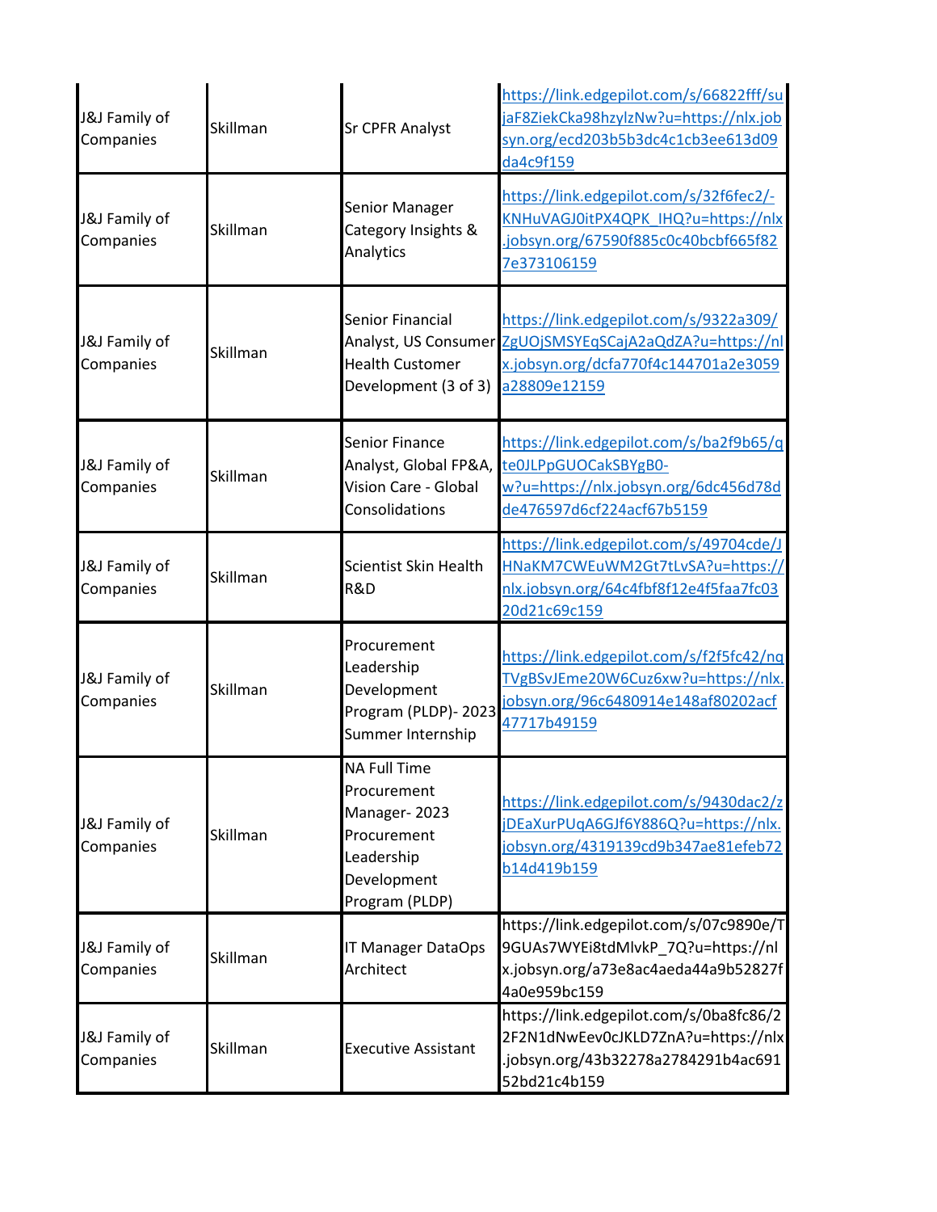| | | | |
|---|---|---|---|
| J&J Family of Companies | Skillman | Sr CPFR Analyst | https://link.edgepilot.com/s/66822fff/sujaF8ZiekCka98hzylzNw?u=https://nlx.jobsyn.org/ecd203b5b3dc4c1cb3ee613d09da4c9f159 |
| J&J Family of Companies | Skillman | Senior Manager Category Insights & Analytics | https://link.edgepilot.com/s/32f6fec2/-KNHuVAGJ0itPX4QPK_IHQ?u=https://nlx.jobsyn.org/67590f885c0c40bcbf665f827e373106159 |
| J&J Family of Companies | Skillman | Senior Financial Analyst, US Consumer Health Customer Development (3 of 3) | https://link.edgepilot.com/s/9322a309/ZgUOjSMSYEqSCajA2aQdZA?u=https://nlx.jobsyn.org/dcfa770f4c144701a2e3059a28809e12159 |
| J&J Family of Companies | Skillman | Senior Finance Analyst, Global FP&A, Vision Care - Global Consolidations | https://link.edgepilot.com/s/ba2f9b65/qte0JLPpGUOCakSBYgB0-w?u=https://nlx.jobsyn.org/6dc456d78dde476597d6cf224acf67b5159 |
| J&J Family of Companies | Skillman | Scientist Skin Health R&D | https://link.edgepilot.com/s/49704cde/JHNaKM7CWEuWM2Gt7tLvSA?u=https://nlx.jobsyn.org/64c4fbf8f12e4f5faa7fc0320d21c69c159 |
| J&J Family of Companies | Skillman | Procurement Leadership Development Program (PLDP)- 2023 Summer Internship | https://link.edgepilot.com/s/f2f5fc42/nqTVgBSvJEme20W6Cuz6xw?u=https://nlx.jobsyn.org/96c6480914e148af80202acf47717b49159 |
| J&J Family of Companies | Skillman | NA Full Time Procurement Manager- 2023 Procurement Leadership Development Program (PLDP) | https://link.edgepilot.com/s/9430dac2/zjDEaXurPUqA6GJf6Y886Q?u=https://nlx.jobsyn.org/4319139cd9b347ae81efeb72b14d419b159 |
| J&J Family of Companies | Skillman | IT Manager DataOps Architect | https://link.edgepilot.com/s/07c9890e/T9GUAs7WYEi8tdMlvkP_7Q?u=https://nlx.jobsyn.org/a73e8ac4aeda44a9b52827f4a0e959bc159 |
| J&J Family of Companies | Skillman | Executive Assistant | https://link.edgepilot.com/s/0ba8fc86/22F2N1dNwEev0cJKLD7ZnA?u=https://nlx.jobsyn.org/43b32278a2784291b4ac69152bd21c4b159 |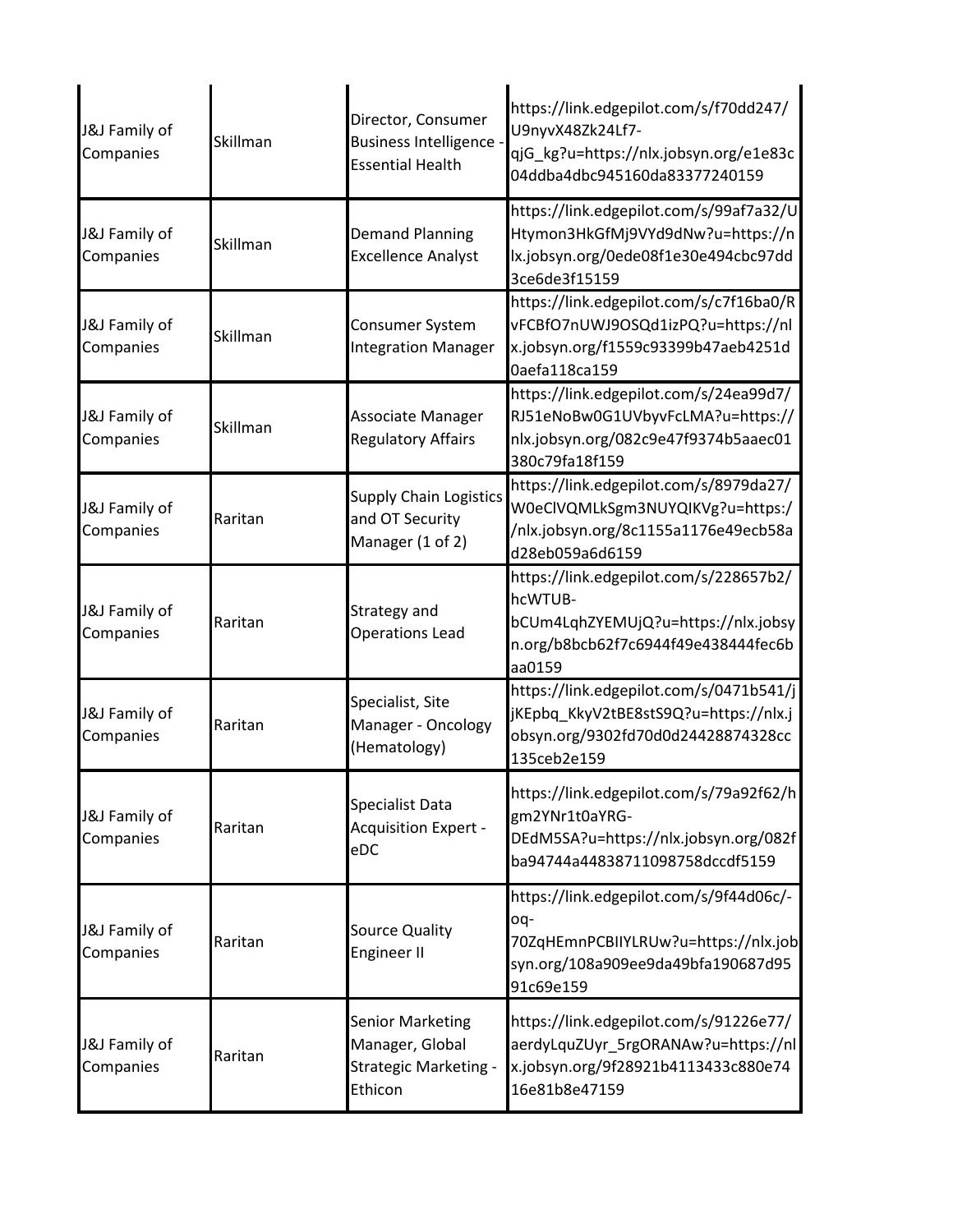| | | | |
|---|---|---|---|
| J&J Family of Companies | Skillman | Director, Consumer Business Intelligence - Essential Health | https://link.edgepilot.com/s/f70dd247/U9nyvX48Zk24Lf7-qjG_kg?u=https://nlx.jobsyn.org/e1e83c04ddba4dbc945160da83377240159 |
| J&J Family of Companies | Skillman | Demand Planning Excellence Analyst | https://link.edgepilot.com/s/99af7a32/UHtymon3HkGfMj9VYd9dNw?u=https://nlx.jobsyn.org/0ede08f1e30e494cbc97dd3ce6de3f15159 |
| J&J Family of Companies | Skillman | Consumer System Integration Manager | https://link.edgepilot.com/s/c7f16ba0/RvFCBfO7nUWJ9OSQd1izPQ?u=https://nlx.jobsyn.org/f1559c93399b47aeb4251d0aefa118ca159 |
| J&J Family of Companies | Skillman | Associate Manager Regulatory Affairs | https://link.edgepilot.com/s/24ea99d7/RJ51eNoBw0G1UVbyvFcLMA?u=https://nlx.jobsyn.org/082c9e47f9374b5aaec01380c79fa18f159 |
| J&J Family of Companies | Raritan | Supply Chain Logistics and OT Security Manager (1 of 2) | https://link.edgepilot.com/s/8979da27/W0eClVQMLkSgm3NUYQIKVg?u=https://nlx.jobsyn.org/8c1155a1176e49ecb58ad28eb059a6d6159 |
| J&J Family of Companies | Raritan | Strategy and Operations Lead | https://link.edgepilot.com/s/228657b2/hcWTUB-bCUm4LqhZYEMUjQ?u=https://nlx.jobsyn.org/b8bcb62f7c6944f49e438444fec6baa0159 |
| J&J Family of Companies | Raritan | Specialist, Site Manager - Oncology (Hematology) | https://link.edgepilot.com/s/0471b541/jjKEpbq_KkyV2tBE8stS9Q?u=https://nlx.jobsyn.org/9302fd70d0d24428874328cc135ceb2e159 |
| J&J Family of Companies | Raritan | Specialist Data Acquisition Expert - eDC | https://link.edgepilot.com/s/79a92f62/hgm2YNr1t0aYRG-DEdM5SA?u=https://nlx.jobsyn.org/082fba94744a44838711098758dccdf5159 |
| J&J Family of Companies | Raritan | Source Quality Engineer II | https://link.edgepilot.com/s/9f44d06c/-oq-70ZqHEmnPCBIIYLRUw?u=https://nlx.jobsyn.org/108a909ee9da49bfa190687d9591c69e159 |
| J&J Family of Companies | Raritan | Senior Marketing Manager, Global Strategic Marketing - Ethicon | https://link.edgepilot.com/s/91226e77/aerdyLquZUyr_5rgORANAw?u=https://nlx.jobsyn.org/9f28921b4113433c880e7416e81b8e47159 |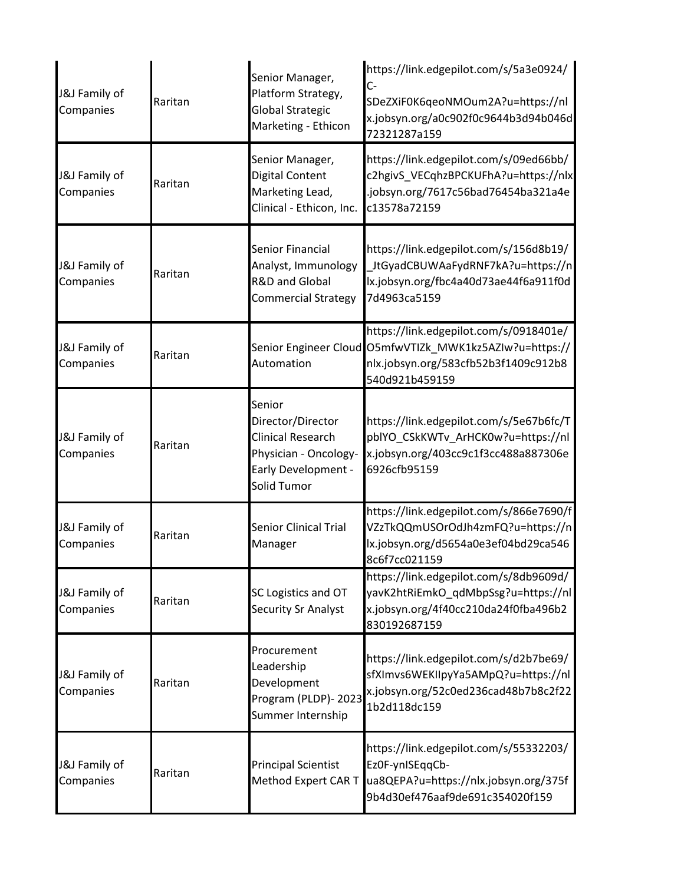| | | | |
|---|---|---|---|
| J&J Family of Companies | Raritan | Senior Manager, Platform Strategy, Global Strategic Marketing - Ethicon | https://link.edgepilot.com/s/5a3e0924/C-SDeZXiF0K6qeoNMOum2A?u=https://nlx.jobsyn.org/a0c902f0c9644b3d94b046d72321287a159 |
| J&J Family of Companies | Raritan | Senior Manager, Digital Content Marketing Lead, Clinical - Ethicon, Inc. | https://link.edgepilot.com/s/09ed66bb/c2hgivS_VECqhzBPCKUFhA?u=https://nlx.jobsyn.org/7617c56bad76454ba321a4ec13578a72159 |
| J&J Family of Companies | Raritan | Senior Financial Analyst, Immunology R&D and Global Commercial Strategy | https://link.edgepilot.com/s/156d8b19/_JtGyadCBUWAaFydRNF7kA?u=https://nlx.jobsyn.org/fbc4a40d73ae44f6a911f0d7d4963ca5159 |
| J&J Family of Companies | Raritan | Senior Engineer Cloud Automation | https://link.edgepilot.com/s/0918401e/O5mfwVTIZk_MWK1kz5AZIw?u=https://nlx.jobsyn.org/583cfb52b3f1409c912b8540d921b459159 |
| J&J Family of Companies | Raritan | Senior Director/Director Clinical Research Physician - Oncology-Early Development - Solid Tumor | https://link.edgepilot.com/s/5e67b6fc/TpblYO_CSkKWTv_ArHCK0w?u=https://nlx.jobsyn.org/403cc9c1f3cc488a887306e6926cfb95159 |
| J&J Family of Companies | Raritan | Senior Clinical Trial Manager | https://link.edgepilot.com/s/866e7690/fVZzTkQQmUSOrOdJh4zmFQ?u=https://nlx.jobsyn.org/d5654a0e3ef04bd29ca5468c6f7cc021159 |
| J&J Family of Companies | Raritan | SC Logistics and OT Security Sr Analyst | https://link.edgepilot.com/s/8db9609d/yavK2htRiEmkO_qdMbpSsg?u=https://nlx.jobsyn.org/4f40cc210da24f0fba496b2830192687159 |
| J&J Family of Companies | Raritan | Procurement Leadership Development Program (PLDP)- 2023 Summer Internship | https://link.edgepilot.com/s/d2b7be69/sfXImvs6WEKIIpyYa5AMpQ?u=https://nlx.jobsyn.org/52c0ed236cad48b7b8c2f221b2d118dc159 |
| J&J Family of Companies | Raritan | Principal Scientist Method Expert CAR T | https://link.edgepilot.com/s/55332203/Ez0F-ynISEqqCb-ua8QEPA?u=https://nlx.jobsyn.org/375f9b4d30ef476aaf9de691c354020f159 |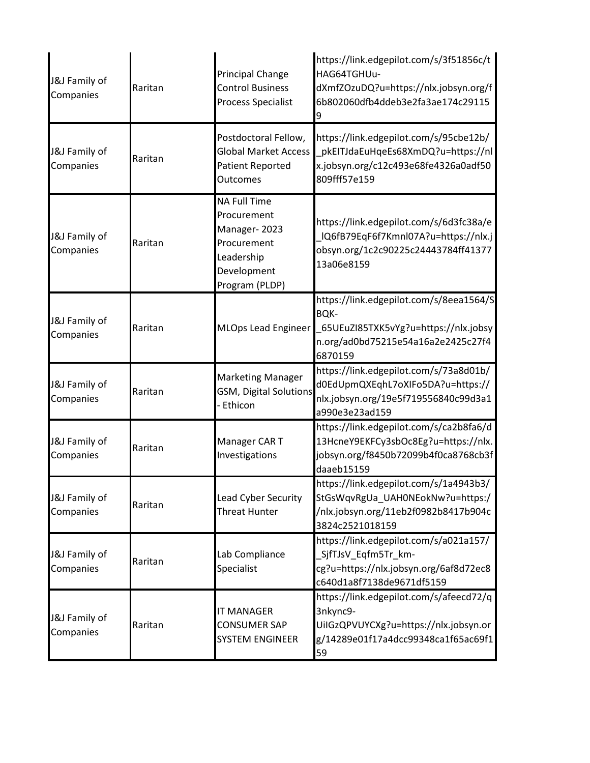| | | | |
|---|---|---|---|
| J&J Family of Companies | Raritan | Principal Change Control Business Process Specialist | https://link.edgepilot.com/s/3f51856c/tHAG64TGHUu-dXmfZOzuDQ?u=https://nlx.jobsyn.org/f6b802060dfb4ddeb3e2fa3ae174c291159 |
| J&J Family of Companies | Raritan | Postdoctoral Fellow, Global Market Access Patient Reported Outcomes | https://link.edgepilot.com/s/95cbe12b/_pkEITJdaEuHqeEs68XmDQ?u=https://nlx.jobsyn.org/c12c493e68fe4326a0adf50809fff57e159 |
| J&J Family of Companies | Raritan | NA Full Time Procurement Manager- 2023 Procurement Leadership Development Program (PLDP) | https://link.edgepilot.com/s/6d3fc38a/e_lQ6fB79EqF6f7Kmnl07A?u=https://nlx.jobsyn.org/1c2c90225c24443784ff4137713a06e8159 |
| J&J Family of Companies | Raritan | MLOps Lead Engineer | https://link.edgepilot.com/s/8eea1564/SBQK-_65UEuZI85TXK5vYg?u=https://nlx.jobsyn.org/ad0bd75215e54a16a2e2425c27f46870159 |
| J&J Family of Companies | Raritan | Marketing Manager GSM, Digital Solutions - Ethicon | https://link.edgepilot.com/s/73a8d01b/d0EdUpmQXEqhL7oXIFo5DA?u=https://nlx.jobsyn.org/19e5f719556840c99d3a1a990e3e23ad159 |
| J&J Family of Companies | Raritan | Manager CAR T Investigations | https://link.edgepilot.com/s/ca2b8fa6/d13HcneY9EKFCy3sbOc8Eg?u=https://nlx.jobsyn.org/f8450b72099b4f0ca8768cb3fdaaeb15159 |
| J&J Family of Companies | Raritan | Lead Cyber Security Threat Hunter | https://link.edgepilot.com/s/1a4943b3/StGsWqvRgUa_UAH0NEokNw?u=https://nlx.jobsyn.org/11eb2f0982b8417b904c3824c2521018159 |
| J&J Family of Companies | Raritan | Lab Compliance Specialist | https://link.edgepilot.com/s/a021a157/_SjfTJsV_Eqfm5Tr_km-cg?u=https://nlx.jobsyn.org/6af8d72ec8c640d1a8f7138de9671df5159 |
| J&J Family of Companies | Raritan | IT MANAGER CONSUMER SAP SYSTEM ENGINEER | https://link.edgepilot.com/s/afeecd72/q3nkync9-UiIGzQPVUYCXg?u=https://nlx.jobsyn.org/14289e01f17a4dcc99348ca1f65ac69f159 |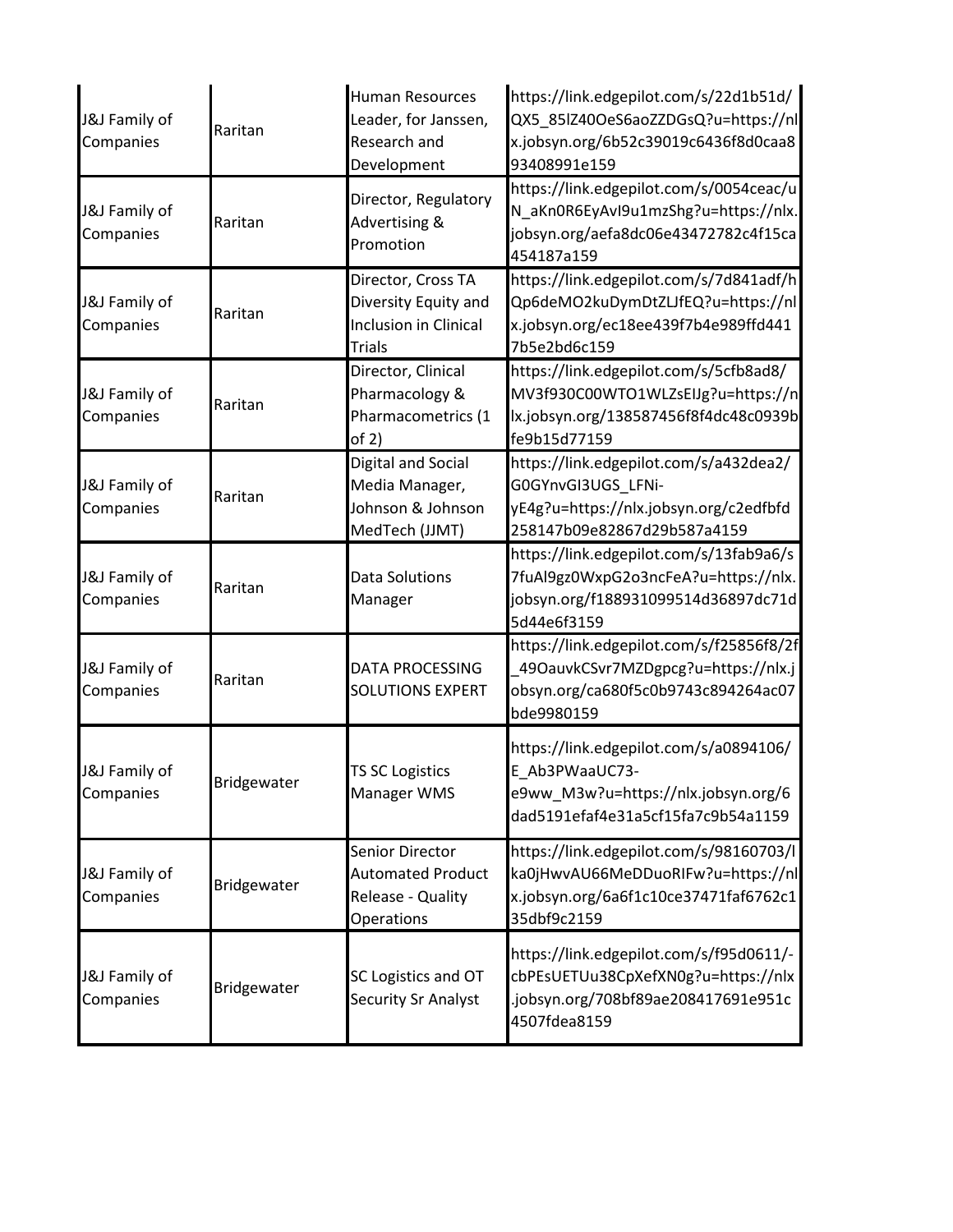| | | | |
|---|---|---|---|
| J&J Family of Companies | Raritan | Human Resources Leader, for Janssen, Research and Development | https://link.edgepilot.com/s/22d1b51d/QX5_85lZ40OeS6aoZZDGsQ?u=https://nlx.jobsyn.org/6b52c39019c6436f8d0caa893408991e159 |
| J&J Family of Companies | Raritan | Director, Regulatory Advertising & Promotion | https://link.edgepilot.com/s/0054ceac/uN_aKn0R6EyAvI9u1mzShg?u=https://nlx.jobsyn.org/aefa8dc06e43472782c4f15ca454187a159 |
| J&J Family of Companies | Raritan | Director, Cross TA Diversity Equity and Inclusion in Clinical Trials | https://link.edgepilot.com/s/7d841adf/hQp6deMO2kuDymDtZLJfEQ?u=https://nlx.jobsyn.org/ec18ee439f7b4e989ffd4417b5e2bd6c159 |
| J&J Family of Companies | Raritan | Director, Clinical Pharmacology & Pharmacometrics (1 of 2) | https://link.edgepilot.com/s/5cfb8ad8/MV3f930C00WTO1WLZsEIJg?u=https://nlx.jobsyn.org/138587456f8f4dc48c0939bfe9b15d77159 |
| J&J Family of Companies | Raritan | Digital and Social Media Manager, Johnson & Johnson MedTech (JJMT) | https://link.edgepilot.com/s/a432dea2/G0GYnvGI3UGS_LFNi-yE4g?u=https://nlx.jobsyn.org/c2edfbfd258147b09e82867d29b587a4159 |
| J&J Family of Companies | Raritan | Data Solutions Manager | https://link.edgepilot.com/s/13fab9a6/s7fuAl9gz0WxpG2o3ncFeA?u=https://nlx.jobsyn.org/f188931099514d36897dc71d5d44e6f3159 |
| J&J Family of Companies | Raritan | DATA PROCESSING SOLUTIONS EXPERT | https://link.edgepilot.com/s/f25856f8/2f_49OauvkCSvr7MZDgpcg?u=https://nlx.jobsyn.org/ca680f5c0b9743c894264ac07bde9980159 |
| J&J Family of Companies | Bridgewater | TS SC Logistics Manager WMS | https://link.edgepilot.com/s/a0894106/E_Ab3PWaaUC73-e9ww_M3w?u=https://nlx.jobsyn.org/6dad5191efaf4e31a5cf15fa7c9b54a1159 |
| J&J Family of Companies | Bridgewater | Senior Director Automated Product Release - Quality Operations | https://link.edgepilot.com/s/98160703/lka0jHwvAU66MeDDuoRIFw?u=https://nlx.jobsyn.org/6a6f1c10ce37471faf6762c135dbf9c2159 |
| J&J Family of Companies | Bridgewater | SC Logistics and OT Security Sr Analyst | https://link.edgepilot.com/s/f95d0611/-cbPEsUETUu38CpXefXN0g?u=https://nlx.jobsyn.org/708bf89ae208417691e951c4507fdea8159 |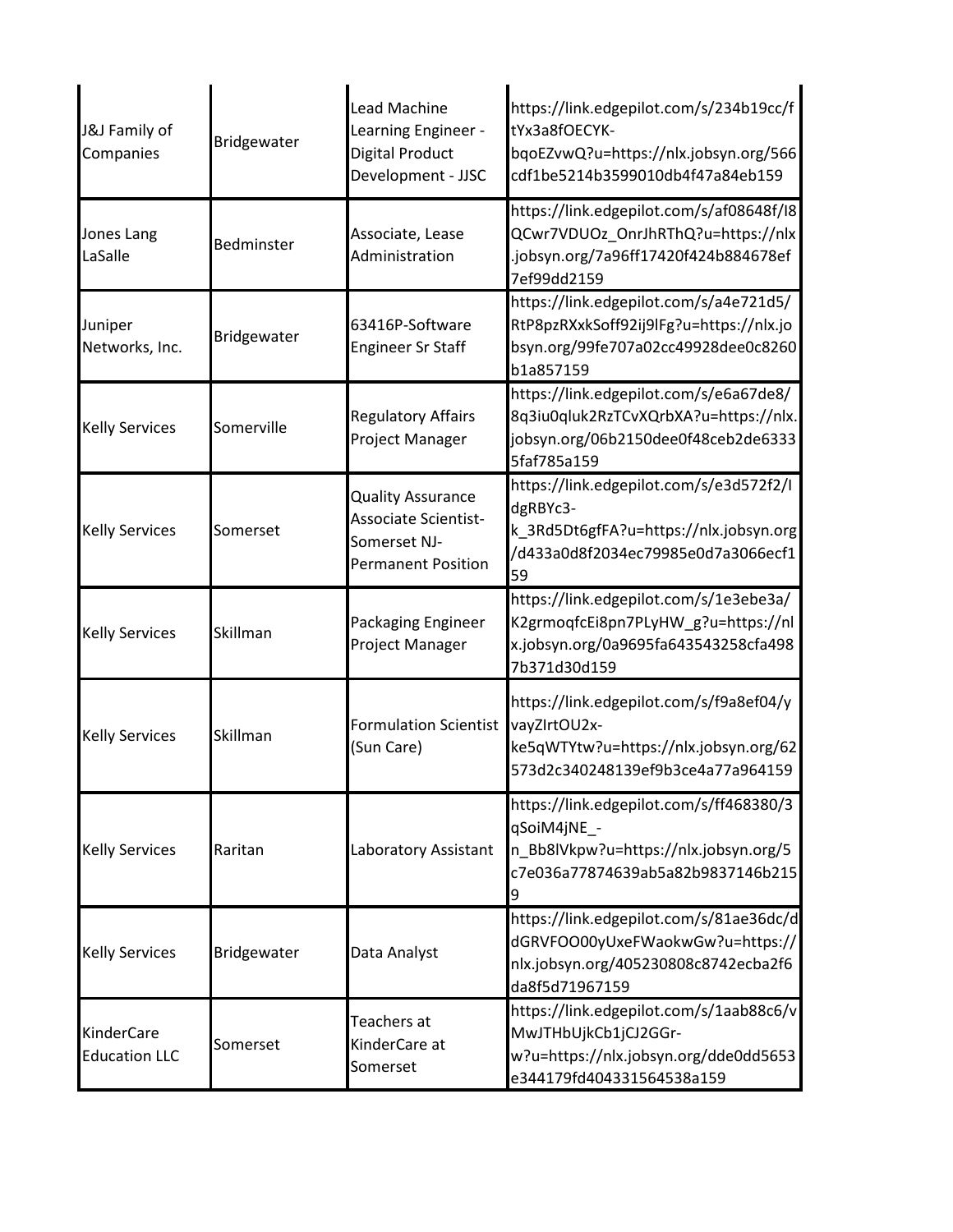| | | | |
|---|---|---|---|
| J&J Family of Companies | Bridgewater | Lead Machine Learning Engineer - Digital Product Development - JJSC | https://link.edgepilot.com/s/234b19cc/ftYx3a8fOECYK-bqoEZvwQ?u=https://nlx.jobsyn.org/566cdf1be5214b3599010db4f47a84eb159 |
| Jones Lang LaSalle | Bedminster | Associate, Lease Administration | https://link.edgepilot.com/s/af08648f/I8QCwr7VDUOz_OnrJhRThQ?u=https://nlx.jobsyn.org/7a96ff17420f424b884678ef7ef99dd2159 |
| Juniper Networks, Inc. | Bridgewater | 63416P-Software Engineer Sr Staff | https://link.edgepilot.com/s/a4e721d5/RtP8pzRXxkSoff92ij9lFg?u=https://nlx.jobsyn.org/99fe707a02cc49928dee0c8260b1a857159 |
| Kelly Services | Somerville | Regulatory Affairs Project Manager | https://link.edgepilot.com/s/e6a67de8/8q3iu0qluk2RzTCvXQrbXA?u=https://nlx.jobsyn.org/06b2150dee0f48ceb2de63335faf785a159 |
| Kelly Services | Somerset | Quality Assurance Associate Scientist-Somerset NJ-Permanent Position | https://link.edgepilot.com/s/e3d572f2/IdgRBYc3-k_3Rd5Dt6gfFA?u=https://nlx.jobsyn.org/d433a0d8f2034ec79985e0d7a3066ecf159 |
| Kelly Services | Skillman | Packaging Engineer Project Manager | https://link.edgepilot.com/s/1e3ebe3a/K2grmoqfcEi8pn7PLyHW_g?u=https://nlx.jobsyn.org/0a9695fa643543258cfa4987b371d30d159 |
| Kelly Services | Skillman | Formulation Scientist (Sun Care) | https://link.edgepilot.com/s/f9a8ef04/yvayZIrtOU2x-ke5qWTYtw?u=https://nlx.jobsyn.org/62573d2c340248139ef9b3ce4a77a964159 |
| Kelly Services | Raritan | Laboratory Assistant | https://link.edgepilot.com/s/ff468380/3qSoiM4jNE_-n_Bb8lVkpw?u=https://nlx.jobsyn.org/5c7e036a77874639ab5a82b9837146b2159 |
| Kelly Services | Bridgewater | Data Analyst | https://link.edgepilot.com/s/81ae36dc/ddGRVFOO00yUxeFWaokwGw?u=https://nlx.jobsyn.org/405230808c8742ecba2f6da8f5d71967159 |
| KinderCare Education LLC | Somerset | Teachers at KinderCare at Somerset | https://link.edgepilot.com/s/1aab88c6/vMwJTHbUjkCb1jCJ2GGr-w?u=https://nlx.jobsyn.org/dde0dd5653e344179fd404331564538a159 |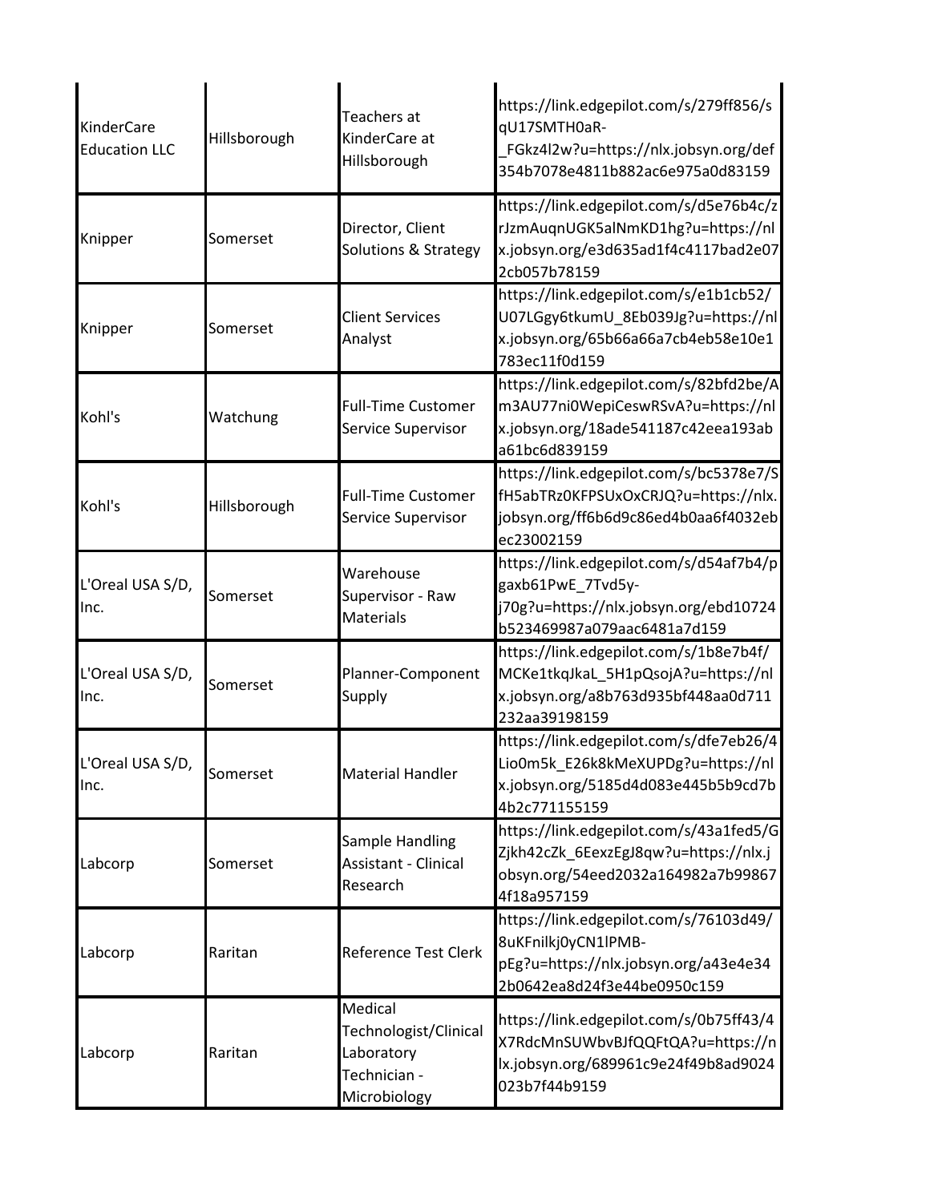| | | | |
|---|---|---|---|
| KinderCare Education LLC | Hillsborough | Teachers at KinderCare at Hillsborough | https://link.edgepilot.com/s/279ff856/sqU17SMTH0aR-_FGkz4l2w?u=https://nlx.jobsyn.org/def354b7078e4811b882ac6e975a0d83159 |
| Knipper | Somerset | Director, Client Solutions & Strategy | https://link.edgepilot.com/s/d5e76b4c/zrJzmAuqnUGK5alNmKD1hg?u=https://nlx.jobsyn.org/e3d635ad1f4c4117bad2e072cb057b78159 |
| Knipper | Somerset | Client Services Analyst | https://link.edgepilot.com/s/e1b1cb52/U07LGgy6tkumU_8Eb039Jg?u=https://nlx.jobsyn.org/65b66a66a7cb4eb58e10e1783ec11f0d159 |
| Kohl's | Watchung | Full-Time Customer Service Supervisor | https://link.edgepilot.com/s/82bfd2be/Am3AU77ni0WepiCeswRSvA?u=https://nlx.jobsyn.org/18ade541187c42eea193aba61bc6d839159 |
| Kohl's | Hillsborough | Full-Time Customer Service Supervisor | https://link.edgepilot.com/s/bc5378e7/SfH5abTRz0KFPSUxOxCRJQ?u=https://nlx.jobsyn.org/ff6b6d9c86ed4b0aa6f4032ebec23002159 |
| L'Oreal USA S/D, Inc. | Somerset | Warehouse Supervisor - Raw Materials | https://link.edgepilot.com/s/d54af7b4/pgaxb61PwE_7Tvd5y-j70g?u=https://nlx.jobsyn.org/ebd10724b523469987a079aac6481a7d159 |
| L'Oreal USA S/D, Inc. | Somerset | Planner-Component Supply | https://link.edgepilot.com/s/1b8e7b4f/MCKe1tkqJkaL_5H1pQsojA?u=https://nlx.jobsyn.org/a8b763d935bf448aa0d711232aa39198159 |
| L'Oreal USA S/D, Inc. | Somerset | Material Handler | https://link.edgepilot.com/s/dfe7eb26/4Lio0m5k_E26k8kMeXUPDg?u=https://nlx.jobsyn.org/5185d4d083e445b5b9cd7b4b2c771155159 |
| Labcorp | Somerset | Sample Handling Assistant - Clinical Research | https://link.edgepilot.com/s/43a1fed5/GZjkh42cZk_6EexzEgJ8qw?u=https://nlx.jobsyn.org/54eed2032a164982a7b998674f18a957159 |
| Labcorp | Raritan | Reference Test Clerk | https://link.edgepilot.com/s/76103d49/8uKFnilkj0yCN1lPMB-pEg?u=https://nlx.jobsyn.org/a43e4e342b0642ea8d24f3e44be0950c159 |
| Labcorp | Raritan | Medical Technologist/Clinical Laboratory Technician - Microbiology | https://link.edgepilot.com/s/0b75ff43/4X7RdcMnSUWbvBJfQQFtQA?u=https://nlx.jobsyn.org/689961c9e24f49b8ad9024023b7f44b9159 |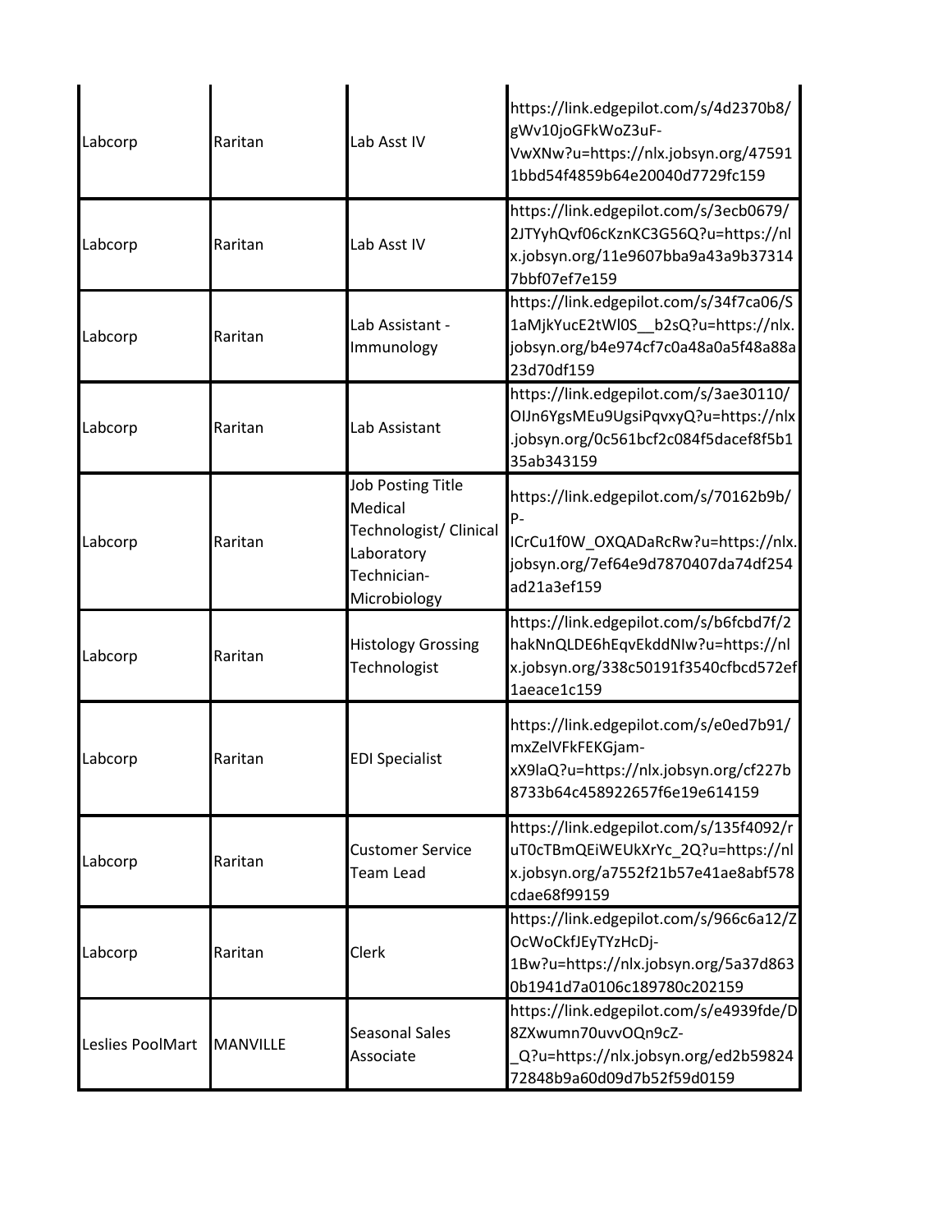| | | | |
|---|---|---|---|
| Labcorp | Raritan | Lab Asst IV | https://link.edgepilot.com/s/4d2370b8/gWv10joGFkWoZ3uF-VwXNw?u=https://nlx.jobsyn.org/475911bbd54f4859b64e20040d7729fc159 |
| Labcorp | Raritan | Lab Asst IV | https://link.edgepilot.com/s/3ecb0679/2JTYyhQvf06cKznKC3G56Q?u=https://nlx.jobsyn.org/11e9607bba9a43a9b373147bbf07ef7e159 |
| Labcorp | Raritan | Lab Assistant - Immunology | https://link.edgepilot.com/s/34f7ca06/S1aMjkYucE2tWl0S__b2sQ?u=https://nlx.jobsyn.org/b4e974cf7c0a48a0a5f48a88a23d70df159 |
| Labcorp | Raritan | Lab Assistant | https://link.edgepilot.com/s/3ae30110/OIJn6YgsMEu9UgsiPqvxyQ?u=https://nlx.jobsyn.org/0c561bcf2c084f5dacef8f5b135ab343159 |
| Labcorp | Raritan | Job Posting Title Medical Technologist/ Clinical Laboratory Technician-Microbiology | https://link.edgepilot.com/s/70162b9b/P-ICrCu1f0W_OXQADaRcRw?u=https://nlx.jobsyn.org/7ef64e9d7870407da74df254ad21a3ef159 |
| Labcorp | Raritan | Histology Grossing Technologist | https://link.edgepilot.com/s/b6fcbd7f/2hakNnQLDE6hEqvEkddNIw?u=https://nlx.jobsyn.org/338c50191f3540cfbcd572ef1aeace1c159 |
| Labcorp | Raritan | EDI Specialist | https://link.edgepilot.com/s/e0ed7b91/mxZelVFkFEKGjam-xX9laQ?u=https://nlx.jobsyn.org/cf227b8733b64c458922657f6e19e614159 |
| Labcorp | Raritan | Customer Service Team Lead | https://link.edgepilot.com/s/135f4092/ruT0cTBmQEiWEUkXrYc_2Q?u=https://nlx.jobsyn.org/a7552f21b57e41ae8abf578cdae68f99159 |
| Labcorp | Raritan | Clerk | https://link.edgepilot.com/s/966c6a12/ZOcWoCkfJEyTYzHcDj-1Bw?u=https://nlx.jobsyn.org/5a37d8630b1941d7a0106c189780c202159 |
| Leslies PoolMart | MANVILLE | Seasonal Sales Associate | https://link.edgepilot.com/s/e4939fde/D8ZXwumn70uvvOQn9cZ-_Q?u=https://nlx.jobsyn.org/ed2b5982472848b9a60d09d7b52f59d0159 |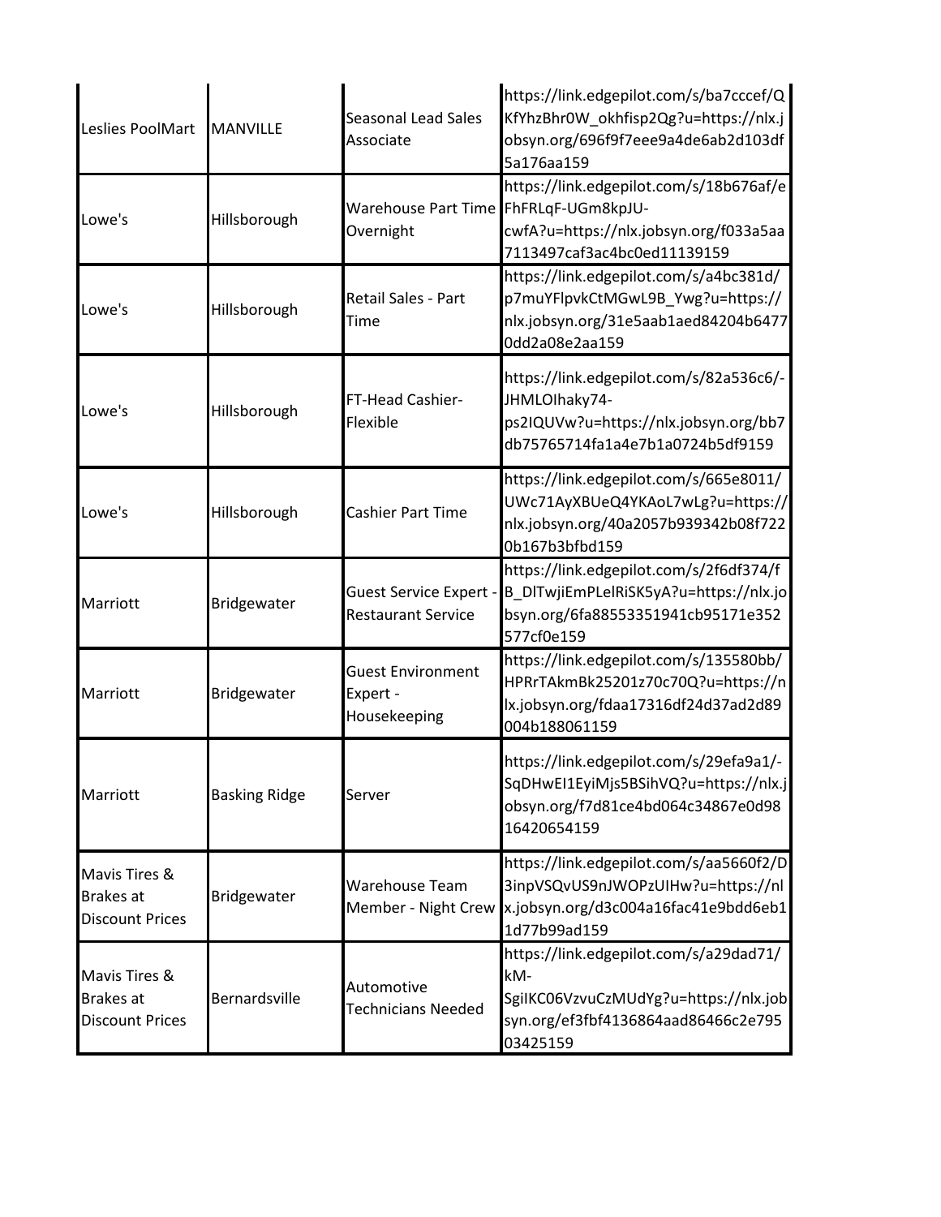| | | | |
|---|---|---|---|
| Leslies PoolMart | MANVILLE | Seasonal Lead Sales Associate | https://link.edgepilot.com/s/ba7cccef/QKfYhzBhr0W_okhfisp2Qg?u=https://nlx.jobsyn.org/696f9f7eee9a4de6ab2d103df5a176aa159 |
| Lowe's | Hillsborough | Warehouse Part Time Overnight | https://link.edgepilot.com/s/18b676af/eFhFRLqF-UGm8kpJU-cwfA?u=https://nlx.jobsyn.org/f033a5aa7113497caf3ac4bc0ed11139159 |
| Lowe's | Hillsborough | Retail Sales - Part Time | https://link.edgepilot.com/s/a4bc381d/p7muYFlpvkCtMGwL9B_Ywg?u=https://nlx.jobsyn.org/31e5aab1aed84204b64770dd2a08e2aa159 |
| Lowe's | Hillsborough | FT-Head Cashier-Flexible | https://link.edgepilot.com/s/82a536c6/-JHMLOIhaky74-ps2IQUVw?u=https://nlx.jobsyn.org/bb7db75765714fa1a4e7b1a0724b5df9159 |
| Lowe's | Hillsborough | Cashier Part Time | https://link.edgepilot.com/s/665e8011/UWc71AyXBUeQ4YKAoL7wLg?u=https://nlx.jobsyn.org/40a2057b939342b08f7220b167b3bfbd159 |
| Marriott | Bridgewater | Guest Service Expert - Restaurant Service | https://link.edgepilot.com/s/2f6df374/fB_DlTwjiEmPLelRiSK5yA?u=https://nlx.jobsyn.org/6fa88553351941cb95171e352577cf0e159 |
| Marriott | Bridgewater | Guest Environment Expert - Housekeeping | https://link.edgepilot.com/s/135580bb/HPRrTAkmBk25201z70c70Q?u=https://nlx.jobsyn.org/fdaa17316df24d37ad2d89004b188061159 |
| Marriott | Basking Ridge | Server | https://link.edgepilot.com/s/29efa9a1/-SqDHwEI1EyiMjs5BSihVQ?u=https://nlx.jobsyn.org/f7d81ce4bd064c34867e0d9816420654159 |
| Mavis Tires & Brakes at Discount Prices | Bridgewater | Warehouse Team Member - Night Crew | https://link.edgepilot.com/s/aa5660f2/D3inpVSQvUS9nJWOPzUIHw?u=https://nlx.jobsyn.org/d3c004a16fac41e9bdd6eb11d77b99ad159 |
| Mavis Tires & Brakes at Discount Prices | Bernardsville | Automotive Technicians Needed | https://link.edgepilot.com/s/a29dad71/kM-SgiIKC06VzvuCzMUdYg?u=https://nlx.jobsyn.org/ef3fbf4136864aad86466c2e79503425159 |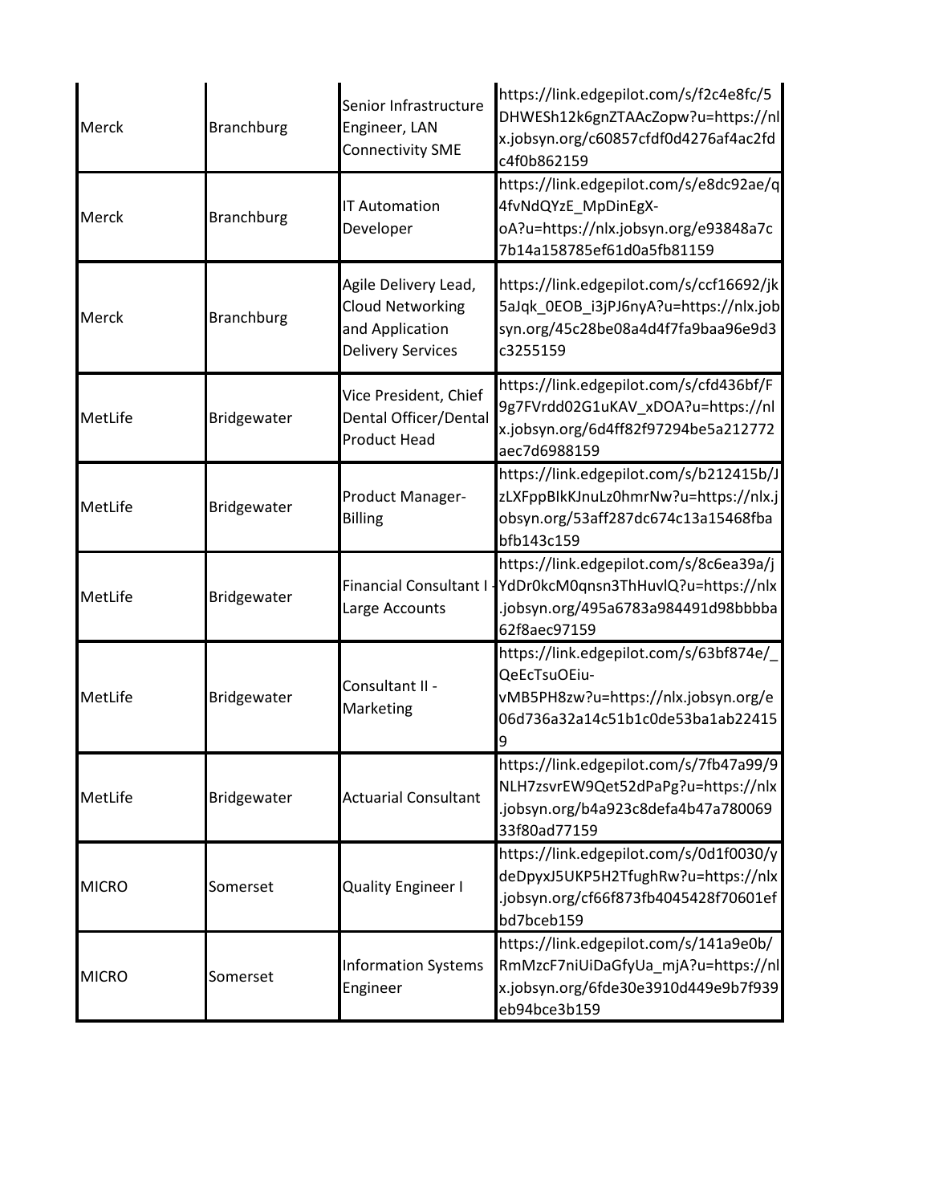| | | | |
|---|---|---|---|
| Merck | Branchburg | Senior Infrastructure Engineer, LAN Connectivity SME | https://link.edgepilot.com/s/f2c4e8fc/5DHWESh12k6gnZTAAcZopw?u=https://nlx.jobsyn.org/c60857cfdf0d4276af4ac2fdc4f0b862159 |
| Merck | Branchburg | IT Automation Developer | https://link.edgepilot.com/s/e8dc92ae/q4fvNdQYzE_MpDinEgX-oA?u=https://nlx.jobsyn.org/e93848a7c7b14a158785ef61d0a5fb81159 |
| Merck | Branchburg | Agile Delivery Lead, Cloud Networking and Application Delivery Services | https://link.edgepilot.com/s/ccf16692/jk5aJqk_0EOB_i3jPJ6nyA?u=https://nlx.jobsyn.org/45c28be08a4d4f7fa9baa96e9d3c3255159 |
| MetLife | Bridgewater | Vice President, Chief Dental Officer/Dental Product Head | https://link.edgepilot.com/s/cfd436bf/F9g7FVrdd02G1uKAV_xDOA?u=https://nlx.jobsyn.org/6d4ff82f97294be5a212772aec7d6988159 |
| MetLife | Bridgewater | Product Manager-Billing | https://link.edgepilot.com/s/b212415b/JzLXFppBIkKJnuLz0hmrNw?u=https://nlx.jobsyn.org/53aff287dc674c13a15468fbabfb143c159 |
| MetLife | Bridgewater | Financial Consultant I - Large Accounts | https://link.edgepilot.com/s/8c6ea39a/jYdDr0kcM0qnsn3ThHuvlQ?u=https://nlx.jobsyn.org/495a6783a984491d98bbbba62f8aec97159 |
| MetLife | Bridgewater | Consultant II - Marketing | https://link.edgepilot.com/s/63bf874e/_QeEcTsuOEiu-vMB5PH8zw?u=https://nlx.jobsyn.org/e06d736a32a14c51b1c0de53ba1ab224159 |
| MetLife | Bridgewater | Actuarial Consultant | https://link.edgepilot.com/s/7fb47a99/9NLH7zsvrEW9Qet52dPaPg?u=https://nlx.jobsyn.org/b4a923c8defa4b47a78006933f80ad77159 |
| MICRO | Somerset | Quality Engineer I | https://link.edgepilot.com/s/0d1f0030/ydeDpyxJ5UKP5H2TfughRw?u=https://nlx.jobsyn.org/cf66f873fb4045428f70601efbd7bceb159 |
| MICRO | Somerset | Information Systems Engineer | https://link.edgepilot.com/s/141a9e0b/RmMzcF7niUiDaGfyUa_mjA?u=https://nlx.jobsyn.org/6fde30e3910d449e9b7f939eb94bce3b159 |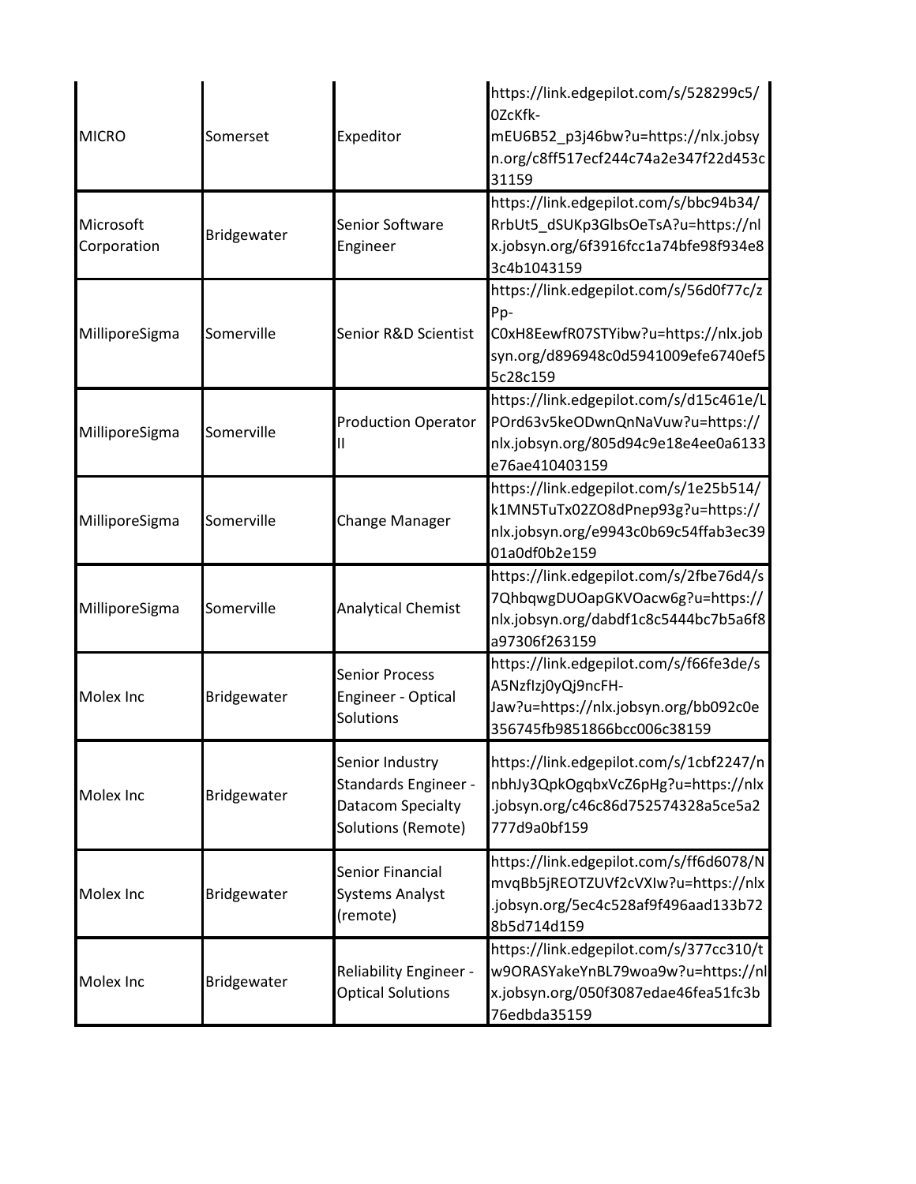| | | | |
|---|---|---|---|
| MICRO | Somerset | Expeditor | https://link.edgepilot.com/s/528299c5/0ZcKfk-mEU6B52_p3j46bw?u=https://nlx.jobsyn.org/c8ff517ecf244c74a2e347f22d453c31159 |
| Microsoft Corporation | Bridgewater | Senior Software Engineer | https://link.edgepilot.com/s/bbc94b34/RrbUt5_dSUKp3GlbsOeTsA?u=https://nlx.jobsyn.org/6f3916fcc1a74bfe98f934e83c4b1043159 |
| MilliporeSigma | Somerville | Senior R&D Scientist | https://link.edgepilot.com/s/56d0f77c/zPp-C0xH8EewfR07STYibw?u=https://nlx.jobsyn.org/d896948c0d5941009efe6740ef55c28c159 |
| MilliporeSigma | Somerville | Production Operator II | https://link.edgepilot.com/s/d15c461e/LPOrd63v5keODwnQnNaVuw?u=https://nlx.jobsyn.org/805d94c9e18e4ee0a6133e76ae410403159 |
| MilliporeSigma | Somerville | Change Manager | https://link.edgepilot.com/s/1e25b514/k1MN5TuTx02ZO8dPnep93g?u=https://nlx.jobsyn.org/e9943c0b69c54ffab3ec3901a0df0b2e159 |
| MilliporeSigma | Somerville | Analytical Chemist | https://link.edgepilot.com/s/2fbe76d4/s7QhbqwgDUOapGKVOacw6g?u=https://nlx.jobsyn.org/dabdf1c8c5444bc7b5a6f8a97306f263159 |
| Molex Inc | Bridgewater | Senior Process Engineer - Optical Solutions | https://link.edgepilot.com/s/f66fe3de/sA5NzfIzj0yQj9ncFH-Jaw?u=https://nlx.jobsyn.org/bb092c0e356745fb9851866bcc006c38159 |
| Molex Inc | Bridgewater | Senior Industry Standards Engineer - Datacom Specialty Solutions (Remote) | https://link.edgepilot.com/s/1cbf2247/nnbhJy3QpkOgqbxVcZ6pHg?u=https://nlx.jobsyn.org/c46c86d752574328a5ce5a2777d9a0bf159 |
| Molex Inc | Bridgewater | Senior Financial Systems Analyst (remote) | https://link.edgepilot.com/s/ff6d6078/NmvqBb5jREOTZUVf2cVXIw?u=https://nlx.jobsyn.org/5ec4c528af9f496aad133b728b5d714d159 |
| Molex Inc | Bridgewater | Reliability Engineer - Optical Solutions | https://link.edgepilot.com/s/377cc310/tw9ORASYakeYnBL79woa9w?u=https://nlx.jobsyn.org/050f3087edae46fea51fc3b76edbda35159 |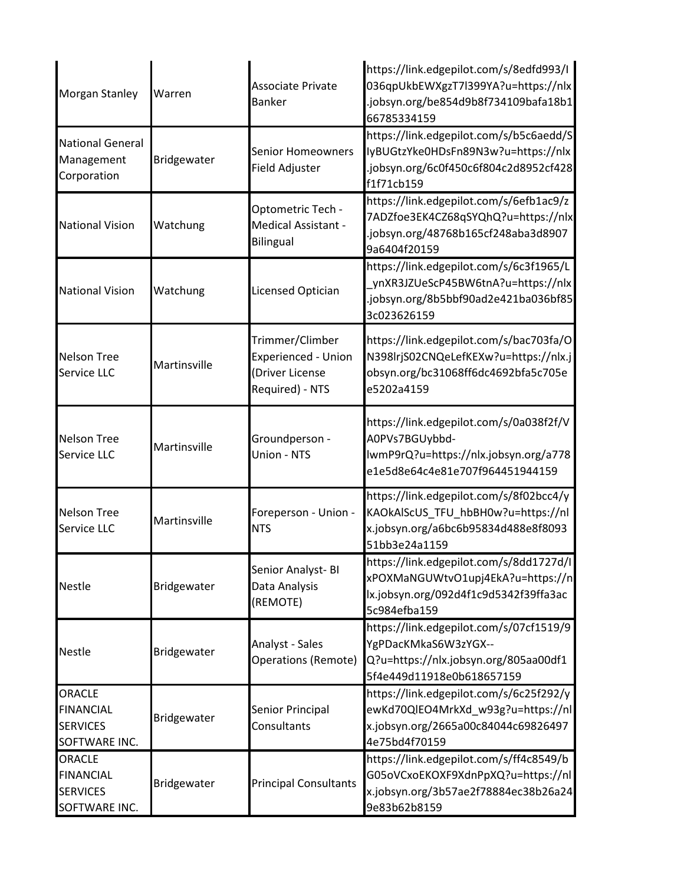| Morgan Stanley | Warren | Associate Private Banker | https://link.edgepilot.com/s/8edfd993/I036qpUkbEWXgzT7l399YA?u=https://nlx.jobsyn.org/be854d9b8f734109bafa18b166785334159 |
|---|---|---|---|
| National General Management Corporation | Bridgewater | Senior Homeowners Field Adjuster | https://link.edgepilot.com/s/b5c6aedd/SIyBUGtzYke0HDsFn89N3w?u=https://nlx.jobsyn.org/6c0f450c6f804c2d8952cf428f1f71cb159 |
| National Vision | Watchung | Optometric Tech - Medical Assistant - Bilingual | https://link.edgepilot.com/s/6efb1ac9/z7ADZfoe3EK4CZ68qSYQhQ?u=https://nlx.jobsyn.org/48768b165cf248aba3d89079a6404f20159 |
| National Vision | Watchung | Licensed Optician | https://link.edgepilot.com/s/6c3f1965/L_ynXR3JZUeScP45BW6tnA?u=https://nlx.jobsyn.org/8b5bbf90ad2e421ba036bf853c023626159 |
| Nelson Tree Service LLC | Martinsville | Trimmer/Climber Experienced - Union (Driver License Required) - NTS | https://link.edgepilot.com/s/bac703fa/ON398lrjS02CNQeLefKEXw?u=https://nlx.jobsyn.org/bc31068ff6dc4692bfa5c705ee5202a4159 |
| Nelson Tree Service LLC | Martinsville | Groundperson - Union - NTS | https://link.edgepilot.com/s/0a038f2f/VA0PVs7BGUybbd-lwmP9rQ?u=https://nlx.jobsyn.org/a778e1e5d8e64c4e81e707f964451944159 |
| Nelson Tree Service LLC | Martinsville | Foreperson - Union - NTS | https://link.edgepilot.com/s/8f02bcc4/yKAOkAlScUS_TFU_hbBH0w?u=https://nlx.jobsyn.org/a6bc6b95834d488e8f809351bb3e24a1159 |
| Nestle | Bridgewater | Senior Analyst- BI Data Analysis (REMOTE) | https://link.edgepilot.com/s/8dd1727d/IxPOXMaNGUWtvO1upj4EkA?u=https://nlx.jobsyn.org/092d4f1c9d5342f39ffa3ac5c984efba159 |
| Nestle | Bridgewater | Analyst - Sales Operations (Remote) | https://link.edgepilot.com/s/07cf1519/9YgPDacKMkaS6W3zYGX--Q?u=https://nlx.jobsyn.org/805aa00df15f4e449d11918e0b618657159 |
| ORACLE FINANCIAL SERVICES SOFTWARE INC. | Bridgewater | Senior Principal Consultants | https://link.edgepilot.com/s/6c25f292/yewKd70QlEO4MrkXd_w93g?u=https://nlx.jobsyn.org/2665a00c84044c698264974e75bd4f70159 |
| ORACLE FINANCIAL SERVICES SOFTWARE INC. | Bridgewater | Principal Consultants | https://link.edgepilot.com/s/ff4c8549/bG05oVCxoEKOXF9XdnPpXQ?u=https://nlx.jobsyn.org/3b57ae2f78884ec38b26a249e83b62b8159 |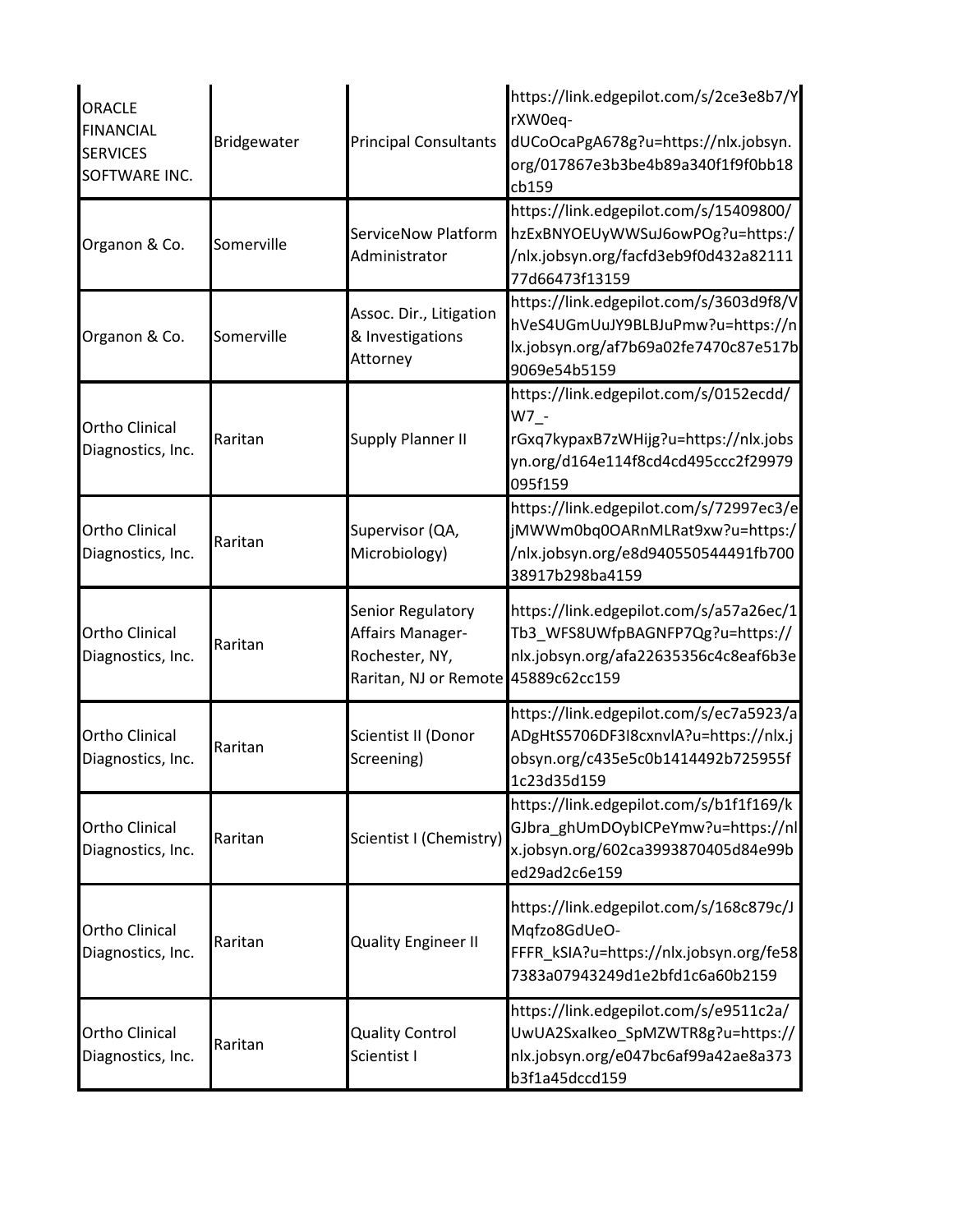| | | | |
|---|---|---|---|
| ORACLE FINANCIAL SERVICES SOFTWARE INC. | Bridgewater | Principal Consultants | https://link.edgepilot.com/s/2ce3e8b7/YrXW0eq-dUCoOcaPgA678g?u=https://nlx.jobsyn.org/017867e3b3be4b89a340f1f9f0bb18cb159 |
| Organon & Co. | Somerville | ServiceNow Platform Administrator | https://link.edgepilot.com/s/15409800/hzExBNYOEUyWWSuJ6owPOg?u=https://nlx.jobsyn.org/facfd3eb9f0d432a8211177d66473f13159 |
| Organon & Co. | Somerville | Assoc. Dir., Litigation & Investigations Attorney | https://link.edgepilot.com/s/3603d9f8/VhVeS4UGmUuJY9BLBJuPmw?u=https://nlx.jobsyn.org/af7b69a02fe7470c87e517b9069e54b5159 |
| Ortho Clinical Diagnostics, Inc. | Raritan | Supply Planner II | https://link.edgepilot.com/s/0152ecdd/W7_-rGxq7kypaxB7zWHijg?u=https://nlx.jobsyn.org/d164e114f8cd4cd495ccc2f29979095f159 |
| Ortho Clinical Diagnostics, Inc. | Raritan | Supervisor (QA, Microbiology) | https://link.edgepilot.com/s/72997ec3/ejMWWm0bq0OARnMLRat9xw?u=https://nlx.jobsyn.org/e8d940550544491fb70038917b298ba4159 |
| Ortho Clinical Diagnostics, Inc. | Raritan | Senior Regulatory Affairs Manager- Rochester, NY, Raritan, NJ or Remote | https://link.edgepilot.com/s/a57a26ec/1Tb3_WFS8UWfpBAGNFP7Qg?u=https://nlx.jobsyn.org/afa22635356c4c8eaf6b3e45889c62cc159 |
| Ortho Clinical Diagnostics, Inc. | Raritan | Scientist II (Donor Screening) | https://link.edgepilot.com/s/ec7a5923/aADgHtS5706DF3I8cxnvlA?u=https://nlx.jobsyn.org/c435e5c0b1414492b725955f1c23d35d159 |
| Ortho Clinical Diagnostics, Inc. | Raritan | Scientist I (Chemistry) | https://link.edgepilot.com/s/b1f1f169/kGJbra_ghUmDOybICPeYmw?u=https://nlx.jobsyn.org/602ca3993870405d84e99bed29ad2c6e159 |
| Ortho Clinical Diagnostics, Inc. | Raritan | Quality Engineer II | https://link.edgepilot.com/s/168c879c/JMqfzo8GdUeO-FFFR_kSIA?u=https://nlx.jobsyn.org/fe587383a07943249d1e2bfd1c6a60b2159 |
| Ortho Clinical Diagnostics, Inc. | Raritan | Quality Control Scientist I | https://link.edgepilot.com/s/e9511c2a/UwUA2SxaIkeo_SpMZWTR8g?u=https://nlx.jobsyn.org/e047bc6af99a42ae8a373b3f1a45dccd159 |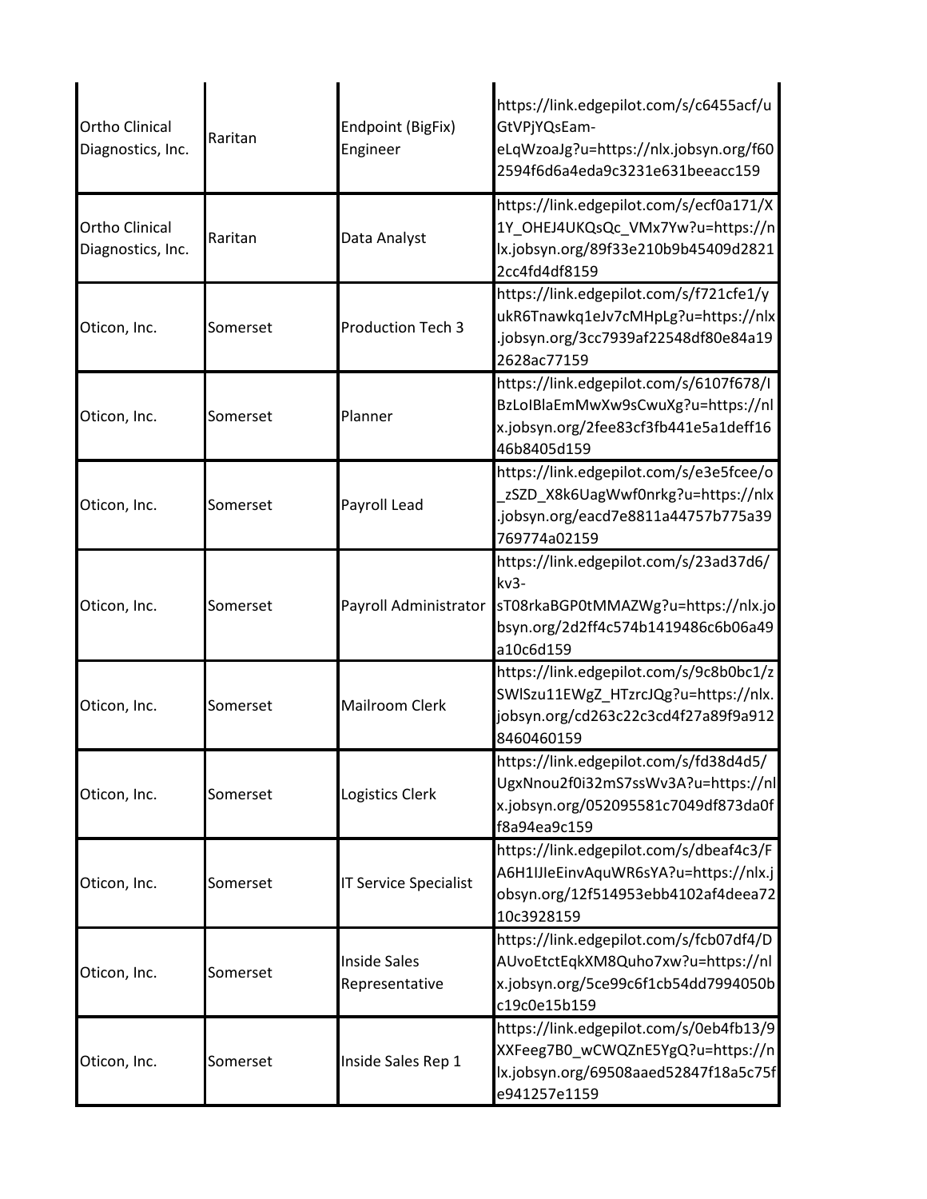| | | | |
|---|---|---|---|
| Ortho Clinical Diagnostics, Inc. | Raritan | Endpoint (BigFix) Engineer | https://link.edgepilot.com/s/c6455acf/uGtVPjYQsEam-eLqWzoaJg?u=https://nlx.jobsyn.org/f602594f6d6a4eda9c3231e631beeacc159 |
| Ortho Clinical Diagnostics, Inc. | Raritan | Data Analyst | https://link.edgepilot.com/s/ecf0a171/X1Y_OHEJ4UKQsQc_VMx7Yw?u=https://nlx.jobsyn.org/89f33e210b9b45409d28212cc4fd4df8159 |
| Oticon, Inc. | Somerset | Production Tech 3 | https://link.edgepilot.com/s/f721cfe1/yukR6Tnawkq1eJv7cMHpLg?u=https://nlx.jobsyn.org/3cc7939af22548df80e84a192628ac77159 |
| Oticon, Inc. | Somerset | Planner | https://link.edgepilot.com/s/6107f678/IBzLoIBlaEmMwXw9sCwuXg?u=https://nlx.jobsyn.org/2fee83cf3fb441e5a1deff1646b8405d159 |
| Oticon, Inc. | Somerset | Payroll Lead | https://link.edgepilot.com/s/e3e5fcee/o_zSZD_X8k6UagWwf0nrkg?u=https://nlx.jobsyn.org/eacd7e8811a44757b775a39769774a02159 |
| Oticon, Inc. | Somerset | Payroll Administrator | https://link.edgepilot.com/s/23ad37d6/kv3-sT08rkaBGP0tMMAZWg?u=https://nlx.jobsyn.org/2d2ff4c574b1419486c6b06a49a10c6d159 |
| Oticon, Inc. | Somerset | Mailroom Clerk | https://link.edgepilot.com/s/9c8b0bc1/zSWlSzu11EWgZ_HTzrcJQg?u=https://nlx.jobsyn.org/cd263c22c3cd4f27a89f9a9128460460159 |
| Oticon, Inc. | Somerset | Logistics Clerk | https://link.edgepilot.com/s/fd38d4d5/UgxNnou2f0i32mS7ssWv3A?u=https://nlx.jobsyn.org/052095581c7049df873da0ff8a94ea9c159 |
| Oticon, Inc. | Somerset | IT Service Specialist | https://link.edgepilot.com/s/dbeaf4c3/FA6H1IJIeEinvAquWR6sYA?u=https://nlx.jobsyn.org/12f514953ebb4102af4deea7210c3928159 |
| Oticon, Inc. | Somerset | Inside Sales Representative | https://link.edgepilot.com/s/fcb07df4/DAUvoEtctEqkXM8Quho7xw?u=https://nlx.jobsyn.org/5ce99c6f1cb54dd7994050bc19c0e15b159 |
| Oticon, Inc. | Somerset | Inside Sales Rep 1 | https://link.edgepilot.com/s/0eb4fb13/9XXFeeg7B0_wCWQZnE5YgQ?u=https://nlx.jobsyn.org/69508aaed52847f18a5c75fe941257e1159 |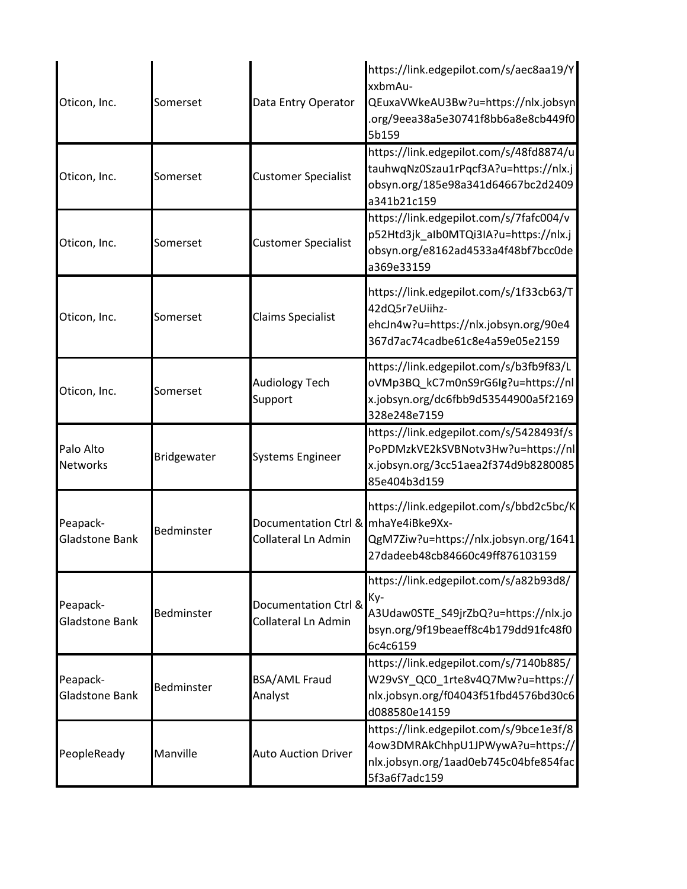| | | | |
|---|---|---|---|
| Oticon, Inc. | Somerset | Data Entry Operator | https://link.edgepilot.com/s/aec8aa19/YxxbmAu-QEuxaVWkeAU3Bw?u=https://nlx.jobsyn.org/9eea38a5e30741f8bb6a8e8cb449f05b159 |
| Oticon, Inc. | Somerset | Customer Specialist | https://link.edgepilot.com/s/48fd8874/utauhwqNz0Szau1rPqcf3A?u=https://nlx.jobsyn.org/185e98a341d64667bc2d2409a341b21c159 |
| Oticon, Inc. | Somerset | Customer Specialist | https://link.edgepilot.com/s/7fafc004/vp52Htd3jk_aIb0MTQi3IA?u=https://nlx.jobsyn.org/e8162ad4533a4f48bf7bcc0dea369e33159 |
| Oticon, Inc. | Somerset | Claims Specialist | https://link.edgepilot.com/s/1f33cb63/T42dQ5r7eUiihz-ehcJn4w?u=https://nlx.jobsyn.org/90e4367d7ac74cadbe61c8e4a59e05e2159 |
| Oticon, Inc. | Somerset | Audiology Tech Support | https://link.edgepilot.com/s/b3fb9f83/LoVMp3BQ_kC7m0nS9rG6Ig?u=https://nlx.jobsyn.org/dc6fbb9d53544900a5f2169328e248e7159 |
| Palo Alto Networks | Bridgewater | Systems Engineer | https://link.edgepilot.com/s/5428493f/sPoPDMzkVE2kSVBNotv3Hw?u=https://nlx.jobsyn.org/3cc51aea2f374d9b828008585e404b3d159 |
| Peapack-Gladstone Bank | Bedminster | Documentation Ctrl & Collateral Ln Admin | https://link.edgepilot.com/s/bbd2c5bc/KmhaYe4iBke9Xx-QgM7Ziw?u=https://nlx.jobsyn.org/164127dadeeb48cb84660c49ff876103159 |
| Peapack-Gladstone Bank | Bedminster | Documentation Ctrl & Collateral Ln Admin | https://link.edgepilot.com/s/a82b93d8/Ky-A3Udaw0STE_S49jrZbQ?u=https://nlx.jobsyn.org/9f19beaeff8c4b179dd91fc48f06c4c6159 |
| Peapack-Gladstone Bank | Bedminster | BSA/AML Fraud Analyst | https://link.edgepilot.com/s/7140b885/W29vSY_QC0_1rte8v4Q7Mw?u=https://nlx.jobsyn.org/f04043f51fbd4576bd30c6d088580e14159 |
| PeopleReady | Manville | Auto Auction Driver | https://link.edgepilot.com/s/9bce1e3f/84ow3DMRAkChhpU1JPWywA?u=https://nlx.jobsyn.org/1aad0eb745c04bfe854fac5f3a6f7adc159 |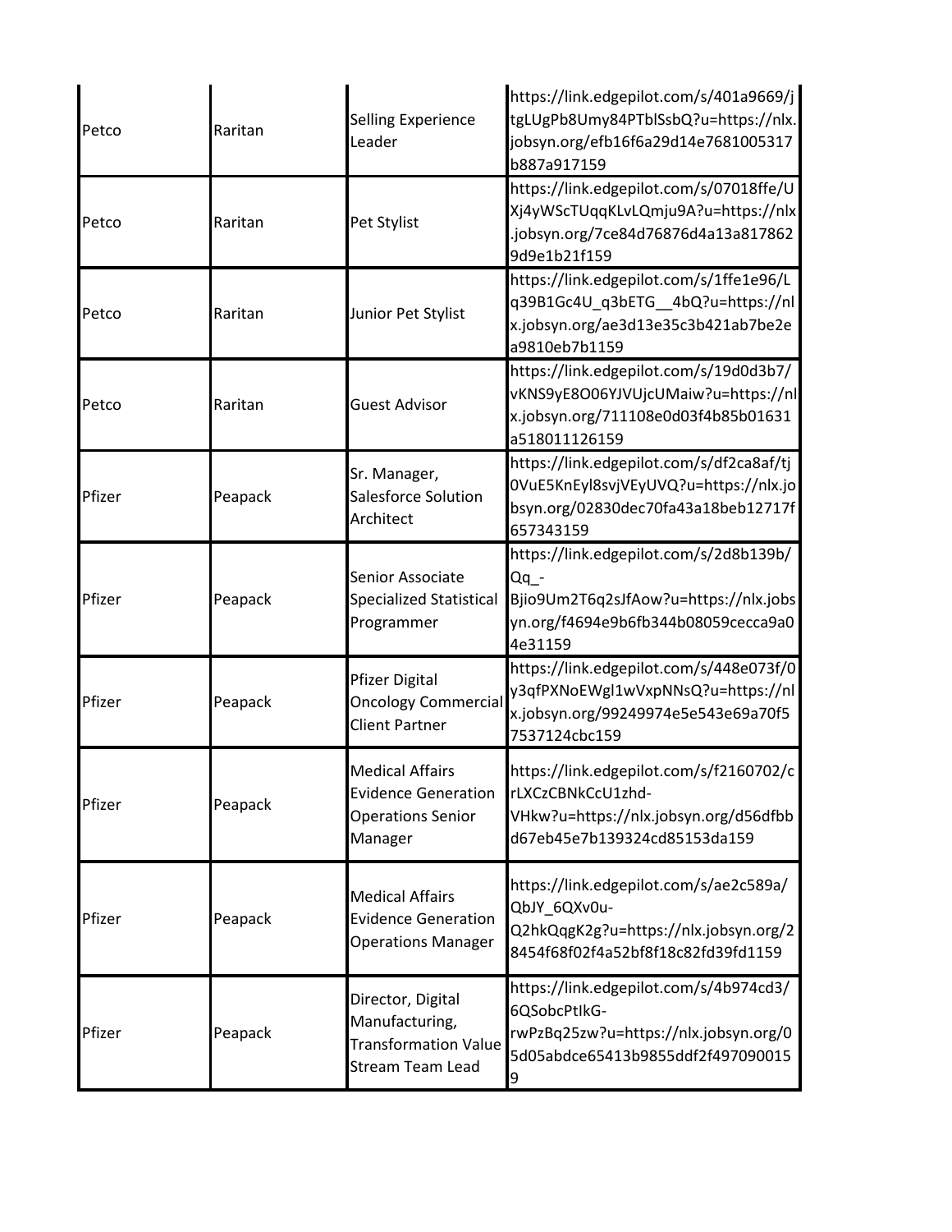| | | | |
|---|---|---|---|
| Petco | Raritan | Selling Experience Leader | https://link.edgepilot.com/s/401a9669/jtgLUgPb8Umy84PTblSsbQ?u=https://nlx.jobsyn.org/efb16f6a29d14e7681005317b887a917159 |
| Petco | Raritan | Pet Stylist | https://link.edgepilot.com/s/07018ffe/UXj4yWScTUqqKLvLQmju9A?u=https://nlx.jobsyn.org/7ce84d76876d4a13a8178629d9e1b21f159 |
| Petco | Raritan | Junior Pet Stylist | https://link.edgepilot.com/s/1ffe1e96/Lq39B1Gc4U_q3bETG__4bQ?u=https://nlx.jobsyn.org/ae3d13e35c3b421ab7be2ea9810eb7b1159 |
| Petco | Raritan | Guest Advisor | https://link.edgepilot.com/s/19d0d3b7/vKNS9yE8O06YJVUjcUMaiw?u=https://nlx.jobsyn.org/711108e0d03f4b85b01631a518011126159 |
| Pfizer | Peapack | Sr. Manager, Salesforce Solution Architect | https://link.edgepilot.com/s/df2ca8af/tj0VuE5KnEyl8svjVEyUVQ?u=https://nlx.jobsyn.org/02830dec70fa43a18beb12717f657343159 |
| Pfizer | Peapack | Senior Associate Specialized Statistical Programmer | https://link.edgepilot.com/s/2d8b139b/Qq_-Bjio9Um2T6q2sJfAow?u=https://nlx.jobsyn.org/f4694e9b6fb344b08059cecca9a04e31159 |
| Pfizer | Peapack | Pfizer Digital Oncology Commercial Client Partner | https://link.edgepilot.com/s/448e073f/0y3qfPXNoEWgl1wVxpNNsQ?u=https://nlx.jobsyn.org/99249974e5e543e69a70f57537124cbc159 |
| Pfizer | Peapack | Medical Affairs Evidence Generation Operations Senior Manager | https://link.edgepilot.com/s/f2160702/crLXCzCBNkCcU1zhd-VHkw?u=https://nlx.jobsyn.org/d56dfbbd67eb45e7b139324cd85153da159 |
| Pfizer | Peapack | Medical Affairs Evidence Generation Operations Manager | https://link.edgepilot.com/s/ae2c589a/QbJY_6QXv0u-Q2hkQqgK2g?u=https://nlx.jobsyn.org/28454f68f02f4a52bf8f18c82fd39fd1159 |
| Pfizer | Peapack | Director, Digital Manufacturing, Transformation Value Stream Team Lead | https://link.edgepilot.com/s/4b974cd3/6QSobcPtIkG-rwPzBq25zw?u=https://nlx.jobsyn.org/05d05abdce65413b9855ddf2f4970900159 |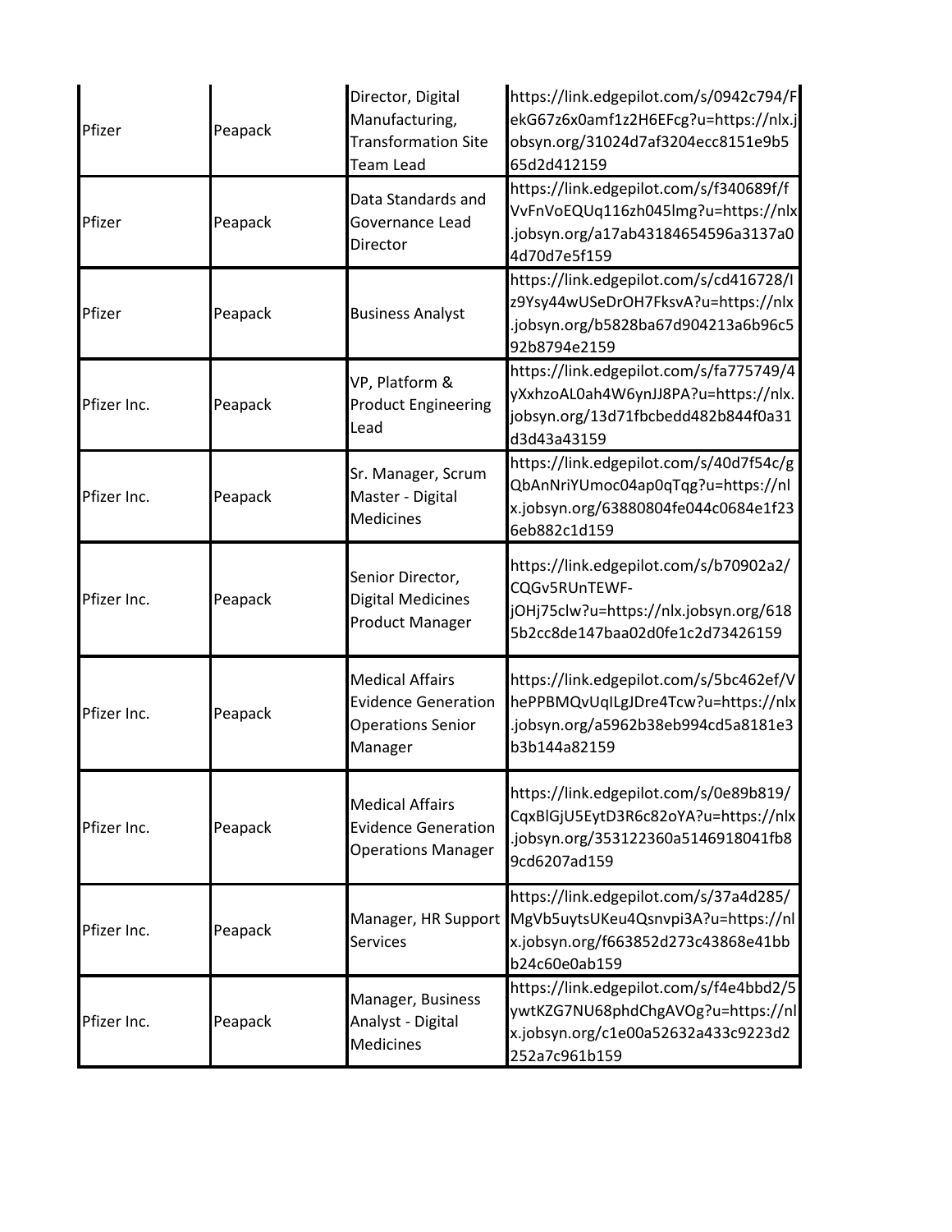| | | | |
|---|---|---|---|
| Pfizer | Peapack | Director, Digital Manufacturing, Transformation Site Team Lead | https://link.edgepilot.com/s/0942c794/FekG67z6x0amf1z2H6EFcg?u=https://nlx.jobsyn.org/31024d7af3204ecc8151e9b565d2d412159 |
| Pfizer | Peapack | Data Standards and Governance Lead Director | https://link.edgepilot.com/s/f340689f/fVvFnVoEQUq116zh045lmg?u=https://nlx.jobsyn.org/a17ab43184654596a3137a04d70d7e5f159 |
| Pfizer | Peapack | Business Analyst | https://link.edgepilot.com/s/cd416728/Iz9Ysy44wUSeDrOH7FksvA?u=https://nlx.jobsyn.org/b5828ba67d904213a6b96c592b8794e2159 |
| Pfizer Inc. | Peapack | VP, Platform & Product Engineering Lead | https://link.edgepilot.com/s/fa775749/4yXxhzoAL0ah4W6ynJJ8PA?u=https://nlx.jobsyn.org/13d71fbcbedd482b844f0a31d3d43a43159 |
| Pfizer Inc. | Peapack | Sr. Manager, Scrum Master - Digital Medicines | https://link.edgepilot.com/s/40d7f54c/gQbAnNriYUmoc04ap0qTqg?u=https://nlx.jobsyn.org/63880804fe044c0684e1f236eb882c1d159 |
| Pfizer Inc. | Peapack | Senior Director, Digital Medicines Product Manager | https://link.edgepilot.com/s/b70902a2/CQGv5RUnTEWF-jOHj75clw?u=https://nlx.jobsyn.org/6185b2cc8de147baa02d0fe1c2d73426159 |
| Pfizer Inc. | Peapack | Medical Affairs Evidence Generation Operations Senior Manager | https://link.edgepilot.com/s/5bc462ef/VhePPBMQvUqILgJDre4Tcw?u=https://nlx.jobsyn.org/a5962b38eb994cd5a8181e3b3b144a82159 |
| Pfizer Inc. | Peapack | Medical Affairs Evidence Generation Operations Manager | https://link.edgepilot.com/s/0e89b819/CqxBlGjU5EytD3R6c82oYA?u=https://nlx.jobsyn.org/353122360a5146918041fb89cd6207ad159 |
| Pfizer Inc. | Peapack | Manager, HR Support Services | https://link.edgepilot.com/s/37a4d285/MgVb5uytsUKeu4Qsnvpi3A?u=https://nlx.jobsyn.org/f663852d273c43868e41bbb24c60e0ab159 |
| Pfizer Inc. | Peapack | Manager, Business Analyst - Digital Medicines | https://link.edgepilot.com/s/f4e4bbd2/5ywtKZG7NU68phdChgAVOg?u=https://nlx.jobsyn.org/c1e00a52632a433c9223d2252a7c961b159 |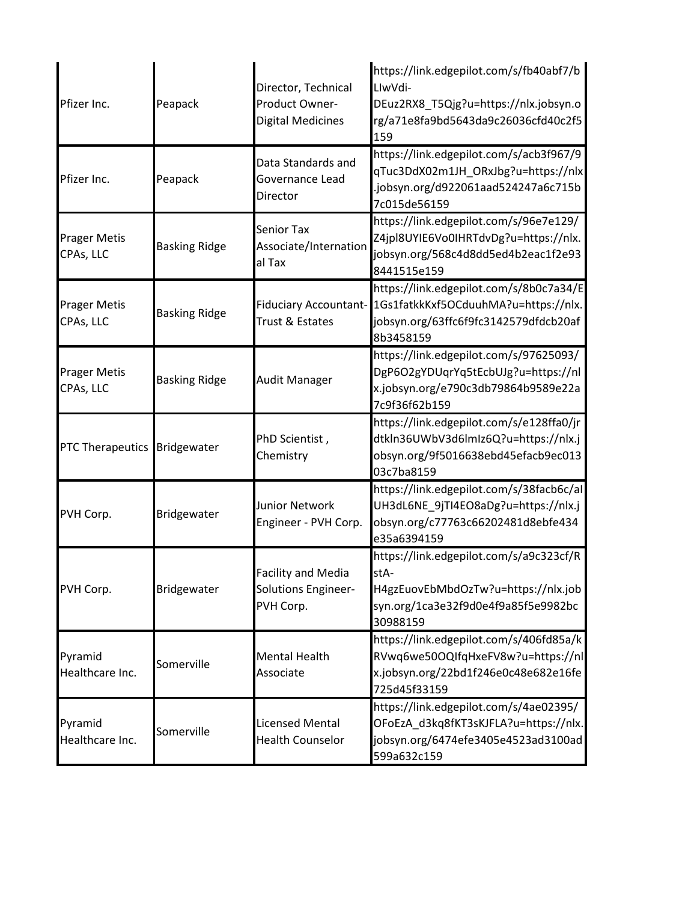| | | | |
|---|---|---|---|
| Pfizer Inc. | Peapack | Director, Technical Product Owner- Digital Medicines | https://link.edgepilot.com/s/fb40abf7/bLIwVdi-DEuz2RX8_T5Qjg?u=https://nlx.jobsyn.org/a71e8fa9bd5643da9c26036cfd40c2f5159 |
| Pfizer Inc. | Peapack | Data Standards and Governance Lead Director | https://link.edgepilot.com/s/acb3f967/9qTuc3DdX02m1JH_ORxJbg?u=https://nlx.jobsyn.org/d922061aad524247a6c715b7c015de56159 |
| Prager Metis CPAs, LLC | Basking Ridge | Senior Tax Associate/International Tax | https://link.edgepilot.com/s/96e7e129/Z4jpl8UYIE6Vo0IHRTdvDg?u=https://nlx.jobsyn.org/568c4d8dd5ed4b2eac1f2e938441515e159 |
| Prager Metis CPAs, LLC | Basking Ridge | Fiduciary Accountant- Trust & Estates | https://link.edgepilot.com/s/8b0c7a34/E1Gs1fatkkKxf5OCduuhMA?u=https://nlx.jobsyn.org/63ffc6f9fc3142579dfdcb20af8b3458159 |
| Prager Metis CPAs, LLC | Basking Ridge | Audit Manager | https://link.edgepilot.com/s/97625093/DgP6O2gYDUqrYq5tEcbUJg?u=https://nlx.jobsyn.org/e790c3db79864b9589e22a7c9f36f62b159 |
| PTC Therapeutics | Bridgewater | PhD Scientist , Chemistry | https://link.edgepilot.com/s/e128ffa0/jrdtkln36UWbV3d6lmIz6Q?u=https://nlx.jobsyn.org/9f5016638ebd45efacb9ec01303c7ba8159 |
| PVH Corp. | Bridgewater | Junior Network Engineer - PVH Corp. | https://link.edgepilot.com/s/38facb6c/alUH3dL6NE_9jTI4EO8aDg?u=https://nlx.jobsyn.org/c77763c66202481d8ebfe434e35a6394159 |
| PVH Corp. | Bridgewater | Facility and Media Solutions Engineer- PVH Corp. | https://link.edgepilot.com/s/a9c323cf/RstA-H4gzEuovEbMbdOzTw?u=https://nlx.jobsyn.org/1ca3e32f9d0e4f9a85f5e9982bc30988159 |
| Pyramid Healthcare Inc. | Somerville | Mental Health Associate | https://link.edgepilot.com/s/406fd85a/kRVwq6we50OQIfqHxeFV8w?u=https://nlx.jobsyn.org/22bd1f246e0c48e682e16fe725d45f33159 |
| Pyramid Healthcare Inc. | Somerville | Licensed Mental Health Counselor | https://link.edgepilot.com/s/4ae02395/OFoEzA_d3kq8fKT3sKJFLA?u=https://nlx.jobsyn.org/6474efe3405e4523ad3100ad599a632c159 |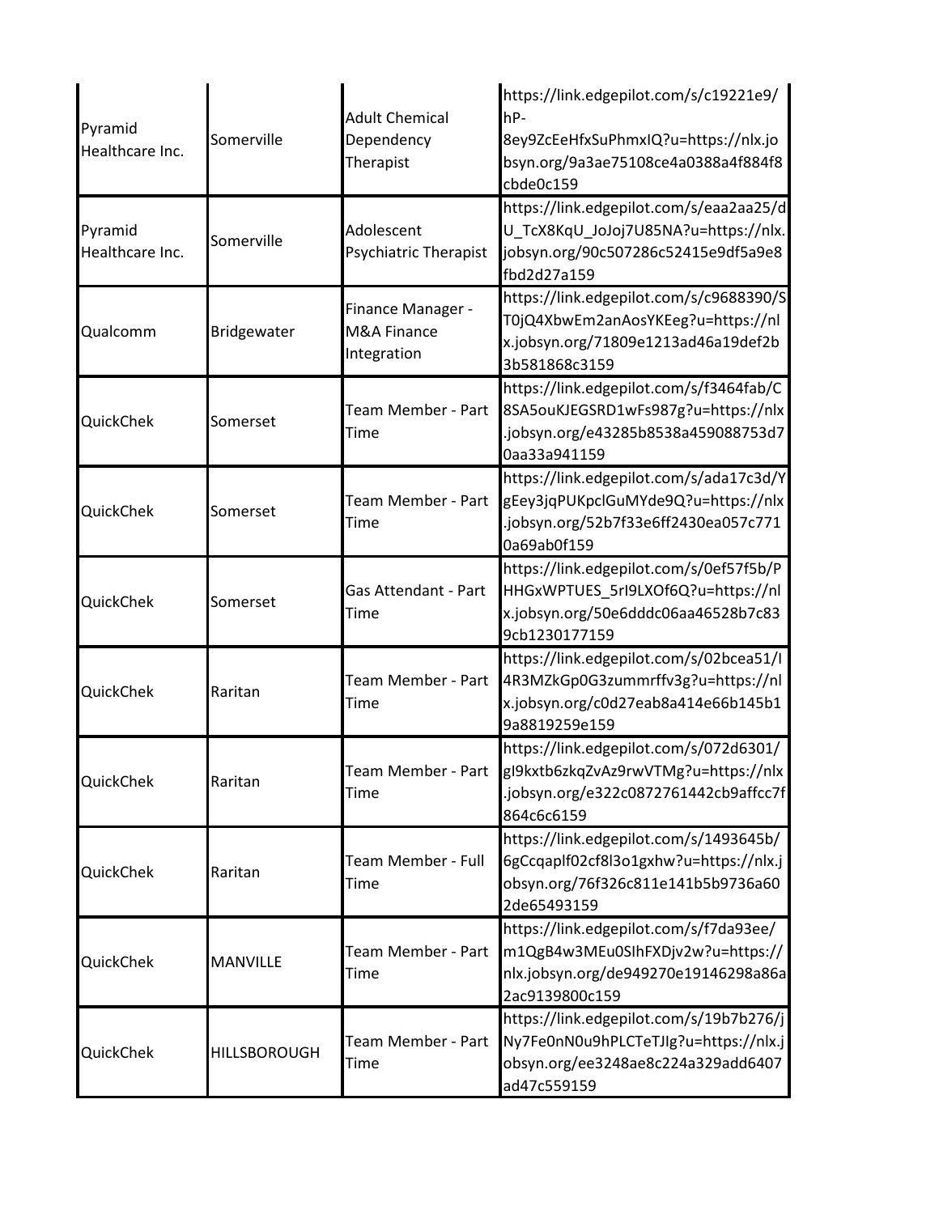| | | | |
|---|---|---|---|
| Pyramid Healthcare Inc. | Somerville | Adult Chemical Dependency Therapist | https://link.edgepilot.com/s/c19221e9/hP-8ey9ZcEeHfxSuPhmxIQ?u=https://nlx.jobsyn.org/9a3ae75108ce4a0388a4f884f8cbde0c159 |
| Pyramid Healthcare Inc. | Somerville | Adolescent Psychiatric Therapist | https://link.edgepilot.com/s/eaa2aa25/dU_TcX8KqU_JoJoj7U85NA?u=https://nlx.jobsyn.org/90c507286c52415e9df5a9e8fbd2d27a159 |
| Qualcomm | Bridgewater | Finance Manager - M&A Finance Integration | https://link.edgepilot.com/s/c9688390/ST0jQ4XbwEm2anAosYKEeg?u=https://nlx.jobsyn.org/71809e1213ad46a19def2b3b581868c3159 |
| QuickChek | Somerset | Team Member - Part Time | https://link.edgepilot.com/s/f3464fab/C8SA5ouKJEGSRD1wFs987g?u=https://nlx.jobsyn.org/e43285b8538a459088753d70aa33a941159 |
| QuickChek | Somerset | Team Member - Part Time | https://link.edgepilot.com/s/ada17c3d/YgEey3jqPUKpclGuMYde9Q?u=https://nlx.jobsyn.org/52b7f33e6ff2430ea057c7710a69ab0f159 |
| QuickChek | Somerset | Gas Attendant - Part Time | https://link.edgepilot.com/s/0ef57f5b/PHHGxWPTUES_5rI9LXOf6Q?u=https://nlx.jobsyn.org/50e6dddc06aa46528b7c839cb1230177159 |
| QuickChek | Raritan | Team Member - Part Time | https://link.edgepilot.com/s/02bcea51/I4R3MZkGp0G3zummrffv3g?u=https://nlx.jobsyn.org/c0d27eab8a414e66b145b19a8819259e159 |
| QuickChek | Raritan | Team Member - Part Time | https://link.edgepilot.com/s/072d6301/gI9kxtb6zkqZvAz9rwVTMg?u=https://nlx.jobsyn.org/e322c0872761442cb9affcc7f864c6c6159 |
| QuickChek | Raritan | Team Member - Full Time | https://link.edgepilot.com/s/1493645b/6gCcqaplf02cf8l3o1gxhw?u=https://nlx.jobsyn.org/76f326c811e141b5b9736a602de65493159 |
| QuickChek | MANVILLE | Team Member - Part Time | https://link.edgepilot.com/s/f7da93ee/m1QgB4w3MEu0SIhFXDjv2w?u=https://nlx.jobsyn.org/de949270e19146298a86a2ac9139800c159 |
| QuickChek | HILLSBOROUGH | Team Member - Part Time | https://link.edgepilot.com/s/19b7b276/jNy7Fe0nN0u9hPLCTeTJIg?u=https://nlx.jobsyn.org/ee3248ae8c224a329add6407ad47c559159 |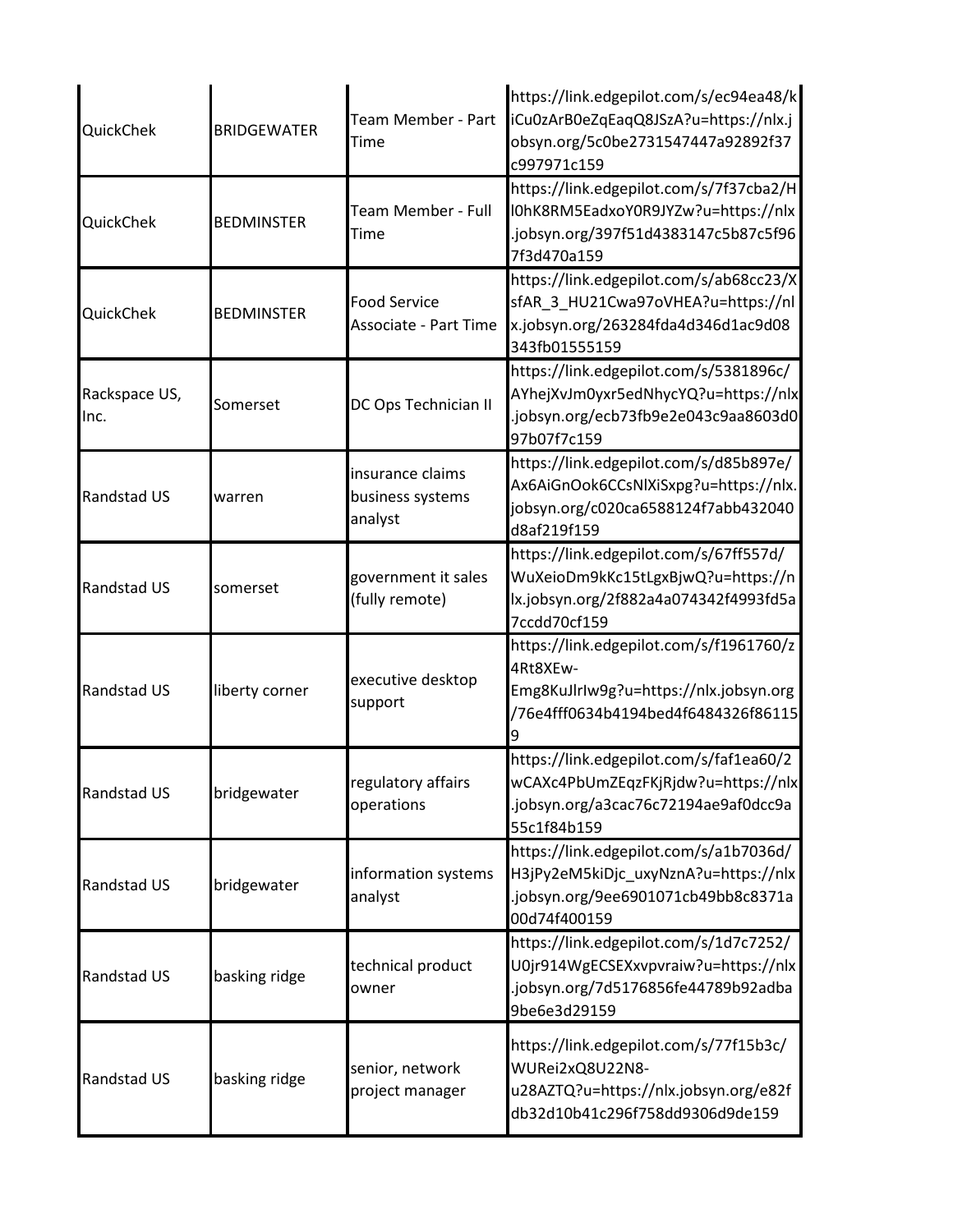| | | | |
|---|---|---|---|
| QuickChek | BRIDGEWATER | Team Member - Part Time | https://link.edgepilot.com/s/ec94ea48/kiCu0zArB0eZqEaqQ8JSzA?u=https://nlx.jobsyn.org/5c0be2731547447a92892f37c997971c159 |
| QuickChek | BEDMINSTER | Team Member - Full Time | https://link.edgepilot.com/s/7f37cba2/Hl0hK8RM5EadxoY0R9JYZw?u=https://nlx.jobsyn.org/397f51d4383147c5b87c5f967f3d470a159 |
| QuickChek | BEDMINSTER | Food Service Associate - Part Time | https://link.edgepilot.com/s/ab68cc23/XsfAR_3_HU21Cwa97oVHEA?u=https://nlx.jobsyn.org/263284fda4d346d1ac9d08343fb01555159 |
| Rackspace US, Inc. | Somerset | DC Ops Technician II | https://link.edgepilot.com/s/5381896c/AYhejXvJm0yxr5edNhycYQ?u=https://nlx.jobsyn.org/ecb73fb9e2e043c9aa8603d097b07f7c159 |
| Randstad US | warren | insurance claims business systems analyst | https://link.edgepilot.com/s/d85b897e/Ax6AiGnOok6CCsNlXiSxpg?u=https://nlx.jobsyn.org/c020ca6588124f7abb432040d8af219f159 |
| Randstad US | somerset | government it sales (fully remote) | https://link.edgepilot.com/s/67ff557d/WuXeioDm9kKc15tLgxBjwQ?u=https://nlx.jobsyn.org/2f882a4a074342f4993fd5a7ccdd70cf159 |
| Randstad US | liberty corner | executive desktop support | https://link.edgepilot.com/s/f1961760/z4Rt8XEw-Emg8KuJlrIw9g?u=https://nlx.jobsyn.org/76e4fff0634b4194bed4f6484326f861159 |
| Randstad US | bridgewater | regulatory affairs operations | https://link.edgepilot.com/s/faf1ea60/2wCAXc4PbUmZEqzFKjRjdw?u=https://nlx.jobsyn.org/a3cac76c72194ae9af0dcc9a55c1f84b159 |
| Randstad US | bridgewater | information systems analyst | https://link.edgepilot.com/s/a1b7036d/H3jPy2eM5kiDjc_uxyNznA?u=https://nlx.jobsyn.org/9ee6901071cb49bb8c8371a00d74f400159 |
| Randstad US | basking ridge | technical product owner | https://link.edgepilot.com/s/1d7c7252/U0jr914WgECSEXxvpvraiw?u=https://nlx.jobsyn.org/7d5176856fe44789b92adba9be6e3d29159 |
| Randstad US | basking ridge | senior, network project manager | https://link.edgepilot.com/s/77f15b3c/WURei2xQ8U22N8-u28AZTQ?u=https://nlx.jobsyn.org/e82fdb32d10b41c296f758dd9306d9de159 |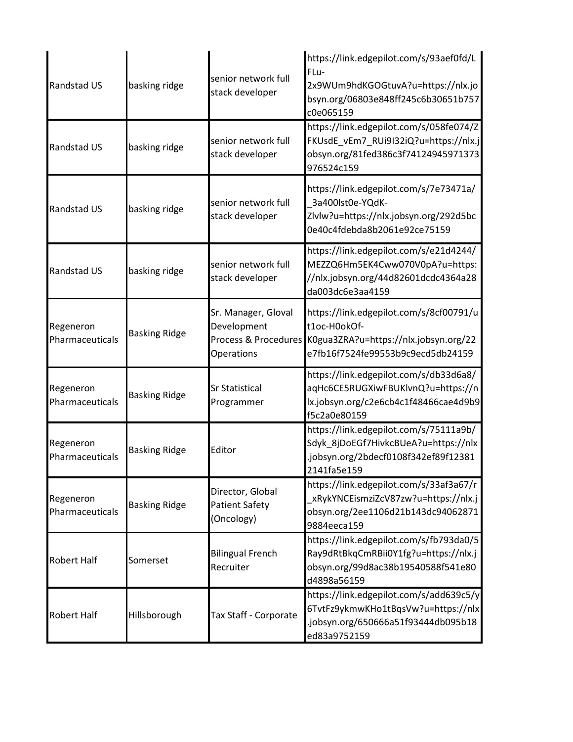| Randstad US | basking ridge | senior network full stack developer | https://link.edgepilot.com/s/93aef0fd/LFLu-2x9WUm9hdKGOGtuvA?u=https://nlx.jobsyn.org/06803e848ff245c6b30651b757c0e065159 |
|---|---|---|---|
| Randstad US | basking ridge | senior network full stack developer | https://link.edgepilot.com/s/058fe074/ZFKUsdE_vEm7_RUi9I32iQ?u=https://nlx.jobsyn.org/81fed386c3f74124945971373976524c159 |
| Randstad US | basking ridge | senior network full stack developer | https://link.edgepilot.com/s/7e73471a/_3a400lst0e-YQdK-Zlvlw?u=https://nlx.jobsyn.org/292d5bc0e40c4fdebda8b2061e92ce75159 |
| Randstad US | basking ridge | senior network full stack developer | https://link.edgepilot.com/s/e21d4244/MEZZQ6Hm5EK4Cww070V0pA?u=https://nlx.jobsyn.org/44d82601dcdc4364a28da003dc6e3aa4159 |
| Regeneron Pharmaceuticals | Basking Ridge | Sr. Manager, Gloval Development Process & Procedures Operations | https://link.edgepilot.com/s/8cf00791/ut1oc-H0okOf-K0gua3ZRA?u=https://nlx.jobsyn.org/22e7fb16f7524fe99553b9c9ecd5db24159 |
| Regeneron Pharmaceuticals | Basking Ridge | Sr Statistical Programmer | https://link.edgepilot.com/s/db33d6a8/aqHc6CE5RUGXiwFBUKlvnQ?u=https://nlx.jobsyn.org/c2e6cb4c1f48466cae4d9b9f5c2a0e80159 |
| Regeneron Pharmaceuticals | Basking Ridge | Editor | https://link.edgepilot.com/s/75111a9b/Sdyk_8jDoEGf7HivkcBUeA?u=https://nlx.jobsyn.org/2bdecf0108f342ef89f123812141fa5e159 |
| Regeneron Pharmaceuticals | Basking Ridge | Director, Global Patient Safety (Oncology) | https://link.edgepilot.com/s/33af3a67/r_xRykYNCEismziZcV87zw?u=https://nlx.jobsyn.org/2ee1106d21b143dc940628719884eeca159 |
| Robert Half | Somerset | Bilingual French Recruiter | https://link.edgepilot.com/s/fb793da0/5Ray9dRtBkqCmRBii0Y1fg?u=https://nlx.jobsyn.org/99d8ac38b19540588f541e80d4898a56159 |
| Robert Half | Hillsborough | Tax Staff - Corporate | https://link.edgepilot.com/s/add639c5/y6TvtFz9ykmwKHo1tBqsVw?u=https://nlx.jobsyn.org/650666a51f93444db095b18ed83a9752159 |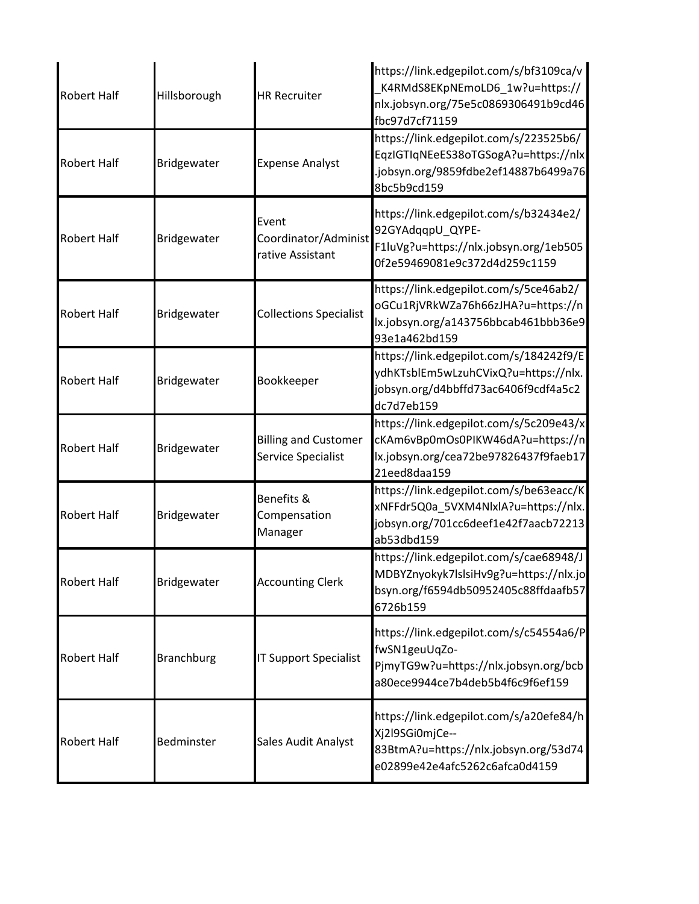| | | | |
|---|---|---|---|
| Robert Half | Hillsborough | HR Recruiter | https://link.edgepilot.com/s/bf3109ca/v_K4RMdS8EKpNEmoLD6_1w?u=https://nlx.jobsyn.org/75e5c0869306491b9cd46fbc97d7cf71159 |
| Robert Half | Bridgewater | Expense Analyst | https://link.edgepilot.com/s/223525b6/EqzIGTIqNEeES38oTGSogA?u=https://nlx.jobsyn.org/9859fdbe2ef14887b6499a768bc5b9cd159 |
| Robert Half | Bridgewater | Event Coordinator/Administrative Assistant | https://link.edgepilot.com/s/b32434e2/92GYAdqqpU_QYPE-F1luVg?u=https://nlx.jobsyn.org/1eb5050f2e59469081e9c372d4d259c1159 |
| Robert Half | Bridgewater | Collections Specialist | https://link.edgepilot.com/s/5ce46ab2/oGCu1RjVRkWZa76h66zJHA?u=https://nlx.jobsyn.org/a143756bbcab461bbb36e993e1a462bd159 |
| Robert Half | Bridgewater | Bookkeeper | https://link.edgepilot.com/s/184242f9/EydhKTsblEm5wLzuhCVixQ?u=https://nlx.jobsyn.org/d4bbffd73ac6406f9cdf4a5c2dc7d7eb159 |
| Robert Half | Bridgewater | Billing and Customer Service Specialist | https://link.edgepilot.com/s/5c209e43/xcKAm6vBp0mOs0PIKW46dA?u=https://nlx.jobsyn.org/cea72be97826437f9faeb1721eed8daa159 |
| Robert Half | Bridgewater | Benefits & Compensation Manager | https://link.edgepilot.com/s/be63eacc/KxNFFdr5Q0a_5VXM4NlxlA?u=https://nlx.jobsyn.org/701cc6deef1e42f7aacb72213ab53dbd159 |
| Robert Half | Bridgewater | Accounting Clerk | https://link.edgepilot.com/s/cae68948/JMDBYZnyokyk7lslsiHv9g?u=https://nlx.jobsyn.org/f6594db50952405c88ffdaafb576726b159 |
| Robert Half | Branchburg | IT Support Specialist | https://link.edgepilot.com/s/c54554a6/PfwSN1geuUqZo-PjmyTG9w?u=https://nlx.jobsyn.org/bcba80ece9944ce7b4deb5b4f6c9f6ef159 |
| Robert Half | Bedminster | Sales Audit Analyst | https://link.edgepilot.com/s/a20efe84/hXj2l9SGi0mjCe--83BtmA?u=https://nlx.jobsyn.org/53d74e02899e42e4afc5262c6afca0d4159 |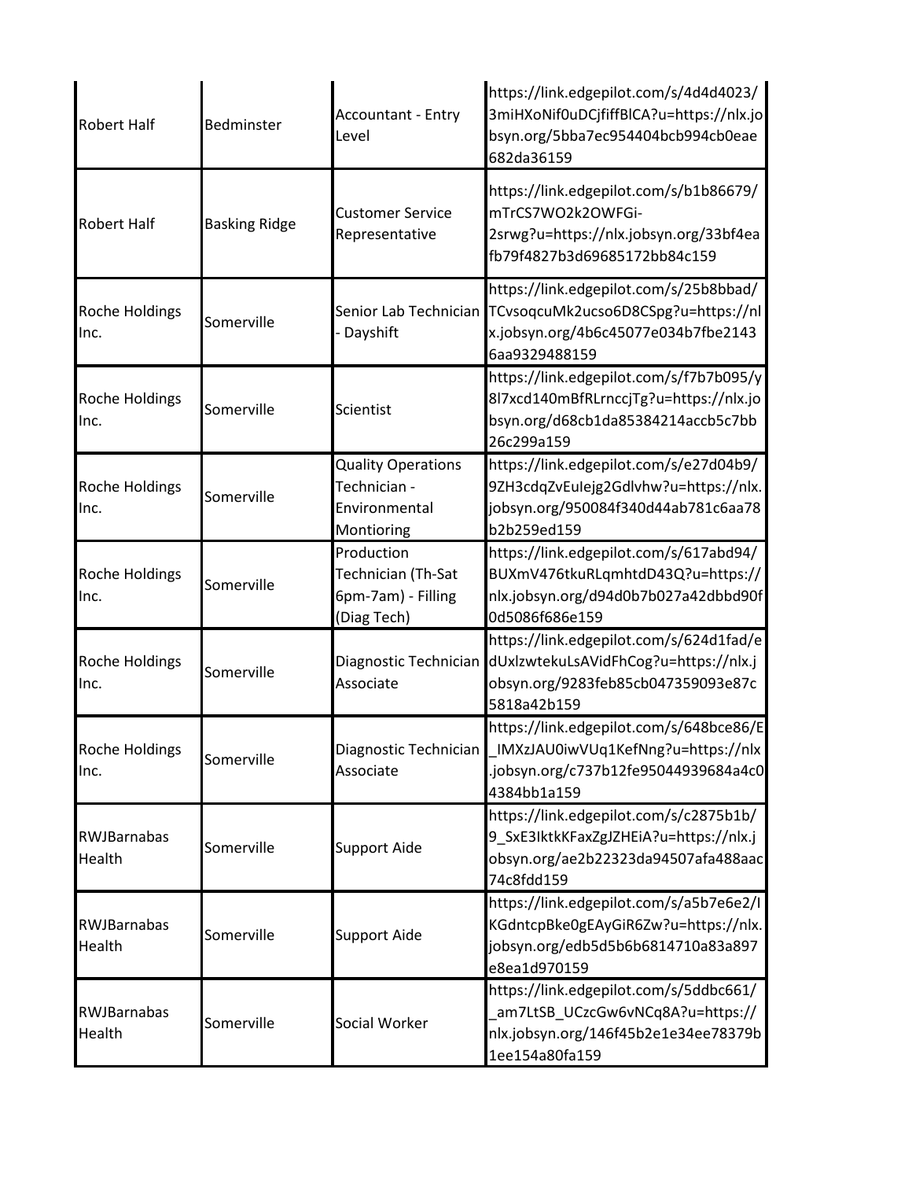| | | | |
|---|---|---|---|
| Robert Half | Bedminster | Accountant - Entry Level | https://link.edgepilot.com/s/4d4d4023/3miHXoNif0uDCjfiffBlCA?u=https://nlx.jobsyn.org/5bba7ec954404bcb994cb0eae682da36159 |
| Robert Half | Basking Ridge | Customer Service Representative | https://link.edgepilot.com/s/b1b86679/mTrCS7WO2k2OWFGi-2srwg?u=https://nlx.jobsyn.org/33bf4eafb79f4827b3d69685172bb84c159 |
| Roche Holdings Inc. | Somerville | Senior Lab Technician - Dayshift | https://link.edgepilot.com/s/25b8bbad/TCvsoqcuMk2ucso6D8CSpg?u=https://nlx.jobsyn.org/4b6c45077e034b7fbe21436aa9329488159 |
| Roche Holdings Inc. | Somerville | Scientist | https://link.edgepilot.com/s/f7b7b095/y8l7xcd140mBfRLrnccjTg?u=https://nlx.jobsyn.org/d68cb1da85384214accb5c7bb26c299a159 |
| Roche Holdings Inc. | Somerville | Quality Operations Technician - Environmental Montioring | https://link.edgepilot.com/s/e27d04b9/9ZH3cdqZvEuIejg2Gdlvhw?u=https://nlx.jobsyn.org/950084f340d44ab781c6aa78b2b259ed159 |
| Roche Holdings Inc. | Somerville | Production Technician (Th-Sat 6pm-7am) - Filling (Diag Tech) | https://link.edgepilot.com/s/617abd94/BUXmV476tkuRLqmhtdD43Q?u=https://nlx.jobsyn.org/d94d0b7b027a42dbbd90f0d5086f686e159 |
| Roche Holdings Inc. | Somerville | Diagnostic Technician Associate | https://link.edgepilot.com/s/624d1fad/edUxlzwtekuLsAVidFhCog?u=https://nlx.jobsyn.org/9283feb85cb047359093e87c5818a42b159 |
| Roche Holdings Inc. | Somerville | Diagnostic Technician Associate | https://link.edgepilot.com/s/648bce86/E_IMXzJAU0iwVUq1KefNng?u=https://nlx.jobsyn.org/c737b12fe95044939684a4c04384bb1a159 |
| RWJBarnabas Health | Somerville | Support Aide | https://link.edgepilot.com/s/c2875b1b/9_SxE3IktkKFaxZgJZHEiA?u=https://nlx.jobsyn.org/ae2b22323da94507afa488aac74c8fdd159 |
| RWJBarnabas Health | Somerville | Support Aide | https://link.edgepilot.com/s/a5b7e6e2/IKGdntcpBke0gEAyGiR6Zw?u=https://nlx.jobsyn.org/edb5d5b6b6814710a83a897e8ea1d970159 |
| RWJBarnabas Health | Somerville | Social Worker | https://link.edgepilot.com/s/5ddbc661/_am7LtSB_UCzcGw6vNCq8A?u=https://nlx.jobsyn.org/146f45b2e1e34ee78379b1ee154a80fa159 |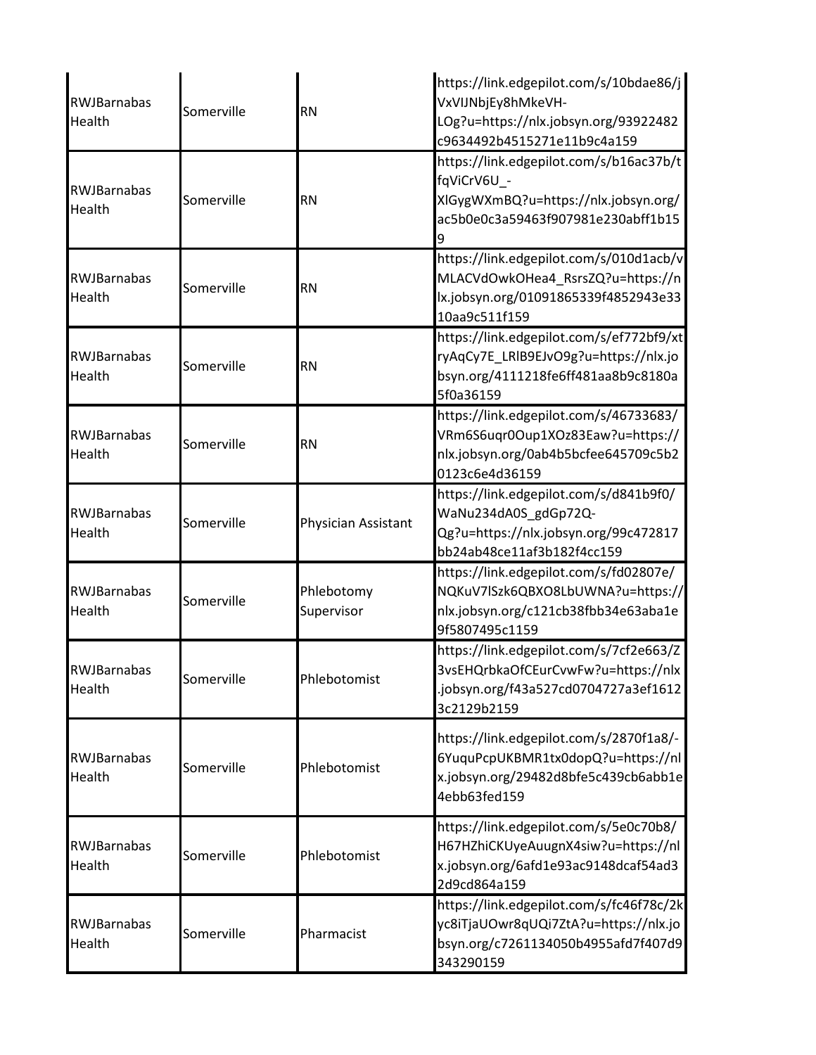| RWJBarnabas Health | Somerville | RN | https://link.edgepilot.com/s/10bdae86/jVxVIJNbjEy8hMkeVH-LOg?u=https://nlx.jobsyn.org/93922482c9634492b4515271e11b9c4a159 |
|---|---|---|---|
| RWJBarnabas Health | Somerville | RN | https://link.edgepilot.com/s/b16ac37b/tfqViCrV6U_-XlGygWXmBQ?u=https://nlx.jobsyn.org/ac5b0e0c3a59463f907981e230abff1b159 |
| RWJBarnabas Health | Somerville | RN | https://link.edgepilot.com/s/010d1acb/vMLACVdOwkOHea4_RsrsZQ?u=https://nlx.jobsyn.org/01091865339f4852943e3310aa9c511f159 |
| RWJBarnabas Health | Somerville | RN | https://link.edgepilot.com/s/ef772bf9/xtryAqCy7E_LRlB9EJvO9g?u=https://nlx.jobsyn.org/4111218fe6ff481aa8b9c8180a5f0a36159 |
| RWJBarnabas Health | Somerville | RN | https://link.edgepilot.com/s/46733683/VRm6S6uqr0Oup1XOz83Eaw?u=https://nlx.jobsyn.org/0ab4b5bcfee645709c5b20123c6e4d36159 |
| RWJBarnabas Health | Somerville | Physician Assistant | https://link.edgepilot.com/s/d841b9f0/WaNu234dA0S_gdGp72Q-Qg?u=https://nlx.jobsyn.org/99c472817bb24ab48ce11af3b182f4cc159 |
| RWJBarnabas Health | Somerville | Phlebotomy Supervisor | https://link.edgepilot.com/s/fd02807e/NQKuV7lSzk6QBXO8LbUWNA?u=https://nlx.jobsyn.org/c121cb38fbb34e63aba1e9f5807495c1159 |
| RWJBarnabas Health | Somerville | Phlebotomist | https://link.edgepilot.com/s/7cf2e663/Z3vsEHQrbkaOfCEurCvwFw?u=https://nlx.jobsyn.org/f43a527cd0704727a3ef16123c2129b2159 |
| RWJBarnabas Health | Somerville | Phlebotomist | https://link.edgepilot.com/s/2870f1a8/-6YuquPcpUKBMR1tx0dopQ?u=https://nlx.jobsyn.org/29482d8bfe5c439cb6abb1e4ebb63fed159 |
| RWJBarnabas Health | Somerville | Phlebotomist | https://link.edgepilot.com/s/5e0c70b8/H67HZhiCKUyeAuugnX4siw?u=https://nlx.jobsyn.org/6afd1e93ac9148dcaf54ad32d9cd864a159 |
| RWJBarnabas Health | Somerville | Pharmacist | https://link.edgepilot.com/s/fc46f78c/2kyc8iTjaUOwr8qUQi7ZtA?u=https://nlx.jobsyn.org/c7261134050b4955afd7f407d9343290159 |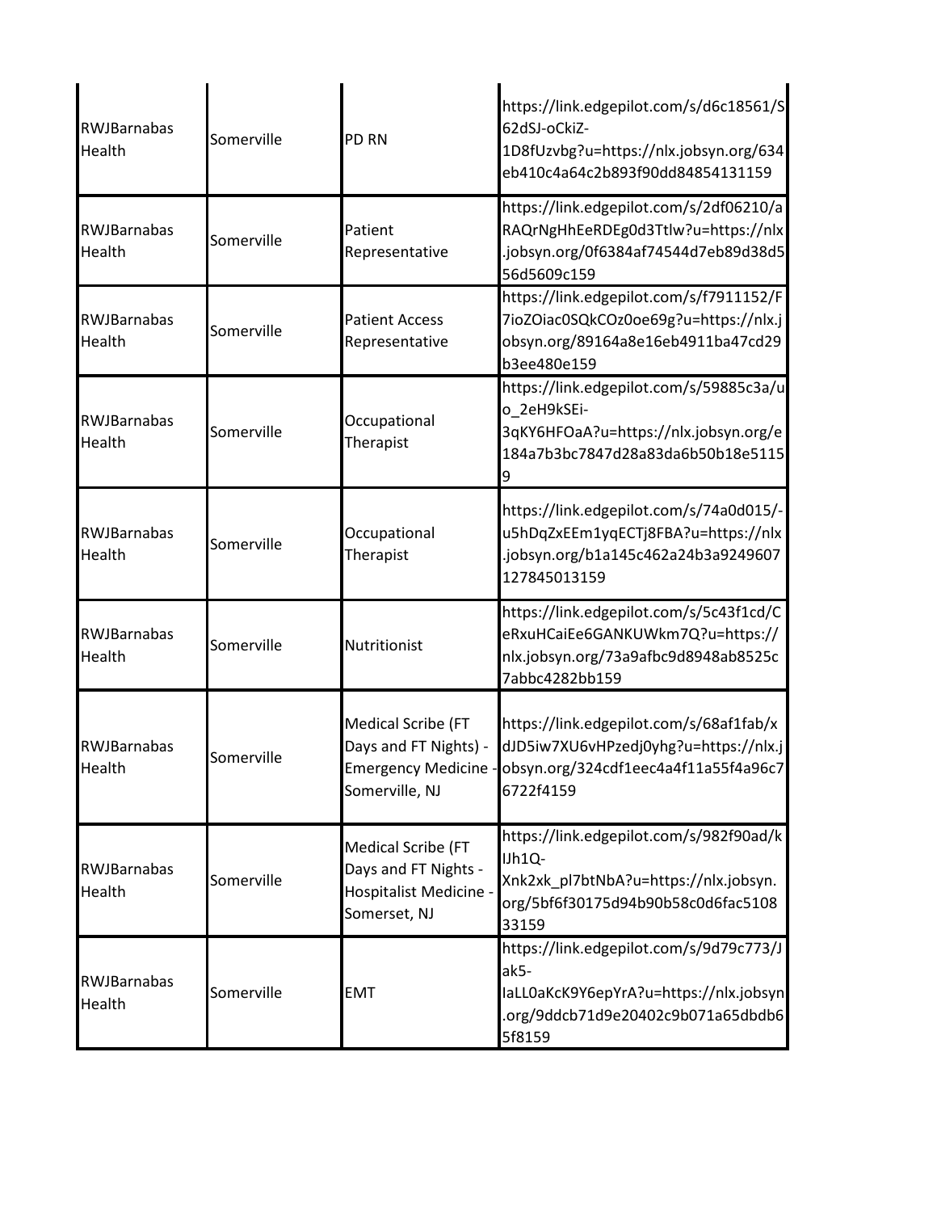| | | | |
|---|---|---|---|
| RWJBarnabas Health | Somerville | PD RN | https://link.edgepilot.com/s/d6c18561/S62dSJ-oCkiZ-1D8fUzvbg?u=https://nlx.jobsyn.org/634eb410c4a64c2b893f90dd84854131159 |
| RWJBarnabas Health | Somerville | Patient Representative | https://link.edgepilot.com/s/2df06210/aRAQrNgHhEeRDEg0d3Ttlw?u=https://nlx.jobsyn.org/0f6384af74544d7eb89d38d556d5609c159 |
| RWJBarnabas Health | Somerville | Patient Access Representative | https://link.edgepilot.com/s/f7911152/F7ioZOiac0SQkCOz0oe69g?u=https://nlx.jobsyn.org/89164a8e16eb4911ba47cd29b3ee480e159 |
| RWJBarnabas Health | Somerville | Occupational Therapist | https://link.edgepilot.com/s/59885c3a/uo_2eH9kSEi-3qKY6HFOaA?u=https://nlx.jobsyn.org/e184a7b3bc7847d28a83da6b50b18e51159 |
| RWJBarnabas Health | Somerville | Occupational Therapist | https://link.edgepilot.com/s/74a0d015/-u5hDqZxEEm1yqECTj8FBA?u=https://nlx.jobsyn.org/b1a145c462a24b3a9249607127845013159 |
| RWJBarnabas Health | Somerville | Nutritionist | https://link.edgepilot.com/s/5c43f1cd/CeRxuHCaiEe6GANKUWkm7Q?u=https://nlx.jobsyn.org/73a9afbc9d8948ab8525c7abbc4282bb159 |
| RWJBarnabas Health | Somerville | Medical Scribe (FT Days and FT Nights) - Emergency Medicine - Somerville, NJ | https://link.edgepilot.com/s/68af1fab/xdJD5iw7XU6vHPzedj0yhg?u=https://nlx.jobsyn.org/324cdf1eec4a4f11a55f4a96c76722f4159 |
| RWJBarnabas Health | Somerville | Medical Scribe (FT Days and FT Nights - Hospitalist Medicine - Somerset, NJ | https://link.edgepilot.com/s/982f90ad/kIJh1Q-Xnk2xk_pl7btNbA?u=https://nlx.jobsyn.org/5bf6f30175d94b90b58c0d6fac510833159 |
| RWJBarnabas Health | Somerville | EMT | https://link.edgepilot.com/s/9d79c773/Jak5-IaLL0aKcK9Y6epYrA?u=https://nlx.jobsyn.org/9ddcb71d9e20402c9b071a65dbdb65f8159 |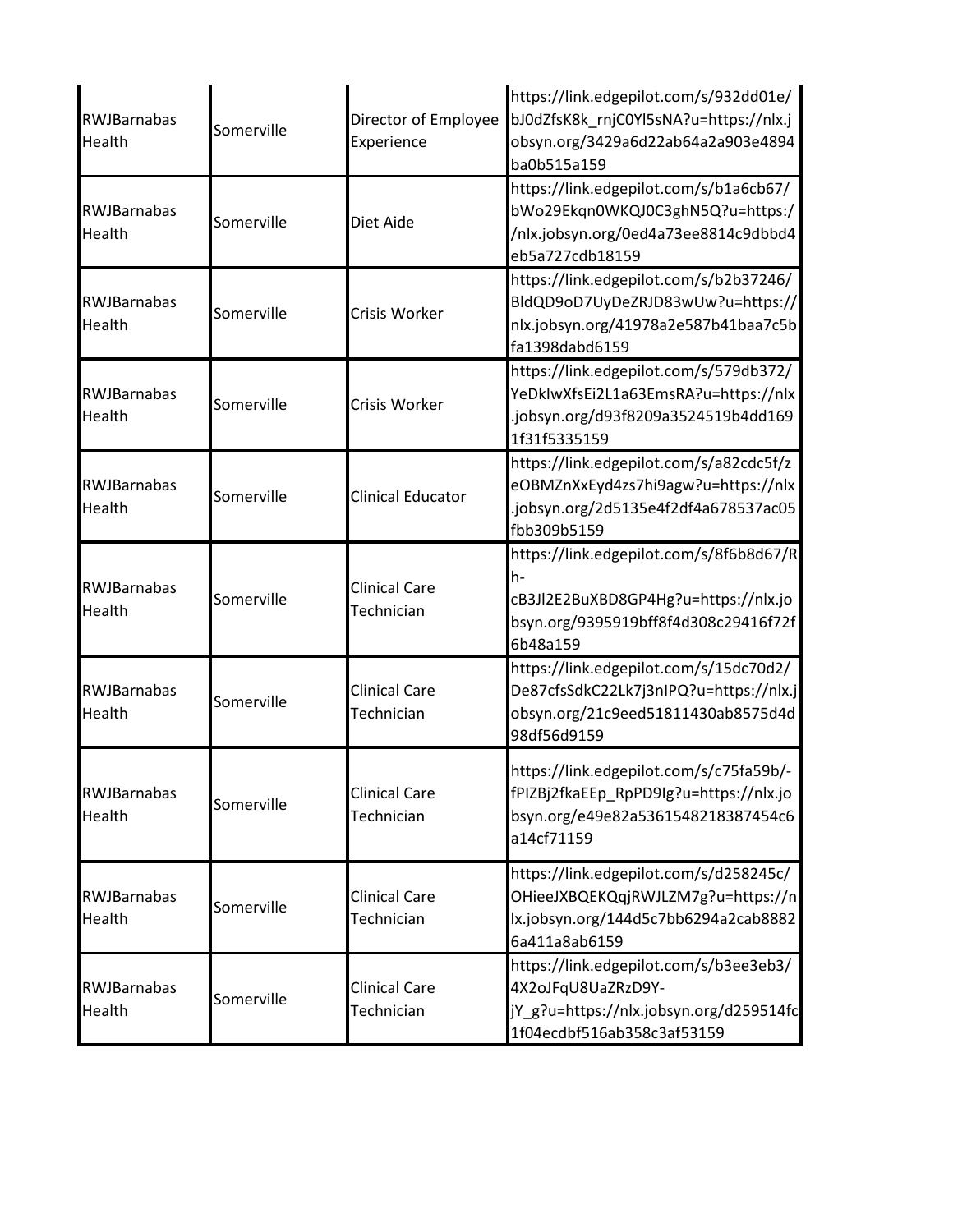| RWJBarnabas Health | Somerville | Director of Employee Experience | https://link.edgepilot.com/s/932dd01e/bJ0dZfsK8k_rnjC0Yl5sNA?u=https://nlx.jobsyn.org/3429a6d22ab64a2a903e4894ba0b515a159 |
|---|---|---|---|
| RWJBarnabas Health | Somerville | Diet Aide | https://link.edgepilot.com/s/b1a6cb67/bWo29Ekqn0WKQJ0C3ghN5Q?u=https://nlx.jobsyn.org/0ed4a73ee8814c9dbbd4eb5a727cdb18159 |
| RWJBarnabas Health | Somerville | Crisis Worker | https://link.edgepilot.com/s/b2b37246/BldQD9oD7UyDeZRJD83wUw?u=https://nlx.jobsyn.org/41978a2e587b41baa7c5bfa1398dabd6159 |
| RWJBarnabas Health | Somerville | Crisis Worker | https://link.edgepilot.com/s/579db372/YeDkIwXfsEi2L1a63EmsRA?u=https://nlx.jobsyn.org/d93f8209a3524519b4dd1691f31f5335159 |
| RWJBarnabas Health | Somerville | Clinical Educator | https://link.edgepilot.com/s/a82cdc5f/zeOBMZnXxEyd4zs7hi9agw?u=https://nlx.jobsyn.org/2d5135e4f2df4a678537ac05fbb309b5159 |
| RWJBarnabas Health | Somerville | Clinical Care Technician | https://link.edgepilot.com/s/8f6b8d67/Rh-cB3Jl2E2BuXBD8GP4Hg?u=https://nlx.jobsyn.org/9395919bff8f4d308c29416f72f6b48a159 |
| RWJBarnabas Health | Somerville | Clinical Care Technician | https://link.edgepilot.com/s/15dc70d2/De87cfsSdkC22Lk7j3nIPQ?u=https://nlx.jobsyn.org/21c9eed51811430ab8575d4d98df56d9159 |
| RWJBarnabas Health | Somerville | Clinical Care Technician | https://link.edgepilot.com/s/c75fa59b/-fPIZBj2fkaEEp_RpPD9Ig?u=https://nlx.jobsyn.org/e49e82a5361548218387454c6a14cf71159 |
| RWJBarnabas Health | Somerville | Clinical Care Technician | https://link.edgepilot.com/s/d258245c/OHieeJXBQEKQqjRWJLZM7g?u=https://nlx.jobsyn.org/144d5c7bb6294a2cab88826a411a8ab6159 |
| RWJBarnabas Health | Somerville | Clinical Care Technician | https://link.edgepilot.com/s/b3ee3eb3/4X2oJFqU8UaZRzD9Y-jY_g?u=https://nlx.jobsyn.org/d259514fc1f04ecdbf516ab358c3af53159 |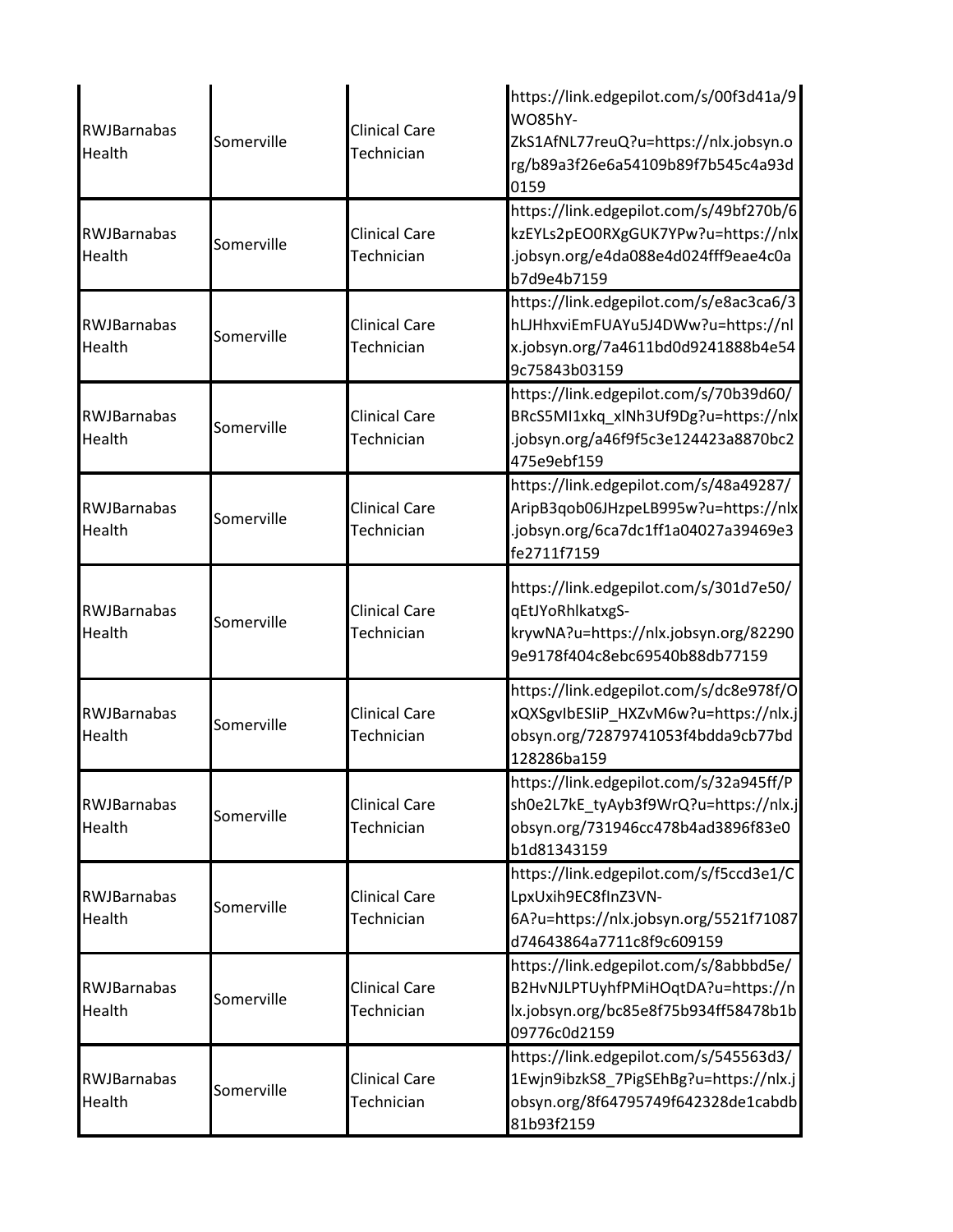| | | | |
|---|---|---|---|
| RWJBarnabas Health | Somerville | Clinical Care Technician | https://link.edgepilot.com/s/00f3d41a/9WO85hY-ZkS1AfNL77reuQ?u=https://nlx.jobsyn.org/b89a3f26e6a54109b89f7b545c4a93d0159 |
| RWJBarnabas Health | Somerville | Clinical Care Technician | https://link.edgepilot.com/s/49bf270b/6kzEYLs2pEO0RXgGUK7YPw?u=https://nlx.jobsyn.org/e4da088e4d024fff9eae4c0ab7d9e4b7159 |
| RWJBarnabas Health | Somerville | Clinical Care Technician | https://link.edgepilot.com/s/e8ac3ca6/3hLJHhxviEmFUAYu5J4DWw?u=https://nlx.jobsyn.org/7a4611bd0d9241888b4e549c75843b03159 |
| RWJBarnabas Health | Somerville | Clinical Care Technician | https://link.edgepilot.com/s/70b39d60/BRcS5MI1xkq_xlNh3Uf9Dg?u=https://nlx.jobsyn.org/a46f9f5c3e124423a8870bc2475e9ebf159 |
| RWJBarnabas Health | Somerville | Clinical Care Technician | https://link.edgepilot.com/s/48a49287/AripB3qob06JHzpeLB995w?u=https://nlx.jobsyn.org/6ca7dc1ff1a04027a39469e3fe2711f7159 |
| RWJBarnabas Health | Somerville | Clinical Care Technician | https://link.edgepilot.com/s/301d7e50/qEtJYoRhlkatxgS-krywNA?u=https://nlx.jobsyn.org/822909e9178f404c8ebc69540b88db77159 |
| RWJBarnabas Health | Somerville | Clinical Care Technician | https://link.edgepilot.com/s/dc8e978f/OxQXSgvIbESIiP_HXZvM6w?u=https://nlx.jobsyn.org/72879741053f4bdda9cb77bd128286ba159 |
| RWJBarnabas Health | Somerville | Clinical Care Technician | https://link.edgepilot.com/s/32a945ff/Psh0e2L7kE_tyAyb3f9WrQ?u=https://nlx.jobsyn.org/731946cc478b4ad3896f83e0b1d81343159 |
| RWJBarnabas Health | Somerville | Clinical Care Technician | https://link.edgepilot.com/s/f5ccd3e1/CLpxUxih9EC8fInZ3VN-6A?u=https://nlx.jobsyn.org/5521f71087d74643864a7711c8f9c609159 |
| RWJBarnabas Health | Somerville | Clinical Care Technician | https://link.edgepilot.com/s/8abbbd5e/B2HvNJLPTUyhfPMiHOqtDA?u=https://nlx.jobsyn.org/bc85e8f75b934ff58478b1b09776c0d2159 |
| RWJBarnabas Health | Somerville | Clinical Care Technician | https://link.edgepilot.com/s/545563d3/1Ewjn9ibzkS8_7PigSEhBg?u=https://nlx.jobsyn.org/8f64795749f642328de1cabdb81b93f2159 |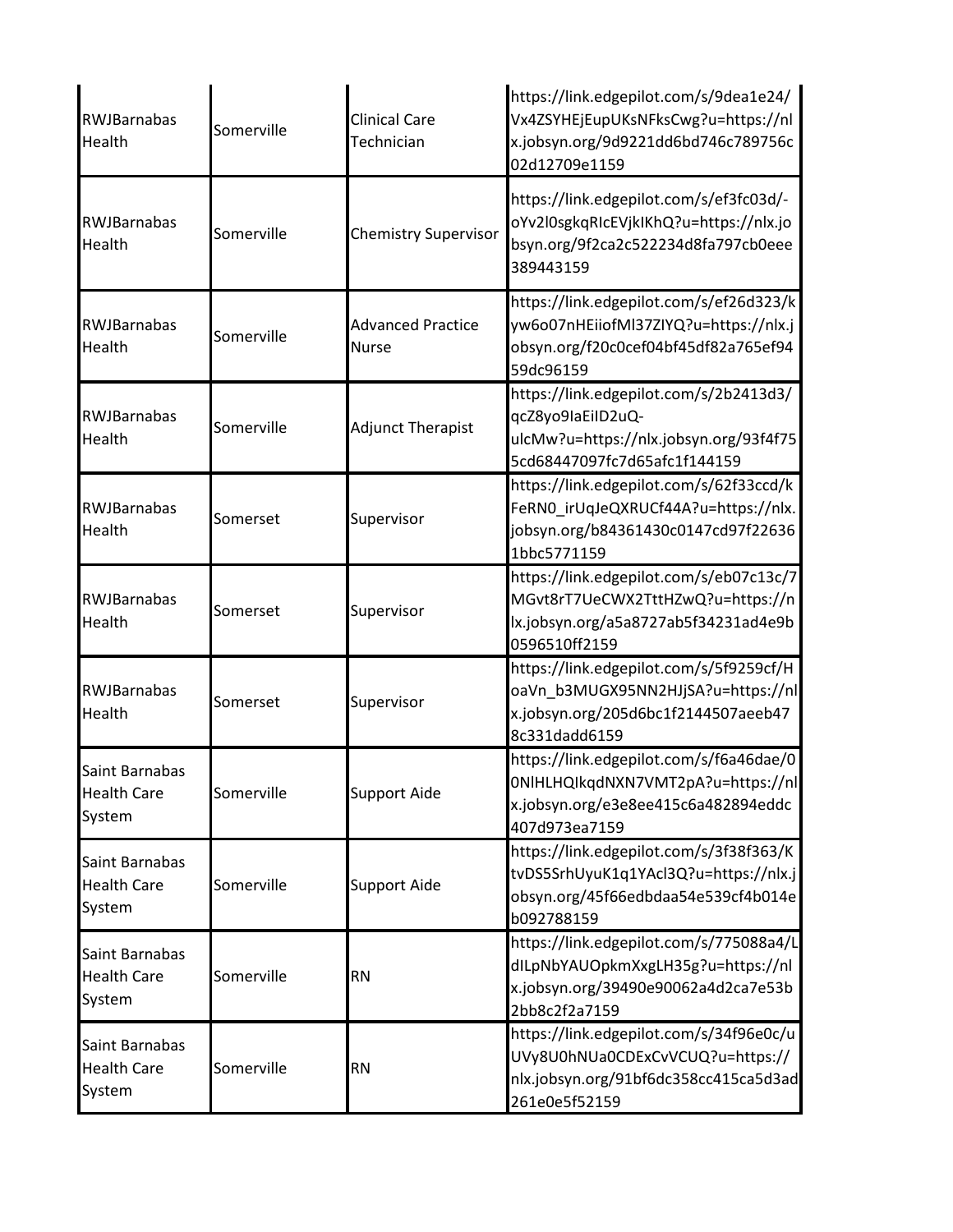| RWJBarnabas Health | Somerville | Clinical Care Technician | https://link.edgepilot.com/s/9dea1e24/Vx4ZSYHEjEupUKsNFksCwg?u=https://nlx.jobsyn.org/9d9221dd6bd746c789756c02d12709e1159 |
|---|---|---|---|
| RWJBarnabas Health | Somerville | Chemistry Supervisor | https://link.edgepilot.com/s/ef3fc03d/-oYv2l0sgkqRIcEVjkIKhQ?u=https://nlx.jobsyn.org/9f2ca2c522234d8fa797cb0eee389443159 |
| RWJBarnabas Health | Somerville | Advanced Practice Nurse | https://link.edgepilot.com/s/ef26d323/kyw6o07nHEiiofMl37ZIYQ?u=https://nlx.jobsyn.org/f20c0cef04bf45df82a765ef9459dc96159 |
| RWJBarnabas Health | Somerville | Adjunct Therapist | https://link.edgepilot.com/s/2b2413d3/qcZ8yo9IaEiID2uQ-ulcMw?u=https://nlx.jobsyn.org/93f4f755cd68447097fc7d65afc1f144159 |
| RWJBarnabas Health | Somerset | Supervisor | https://link.edgepilot.com/s/62f33ccd/kFeRN0_irUqJeQXRUCf44A?u=https://nlx.jobsyn.org/b84361430c0147cd97f226361bbc5771159 |
| RWJBarnabas Health | Somerset | Supervisor | https://link.edgepilot.com/s/eb07c13c/7MGvt8rT7UeCWX2TttHZwQ?u=https://nlx.jobsyn.org/a5a8727ab5f34231ad4e9b0596510ff2159 |
| RWJBarnabas Health | Somerset | Supervisor | https://link.edgepilot.com/s/5f9259cf/HoaVn_b3MUGX95NN2HJjSA?u=https://nlx.jobsyn.org/205d6bc1f2144507aeeb478c331dadd6159 |
| Saint Barnabas Health Care System | Somerville | Support Aide | https://link.edgepilot.com/s/f6a46dae/00NlHLHQIkqdNXN7VMT2pA?u=https://nlx.jobsyn.org/e3e8ee415c6a482894eddc407d973ea7159 |
| Saint Barnabas Health Care System | Somerville | Support Aide | https://link.edgepilot.com/s/3f38f363/KtvDS5SrhUyuK1q1YAcl3Q?u=https://nlx.jobsyn.org/45f66edbdaa54e539cf4b014eb092788159 |
| Saint Barnabas Health Care System | Somerville | RN | https://link.edgepilot.com/s/775088a4/LdILpNbYAUOpkmXxgLH35g?u=https://nlx.jobsyn.org/39490e90062a4d2ca7e53b2bb8c2f2a7159 |
| Saint Barnabas Health Care System | Somerville | RN | https://link.edgepilot.com/s/34f96e0c/uUVy8U0hNUa0CDExCvVCUQ?u=https://nlx.jobsyn.org/91bf6dc358cc415ca5d3ad261e0e5f52159 |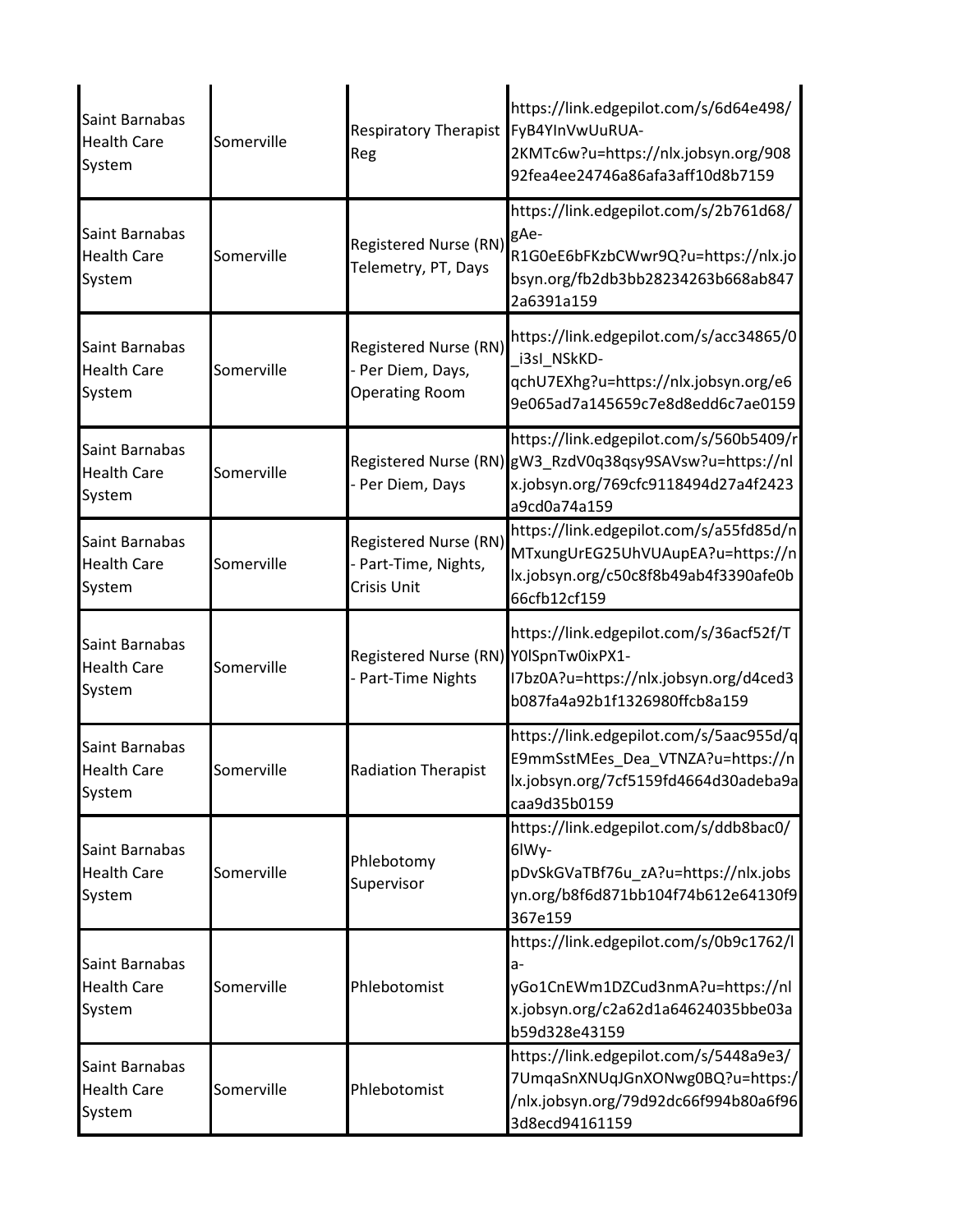| | | | |
|---|---|---|---|
| Saint Barnabas Health Care System | Somerville | Respiratory Therapist Reg | https://link.edgepilot.com/s/6d64e498/FyB4YInVwUuRUA-2KMTc6w?u=https://nlx.jobsyn.org/90892fea4ee24746a86afa3aff10d8b7159 |
| Saint Barnabas Health Care System | Somerville | Registered Nurse (RN) Telemetry, PT, Days | https://link.edgepilot.com/s/2b761d68/gAe-R1G0eE6bFKzbCWwr9Q?u=https://nlx.jobsyn.org/fb2db3bb28234263b668ab8472a6391a159 |
| Saint Barnabas Health Care System | Somerville | Registered Nurse (RN) - Per Diem, Days, Operating Room | https://link.edgepilot.com/s/acc34865/0_i3sI_NSkKD-qchU7EXhg?u=https://nlx.jobsyn.org/e69e065ad7a145659c7e8d8edd6c7ae0159 |
| Saint Barnabas Health Care System | Somerville | Registered Nurse (RN) - Per Diem, Days | https://link.edgepilot.com/s/560b5409/rgW3_RzdV0q38qsy9SAVsw?u=https://nlx.jobsyn.org/769cfc9118494d27a4f2423a9cd0a74a159 |
| Saint Barnabas Health Care System | Somerville | Registered Nurse (RN) - Part-Time, Nights, Crisis Unit | https://link.edgepilot.com/s/a55fd85d/nMTxungUrEG25UhVUAupEA?u=https://nlx.jobsyn.org/c50c8f8b49ab4f3390afe0b66cfb12cf159 |
| Saint Barnabas Health Care System | Somerville | Registered Nurse (RN) - Part-Time Nights | https://link.edgepilot.com/s/36acf52f/TY0lSpnTw0ixPX1-I7bz0A?u=https://nlx.jobsyn.org/d4ced3b087fa4a92b1f1326980ffcb8a159 |
| Saint Barnabas Health Care System | Somerville | Radiation Therapist | https://link.edgepilot.com/s/5aac955d/qE9mmSstMEes_Dea_VTNZA?u=https://nlx.jobsyn.org/7cf5159fd4664d30adeba9acaa9d35b0159 |
| Saint Barnabas Health Care System | Somerville | Phlebotomy Supervisor | https://link.edgepilot.com/s/ddb8bac0/6lWy-pDvSkGVaTBf76u_zA?u=https://nlx.jobsyn.org/b8f6d871bb104f74b612e64130f9367e159 |
| Saint Barnabas Health Care System | Somerville | Phlebotomist | https://link.edgepilot.com/s/0b9c1762/la-yGo1CnEWm1DZCud3nmA?u=https://nlx.jobsyn.org/c2a62d1a64624035bbe03ab59d328e43159 |
| Saint Barnabas Health Care System | Somerville | Phlebotomist | https://link.edgepilot.com/s/5448a9e3/7UmqaSnXNUqJGnXONwg0BQ?u=https://nlx.jobsyn.org/79d92dc66f994b80a6f963d8ecd94161159 |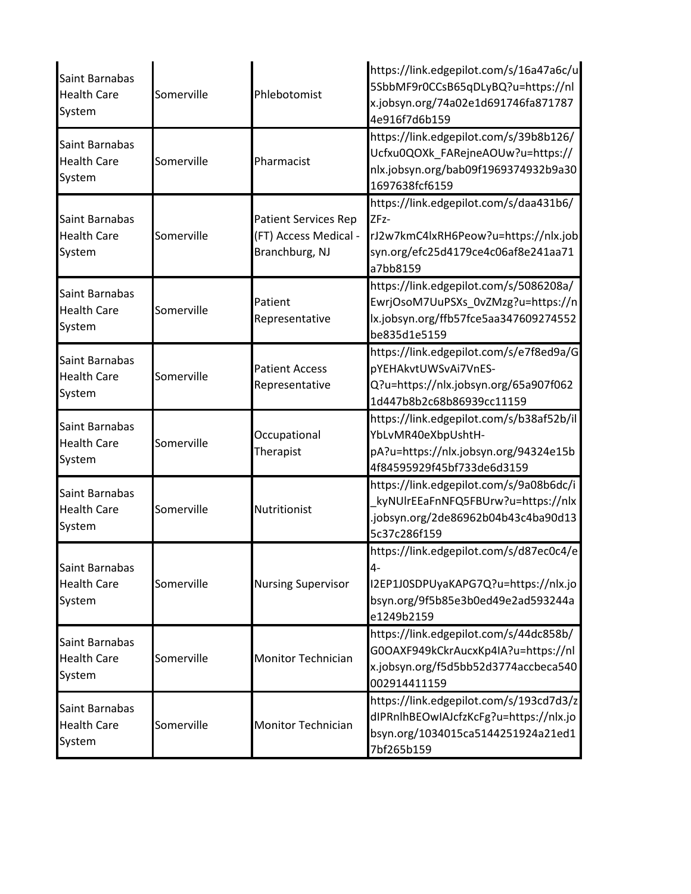| Saint Barnabas Health Care System | Somerville | Phlebotomist | https://link.edgepilot.com/s/16a47a6c/u5SbbMF9r0CCsB65qDLyBQ?u=https://nlx.jobsyn.org/74a02e1d691746fa8717874e916f7d6b159 |
|---|---|---|---|
| Saint Barnabas Health Care System | Somerville | Pharmacist | https://link.edgepilot.com/s/39b8b126/Ucfxu0QOXk_FARejneAOUw?u=https://nlx.jobsyn.org/bab09f1969374932b9a301697638fcf6159 |
| Saint Barnabas Health Care System | Somerville | Patient Services Rep (FT) Access Medical - Branchburg, NJ | https://link.edgepilot.com/s/daa431b6/ZFz-rJ2w7kmC4lxRH6Peow?u=https://nlx.jobsyn.org/efc25d4179ce4c06af8e241aa71a7bb8159 |
| Saint Barnabas Health Care System | Somerville | Patient Representative | https://link.edgepilot.com/s/5086208a/EwrjOsoM7UuPSXs_0vZMzg?u=https://nlx.jobsyn.org/ffb57fce5aa347609274552be835d1e5159 |
| Saint Barnabas Health Care System | Somerville | Patient Access Representative | https://link.edgepilot.com/s/e7f8ed9a/GpYEHAkvtUWSvAi7VnES-Q?u=https://nlx.jobsyn.org/65a907f0621d447b8b2c68b86939cc11159 |
| Saint Barnabas Health Care System | Somerville | Occupational Therapist | https://link.edgepilot.com/s/b38af52b/ilYbLvMR40eXbpUshtH-pA?u=https://nlx.jobsyn.org/94324e15b4f84595929f45bf733de6d3159 |
| Saint Barnabas Health Care System | Somerville | Nutritionist | https://link.edgepilot.com/s/9a08b6dc/i_kyNUlrEEaFnNFQ5FBUrw?u=https://nlx.jobsyn.org/2de86962b04b43c4ba90d135c37c286f159 |
| Saint Barnabas Health Care System | Somerville | Nursing Supervisor | https://link.edgepilot.com/s/d87ec0c4/e4-I2EP1J0SDPUyaKAPG7Q?u=https://nlx.jobsyn.org/9f5b85e3b0ed49e2ad593244ae1249b2159 |
| Saint Barnabas Health Care System | Somerville | Monitor Technician | https://link.edgepilot.com/s/44dc858b/G0OAXF949kCkrAucxKp4IA?u=https://nlx.jobsyn.org/f5d5bb52d3774accbeca540002914411159 |
| Saint Barnabas Health Care System | Somerville | Monitor Technician | https://link.edgepilot.com/s/193cd7d3/zdIPRnlhBEOwIAJcfzKcFg?u=https://nlx.jobsyn.org/1034015ca5144251924a21ed17bf265b159 |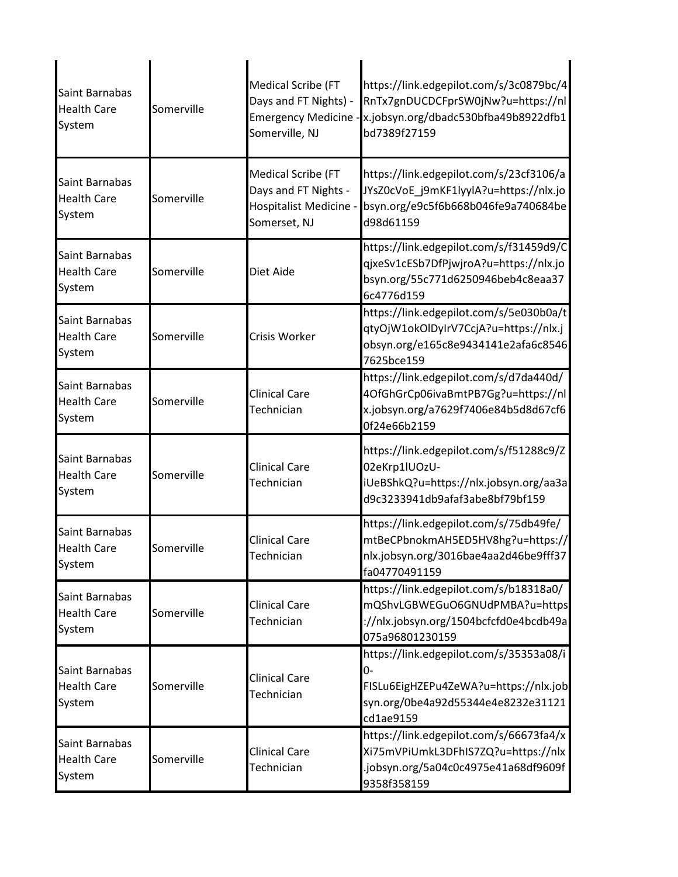| | | | |
|---|---|---|---|
| Saint Barnabas Health Care System | Somerville | Medical Scribe (FT Days and FT Nights) - Emergency Medicine - Somerville, NJ | https://link.edgepilot.com/s/3c0879bc/4RnTx7gnDUCDCFprSW0jNw?u=https://nlx.jobsyn.org/dbadc530bfba49b8922dfb1bd7389f27159 |
| Saint Barnabas Health Care System | Somerville | Medical Scribe (FT Days and FT Nights - Hospitalist Medicine - Somerset, NJ | https://link.edgepilot.com/s/23cf3106/aJYsZ0cVoE_j9mKF1lyylA?u=https://nlx.jobsyn.org/e9c5f6b668b046fe9a740684bed98d61159 |
| Saint Barnabas Health Care System | Somerville | Diet Aide | https://link.edgepilot.com/s/f31459d9/CqjxeSv1cESb7DfPjwjroA?u=https://nlx.jobsyn.org/55c771d6250946beb4c8eaa376c4776d159 |
| Saint Barnabas Health Care System | Somerville | Crisis Worker | https://link.edgepilot.com/s/5e030b0a/tqtyOjW1okOlDyIrV7CcjA?u=https://nlx.jobsyn.org/e165c8e9434141e2afa6c85467625bce159 |
| Saint Barnabas Health Care System | Somerville | Clinical Care Technician | https://link.edgepilot.com/s/d7da440d/4OfGhGrCp06ivaBmtPB7Gg?u=https://nlx.jobsyn.org/a7629f7406e84b5d8d67cf60f24e66b2159 |
| Saint Barnabas Health Care System | Somerville | Clinical Care Technician | https://link.edgepilot.com/s/f51288c9/Z02eKrp1lUOzU-iUeBShkQ?u=https://nlx.jobsyn.org/aa3ad9c3233941db9afaf3abe8bf79bf159 |
| Saint Barnabas Health Care System | Somerville | Clinical Care Technician | https://link.edgepilot.com/s/75db49fe/mtBeCPbnokmAH5ED5HV8hg?u=https://nlx.jobsyn.org/3016bae4aa2d46be9fff37fa04770491159 |
| Saint Barnabas Health Care System | Somerville | Clinical Care Technician | https://link.edgepilot.com/s/b18318a0/mQShvLGBWEGuO6GNUdPMBA?u=https://nlx.jobsyn.org/1504bcfcfd0e4bcdb49a075a96801230159 |
| Saint Barnabas Health Care System | Somerville | Clinical Care Technician | https://link.edgepilot.com/s/35353a08/i0-FISLu6EigHZEPu4ZeWA?u=https://nlx.jobsyn.org/0be4a92d55344e4e8232e31121cd1ae9159 |
| Saint Barnabas Health Care System | Somerville | Clinical Care Technician | https://link.edgepilot.com/s/66673fa4/xXi75mVPiUmkL3DFhIS7ZQ?u=https://nlx.jobsyn.org/5a04c0c4975e41a68df9609f9358f358159 |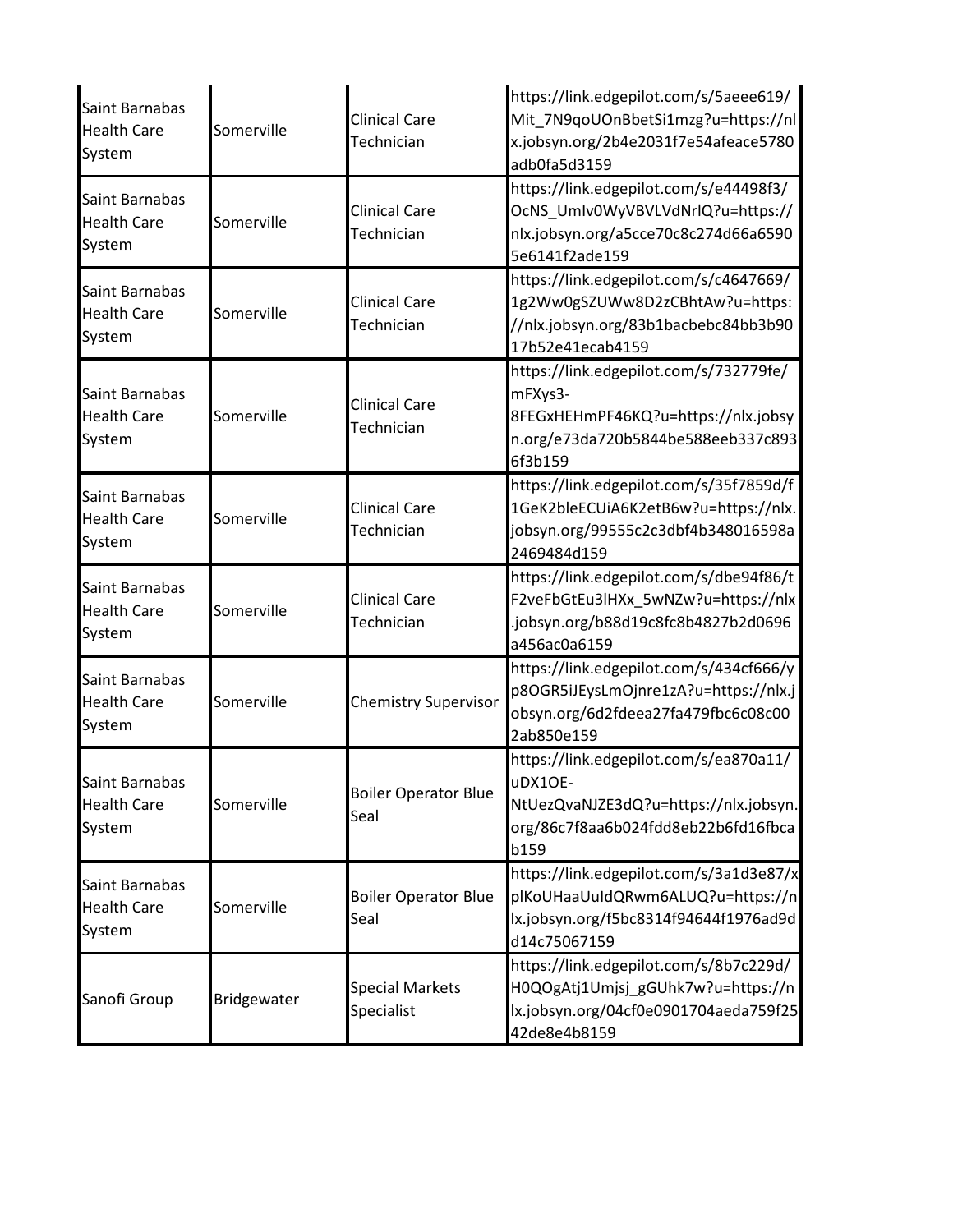| Saint Barnabas Health Care System | Somerville | Clinical Care Technician | https://link.edgepilot.com/s/5aeee619/Mit_7N9qoUOnBbetSi1mzg?u=https://nlx.jobsyn.org/2b4e2031f7e54afeace5780adb0fa5d3159 |
|---|---|---|---|
| Saint Barnabas Health Care System | Somerville | Clinical Care Technician | https://link.edgepilot.com/s/e44498f3/OcNS_UmIv0WyVBVLVdNrlQ?u=https://nlx.jobsyn.org/a5cce70c8c274d66a65905e6141f2ade159 |
| Saint Barnabas Health Care System | Somerville | Clinical Care Technician | https://link.edgepilot.com/s/c4647669/1g2Ww0gSZUWw8D2zCBhtAw?u=https://nlx.jobsyn.org/83b1bacbebc84bb3b9017b52e41ecab4159 |
| Saint Barnabas Health Care System | Somerville | Clinical Care Technician | https://link.edgepilot.com/s/732779fe/mFXys3-8FEGxHEHmPF46KQ?u=https://nlx.jobsyn.org/e73da720b5844be588eeb337c8936f3b159 |
| Saint Barnabas Health Care System | Somerville | Clinical Care Technician | https://link.edgepilot.com/s/35f7859d/f1GeK2bleECUiA6K2etB6w?u=https://nlx.jobsyn.org/99555c2c3dbf4b348016598a2469484d159 |
| Saint Barnabas Health Care System | Somerville | Clinical Care Technician | https://link.edgepilot.com/s/dbe94f86/tF2veFbGtEu3lHXx_5wNZw?u=https://nlx.jobsyn.org/b88d19c8fc8b4827b2d0696a456ac0a6159 |
| Saint Barnabas Health Care System | Somerville | Chemistry Supervisor | https://link.edgepilot.com/s/434cf666/yp8OGR5iJEysLmOjnre1zA?u=https://nlx.jobsyn.org/6d2fdeea27fa479fbc6c08c002ab850e159 |
| Saint Barnabas Health Care System | Somerville | Boiler Operator Blue Seal | https://link.edgepilot.com/s/ea870a11/uDX1OE-NtUezQvaNJZE3dQ?u=https://nlx.jobsyn.org/86c7f8aa6b024fdd8eb22b6fd16fbcab159 |
| Saint Barnabas Health Care System | Somerville | Boiler Operator Blue Seal | https://link.edgepilot.com/s/3a1d3e87/xplKoUHaaUuIdQRwm6ALUQ?u=https://nlx.jobsyn.org/f5bc8314f94644f1976ad9dd14c75067159 |
| Sanofi Group | Bridgewater | Special Markets Specialist | https://link.edgepilot.com/s/8b7c229d/H0QOgAtj1Umjsj_gGUhk7w?u=https://nlx.jobsyn.org/04cf0e0901704aeda759f2542de8e4b8159 |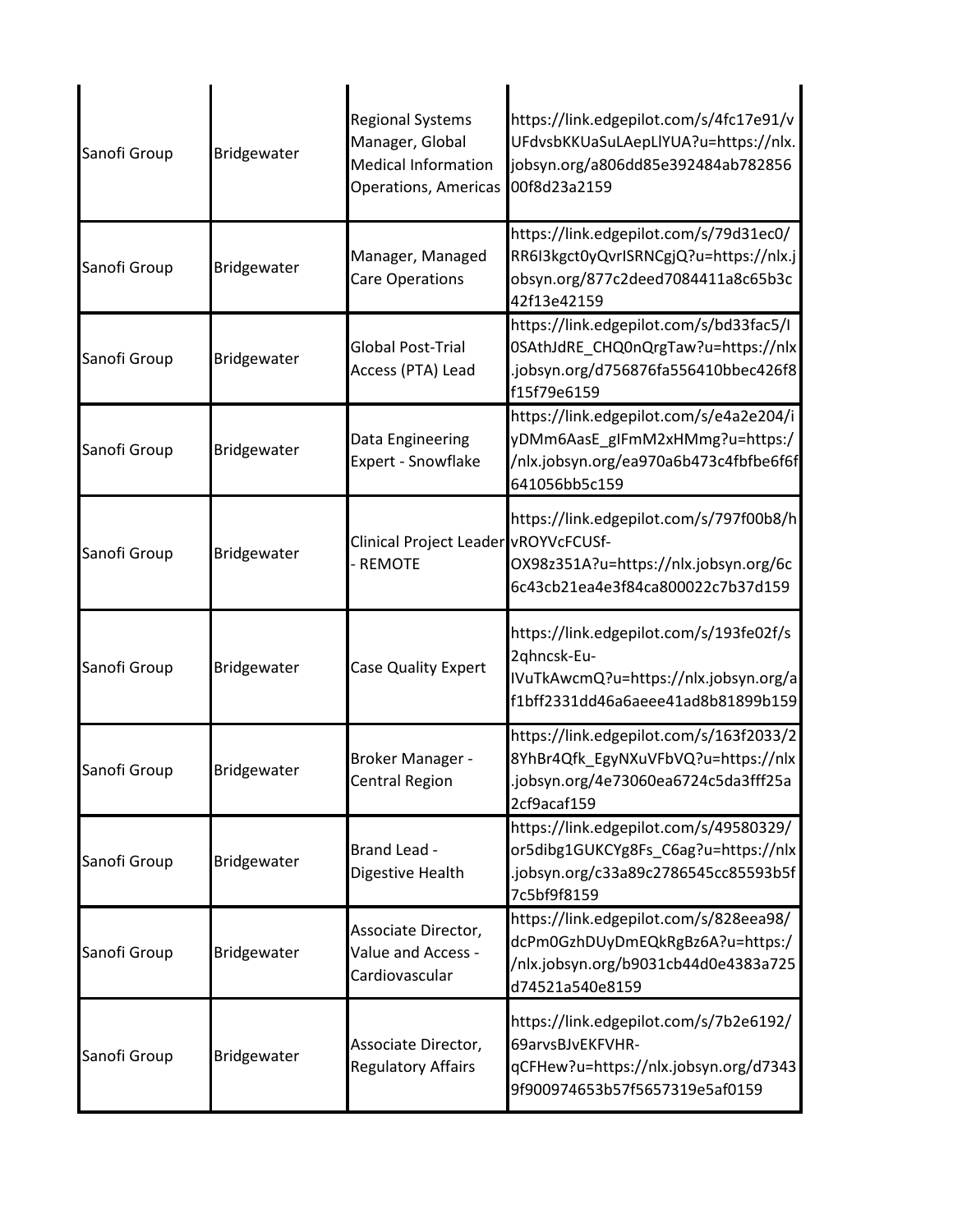| | | | |
|---|---|---|---|
| Sanofi Group | Bridgewater | Regional Systems Manager, Global Medical Information Operations, Americas | https://link.edgepilot.com/s/4fc17e91/vUFdvsbKKUaSuLAepLlYUA?u=https://nlx.jobsyn.org/a806dd85e392484ab78285600f8d23a2159 |
| Sanofi Group | Bridgewater | Manager, Managed Care Operations | https://link.edgepilot.com/s/79d31ec0/RR6I3kgct0yQvrISRNCgjQ?u=https://nlx.jobsyn.org/877c2deed7084411a8c65b3c42f13e42159 |
| Sanofi Group | Bridgewater | Global Post-Trial Access (PTA) Lead | https://link.edgepilot.com/s/bd33fac5/I0SAthJdRE_CHQ0nQrgTaw?u=https://nlx.jobsyn.org/d756876fa556410bbec426f8f15f79e6159 |
| Sanofi Group | Bridgewater | Data Engineering Expert - Snowflake | https://link.edgepilot.com/s/e4a2e204/iyDMm6AasE_gIFmM2xHMmg?u=https://nlx.jobsyn.org/ea970a6b473c4fbfbe6f6f641056bb5c159 |
| Sanofi Group | Bridgewater | Clinical Project Leader - REMOTE | https://link.edgepilot.com/s/797f00b8/hvROYVcFCUSf-OX98z351A?u=https://nlx.jobsyn.org/6c6c43cb21ea4e3f84ca800022c7b37d159 |
| Sanofi Group | Bridgewater | Case Quality Expert | https://link.edgepilot.com/s/193fe02f/s2qhncsk-Eu-IVuTkAwcmQ?u=https://nlx.jobsyn.org/af1bff2331dd46a6aeee41ad8b81899b159 |
| Sanofi Group | Bridgewater | Broker Manager - Central Region | https://link.edgepilot.com/s/163f2033/28YhBr4Qfk_EgyNXuVFbVQ?u=https://nlx.jobsyn.org/4e73060ea6724c5da3fff25a2cf9acaf159 |
| Sanofi Group | Bridgewater | Brand Lead - Digestive Health | https://link.edgepilot.com/s/49580329/or5dibg1GUKCYg8Fs_C6ag?u=https://nlx.jobsyn.org/c33a89c2786545cc85593b5f7c5bf9f8159 |
| Sanofi Group | Bridgewater | Associate Director, Value and Access - Cardiovascular | https://link.edgepilot.com/s/828eea98/dcPm0GzhDUyDmEQkRgBz6A?u=https://nlx.jobsyn.org/b9031cb44d0e4383a725d74521a540e8159 |
| Sanofi Group | Bridgewater | Associate Director, Regulatory Affairs | https://link.edgepilot.com/s/7b2e6192/69arvsBJvEKFVHR-qCFHew?u=https://nlx.jobsyn.org/d73439f900974653b57f5657319e5af0159 |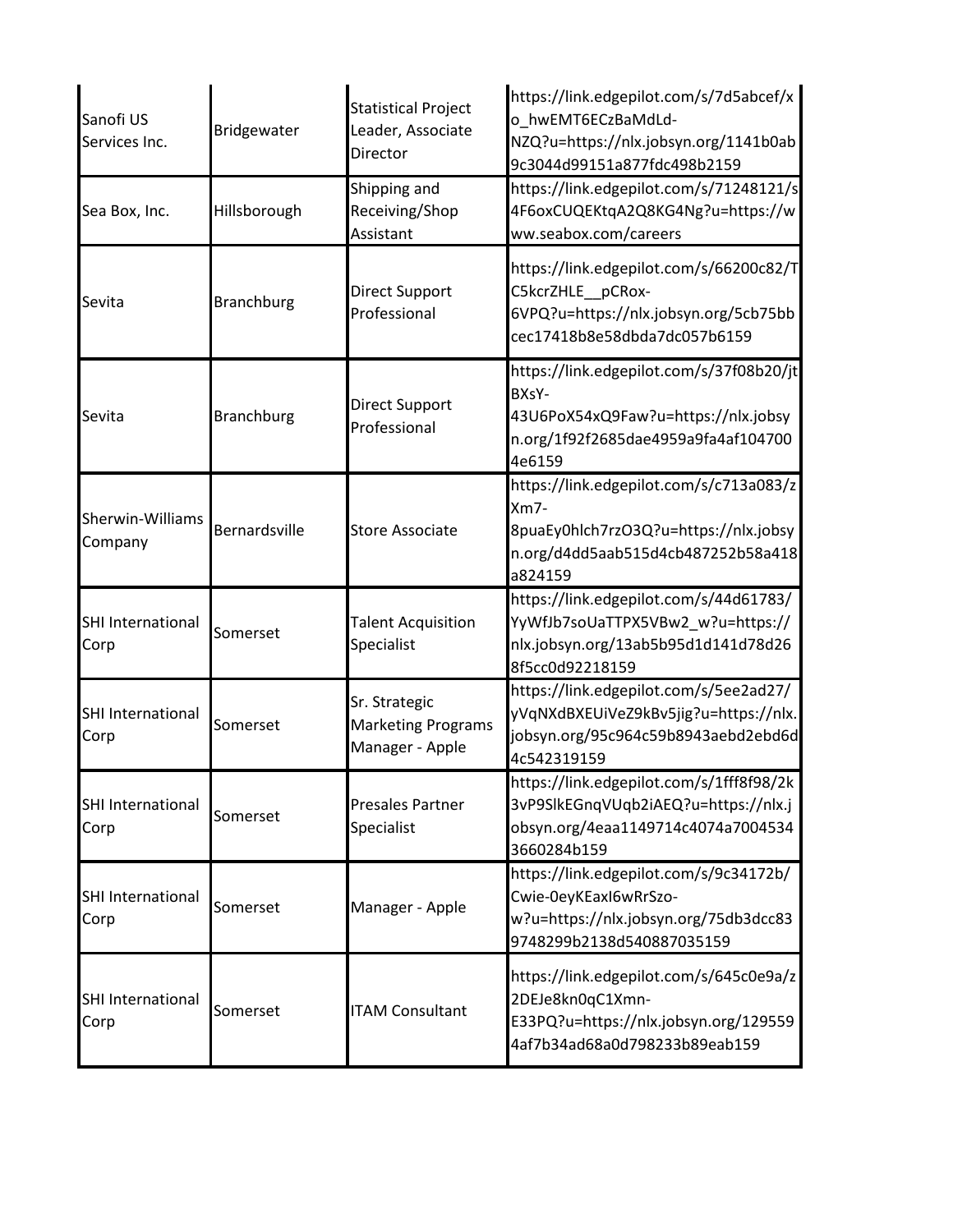| | | | |
|---|---|---|---|
| Sanofi US Services Inc. | Bridgewater | Statistical Project Leader, Associate Director | https://link.edgepilot.com/s/7d5abcef/xo_hwEMT6ECzBaMdLd-NZQ?u=https://nlx.jobsyn.org/1141b0ab9c3044d99151a877fdc498b2159 |
| Sea Box, Inc. | Hillsborough | Shipping and Receiving/Shop Assistant | https://link.edgepilot.com/s/71248121/s4F6oxCUQEKtqA2Q8KG4Ng?u=https://www.seabox.com/careers |
| Sevita | Branchburg | Direct Support Professional | https://link.edgepilot.com/s/66200c82/TC5kcrZHLE__pCRox-6VPQ?u=https://nlx.jobsyn.org/5cb75bbcec17418b8e58dbda7dc057b6159 |
| Sevita | Branchburg | Direct Support Professional | https://link.edgepilot.com/s/37f08b20/jtBXsY-43U6PoX54xQ9Faw?u=https://nlx.jobsyn.org/1f92f2685dae4959a9fa4af1047004e6159 |
| Sherwin-Williams Company | Bernardsville | Store Associate | https://link.edgepilot.com/s/c713a083/zXm7-8puaEy0hlch7rzO3Q?u=https://nlx.jobsyn.org/d4dd5aab515d4cb487252b58a418a824159 |
| SHI International Corp | Somerset | Talent Acquisition Specialist | https://link.edgepilot.com/s/44d61783/YyWfJb7soUaTTPX5VBw2_w?u=https://nlx.jobsyn.org/13ab5b95d1d141d78d268f5cc0d92218159 |
| SHI International Corp | Somerset | Sr. Strategic Marketing Programs Manager - Apple | https://link.edgepilot.com/s/5ee2ad27/yVqNXdBXEUiVeZ9kBv5jig?u=https://nlx.jobsyn.org/95c964c59b8943aebd2ebd6d4c542319159 |
| SHI International Corp | Somerset | Presales Partner Specialist | https://link.edgepilot.com/s/1fff8f98/2k3vP9SlkEGnqVUqb2iAEQ?u=https://nlx.jobsyn.org/4eaa1149714c4074a70045343660284b159 |
| SHI International Corp | Somerset | Manager - Apple | https://link.edgepilot.com/s/9c34172b/Cwie-0eyKEaxI6wRrSzo-w?u=https://nlx.jobsyn.org/75db3dcc839748299b2138d540887035159 |
| SHI International Corp | Somerset | ITAM Consultant | https://link.edgepilot.com/s/645c0e9a/z2DEJe8kn0qC1Xmn-E33PQ?u=https://nlx.jobsyn.org/1295594af7b34ad68a0d798233b89eab159 |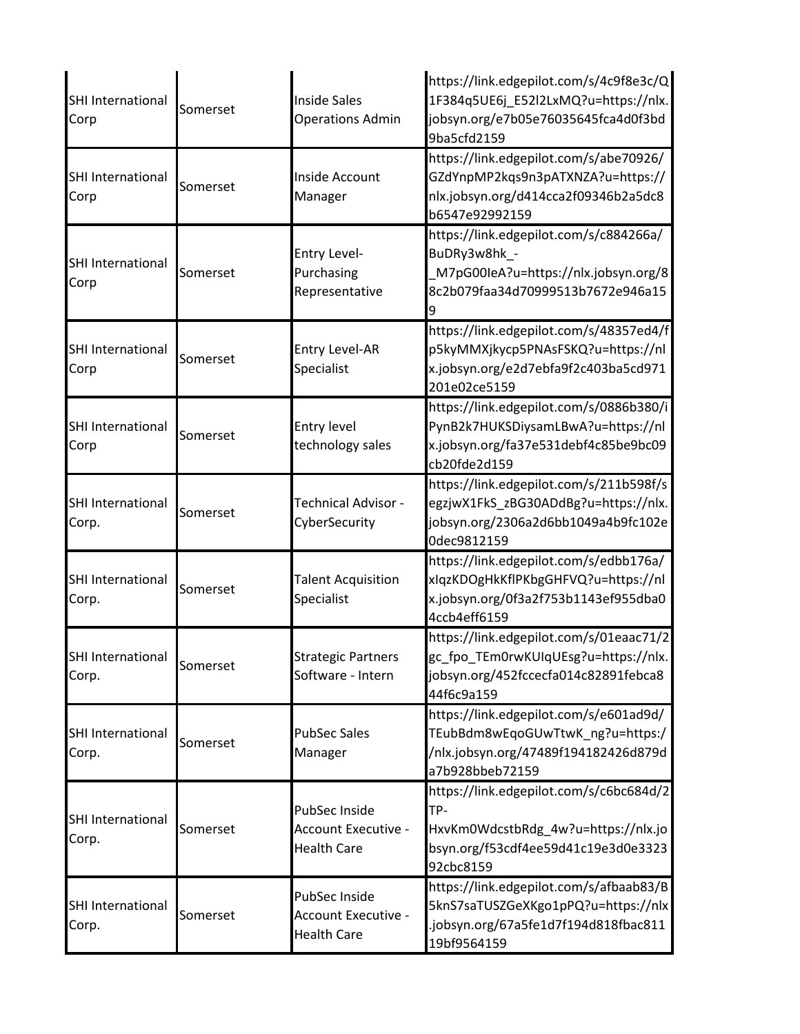| | | | |
|---|---|---|---|
| SHI International Corp | Somerset | Inside Sales Operations Admin | https://link.edgepilot.com/s/4c9f8e3c/Q1F384q5UE6j_E52l2LxMQ?u=https://nlx.jobsyn.org/e7b05e76035645fca4d0f3bd9ba5cfd2159 |
| SHI International Corp | Somerset | Inside Account Manager | https://link.edgepilot.com/s/abe70926/GZdYnpMP2kqs9n3pATXNZA?u=https://nlx.jobsyn.org/d414cca2f09346b2a5dc8b6547e92992159 |
| SHI International Corp | Somerset | Entry Level-Purchasing Representative | https://link.edgepilot.com/s/c884266a/BuDRy3w8hk_-_M7pG00IeA?u=https://nlx.jobsyn.org/88c2b079faa34d70999513b7672e946a159 |
| SHI International Corp | Somerset | Entry Level-AR Specialist | https://link.edgepilot.com/s/48357ed4/fp5kyMMXjkycp5PNAsFSKQ?u=https://nlx.jobsyn.org/e2d7ebfa9f2c403ba5cd971201e02ce5159 |
| SHI International Corp | Somerset | Entry level technology sales | https://link.edgepilot.com/s/0886b380/iPynB2k7HUKSDiysamLBwA?u=https://nlx.jobsyn.org/fa37e531debf4c85be9bc09cb20fde2d159 |
| SHI International Corp. | Somerset | Technical Advisor - CyberSecurity | https://link.edgepilot.com/s/211b598f/segzjwX1FkS_zBG30ADdBg?u=https://nlx.jobsyn.org/2306a2d6bb1049a4b9fc102e0dec9812159 |
| SHI International Corp. | Somerset | Talent Acquisition Specialist | https://link.edgepilot.com/s/edbb176a/xIqzKDOgHkKflPKbgGHFVQ?u=https://nlx.jobsyn.org/0f3a2f753b1143ef955dba04ccb4eff6159 |
| SHI International Corp. | Somerset | Strategic Partners Software - Intern | https://link.edgepilot.com/s/01eaac71/2gc_fpo_TEm0rwKUIqUEsg?u=https://nlx.jobsyn.org/452fccecfa014c82891febca844f6c9a159 |
| SHI International Corp. | Somerset | PubSec Sales Manager | https://link.edgepilot.com/s/e601ad9d/TEubBdm8wEqoGUwTtwK_ng?u=https://nlx.jobsyn.org/47489f194182426d879da7b928bbeb72159 |
| SHI International Corp. | Somerset | PubSec Inside Account Executive - Health Care | https://link.edgepilot.com/s/c6bc684d/2TP-HxvKm0WdcstbRdg_4w?u=https://nlx.jobsyn.org/f53cdf4ee59d41c19e3d0e332392cbc8159 |
| SHI International Corp. | Somerset | PubSec Inside Account Executive - Health Care | https://link.edgepilot.com/s/afbaab83/B5knS7saTUSZGeXKgo1pPQ?u=https://nlx.jobsyn.org/67a5fe1d7f194d818fbac81119bf9564159 |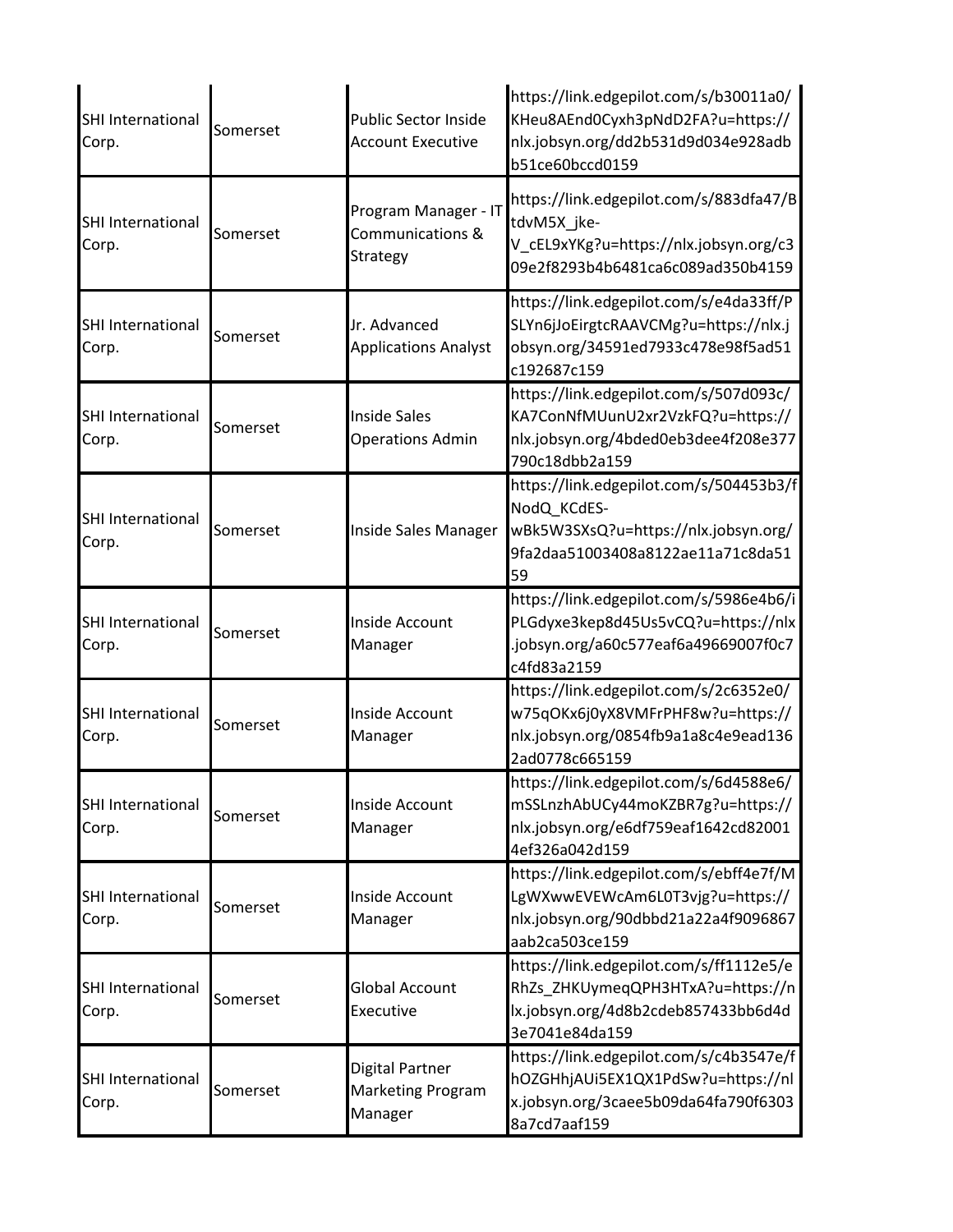| | | | |
|---|---|---|---|
| SHI International Corp. | Somerset | Public Sector Inside Account Executive | https://link.edgepilot.com/s/b30011a0/KHeu8AEnd0Cyxh3pNdD2FA?u=https://nlx.jobsyn.org/dd2b531d9d034e928adbb51ce60bccd0159 |
| SHI International Corp. | Somerset | Program Manager - IT Communications & Strategy | https://link.edgepilot.com/s/883dfa47/BtdvM5X_jke-V_cEL9xYKg?u=https://nlx.jobsyn.org/c309e2f8293b4b6481ca6c089ad350b4159 |
| SHI International Corp. | Somerset | Jr. Advanced Applications Analyst | https://link.edgepilot.com/s/e4da33ff/PSLYn6jJoEirgtcRAAVCMg?u=https://nlx.jobsyn.org/34591ed7933c478e98f5ad51c192687c159 |
| SHI International Corp. | Somerset | Inside Sales Operations Admin | https://link.edgepilot.com/s/507d093c/KA7ConNfMUunU2xr2VzkFQ?u=https://nlx.jobsyn.org/4bded0eb3dee4f208e377790c18dbb2a159 |
| SHI International Corp. | Somerset | Inside Sales Manager | https://link.edgepilot.com/s/504453b3/fNodQ_KCdES-wBk5W3SXsQ?u=https://nlx.jobsyn.org/9fa2daa51003408a8122ae11a71c8da5159 |
| SHI International Corp. | Somerset | Inside Account Manager | https://link.edgepilot.com/s/5986e4b6/iPLGdyxe3kep8d45Us5vCQ?u=https://nlx.jobsyn.org/a60c577eaf6a49669007f0c7c4fd83a2159 |
| SHI International Corp. | Somerset | Inside Account Manager | https://link.edgepilot.com/s/2c6352e0/w75qOKx6j0yX8VMFrPHF8w?u=https://nlx.jobsyn.org/0854fb9a1a8c4e9ead1362ad0778c665159 |
| SHI International Corp. | Somerset | Inside Account Manager | https://link.edgepilot.com/s/6d4588e6/mSSLnzhAbUCy44moKZBR7g?u=https://nlx.jobsyn.org/e6df759eaf1642cd820014ef326a042d159 |
| SHI International Corp. | Somerset | Inside Account Manager | https://link.edgepilot.com/s/ebff4e7f/MLgWXwwEVEWcAm6L0T3vjg?u=https://nlx.jobsyn.org/90dbbd21a22a4f9096867aab2ca503ce159 |
| SHI International Corp. | Somerset | Global Account Executive | https://link.edgepilot.com/s/ff1112e5/eRhZs_ZHKUymeqQPH3HTxA?u=https://nlx.jobsyn.org/4d8b2cdeb857433bb6d4d3e7041e84da159 |
| SHI International Corp. | Somerset | Digital Partner Marketing Program Manager | https://link.edgepilot.com/s/c4b3547e/fhOZGHhjAUi5EX1QX1PdSw?u=https://nlx.jobsyn.org/3caee5b09da64fa790f63038a7cd7aaf159 |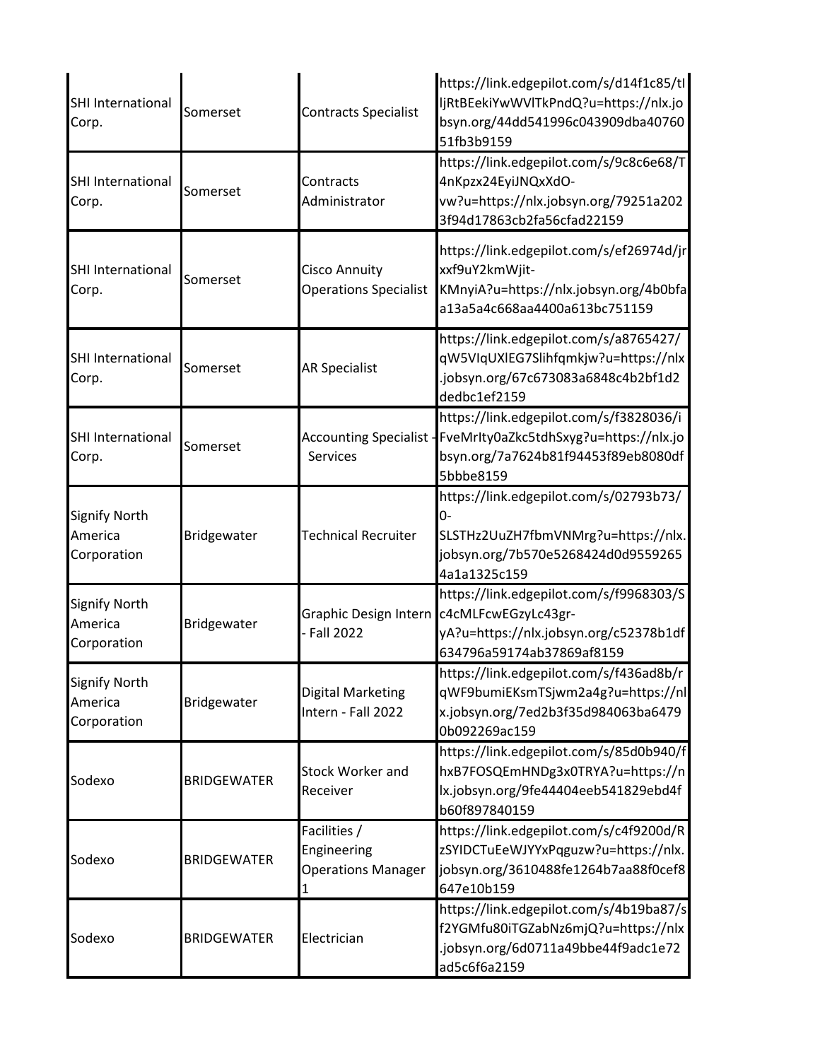| | | | |
|---|---|---|---|
| SHI International Corp. | Somerset | Contracts Specialist | https://link.edgepilot.com/s/d14f1c85/tIljRtBEekiYwWVlTkPndQ?u=https://nlx.jobsyn.org/44dd541996c043909dba4076051fb3b9159 |
| SHI International Corp. | Somerset | Contracts Administrator | https://link.edgepilot.com/s/9c8c6e68/T4nKpzx24EyiJNQxXdO-vw?u=https://nlx.jobsyn.org/79251a2023f94d17863cb2fa56cfad22159 |
| SHI International Corp. | Somerset | Cisco Annuity Operations Specialist | https://link.edgepilot.com/s/ef26974d/jrxxf9uY2kmWjit-KMnyiA?u=https://nlx.jobsyn.org/4b0bfaa13a5a4c668aa4400a613bc751159 |
| SHI International Corp. | Somerset | AR Specialist | https://link.edgepilot.com/s/a8765427/qW5VIqUXlEG7Slihfqmkjw?u=https://nlx.jobsyn.org/67c673083a6848c4b2bf1d2dedbc1ef2159 |
| SHI International Corp. | Somerset | Accounting Specialist - Services | https://link.edgepilot.com/s/f3828036/iFveMrIty0aZkc5tdhSxyg?u=https://nlx.jobsyn.org/7a7624b81f94453f89eb8080df5bbbe8159 |
| Signify North America Corporation | Bridgewater | Technical Recruiter | https://link.edgepilot.com/s/02793b73/0-SLSTHz2UuZH7fbmVNMrg?u=https://nlx.jobsyn.org/7b570e5268424d0d95592654a1a1325c159 |
| Signify North America Corporation | Bridgewater | Graphic Design Intern - Fall 2022 | https://link.edgepilot.com/s/f9968303/Sc4cMLFcwEGzyLc43gr-yA?u=https://nlx.jobsyn.org/c52378b1df634796a59174ab37869af8159 |
| Signify North America Corporation | Bridgewater | Digital Marketing Intern - Fall 2022 | https://link.edgepilot.com/s/f436ad8b/rqWF9bumiEKsmTSjwm2a4g?u=https://nlx.jobsyn.org/7ed2b3f35d984063ba64790b092269ac159 |
| Sodexo | BRIDGEWATER | Stock Worker and Receiver | https://link.edgepilot.com/s/85d0b940/fhxB7FOSQEmHNDg3x0TRYA?u=https://nlx.jobsyn.org/9fe44404eeb541829ebd4fb60f897840159 |
| Sodexo | BRIDGEWATER | Facilities / Engineering Operations Manager 1 | https://link.edgepilot.com/s/c4f9200d/RzSYIDCTuEeWJYYxPqguzw?u=https://nlx.jobsyn.org/3610488fe1264b7aa88f0cef8647e10b159 |
| Sodexo | BRIDGEWATER | Electrician | https://link.edgepilot.com/s/4b19ba87/sf2YGMfu80iTGZabNz6mjQ?u=https://nlx.jobsyn.org/6d0711a49bbe44f9adc1e72ad5c6f6a2159 |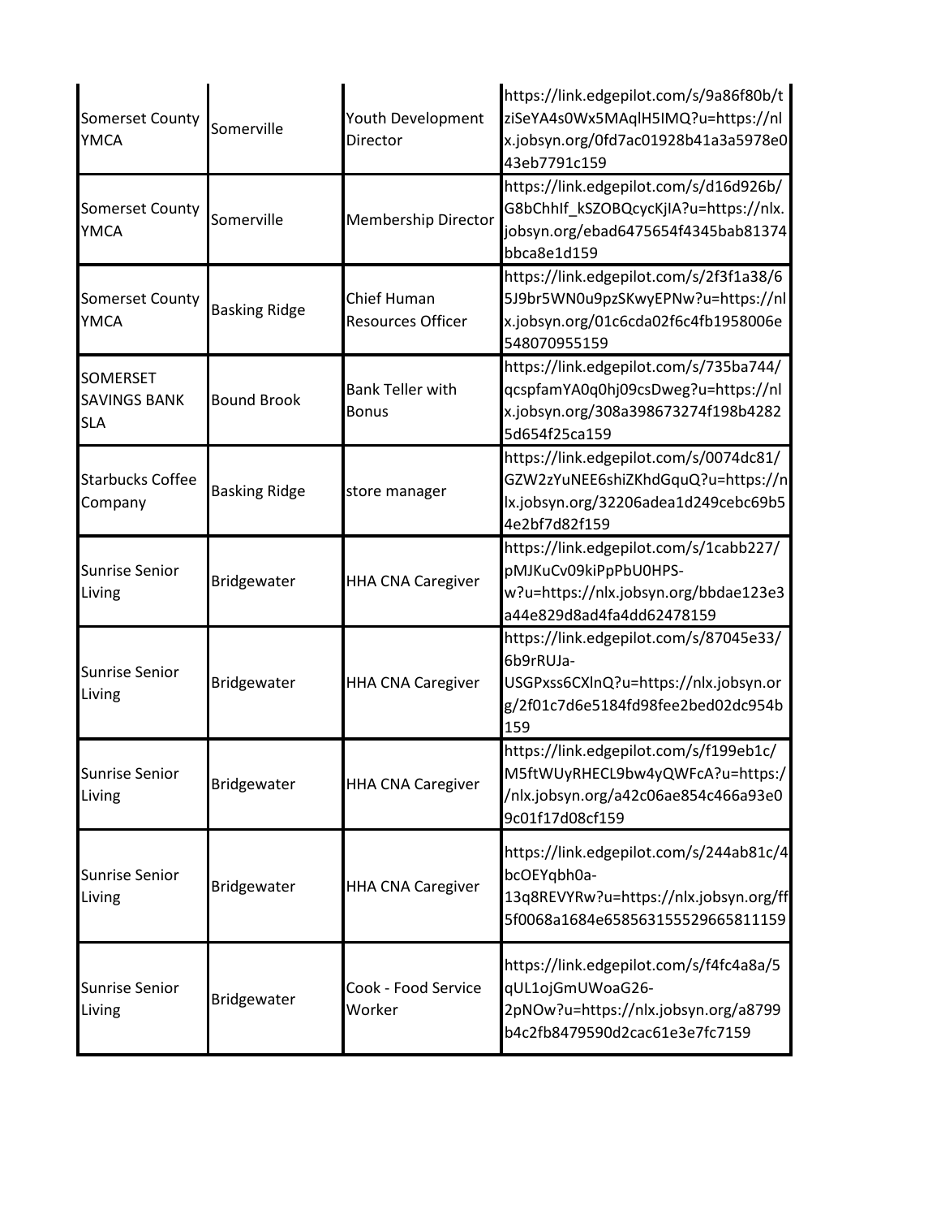| Somerset County YMCA | Somerville | Youth Development Director | https://link.edgepilot.com/s/9a86f80b/tziSeYA4s0Wx5MAqlH5IMQ?u=https://nlx.jobsyn.org/0fd7ac01928b41a3a5978e043eb7791c159 |
|---|---|---|---|
| Somerset County YMCA | Somerville | Membership Director | https://link.edgepilot.com/s/d16d926b/G8bChhIf_kSZOBQcycKjIA?u=https://nlx.jobsyn.org/ebad6475654f4345bab81374bbca8e1d159 |
| Somerset County YMCA | Basking Ridge | Chief Human Resources Officer | https://link.edgepilot.com/s/2f3f1a38/65J9br5WN0u9pzSKwyEPNw?u=https://nlx.jobsyn.org/01c6cda02f6c4fb1958006e548070955159 |
| SOMERSET SAVINGS BANK SLA | Bound Brook | Bank Teller with Bonus | https://link.edgepilot.com/s/735ba744/qcspfamYA0q0hj09csDweg?u=https://nlx.jobsyn.org/308a398673274f198b42825d654f25ca159 |
| Starbucks Coffee Company | Basking Ridge | store manager | https://link.edgepilot.com/s/0074dc81/GZW2zYuNEE6shiZKhdGquQ?u=https://nlx.jobsyn.org/32206adea1d249cebc69b54e2bf7d82f159 |
| Sunrise Senior Living | Bridgewater | HHA CNA Caregiver | https://link.edgepilot.com/s/1cabb227/pMJKuCv09kiPpPbU0HPS-w?u=https://nlx.jobsyn.org/bbdae123e3a44e829d8ad4fa4dd62478159 |
| Sunrise Senior Living | Bridgewater | HHA CNA Caregiver | https://link.edgepilot.com/s/87045e33/6b9rRUJa-USGPxss6CXlnQ?u=https://nlx.jobsyn.org/2f01c7d6e5184fd98fee2bed02dc954b159 |
| Sunrise Senior Living | Bridgewater | HHA CNA Caregiver | https://link.edgepilot.com/s/f199eb1c/M5ftWUyRHECL9bw4yQWFcA?u=https://nlx.jobsyn.org/a42c06ae854c466a93e09c01f17d08cf159 |
| Sunrise Senior Living | Bridgewater | HHA CNA Caregiver | https://link.edgepilot.com/s/244ab81c/4bcOEYqbh0a-13q8REVYRw?u=https://nlx.jobsyn.org/ff5f0068a1684e658563155529665811159 |
| Sunrise Senior Living | Bridgewater | Cook - Food Service Worker | https://link.edgepilot.com/s/f4fc4a8a/5qUL1ojGmUWoaG26-2pNOw?u=https://nlx.jobsyn.org/a8799b4c2fb8479590d2cac61e3e7fc7159 |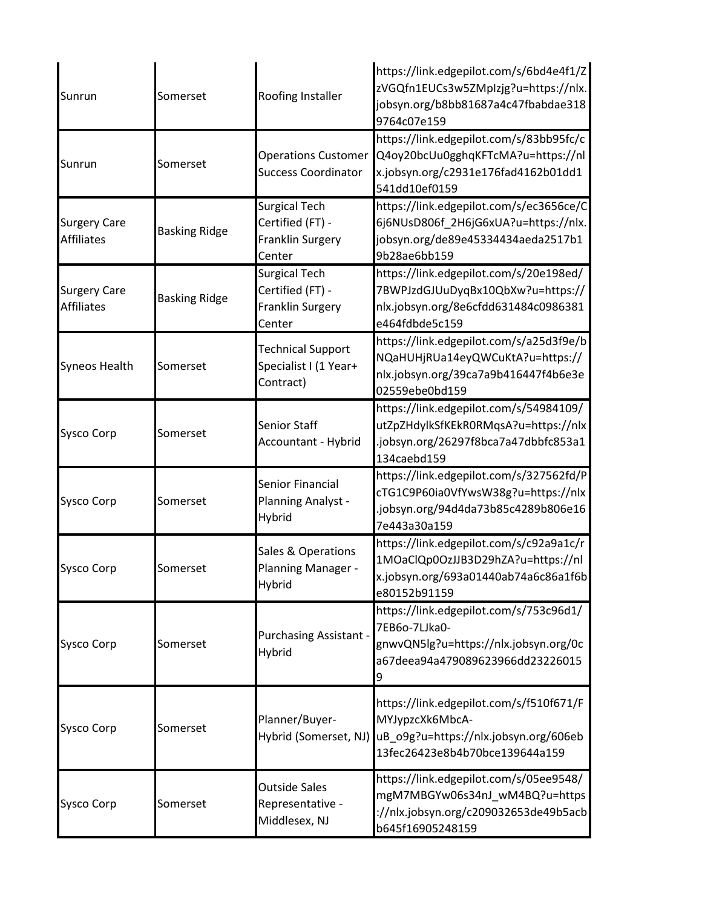| | | | |
|---|---|---|---|
| Sunrun | Somerset | Roofing Installer | https://link.edgepilot.com/s/6bd4e4f1/ZzVGQfn1EUCs3w5ZMpIzjg?u=https://nlx.jobsyn.org/b8bb81687a4c47fbabdae3189764c07e159 |
| Sunrun | Somerset | Operations Customer Success Coordinator | https://link.edgepilot.com/s/83bb95fc/cQ4oy20bcUu0gghqKFTcMA?u=https://nlx.jobsyn.org/c2931e176fad4162b01dd1541dd10ef0159 |
| Surgery Care Affiliates | Basking Ridge | Surgical Tech Certified (FT) - Franklin Surgery Center | https://link.edgepilot.com/s/ec3656ce/C6j6NUsD806f_2H6jG6xUA?u=https://nlx.jobsyn.org/de89e45334434aeda2517b19b28ae6bb159 |
| Surgery Care Affiliates | Basking Ridge | Surgical Tech Certified (FT) - Franklin Surgery Center | https://link.edgepilot.com/s/20e198ed/7BWPJzdGJUuDyqBx10QbXw?u=https://nlx.jobsyn.org/8e6cfdd631484c0986381e464fdbde5c159 |
| Syneos Health | Somerset | Technical Support Specialist I (1 Year+ Contract) | https://link.edgepilot.com/s/a25d3f9e/bNQaHUHjRUa14eyQWCuKtA?u=https://nlx.jobsyn.org/39ca7a9b416447f4b6e3e02559ebe0bd159 |
| Sysco Corp | Somerset | Senior Staff Accountant - Hybrid | https://link.edgepilot.com/s/54984109/utZpZHdylkSfKEkR0RMqsA?u=https://nlx.jobsyn.org/26297f8bca7a47dbbfc853a1134caebd159 |
| Sysco Corp | Somerset | Senior Financial Planning Analyst - Hybrid | https://link.edgepilot.com/s/327562fd/PcTG1C9P60ia0VfYwsW38g?u=https://nlx.jobsyn.org/94d4da73b85c4289b806e167e443a30a159 |
| Sysco Corp | Somerset | Sales & Operations Planning Manager - Hybrid | https://link.edgepilot.com/s/c92a9a1c/r1MOaClQp0OzJJB3D29hZA?u=https://nlx.jobsyn.org/693a01440ab74a6c86a1f6be80152b91159 |
| Sysco Corp | Somerset | Purchasing Assistant - Hybrid | https://link.edgepilot.com/s/753c96d1/7EB6o-7LJka0-gnwvQN5lg?u=https://nlx.jobsyn.org/0ca67deea94a479089623966dd232260159 |
| Sysco Corp | Somerset | Planner/Buyer-Hybrid (Somerset, NJ) | https://link.edgepilot.com/s/f510f671/FMYJypzcXk6MbcA-uB_o9g?u=https://nlx.jobsyn.org/606eb13fec26423e8b4b70bce139644a159 |
| Sysco Corp | Somerset | Outside Sales Representative - Middlesex, NJ | https://link.edgepilot.com/s/05ee9548/mgM7MBGYw06s34nJ_wM4BQ?u=https://nlx.jobsyn.org/c209032653de49b5acbb645f16905248159 |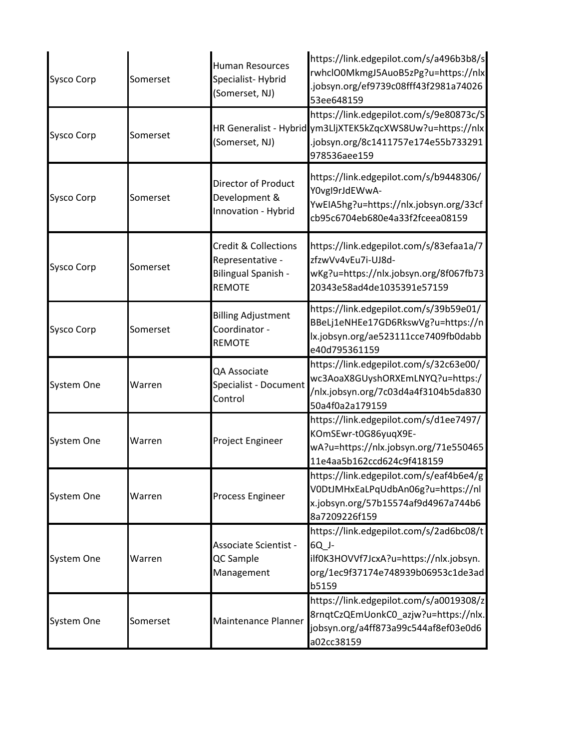| | | | |
|---|---|---|---|
| Sysco Corp | Somerset | Human Resources Specialist- Hybrid (Somerset, NJ) | https://link.edgepilot.com/s/a496b3b8/srwhclO0MkmgJ5AuoB5zPg?u=https://nlx.jobsyn.org/ef9739c08fff43f2981a7402653ee648159 |
| Sysco Corp | Somerset | HR Generalist - Hybrid (Somerset, NJ) | https://link.edgepilot.com/s/9e80873c/Sym3LljXTEK5kZqcXWS8Uw?u=https://nlx.jobsyn.org/8c1411757e174e55b733291978536aee159 |
| Sysco Corp | Somerset | Director of Product Development & Innovation - Hybrid | https://link.edgepilot.com/s/b9448306/Y0vgI9rJdEWwA-YwEIA5hg?u=https://nlx.jobsyn.org/33cfcb95c6704eb680e4a33f2fceea08159 |
| Sysco Corp | Somerset | Credit & Collections Representative - Bilingual Spanish - REMOTE | https://link.edgepilot.com/s/83efaa1a/7zfzwVv4vEu7i-UJ8d-wKg?u=https://nlx.jobsyn.org/8f067fb7320343e58ad4de1035391e57159 |
| Sysco Corp | Somerset | Billing Adjustment Coordinator - REMOTE | https://link.edgepilot.com/s/39b59e01/BBeLj1eNHEe17GD6RkswVg?u=https://nlx.jobsyn.org/ae523111cce7409fb0dabbe40d795361159 |
| System One | Warren | QA Associate Specialist - Document Control | https://link.edgepilot.com/s/32c63e00/wc3AoaX8GUyshORXEmLNYQ?u=https://nlx.jobsyn.org/7c03d4a4f3104b5da83050a4f0a2a179159 |
| System One | Warren | Project Engineer | https://link.edgepilot.com/s/d1ee7497/KOmSEwr-t0G86yuqX9E-wA?u=https://nlx.jobsyn.org/71e55046511e4aa5b162ccd624c9f418159 |
| System One | Warren | Process Engineer | https://link.edgepilot.com/s/eaf4b6e4/gV0DtJMHxEaLPqUdbAn06g?u=https://nlx.jobsyn.org/57b15574af9d4967a744b68a7209226f159 |
| System One | Warren | Associate Scientist - QC Sample Management | https://link.edgepilot.com/s/2ad6bc08/t6Q_J-ilf0K3HOVVf7JcxA?u=https://nlx.jobsyn.org/1ec9f37174e748939b06953c1de3adb5159 |
| System One | Somerset | Maintenance Planner | https://link.edgepilot.com/s/a0019308/z8rnqtCzQEmUonkC0_azjw?u=https://nlx.jobsyn.org/a4ff873a99c544af8ef03e0d6a02cc38159 |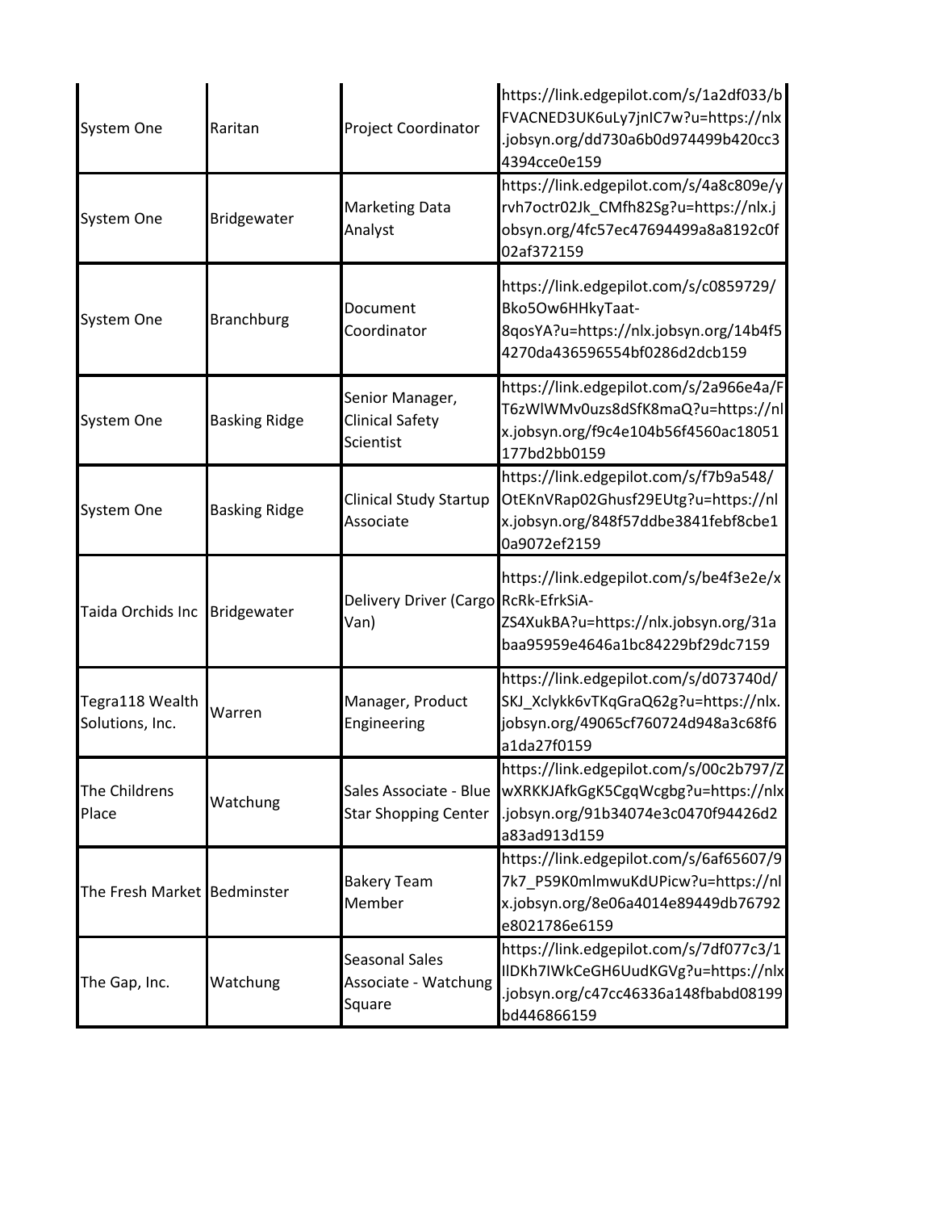| | | | |
|---|---|---|---|
| System One | Raritan | Project Coordinator | https://link.edgepilot.com/s/1a2df033/bFVACNED3UK6uLy7jnIC7w?u=https://nlx.jobsyn.org/dd730a6b0d974499b420cc34394cce0e159 |
| System One | Bridgewater | Marketing Data Analyst | https://link.edgepilot.com/s/4a8c809e/yrvh7octr02Jk_CMfh82Sg?u=https://nlx.jobsyn.org/4fc57ec47694499a8a8192c0f02af372159 |
| System One | Branchburg | Document Coordinator | https://link.edgepilot.com/s/c0859729/Bko5Ow6HHkyTaat-8qosYA?u=https://nlx.jobsyn.org/14b4f54270da436596554bf0286d2dcb159 |
| System One | Basking Ridge | Senior Manager, Clinical Safety Scientist | https://link.edgepilot.com/s/2a966e4a/FT6zWlWMv0uzs8dSfK8maQ?u=https://nlx.jobsyn.org/f9c4e104b56f4560ac18051177bd2bb0159 |
| System One | Basking Ridge | Clinical Study Startup Associate | https://link.edgepilot.com/s/f7b9a548/OtEKnVRap02Ghusf29EUtg?u=https://nlx.jobsyn.org/848f57ddbe3841febf8cbe10a9072ef2159 |
| Taida Orchids Inc | Bridgewater | Delivery Driver (Cargo Van) | https://link.edgepilot.com/s/be4f3e2e/xRcRk-EfrkSiA-ZS4XukBA?u=https://nlx.jobsyn.org/31abaa95959e4646a1bc84229bf29dc7159 |
| Tegra118 Wealth Solutions, Inc. | Warren | Manager, Product Engineering | https://link.edgepilot.com/s/d073740d/SKJ_Xclykk6vTKqGraQ62g?u=https://nlx.jobsyn.org/49065cf760724d948a3c68f6a1da27f0159 |
| The Childrens Place | Watchung | Sales Associate - Blue Star Shopping Center | https://link.edgepilot.com/s/00c2b797/ZwXRKKJAfkGgK5CgqWcgbg?u=https://nlx.jobsyn.org/91b34074e3c0470f94426d2a83ad913d159 |
| The Fresh Market | Bedminster | Bakery Team Member | https://link.edgepilot.com/s/6af65607/97k7_P59K0mlmwuKdUPicw?u=https://nlx.jobsyn.org/8e06a4014e89449db76792e8021786e6159 |
| The Gap, Inc. | Watchung | Seasonal Sales Associate - Watchung Square | https://link.edgepilot.com/s/7df077c3/1IlDKh7IWkCeGH6UudKGVg?u=https://nlx.jobsyn.org/c47cc46336a148fbabd08199bd446866159 |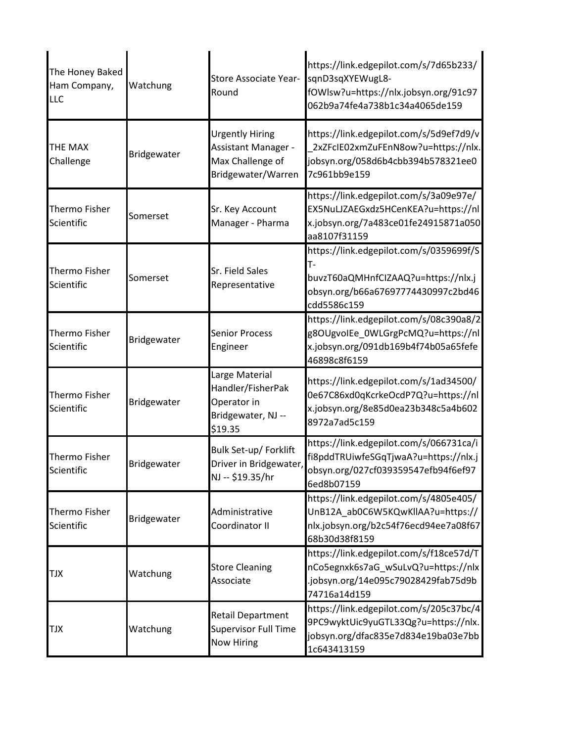| | | | |
|---|---|---|---|
| The Honey Baked Ham Company, LLC | Watchung | Store Associate Year-Round | https://link.edgepilot.com/s/7d65b233/sqnD3sqXYEWugL8-fOWlsw?u=https://nlx.jobsyn.org/91c97062b9a74fe4a738b1c34a4065de159 |
| THE MAX Challenge | Bridgewater | Urgently Hiring Assistant Manager - Max Challenge of Bridgewater/Warren | https://link.edgepilot.com/s/5d9ef7d9/v_2xZFcIE02xmZuFEnN8ow?u=https://nlx.jobsyn.org/058d6b4cbb394b578321ee07c961bb9e159 |
| Thermo Fisher Scientific | Somerset | Sr. Key Account Manager - Pharma | https://link.edgepilot.com/s/3a09e97e/EX5NuLJZAEGxdz5HCenKEA?u=https://nlx.jobsyn.org/7a483ce01fe24915871a050aa8107f31159 |
| Thermo Fisher Scientific | Somerset | Sr. Field Sales Representative | https://link.edgepilot.com/s/0359699f/ST-buvzT60aQMHnfCIZAAQ?u=https://nlx.jobsyn.org/b66a67697774430997c2bd46cdd5586c159 |
| Thermo Fisher Scientific | Bridgewater | Senior Process Engineer | https://link.edgepilot.com/s/08c390a8/2g8OUgvoIEe_0WLGrgPcMQ?u=https://nlx.jobsyn.org/091db169b4f74b05a65fefe46898c8f6159 |
| Thermo Fisher Scientific | Bridgewater | Large Material Handler/FisherPak Operator in Bridgewater, NJ -- $19.35 | https://link.edgepilot.com/s/1ad34500/0e67C86xd0qKcrkeOcdP7Q?u=https://nlx.jobsyn.org/8e85d0ea23b348c5a4b6028972a7ad5c159 |
| Thermo Fisher Scientific | Bridgewater | Bulk Set-up/ Forklift Driver in Bridgewater, NJ -- $19.35/hr | https://link.edgepilot.com/s/066731ca/ifi8pddTRUiwfeSGqTjwaA?u=https://nlx.jobsyn.org/027cf039359547efb94f6ef976ed8b07159 |
| Thermo Fisher Scientific | Bridgewater | Administrative Coordinator II | https://link.edgepilot.com/s/4805e405/UnB12A_ab0C6W5KQwKllAA?u=https://nlx.jobsyn.org/b2c54f76ecd94ee7a08f6768b30d38f8159 |
| TJX | Watchung | Store Cleaning Associate | https://link.edgepilot.com/s/f18ce57d/TnCo5egnxk6s7aG_wSuLvQ?u=https://nlx.jobsyn.org/14e095c79028429fab75d9b74716a14d159 |
| TJX | Watchung | Retail Department Supervisor Full Time Now Hiring | https://link.edgepilot.com/s/205c37bc/49PC9wyktUic9yuGTL33Qg?u=https://nlx.jobsyn.org/dfac835e7d834e19ba03e7bb1c643413159 |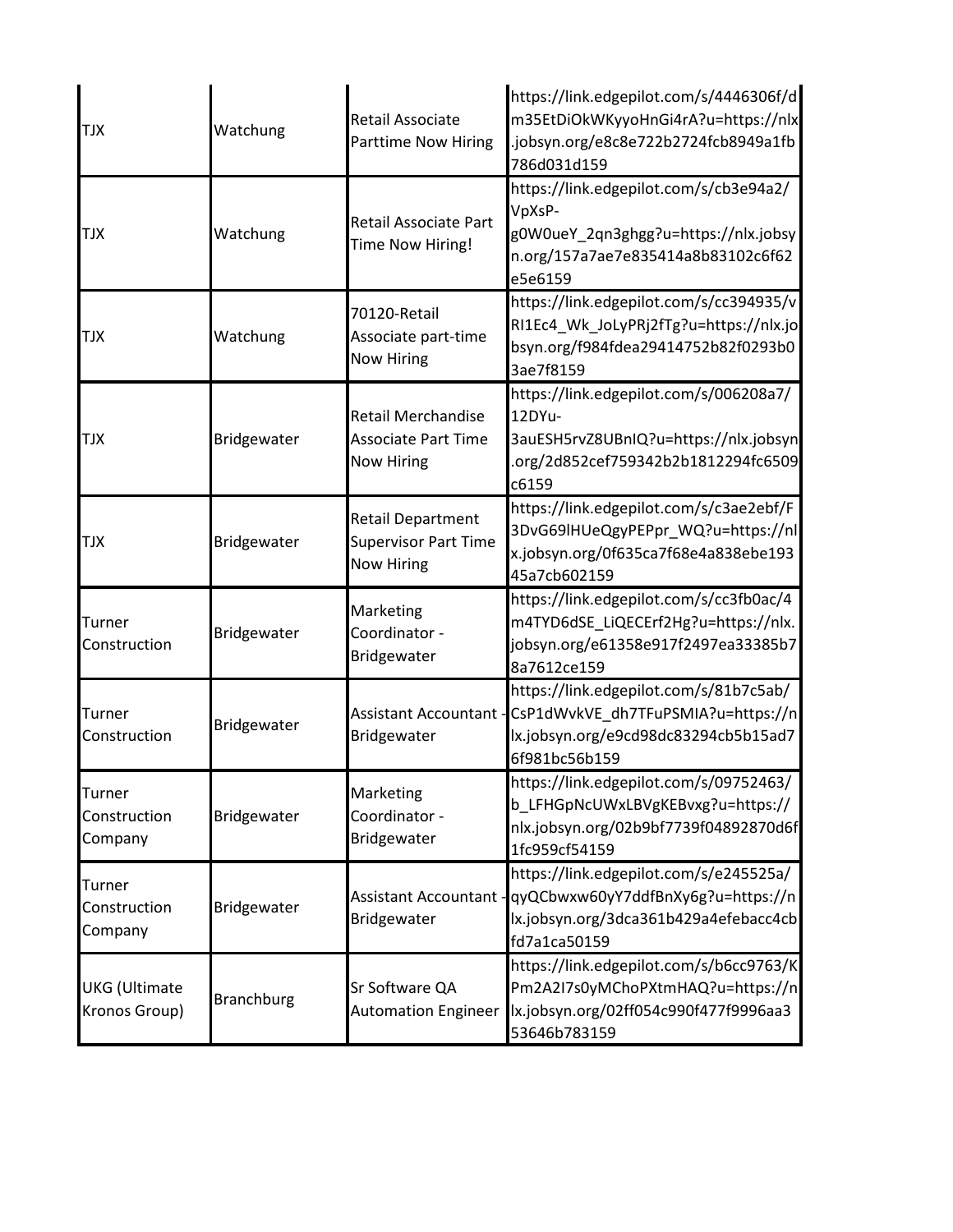| | | | |
|---|---|---|---|
| TJX | Watchung | Retail Associate Parttime Now Hiring | https://link.edgepilot.com/s/4446306f/dm35EtDiOkWKyyoHnGi4rA?u=https://nlx.jobsyn.org/e8c8e722b2724fcb8949a1fb786d031d159 |
| TJX | Watchung | Retail Associate Part Time Now Hiring! | https://link.edgepilot.com/s/cb3e94a2/VpXsP-g0W0ueY_2qn3ghgg?u=https://nlx.jobsyn.org/157a7ae7e835414a8b83102c6f62e5e6159 |
| TJX | Watchung | 70120-Retail Associate part-time Now Hiring | https://link.edgepilot.com/s/cc394935/vRI1Ec4_Wk_JoLyPRj2fTg?u=https://nlx.jobsyn.org/f984fdea29414752b82f0293b03ae7f8159 |
| TJX | Bridgewater | Retail Merchandise Associate Part Time Now Hiring | https://link.edgepilot.com/s/006208a7/12DYu-3auESH5rvZ8UBnIQ?u=https://nlx.jobsyn.org/2d852cef759342b2b1812294fc6509c6159 |
| TJX | Bridgewater | Retail Department Supervisor Part Time Now Hiring | https://link.edgepilot.com/s/c3ae2ebf/F3DvG69lHUeQgyPEPpr_WQ?u=https://nlx.jobsyn.org/0f635ca7f68e4a838ebe19345a7cb602159 |
| Turner Construction | Bridgewater | Marketing Coordinator - Bridgewater | https://link.edgepilot.com/s/cc3fb0ac/4m4TYD6dSE_LiQECErf2Hg?u=https://nlx.jobsyn.org/e61358e917f2497ea33385b78a7612ce159 |
| Turner Construction | Bridgewater | Assistant Accountant - Bridgewater | https://link.edgepilot.com/s/81b7c5ab/CsP1dWvkVE_dh7TFuPSMIA?u=https://nlx.jobsyn.org/e9cd98dc83294cb5b15ad76f981bc56b159 |
| Turner Construction Company | Bridgewater | Marketing Coordinator - Bridgewater | https://link.edgepilot.com/s/09752463/b_LFHGpNcUWxLBVgKEBvxg?u=https://nlx.jobsyn.org/02b9bf7739f04892870d6f1fc959cf54159 |
| Turner Construction Company | Bridgewater | Assistant Accountant - Bridgewater | https://link.edgepilot.com/s/e245525a/qyQCbwxw60yY7ddfBnXy6g?u=https://nlx.jobsyn.org/3dca361b429a4efebacc4cbfd7a1ca50159 |
| UKG (Ultimate Kronos Group) | Branchburg | Sr Software QA Automation Engineer | https://link.edgepilot.com/s/b6cc9763/KPm2A2I7s0yMChoPXtmHAQ?u=https://nlx.jobsyn.org/02ff054c990f477f9996aa353646b783159 |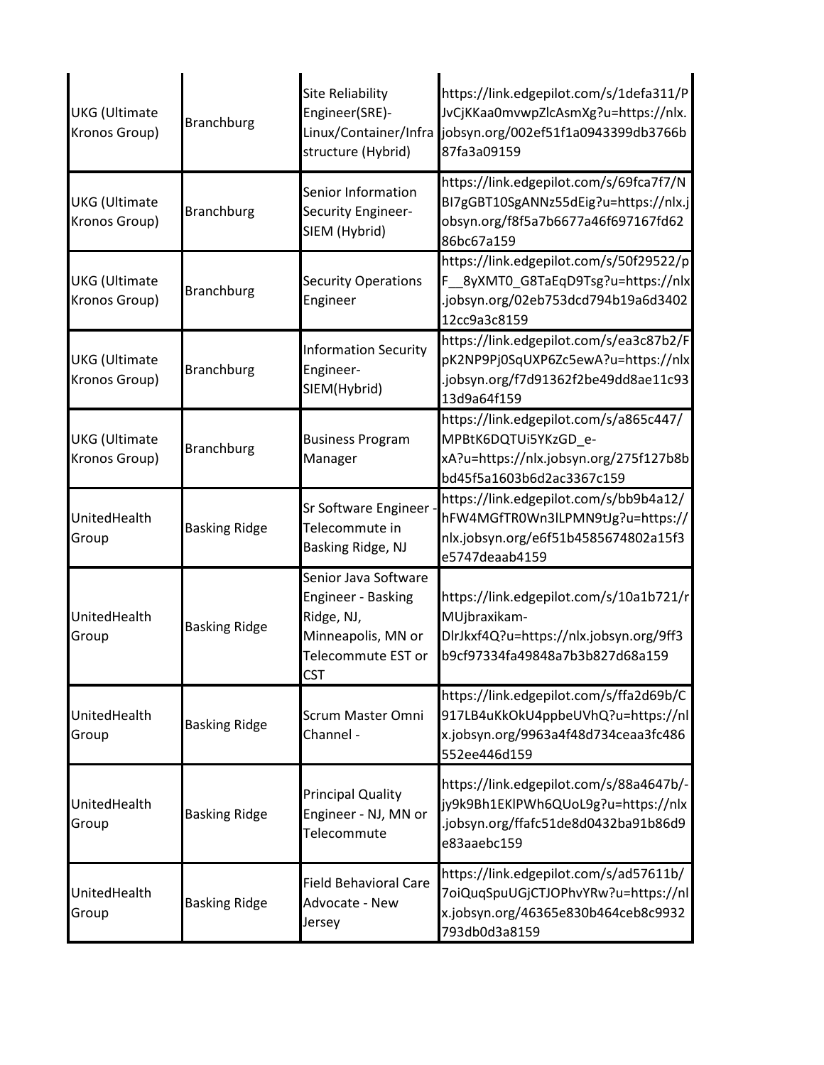| | | | |
|---|---|---|---|
| UKG (Ultimate Kronos Group) | Branchburg | Site Reliability Engineer(SRE)-Linux/Container/Infrastructure (Hybrid) | https://link.edgepilot.com/s/1defa311/PJvCjKKaa0mvwpZlcAsmXg?u=https://nlx.jobsyn.org/002ef51f1a0943399db3766b87fa3a09159 |
| UKG (Ultimate Kronos Group) | Branchburg | Senior Information Security Engineer-SIEM (Hybrid) | https://link.edgepilot.com/s/69fca7f7/NBI7gGBT10SgANNz55dEig?u=https://nlx.jobsyn.org/f8f5a7b6677a46f697167fd6286bc67a159 |
| UKG (Ultimate Kronos Group) | Branchburg | Security Operations Engineer | https://link.edgepilot.com/s/50f29522/pF__8yXMT0_G8TaEqD9Tsg?u=https://nlx.jobsyn.org/02eb753dcd794b19a6d340212cc9a3c8159 |
| UKG (Ultimate Kronos Group) | Branchburg | Information Security Engineer-SIEM(Hybrid) | https://link.edgepilot.com/s/ea3c87b2/FpK2NP9Pj0SqUXP6Zc5ewA?u=https://nlx.jobsyn.org/f7d91362f2be49dd8ae11c9313d9a64f159 |
| UKG (Ultimate Kronos Group) | Branchburg | Business Program Manager | https://link.edgepilot.com/s/a865c447/MPBtK6DQTUi5YKzGD_e-xA?u=https://nlx.jobsyn.org/275f127b8bbd45f5a1603b6d2ac3367c159 |
| UnitedHealth Group | Basking Ridge | Sr Software Engineer - Telecommute in Basking Ridge, NJ | https://link.edgepilot.com/s/bb9b4a12/hFW4MGfTR0Wn3lLPMN9tJg?u=https://nlx.jobsyn.org/e6f51b4585674802a15f3e5747deaab4159 |
| UnitedHealth Group | Basking Ridge | Senior Java Software Engineer - Basking Ridge, NJ, Minneapolis, MN or Telecommute EST or CST | https://link.edgepilot.com/s/10a1b721/rMUjbraxikam-DlrJkxf4Q?u=https://nlx.jobsyn.org/9ff3b9cf97334fa49848a7b3b827d68a159 |
| UnitedHealth Group | Basking Ridge | Scrum Master Omni Channel - | https://link.edgepilot.com/s/ffa2d69b/C917LB4uKkOkU4ppbeUVhQ?u=https://nlx.jobsyn.org/9963a4f48d734ceaa3fc486552ee446d159 |
| UnitedHealth Group | Basking Ridge | Principal Quality Engineer - NJ, MN or Telecommute | https://link.edgepilot.com/s/88a4647b/-jy9k9Bh1EKlPWh6QUoL9g?u=https://nlx.jobsyn.org/ffafc51de8d0432ba91b86d9e83aaebc159 |
| UnitedHealth Group | Basking Ridge | Field Behavioral Care Advocate - New Jersey | https://link.edgepilot.com/s/ad57611b/7oiQuqSpuUGjCTJOPhvYRw?u=https://nlx.jobsyn.org/46365e830b464ceb8c9932793db0d3a8159 |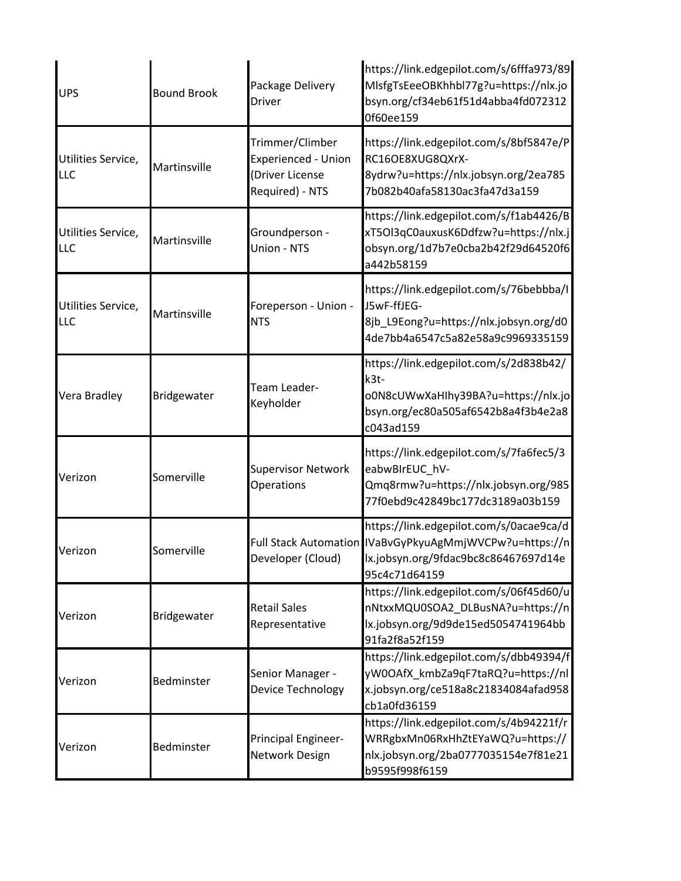| | | | |
|---|---|---|---|
| UPS | Bound Brook | Package Delivery Driver | https://link.edgepilot.com/s/6fffa973/89MlsfgTsEeeOBKhhbl77g?u=https://nlx.jobsyn.org/cf34eb61f51d4abba4fd0723120f60ee159 |
| Utilities Service, LLC | Martinsville | Trimmer/Climber Experienced - Union (Driver License Required) - NTS | https://link.edgepilot.com/s/8bf5847e/PRC16OE8XUG8QXrX-8ydrw?u=https://nlx.jobsyn.org/2ea7857b082b40afa58130ac3fa47d3a159 |
| Utilities Service, LLC | Martinsville | Groundperson - Union - NTS | https://link.edgepilot.com/s/f1ab4426/BxT5Ol3qC0auxusK6Ddfzw?u=https://nlx.jobsyn.org/1d7b7e0cba2b42f29d64520f6a442b58159 |
| Utilities Service, LLC | Martinsville | Foreperson - Union - NTS | https://link.edgepilot.com/s/76bebbba/IJ5wF-ffJEG-8jb_L9Eong?u=https://nlx.jobsyn.org/d04de7bb4a6547c5a82e58a9c9969335159 |
| Vera Bradley | Bridgewater | Team Leader-Keyholder | https://link.edgepilot.com/s/2d838b42/k3t-o0N8cUWwXaHIhy39BA?u=https://nlx.jobsyn.org/ec80a505af6542b8a4f3b4e2a8c043ad159 |
| Verizon | Somerville | Supervisor Network Operations | https://link.edgepilot.com/s/7fa6fec5/3eabwBIrEUC_hV-Qmq8rmw?u=https://nlx.jobsyn.org/98577f0ebd9c42849bc177dc3189a03b159 |
| Verizon | Somerville | Full Stack Automation Developer (Cloud) | https://link.edgepilot.com/s/0acae9ca/dIVaBvGyPkyuAgMmjWVCPw?u=https://nlx.jobsyn.org/9fdac9bc8c86467697d14e95c4c71d64159 |
| Verizon | Bridgewater | Retail Sales Representative | https://link.edgepilot.com/s/06f45d60/unNtxxMQU0SOA2_DLBusNA?u=https://nlx.jobsyn.org/9d9de15ed5054741964bb91fa2f8a52f159 |
| Verizon | Bedminster | Senior Manager - Device Technology | https://link.edgepilot.com/s/dbb49394/fyW0OAfX_kmbZa9qF7taRQ?u=https://nlx.jobsyn.org/ce518a8c21834084afad958cb1a0fd36159 |
| Verizon | Bedminster | Principal Engineer-Network Design | https://link.edgepilot.com/s/4b94221f/rWRRgbxMn06RxHhZtEYaWQ?u=https://nlx.jobsyn.org/2ba0777035154e7f81e21b9595f998f6159 |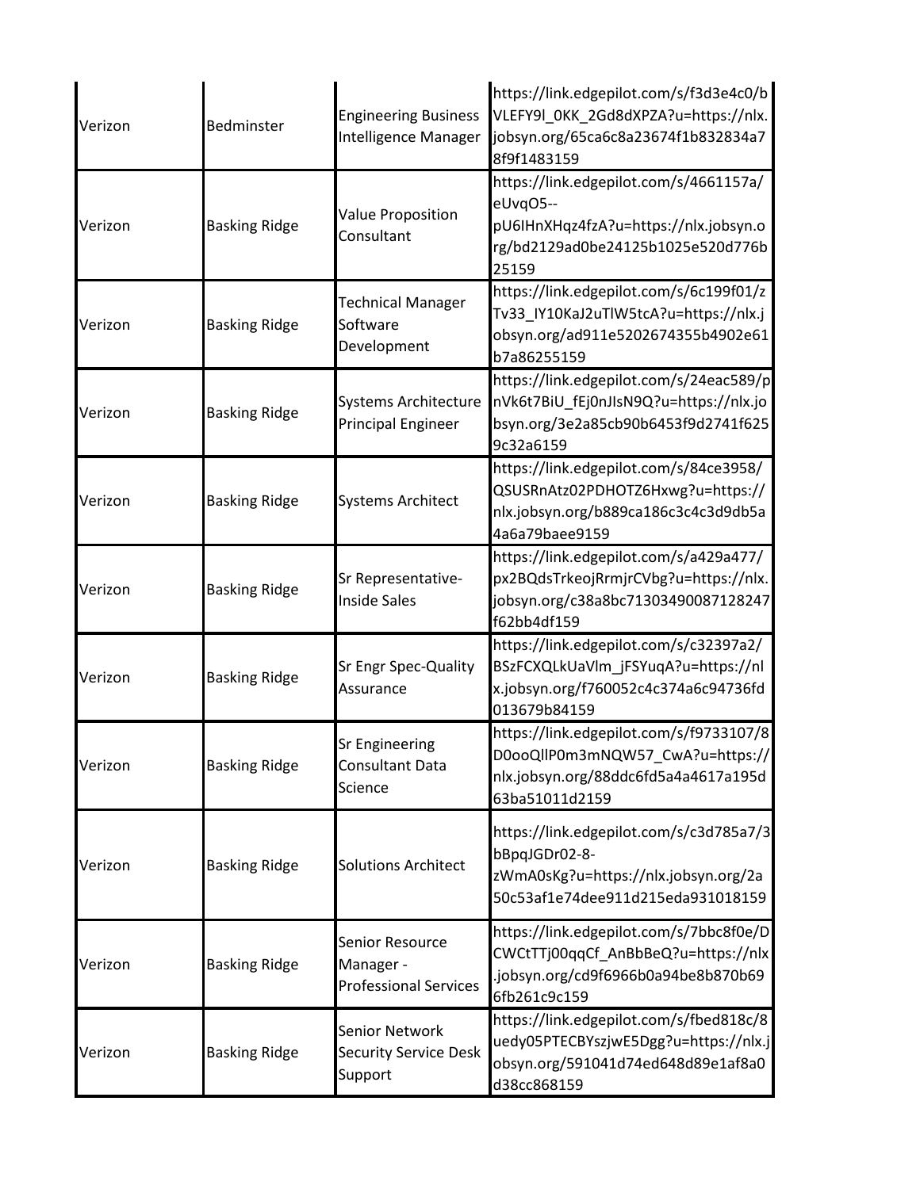| | | | |
|---|---|---|---|
| Verizon | Bedminster | Engineering Business Intelligence Manager | https://link.edgepilot.com/s/f3d3e4c0/bVLEFY9l_0KK_2Gd8dXPZA?u=https://nlx.jobsyn.org/65ca6c8a23674f1b832834a78f9f1483159 |
| Verizon | Basking Ridge | Value Proposition Consultant | https://link.edgepilot.com/s/4661157a/eUvqO5--pU6IHnXHqz4fzA?u=https://nlx.jobsyn.org/bd2129ad0be24125b1025e520d776b25159 |
| Verizon | Basking Ridge | Technical Manager Software Development | https://link.edgepilot.com/s/6c199f01/zTv33_IY10KaJ2uTlW5tcA?u=https://nlx.jobsyn.org/ad911e5202674355b4902e61b7a86255159 |
| Verizon | Basking Ridge | Systems Architecture Principal Engineer | https://link.edgepilot.com/s/24eac589/pnVk6t7BiU_fEj0nJIsN9Q?u=https://nlx.jobsyn.org/3e2a85cb90b6453f9d2741f6259c32a6159 |
| Verizon | Basking Ridge | Systems Architect | https://link.edgepilot.com/s/84ce3958/QSUSRnAtz02PDHOTZ6Hxwg?u=https://nlx.jobsyn.org/b889ca186c3c4c3d9db5a4a6a79baee9159 |
| Verizon | Basking Ridge | Sr Representative-Inside Sales | https://link.edgepilot.com/s/a429a477/px2BQdsTrkeojRrmjrCVbg?u=https://nlx.jobsyn.org/c38a8bc71303490087128247f62bb4df159 |
| Verizon | Basking Ridge | Sr Engr Spec-Quality Assurance | https://link.edgepilot.com/s/c32397a2/BSzFCXQLkUaVlm_jFSYuqA?u=https://nlx.jobsyn.org/f760052c4c374a6c94736fd013679b84159 |
| Verizon | Basking Ridge | Sr Engineering Consultant Data Science | https://link.edgepilot.com/s/f9733107/8D0ooQllP0m3mNQW57_CwA?u=https://nlx.jobsyn.org/88ddc6fd5a4a4617a195d63ba51011d2159 |
| Verizon | Basking Ridge | Solutions Architect | https://link.edgepilot.com/s/c3d785a7/3bBpqJGDr02-8-zWmA0sKg?u=https://nlx.jobsyn.org/2a50c53af1e74dee911d215eda931018159 |
| Verizon | Basking Ridge | Senior Resource Manager - Professional Services | https://link.edgepilot.com/s/7bbc8f0e/DCWCtTTj00qqCf_AnBbBeQ?u=https://nlx.jobsyn.org/cd9f6966b0a94be8b870b696fb261c9c159 |
| Verizon | Basking Ridge | Senior Network Security Service Desk Support | https://link.edgepilot.com/s/fbed818c/8uedy05PTECBYszjwE5Dgg?u=https://nlx.jobsyn.org/591041d74ed648d89e1af8a0d38cc868159 |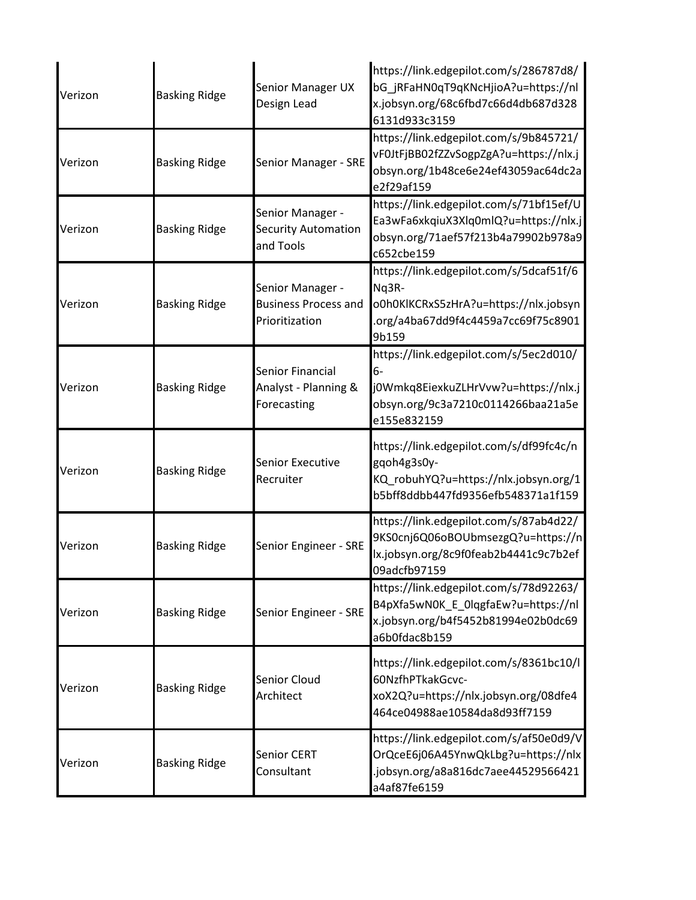| | | | |
|---|---|---|---|
| Verizon | Basking Ridge | Senior Manager UX Design Lead | https://link.edgepilot.com/s/286787d8/bG_jRFaHN0qT9qKNcHjioA?u=https://nlx.jobsyn.org/68c6fbd7c66d4db687d3286131d933c3159 |
| Verizon | Basking Ridge | Senior Manager - SRE | https://link.edgepilot.com/s/9b845721/vF0JtFjBB02fZZvSogpZgA?u=https://nlx.jobsyn.org/1b48ce6e24ef43059ac64dc2ae2f29af159 |
| Verizon | Basking Ridge | Senior Manager - Security Automation and Tools | https://link.edgepilot.com/s/71bf15ef/UEa3wFa6xkqiuX3Xlq0mlQ?u=https://nlx.jobsyn.org/71aef57f213b4a79902b978a9c652cbe159 |
| Verizon | Basking Ridge | Senior Manager - Business Process and Prioritization | https://link.edgepilot.com/s/5dcaf51f/6Nq3R-o0h0KlKCRxS5zHrA?u=https://nlx.jobsyn.org/a4ba67dd9f4c4459a7cc69f75c89019b159 |
| Verizon | Basking Ridge | Senior Financial Analyst - Planning & Forecasting | https://link.edgepilot.com/s/5ec2d010/6-j0Wmkq8EiexkuZLHrVvw?u=https://nlx.jobsyn.org/9c3a7210c0114266baa21a5ee155e832159 |
| Verizon | Basking Ridge | Senior Executive Recruiter | https://link.edgepilot.com/s/df99fc4c/ngqoh4g3s0y-KQ_robuhYQ?u=https://nlx.jobsyn.org/1b5bff8ddbb447fd9356efb548371a1f159 |
| Verizon | Basking Ridge | Senior Engineer - SRE | https://link.edgepilot.com/s/87ab4d22/9KS0cnj6Q06oBOUbmsezgQ?u=https://nlx.jobsyn.org/8c9f0feab2b4441c9c7b2ef09adcfb97159 |
| Verizon | Basking Ridge | Senior Engineer - SRE | https://link.edgepilot.com/s/78d92263/B4pXfa5wN0K_E_0lqgfaEw?u=https://nlx.jobsyn.org/b4f5452b81994e02b0dc69a6b0fdac8b159 |
| Verizon | Basking Ridge | Senior Cloud Architect | https://link.edgepilot.com/s/8361bc10/l60NzfhPTkakGcvc-xoX2Q?u=https://nlx.jobsyn.org/08dfe4464ce04988ae10584da8d93ff7159 |
| Verizon | Basking Ridge | Senior CERT Consultant | https://link.edgepilot.com/s/af50e0d9/VOrQceE6j06A45YnwQkLbg?u=https://nlx.jobsyn.org/a8a816dc7aee44529566421a4af87fe6159 |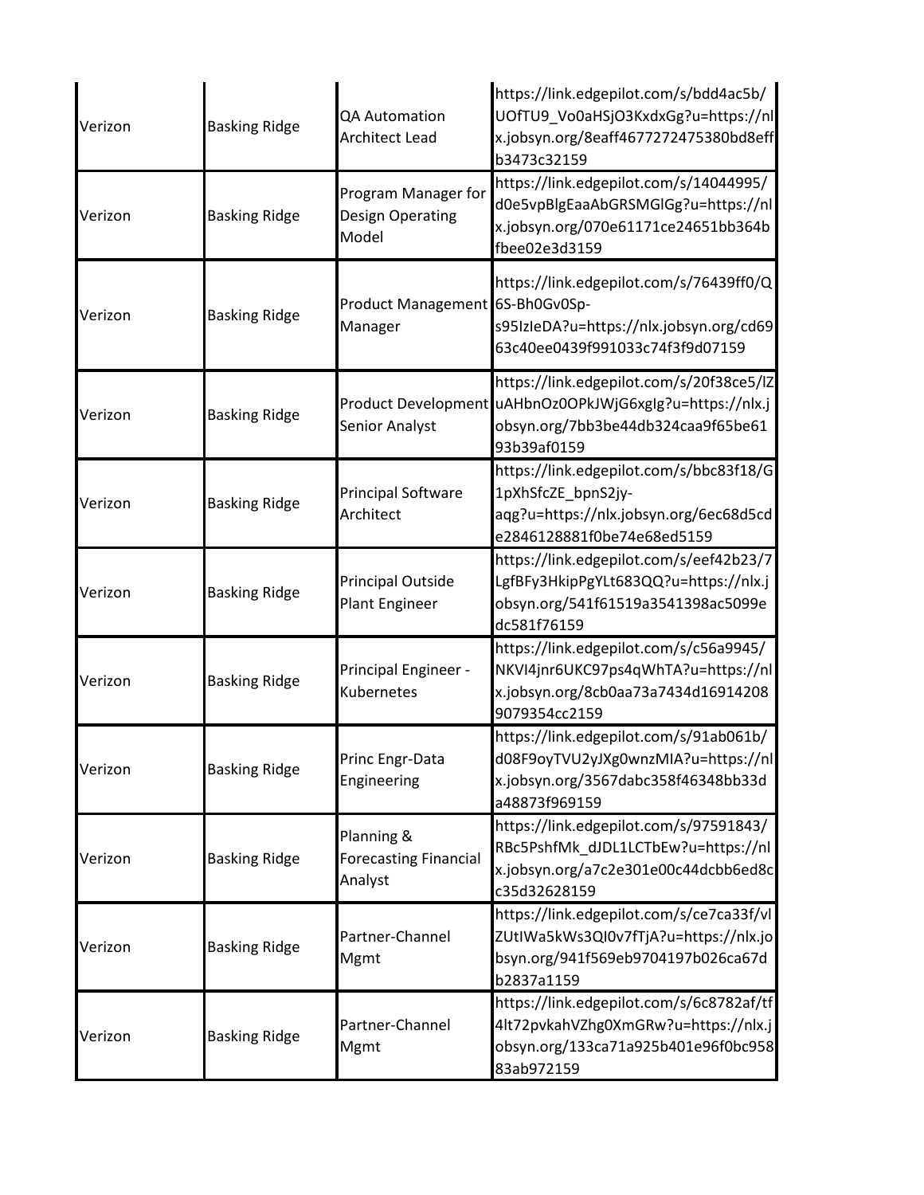| | | | |
|---|---|---|---|
| Verizon | Basking Ridge | QA Automation Architect Lead | https://link.edgepilot.com/s/bdd4ac5b/UOfTU9_Vo0aHSjO3KxdxGg?u=https://nlx.jobsyn.org/8eaff4677272475380bd8effb3473c32159 |
| Verizon | Basking Ridge | Program Manager for Design Operating Model | https://link.edgepilot.com/s/14044995/d0e5vpBlgEaaAbGRSMGlGg?u=https://nlx.jobsyn.org/070e61171ce24651bb364bfbee02e3d3159 |
| Verizon | Basking Ridge | Product Management Manager | https://link.edgepilot.com/s/76439ff0/Q6S-Bh0Gv0Sp-s95IzIeDA?u=https://nlx.jobsyn.org/cd6963c40ee0439f991033c74f3f9d07159 |
| Verizon | Basking Ridge | Product Development Senior Analyst | https://link.edgepilot.com/s/20f38ce5/lZuAHbnOz0OPkJWjG6xglg?u=https://nlx.jobsyn.org/7bb3be44db324caa9f65be6193b39af0159 |
| Verizon | Basking Ridge | Principal Software Architect | https://link.edgepilot.com/s/bbc83f18/G1pXhSfcZE_bpnS2jy-aqg?u=https://nlx.jobsyn.org/6ec68d5cde2846128881f0be74e68ed5159 |
| Verizon | Basking Ridge | Principal Outside Plant Engineer | https://link.edgepilot.com/s/eef42b23/7LgfBFy3HkipPgYLt683QQ?u=https://nlx.jobsyn.org/541f61519a3541398ac5099edc581f76159 |
| Verizon | Basking Ridge | Principal Engineer - Kubernetes | https://link.edgepilot.com/s/c56a9945/NKVI4jnr6UKC97ps4qWhTA?u=https://nlx.jobsyn.org/8cb0aa73a7434d169142089079354cc2159 |
| Verizon | Basking Ridge | Princ Engr-Data Engineering | https://link.edgepilot.com/s/91ab061b/d08F9oyTVU2yJXg0wnzMIA?u=https://nlx.jobsyn.org/3567dabc358f46348bb33da48873f969159 |
| Verizon | Basking Ridge | Planning & Forecasting Financial Analyst | https://link.edgepilot.com/s/97591843/RBc5PshfMk_dJDL1LCTbEw?u=https://nlx.jobsyn.org/a7c2e301e00c44dcbb6ed8cc35d32628159 |
| Verizon | Basking Ridge | Partner-Channel Mgmt | https://link.edgepilot.com/s/ce7ca33f/vlZUtIWa5kWs3QI0v7fTjA?u=https://nlx.jobsyn.org/941f569eb9704197b026ca67db2837a1159 |
| Verizon | Basking Ridge | Partner-Channel Mgmt | https://link.edgepilot.com/s/6c8782af/tf4lt72pvkahVZhg0XmGRw?u=https://nlx.jobsyn.org/133ca71a925b401e96f0bc95883ab972159 |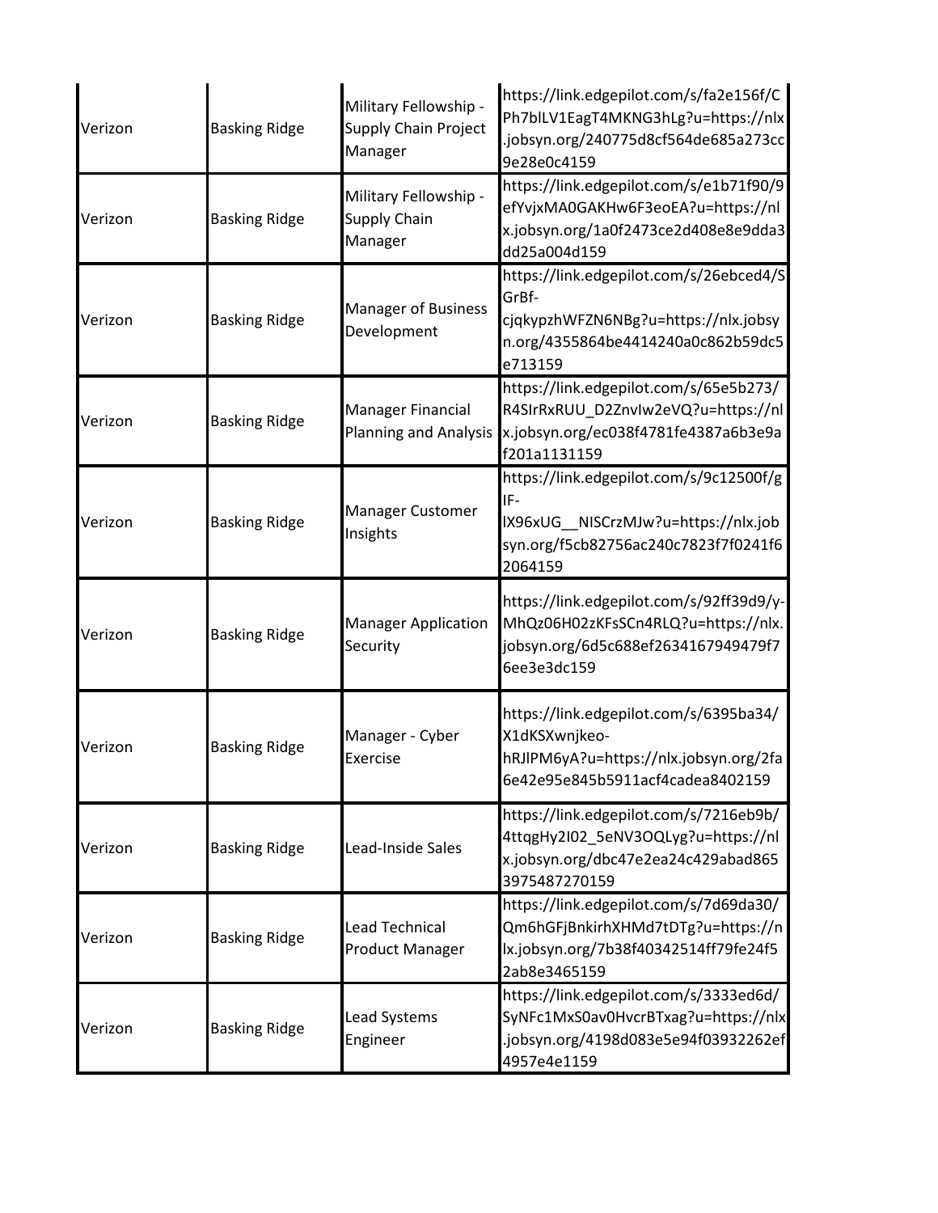| | | | |
|---|---|---|---|
| Verizon | Basking Ridge | Military Fellowship - Supply Chain Project Manager | https://link.edgepilot.com/s/fa2e156f/CPh7blLV1EagT4MKNG3hLg?u=https://nlx.jobsyn.org/240775d8cf564de685a273cc9e28e0c4159 |
| Verizon | Basking Ridge | Military Fellowship - Supply Chain Manager | https://link.edgepilot.com/s/e1b71f90/9efYvjxMA0GAKHw6F3eoEA?u=https://nlx.jobsyn.org/1a0f2473ce2d408e8e9dda3dd25a004d159 |
| Verizon | Basking Ridge | Manager of Business Development | https://link.edgepilot.com/s/26ebced4/SGrBf-cjqkypzhWFZN6NBg?u=https://nlx.jobsyn.org/4355864be4414240a0c862b59dc5e713159 |
| Verizon | Basking Ridge | Manager Financial Planning and Analysis | https://link.edgepilot.com/s/65e5b273/R4SIrRxRUU_D2ZnvIw2eVQ?u=https://nlx.jobsyn.org/ec038f4781fe4387a6b3e9af201a1131159 |
| Verizon | Basking Ridge | Manager Customer Insights | https://link.edgepilot.com/s/9c12500f/gIF-lX96xUG__NISCrzMJw?u=https://nlx.jobsyn.org/f5cb82756ac240c7823f7f0241f62064159 |
| Verizon | Basking Ridge | Manager Application Security | https://link.edgepilot.com/s/92ff39d9/y-MhQz06H02zKFsSCn4RLQ?u=https://nlx.jobsyn.org/6d5c688ef2634167949479f76ee3e3dc159 |
| Verizon | Basking Ridge | Manager - Cyber Exercise | https://link.edgepilot.com/s/6395ba34/X1dKSXwnjkeo-hRJlPM6yA?u=https://nlx.jobsyn.org/2fa6e42e95e845b5911acf4cadea8402159 |
| Verizon | Basking Ridge | Lead-Inside Sales | https://link.edgepilot.com/s/7216eb9b/4ttqgHy2I02_5eNV3OQLyg?u=https://nlx.jobsyn.org/dbc47e2ea24c429abad8653975487270159 |
| Verizon | Basking Ridge | Lead Technical Product Manager | https://link.edgepilot.com/s/7d69da30/Qm6hGFjBnkirhXHMd7tDTg?u=https://nlx.jobsyn.org/7b38f40342514ff79fe24f52ab8e3465159 |
| Verizon | Basking Ridge | Lead Systems Engineer | https://link.edgepilot.com/s/3333ed6d/SyNFc1MxS0av0HvcrBTxag?u=https://nlx.jobsyn.org/4198d083e5e94f03932262ef4957e4e1159 |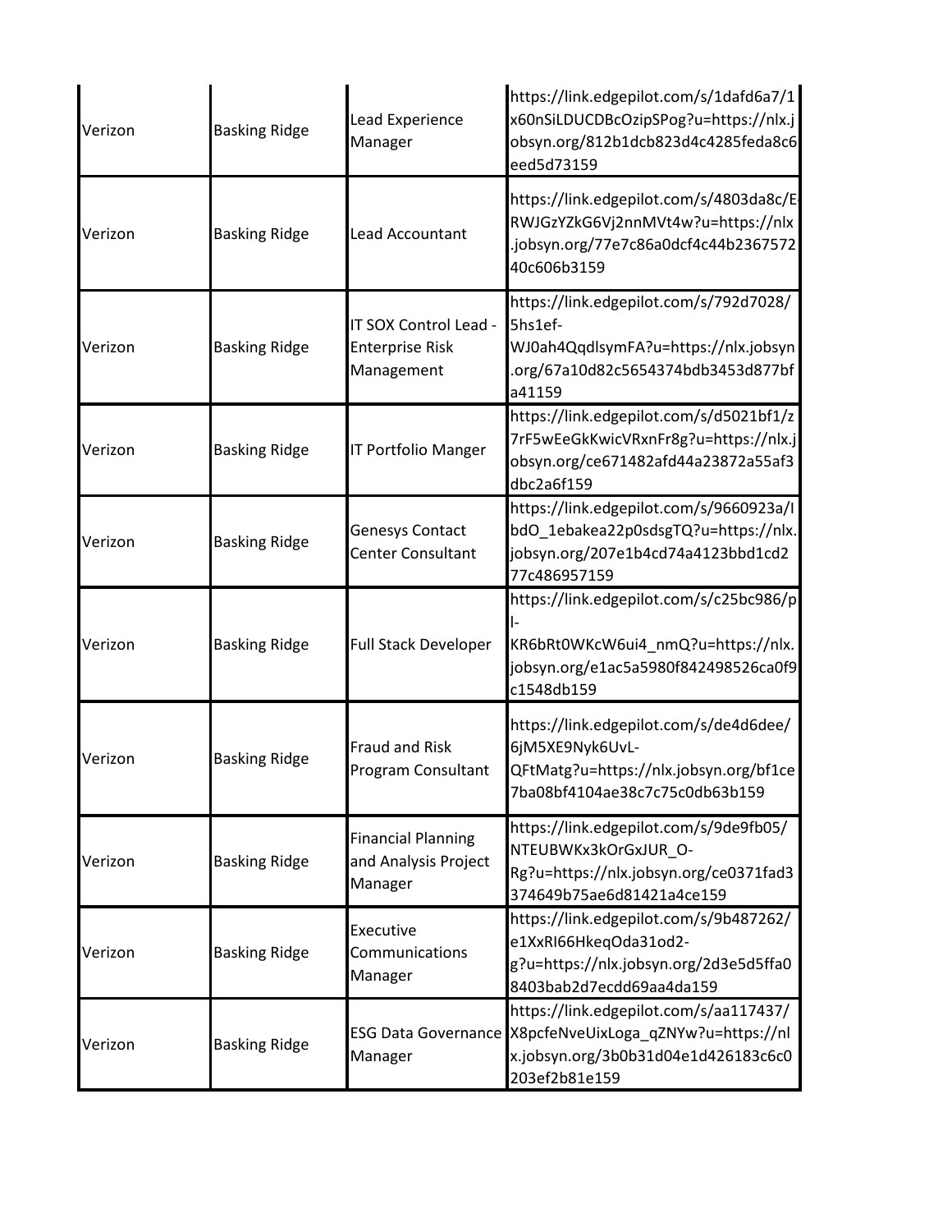| | | | |
|---|---|---|---|
| Verizon | Basking Ridge | Lead Experience Manager | https://link.edgepilot.com/s/1dafd6a7/1x60nSiLDUCDBcOzipSPog?u=https://nlx.jobsyn.org/812b1dcb823d4c4285feda8c6eed5d73159 |
| Verizon | Basking Ridge | Lead Accountant | https://link.edgepilot.com/s/4803da8c/E-RWJGzYZkG6Vj2nnMVt4w?u=https://nlx.jobsyn.org/77e7c86a0dcf4c44b236757240c606b3159 |
| Verizon | Basking Ridge | IT SOX Control Lead - Enterprise Risk Management | https://link.edgepilot.com/s/792d7028/5hs1ef-WJ0ah4QqdlsymFA?u=https://nlx.jobsyn.org/67a10d82c5654374bdb3453d877bfa41159 |
| Verizon | Basking Ridge | IT Portfolio Manger | https://link.edgepilot.com/s/d5021bf1/z7rF5wEeGkKwicVRxnFr8g?u=https://nlx.jobsyn.org/ce671482afd44a23872a55af3dbc2a6f159 |
| Verizon | Basking Ridge | Genesys Contact Center Consultant | https://link.edgepilot.com/s/9660923a/IbdO_1ebakea22p0sdsgTQ?u=https://nlx.jobsyn.org/207e1b4cd74a4123bbd1cd277c486957159 |
| Verizon | Basking Ridge | Full Stack Developer | https://link.edgepilot.com/s/c25bc986/pl-KR6bRt0WKcW6ui4_nmQ?u=https://nlx.jobsyn.org/e1ac5a5980f842498526ca0f9c1548db159 |
| Verizon | Basking Ridge | Fraud and Risk Program Consultant | https://link.edgepilot.com/s/de4d6dee/6jM5XE9Nyk6UvL-QFtMatg?u=https://nlx.jobsyn.org/bf1ce7ba08bf4104ae38c7c75c0db63b159 |
| Verizon | Basking Ridge | Financial Planning and Analysis Project Manager | https://link.edgepilot.com/s/9de9fb05/NTEUBWKx3kOrGxJUR_O-Rg?u=https://nlx.jobsyn.org/ce0371fad3374649b75ae6d81421a4ce159 |
| Verizon | Basking Ridge | Executive Communications Manager | https://link.edgepilot.com/s/9b487262/e1XxRI66HkeqOda31od2-g?u=https://nlx.jobsyn.org/2d3e5d5ffa08403bab2d7ecdd69aa4da159 |
| Verizon | Basking Ridge | ESG Data Governance Manager | https://link.edgepilot.com/s/aa117437/X8pcfeNveUixLoga_qZNYw?u=https://nlx.jobsyn.org/3b0b31d04e1d426183c6c0203ef2b81e159 |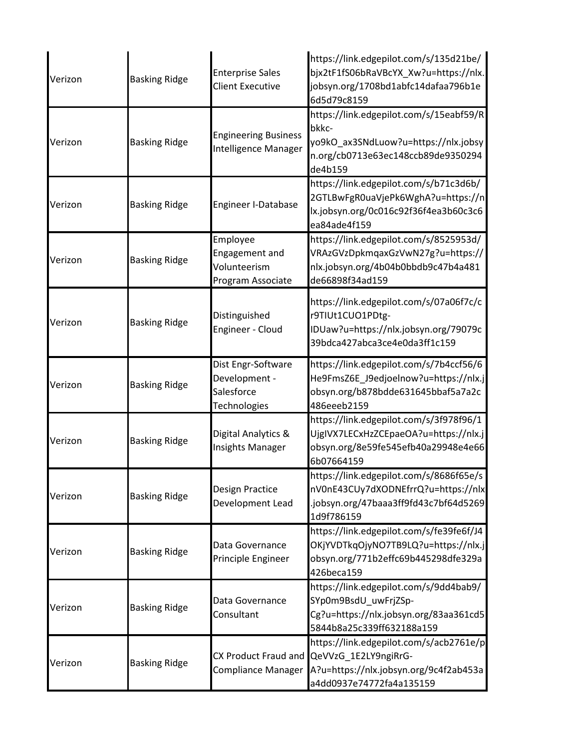| | | | |
|---|---|---|---|
| Verizon | Basking Ridge | Enterprise Sales Client Executive | https://link.edgepilot.com/s/135d21be/bjx2tF1fS06bRaVBcYX_Xw?u=https://nlx.jobsyn.org/1708bd1abfc14dafaa796b1e6d5d79c8159 |
| Verizon | Basking Ridge | Engineering Business Intelligence Manager | https://link.edgepilot.com/s/15eabf59/Rbkkc-yo9kO_ax3SNdLuow?u=https://nlx.jobsyn.org/cb0713e63ec148ccb89de9350294de4b159 |
| Verizon | Basking Ridge | Engineer I-Database | https://link.edgepilot.com/s/b71c3d6b/2GTLBwFgR0uaVjePk6WghA?u=https://nlx.jobsyn.org/0c016c92f36f4ea3b60c3c6ea84ade4f159 |
| Verizon | Basking Ridge | Employee Engagement and Volunteerism Program Associate | https://link.edgepilot.com/s/8525953d/VRAzGVzDpkmqaxGzVwN27g?u=https://nlx.jobsyn.org/4b04b0bbdb9c47b4a481de66898f34ad159 |
| Verizon | Basking Ridge | Distinguished Engineer - Cloud | https://link.edgepilot.com/s/07a06f7c/cr9TIUt1CUO1PDtg-IDUaw?u=https://nlx.jobsyn.org/79079c39bdca427abca3ce4e0da3ff1c159 |
| Verizon | Basking Ridge | Dist Engr-Software Development - Salesforce Technologies | https://link.edgepilot.com/s/7b4ccf56/6He9FmsZ6E_J9edjoelnow?u=https://nlx.jobsyn.org/b878bdde631645bbaf5a7a2c486eeeb2159 |
| Verizon | Basking Ridge | Digital Analytics & Insights Manager | https://link.edgepilot.com/s/3f978f96/1UjgIVX7LECxHzZCEpaeOA?u=https://nlx.jobsyn.org/8e59fe545efb40a29948e4e666b07664159 |
| Verizon | Basking Ridge | Design Practice Development Lead | https://link.edgepilot.com/s/8686f65e/snV0nE43CUy7dXODNEfrrQ?u=https://nlx.jobsyn.org/47baaa3ff9fd43c7bf64d52691d9f786159 |
| Verizon | Basking Ridge | Data Governance Principle Engineer | https://link.edgepilot.com/s/fe39fe6f/J4OKjYVDTkqOjyNO7TB9LQ?u=https://nlx.jobsyn.org/771b2effc69b445298dfe329a426beca159 |
| Verizon | Basking Ridge | Data Governance Consultant | https://link.edgepilot.com/s/9dd4bab9/SYp0m9BsdU_uwFrjZSp-Cg?u=https://nlx.jobsyn.org/83aa361cd55844b8a25c339ff632188a159 |
| Verizon | Basking Ridge | CX Product Fraud and Compliance Manager | https://link.edgepilot.com/s/acb2761e/pQeVVzG_1E2LY9ngiRrG-A?u=https://nlx.jobsyn.org/9c4f2ab453aa4dd0937e74772fa4a135159 |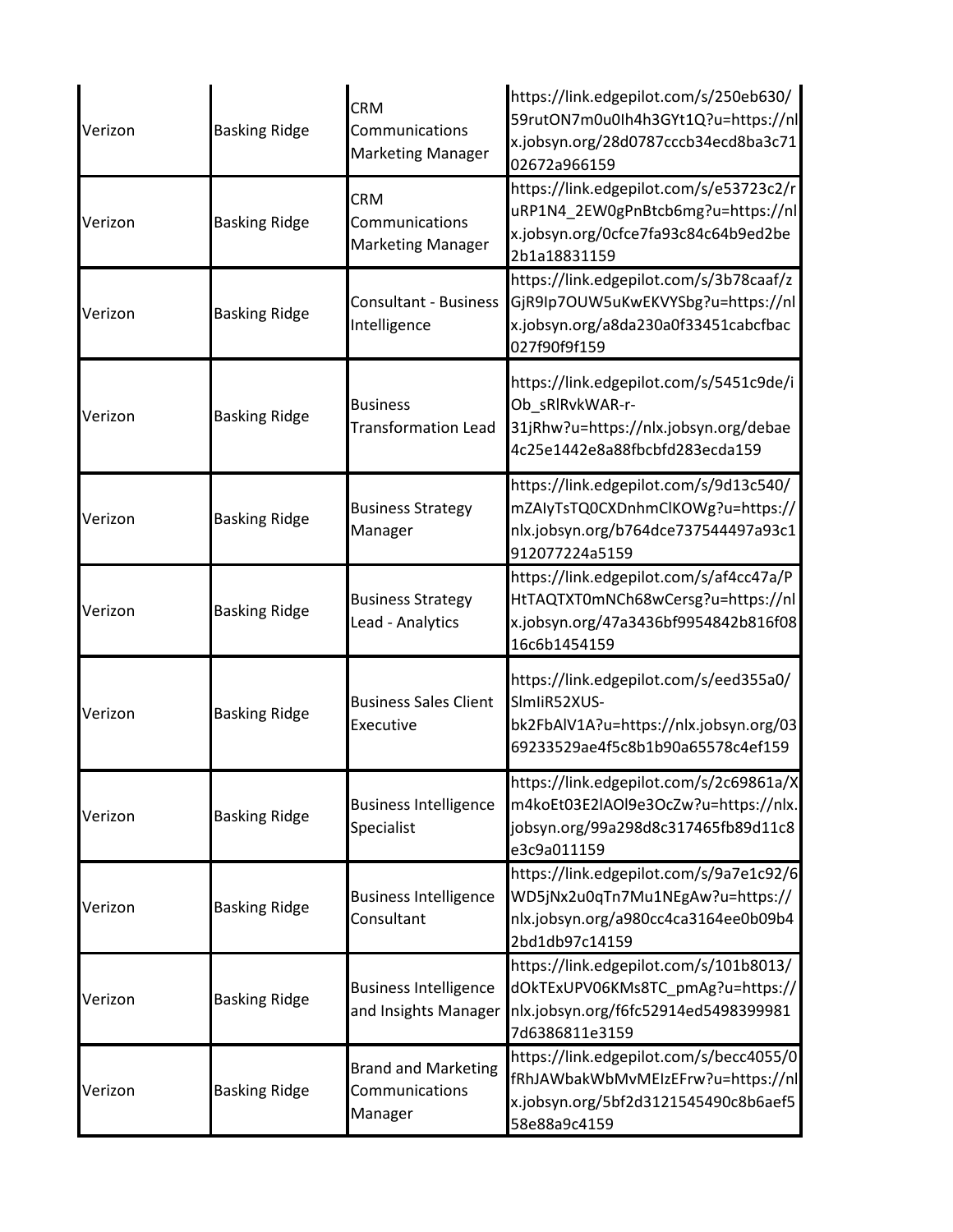| Verizon | Basking Ridge | CRM Communications Marketing Manager | https://link.edgepilot.com/s/250eb630/59rutON7m0u0Ih4h3GYt1Q?u=https://nlx.jobsyn.org/28d0787cccb34ecd8ba3c7102672a966159 |
|---|---|---|---|
| Verizon | Basking Ridge | CRM Communications Marketing Manager | https://link.edgepilot.com/s/e53723c2/ruRP1N4_2EW0gPnBtcb6mg?u=https://nlx.jobsyn.org/0cfce7fa93c84c64b9ed2be2b1a18831159 |
| Verizon | Basking Ridge | Consultant - Business Intelligence | https://link.edgepilot.com/s/3b78caaf/zGjR9Ip7OUW5uKwEKVYSbg?u=https://nlx.jobsyn.org/a8da230a0f33451cabcfbac027f90f9f159 |
| Verizon | Basking Ridge | Business Transformation Lead | https://link.edgepilot.com/s/5451c9de/iOb_sRlRvkWAR-r-31jRhw?u=https://nlx.jobsyn.org/debae4c25e1442e8a88fbcbfd283ecda159 |
| Verizon | Basking Ridge | Business Strategy Manager | https://link.edgepilot.com/s/9d13c540/mZAIyTsTQ0CXDnhmClKOWg?u=https://nlx.jobsyn.org/b764dce737544497a93c1912077224a5159 |
| Verizon | Basking Ridge | Business Strategy Lead - Analytics | https://link.edgepilot.com/s/af4cc47a/PHtTAQTXT0mNCh68wCersg?u=https://nlx.jobsyn.org/47a3436bf9954842b816f0816c6b1454159 |
| Verizon | Basking Ridge | Business Sales Client Executive | https://link.edgepilot.com/s/eed355a0/SlmIiR52XUS-bk2FbAlV1A?u=https://nlx.jobsyn.org/0369233529ae4f5c8b1b90a65578c4ef159 |
| Verizon | Basking Ridge | Business Intelligence Specialist | https://link.edgepilot.com/s/2c69861a/Xm4koEt03E2lAOl9e3OcZw?u=https://nlx.jobsyn.org/99a298d8c317465fb89d11c8e3c9a011159 |
| Verizon | Basking Ridge | Business Intelligence Consultant | https://link.edgepilot.com/s/9a7e1c92/6WD5jNx2u0qTn7Mu1NEgAw?u=https://nlx.jobsyn.org/a980cc4ca3164ee0b09b42bd1db97c14159 |
| Verizon | Basking Ridge | Business Intelligence and Insights Manager | https://link.edgepilot.com/s/101b8013/dOkTExUPV06KMs8TC_pmAg?u=https://nlx.jobsyn.org/f6fc52914ed54983999817d6386811e3159 |
| Verizon | Basking Ridge | Brand and Marketing Communications Manager | https://link.edgepilot.com/s/becc4055/0fRhJAWbakWbMvMEIzEFrw?u=https://nlx.jobsyn.org/5bf2d3121545490c8b6aef558e88a9c4159 |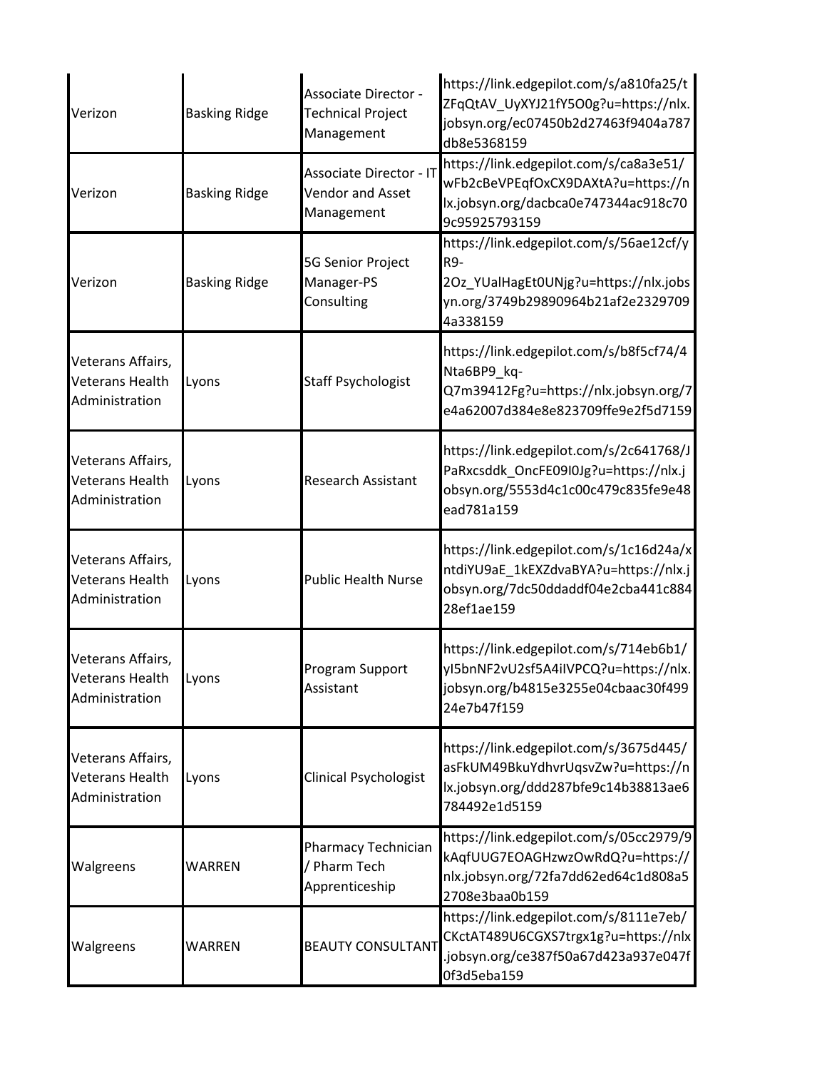| Verizon | Basking Ridge | Associate Director - Technical Project Management | https://link.edgepilot.com/s/a810fa25/tZFqQtAV_UyXYJ21fY5O0g?u=https://nlx.jobsyn.org/ec07450b2d27463f9404a787db8e5368159 |
|---|---|---|---|
| Verizon | Basking Ridge | Associate Director - IT Vendor and Asset Management | https://link.edgepilot.com/s/ca8a3e51/wFb2cBeVPEqfOxCX9DAXtA?u=https://nlx.jobsyn.org/dacbca0e747344ac918c709c95925793159 |
| Verizon | Basking Ridge | 5G Senior Project Manager-PS Consulting | https://link.edgepilot.com/s/56ae12cf/yR9-2Oz_YUalHagEt0UNjg?u=https://nlx.jobsyn.org/3749b29890964b21af2e23297094a338159 |
| Veterans Affairs, Veterans Health Administration | Lyons | Staff Psychologist | https://link.edgepilot.com/s/b8f5cf74/4Nta6BP9_kq-Q7m39412Fg?u=https://nlx.jobsyn.org/7e4a62007d384e8e823709ffe9e2f5d7159 |
| Veterans Affairs, Veterans Health Administration | Lyons | Research Assistant | https://link.edgepilot.com/s/2c641768/JPaRxcsddk_OncFE09I0Jg?u=https://nlx.jobsyn.org/5553d4c1c00c479c835fe9e48ead781a159 |
| Veterans Affairs, Veterans Health Administration | Lyons | Public Health Nurse | https://link.edgepilot.com/s/1c16d24a/xntdiYU9aE_1kEXZdvaBYA?u=https://nlx.jobsyn.org/7dc50ddaddf04e2cba441c88428ef1ae159 |
| Veterans Affairs, Veterans Health Administration | Lyons | Program Support Assistant | https://link.edgepilot.com/s/714eb6b1/yI5bnNF2vU2sf5A4iIVPCQ?u=https://nlx.jobsyn.org/b4815e3255e04cbaac30f49924e7b47f159 |
| Veterans Affairs, Veterans Health Administration | Lyons | Clinical Psychologist | https://link.edgepilot.com/s/3675d445/asFkUM49BkuYdhvrUqsvZw?u=https://nlx.jobsyn.org/ddd287bfe9c14b38813ae6784492e1d5159 |
| Walgreens | WARREN | Pharmacy Technician / Pharm Tech Apprenticeship | https://link.edgepilot.com/s/05cc2979/9kAqfUUG7EOAGHzwzOwRdQ?u=https://nlx.jobsyn.org/72fa7dd62ed64c1d808a52708e3baa0b159 |
| Walgreens | WARREN | BEAUTY CONSULTANT | https://link.edgepilot.com/s/8111e7eb/CKctAT489U6CGXS7trgx1g?u=https://nlx.jobsyn.org/ce387f50a67d423a937e047f0f3d5eba159 |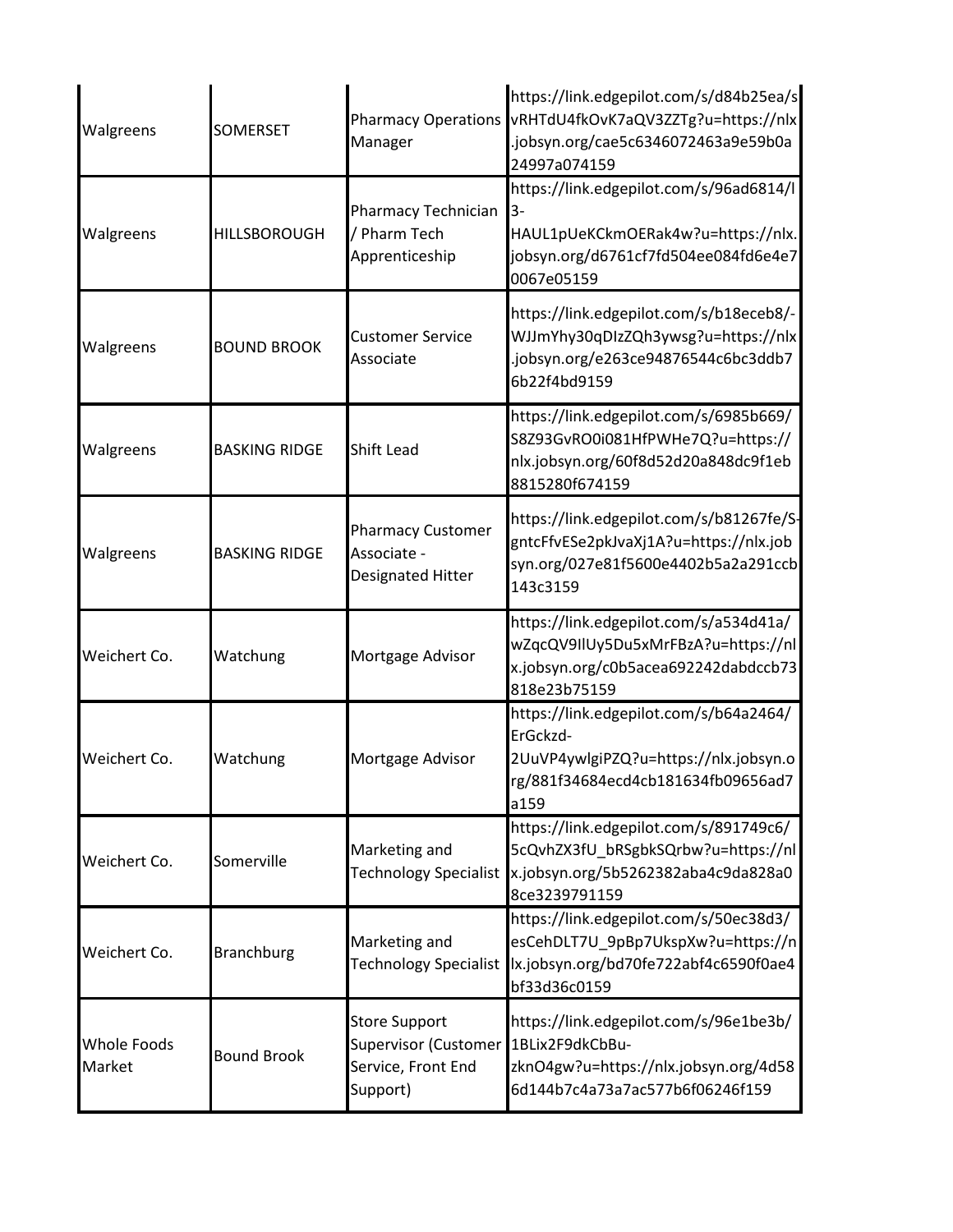| | | | |
|---|---|---|---|
| Walgreens | SOMERSET | Pharmacy Operations Manager | https://link.edgepilot.com/s/d84b25ea/svRHTdU4fkOvK7aQV3ZZTg?u=https://nlx.jobsyn.org/cae5c6346072463a9e59b0a24997a074159 |
| Walgreens | HILLSBOROUGH | Pharmacy Technician / Pharm Tech Apprenticeship | https://link.edgepilot.com/s/96ad6814/l3-HAUL1pUeKCkmOERak4w?u=https://nlx.jobsyn.org/d6761cf7fd504ee084fd6e4e70067e05159 |
| Walgreens | BOUND BROOK | Customer Service Associate | https://link.edgepilot.com/s/b18eceb8/-WJJmYhy30qDIzZQh3ywsg?u=https://nlx.jobsyn.org/e263ce94876544c6bc3ddb76b22f4bd9159 |
| Walgreens | BASKING RIDGE | Shift Lead | https://link.edgepilot.com/s/6985b669/S8Z93GvRO0i081HfPWHe7Q?u=https://nlx.jobsyn.org/60f8d52d20a848dc9f1eb8815280f674159 |
| Walgreens | BASKING RIDGE | Pharmacy Customer Associate - Designated Hitter | https://link.edgepilot.com/s/b81267fe/S-gntcFfvESe2pkJvaXj1A?u=https://nlx.jobsyn.org/027e81f5600e4402b5a2a291ccb143c3159 |
| Weichert Co. | Watchung | Mortgage Advisor | https://link.edgepilot.com/s/a534d41a/wZqcQV9IlUy5Du5xMrFBzA?u=https://nlx.jobsyn.org/c0b5acea692242dabdccb73818e23b75159 |
| Weichert Co. | Watchung | Mortgage Advisor | https://link.edgepilot.com/s/b64a2464/ErGckzd-2UuVP4ywlgiPZQ?u=https://nlx.jobsyn.org/881f34684ecd4cb181634fb09656ad7a159 |
| Weichert Co. | Somerville | Marketing and Technology Specialist | https://link.edgepilot.com/s/891749c6/5cQvhZX3fU_bRSgbkSQrbw?u=https://nlx.jobsyn.org/5b5262382aba4c9da828a08ce3239791159 |
| Weichert Co. | Branchburg | Marketing and Technology Specialist | https://link.edgepilot.com/s/50ec38d3/esCehDLT7U_9pBp7UkspXw?u=https://nlx.jobsyn.org/bd70fe722abf4c6590f0ae4bf33d36c0159 |
| Whole Foods Market | Bound Brook | Store Support Supervisor (Customer Service, Front End Support) | https://link.edgepilot.com/s/96e1be3b/1BLix2F9dkCbBu-zknO4gw?u=https://nlx.jobsyn.org/4d586d144b7c4a73a7ac577b6f06246f159 |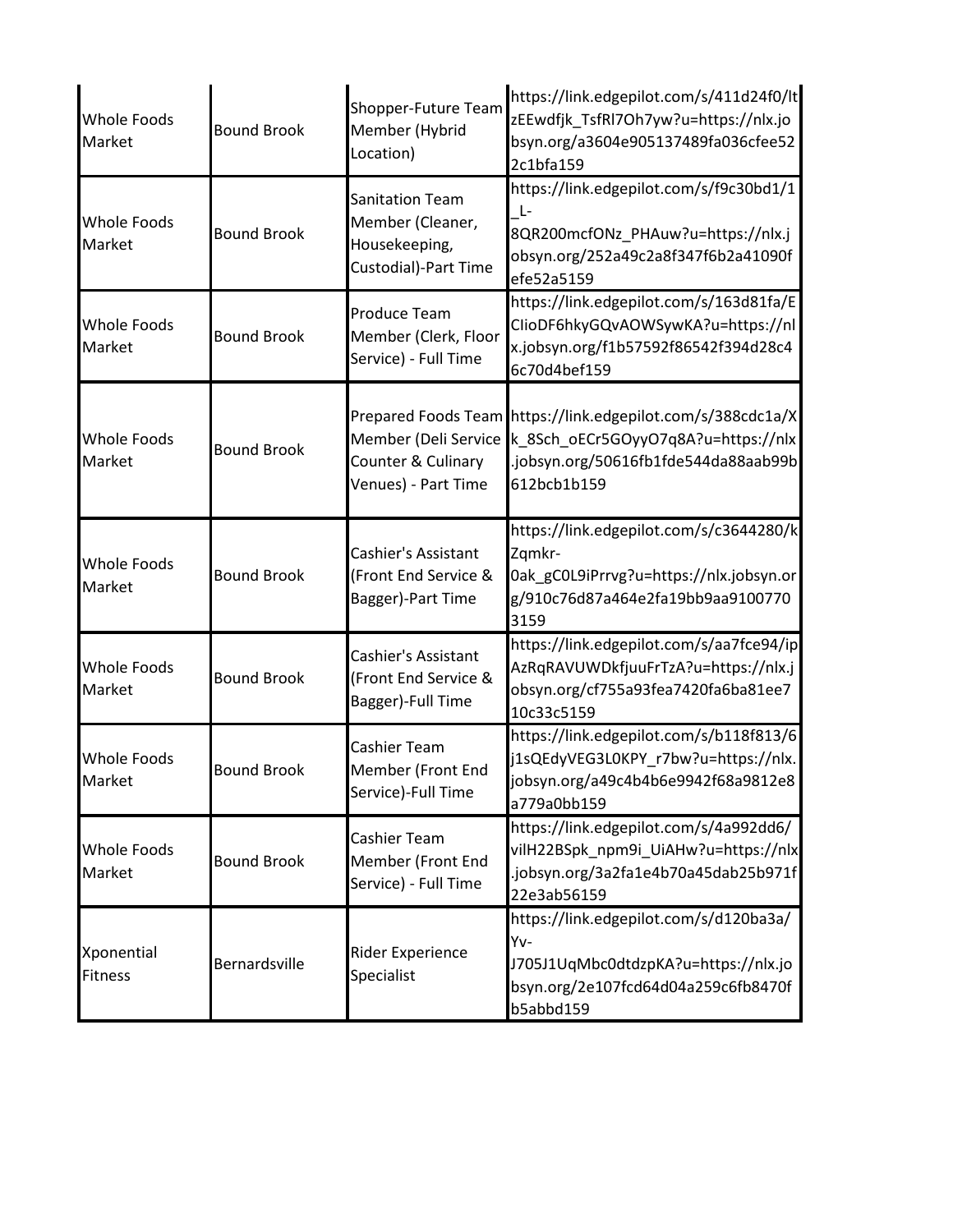| | | | |
|---|---|---|---|
| Whole Foods Market | Bound Brook | Shopper-Future Team Member (Hybrid Location) | https://link.edgepilot.com/s/411d24f0/ltzEEwdfjk_TsfRl7Oh7yw?u=https://nlx.jobsyn.org/a3604e905137489fa036cfee522c1bfa159 |
| Whole Foods Market | Bound Brook | Sanitation Team Member (Cleaner, Housekeeping, Custodial)-Part Time | https://link.edgepilot.com/s/f9c30bd1/1_L-8QR200mcfONz_PHAuw?u=https://nlx.jobsyn.org/252a49c2a8f347f6b2a41090fefe52a5159 |
| Whole Foods Market | Bound Brook | Produce Team Member (Clerk, Floor Service) - Full Time | https://link.edgepilot.com/s/163d81fa/ECIioDF6hkyGQvAOWSywKA?u=https://nlx.jobsyn.org/f1b57592f86542f394d28c46c70d4bef159 |
| Whole Foods Market | Bound Brook | Prepared Foods Team Member (Deli Service Counter & Culinary Venues) - Part Time | https://link.edgepilot.com/s/388cdc1a/Xk_8Sch_oECr5GOyyO7q8A?u=https://nlx.jobsyn.org/50616fb1fde544da88aab99b612bcb1b159 |
| Whole Foods Market | Bound Brook | Cashier's Assistant (Front End Service & Bagger)-Part Time | https://link.edgepilot.com/s/c3644280/kZqmkr-0ak_gC0L9iPrrvg?u=https://nlx.jobsyn.org/910c76d87a464e2fa19bb9aa91007703159 |
| Whole Foods Market | Bound Brook | Cashier's Assistant (Front End Service & Bagger)-Full Time | https://link.edgepilot.com/s/aa7fce94/ipAzRqRAVUWDkfjuuFrTzA?u=https://nlx.jobsyn.org/cf755a93fea7420fa6ba81ee710c33c5159 |
| Whole Foods Market | Bound Brook | Cashier Team Member (Front End Service)-Full Time | https://link.edgepilot.com/s/b118f813/6j1sQEdyVEG3L0KPY_r7bw?u=https://nlx.jobsyn.org/a49c4b4b6e9942f68a9812e8a779a0bb159 |
| Whole Foods Market | Bound Brook | Cashier Team Member (Front End Service) - Full Time | https://link.edgepilot.com/s/4a992dd6/vilH22BSpk_npm9i_UiAHw?u=https://nlx.jobsyn.org/3a2fa1e4b70a45dab25b971f22e3ab56159 |
| Xponential Fitness | Bernardsville | Rider Experience Specialist | https://link.edgepilot.com/s/d120ba3a/Yv-J705J1UqMbc0dtdzpKA?u=https://nlx.jobsyn.org/2e107fcd64d04a259c6fb8470fb5abbd159 |